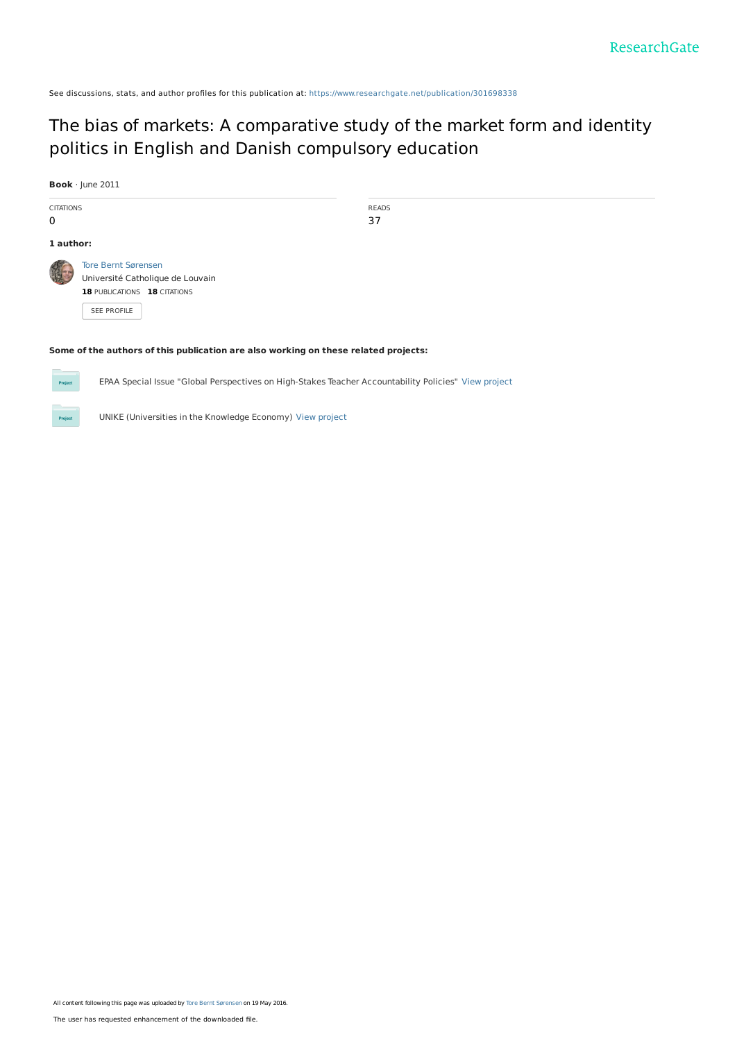ResearchGate

See discussions, stats, and author profiles for this publication at: https://www.researchgate.net/publication/301698338

# The bias of markets: A comparative study of the market form and identity politics in English and Danish compulsory education

**Book** · June 2011

| CITATIONS | READS |
|---|---|
| 0 | 37 |

**1 author:**

Tore Bernt Sørensen
Université Catholique de Louvain
**18** PUBLICATIONS **18** CITATIONS

SEE PROFILE

**Some of the authors of this publication are also working on these related projects:**

EPAA Special Issue "Global Perspectives on High-Stakes Teacher Accountability Policies" View project

UNIKE (Universities in the Knowledge Economy) View project

All content following this page was uploaded by Tore Bernt Sørensen on 19 May 2016.

The user has requested enhancement of the downloaded file.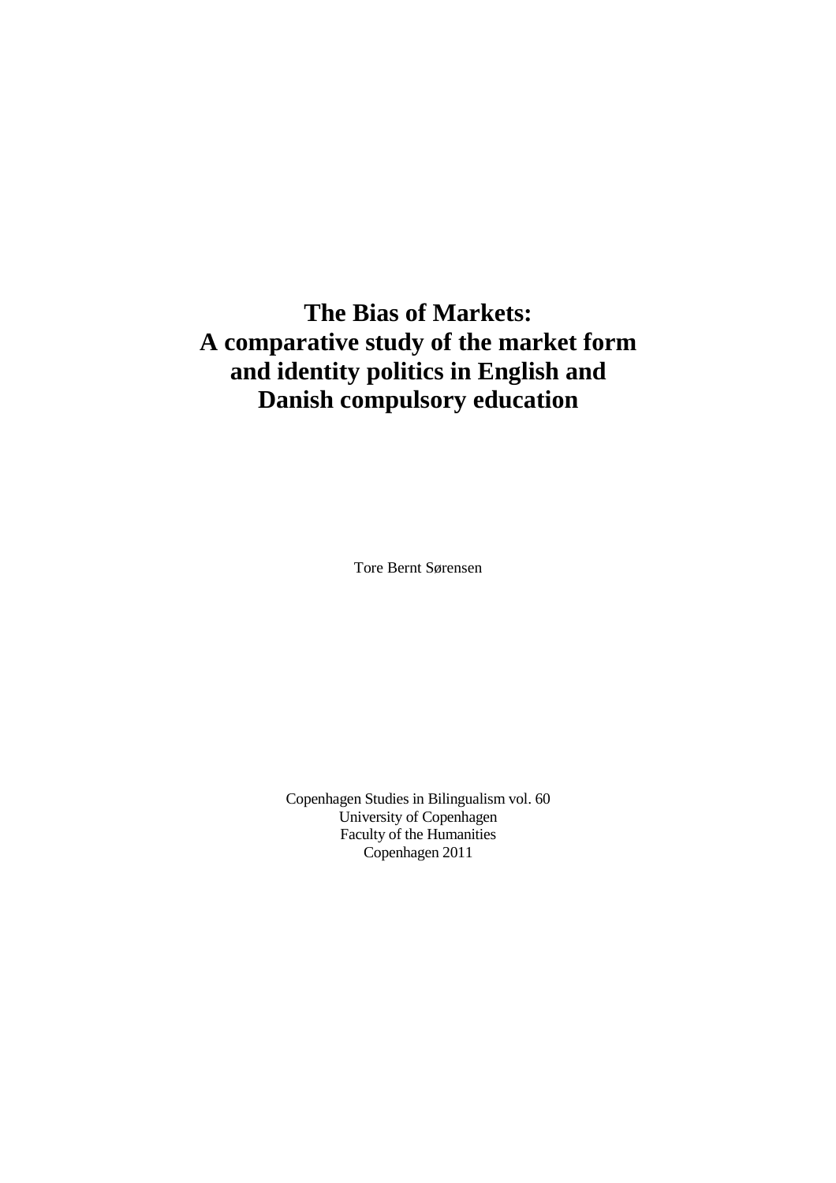# The Bias of Markets: A comparative study of the market form and identity politics in English and Danish compulsory education

Tore Bernt Sørensen

Copenhagen Studies in Bilingualism vol. 60
University of Copenhagen
Faculty of the Humanities
Copenhagen 2011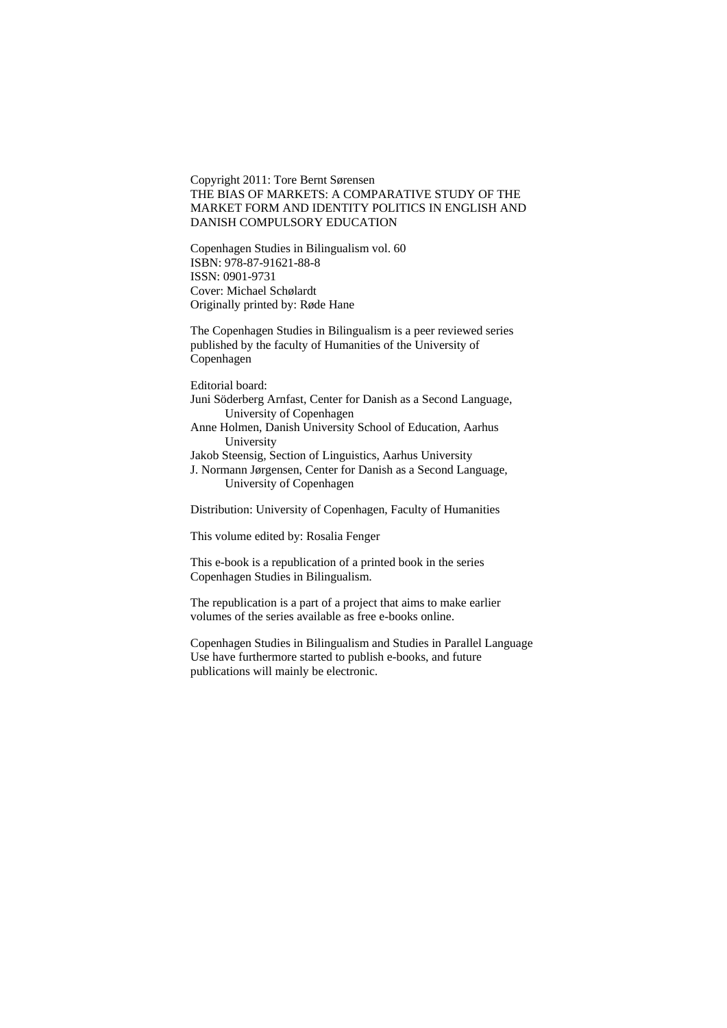Copyright 2011: Tore Bernt Sørensen
THE BIAS OF MARKETS: A COMPARATIVE STUDY OF THE MARKET FORM AND IDENTITY POLITICS IN ENGLISH AND DANISH COMPULSORY EDUCATION

Copenhagen Studies in Bilingualism vol. 60
ISBN: 978-87-91621-88-8
ISSN: 0901-9731
Cover: Michael Schølardt
Originally printed by: Røde Hane

The Copenhagen Studies in Bilingualism is a peer reviewed series published by the faculty of Humanities of the University of Copenhagen

Editorial board:
Juni Söderberg Arnfast, Center for Danish as a Second Language, University of Copenhagen
Anne Holmen, Danish University School of Education, Aarhus University
Jakob Steensig, Section of Linguistics, Aarhus University
J. Normann Jørgensen, Center for Danish as a Second Language, University of Copenhagen

Distribution: University of Copenhagen, Faculty of Humanities

This volume edited by: Rosalia Fenger

This e-book is a republication of a printed book in the series Copenhagen Studies in Bilingualism.

The republication is a part of a project that aims to make earlier volumes of the series available as free e-books online.

Copenhagen Studies in Bilingualism and Studies in Parallel Language Use have furthermore started to publish e-books, and future publications will mainly be electronic.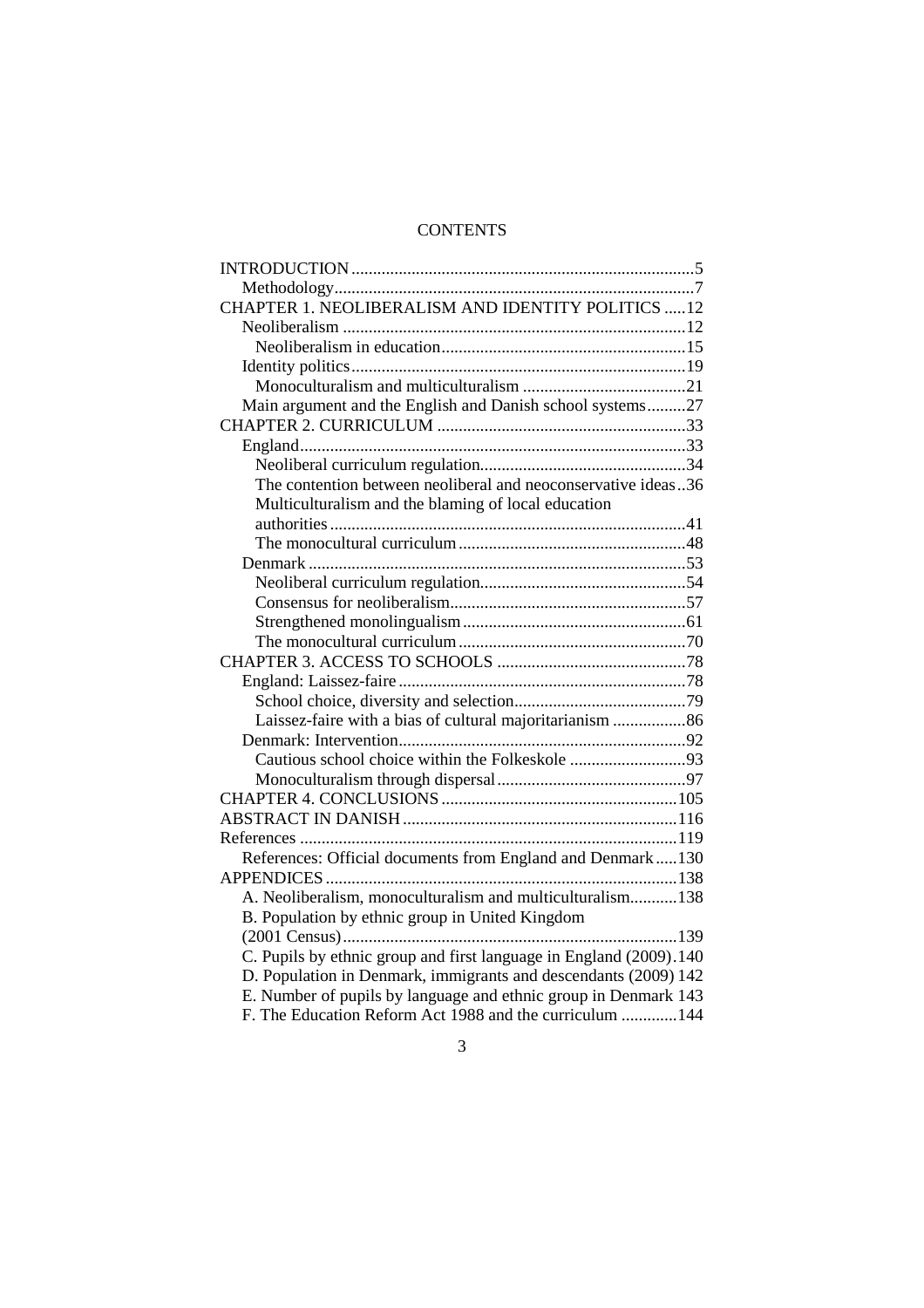# CONTENTS

- INTRODUCTION .......... 5
  - Methodology .......... 7
- CHAPTER 1. NEOLIBERALISM AND IDENTITY POLITICS .......... 12
  - Neoliberalism .......... 12
    - Neoliberalism in education .......... 15
  - Identity politics .......... 19
    - Monoculturalism and multiculturalism .......... 21
  - Main argument and the English and Danish school systems .......... 27
- CHAPTER 2. CURRICULUM .......... 33
  - England .......... 33
    - Neoliberal curriculum regulation .......... 34
    - The contention between neoliberal and neoconservative ideas .......... 36
    - Multiculturalism and the blaming of local education authorities .......... 41
    - The monocultural curriculum .......... 48
  - Denmark .......... 53
    - Neoliberal curriculum regulation .......... 54
    - Consensus for neoliberalism .......... 57
    - Strengthened monolingualism .......... 61
    - The monocultural curriculum .......... 70
- CHAPTER 3. ACCESS TO SCHOOLS .......... 78
  - England: Laissez-faire .......... 78
    - School choice, diversity and selection .......... 79
    - Laissez-faire with a bias of cultural majoritarianism .......... 86
  - Denmark: Intervention .......... 92
    - Cautious school choice within the Folkeskole .......... 93
    - Monoculturalism through dispersal .......... 97
- CHAPTER 4. CONCLUSIONS .......... 105
- ABSTRACT IN DANISH .......... 116
- References .......... 119
  - References: Official documents from England and Denmark .......... 130
- APPENDICES .......... 138
  - A. Neoliberalism, monoculturalism and multiculturalism .......... 138
  - B. Population by ethnic group in United Kingdom (2001 Census) .......... 139
  - C. Pupils by ethnic group and first language in England (2009) .......... 140
  - D. Population in Denmark, immigrants and descendants (2009) .......... 142
  - E. Number of pupils by language and ethnic group in Denmark .......... 143
  - F. The Education Reform Act 1988 and the curriculum .......... 144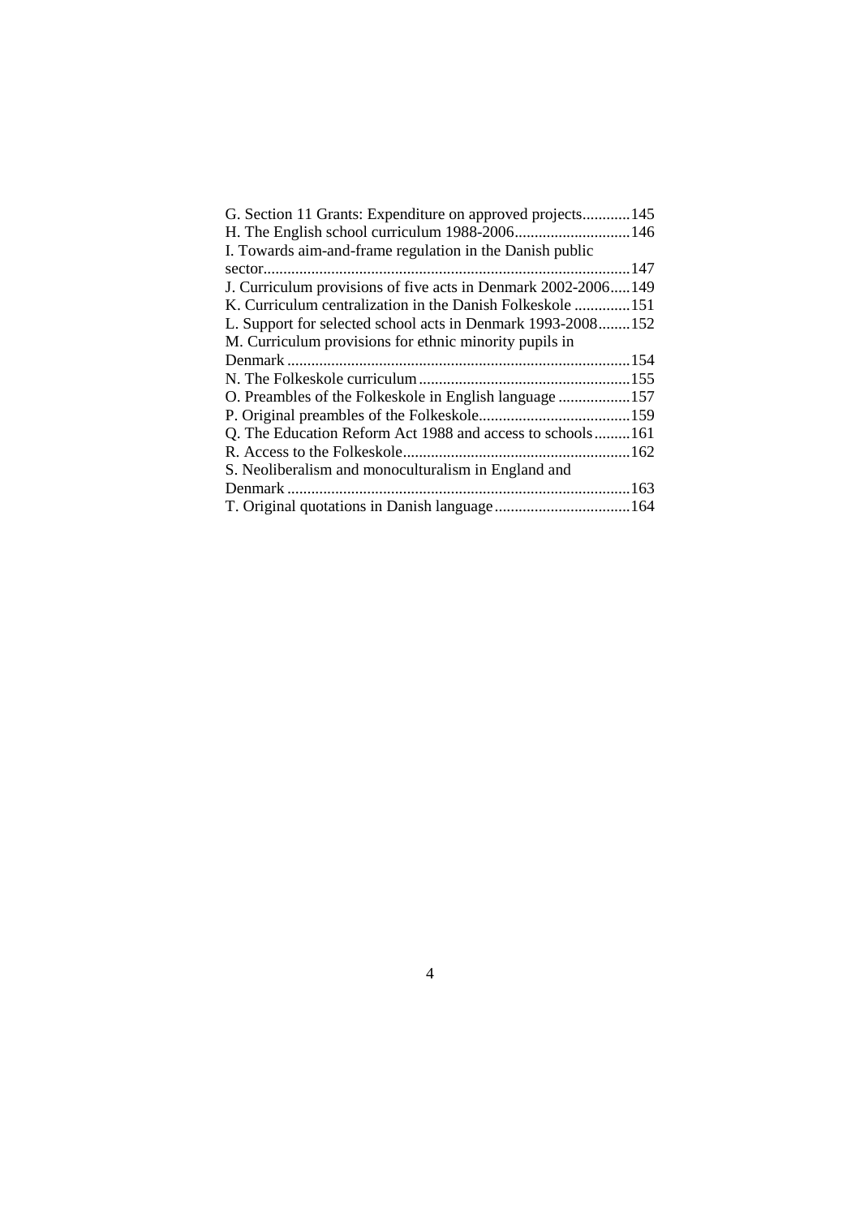G. Section 11 Grants: Expenditure on approved projects............145
H. The English school curriculum 1988-2006.............................146
I. Towards aim-and-frame regulation in the Danish public sector...........................................................................................147
J. Curriculum provisions of five acts in Denmark 2002-2006.....149
K. Curriculum centralization in the Danish Folkeskole ..............151
L. Support for selected school acts in Denmark 1993-2008........152
M. Curriculum provisions for ethnic minority pupils in Denmark .....................................................................................154
N. The Folkeskole curriculum.....................................................155
O. Preambles of the Folkeskole in English language ..................157
P. Original preambles of the Folkeskole......................................159
Q. The Education Reform Act 1988 and access to schools.........161
R. Access to the Folkeskole.........................................................162
S. Neoliberalism and monoculturalism in England and Denmark .....................................................................................163
T. Original quotations in Danish language..................................164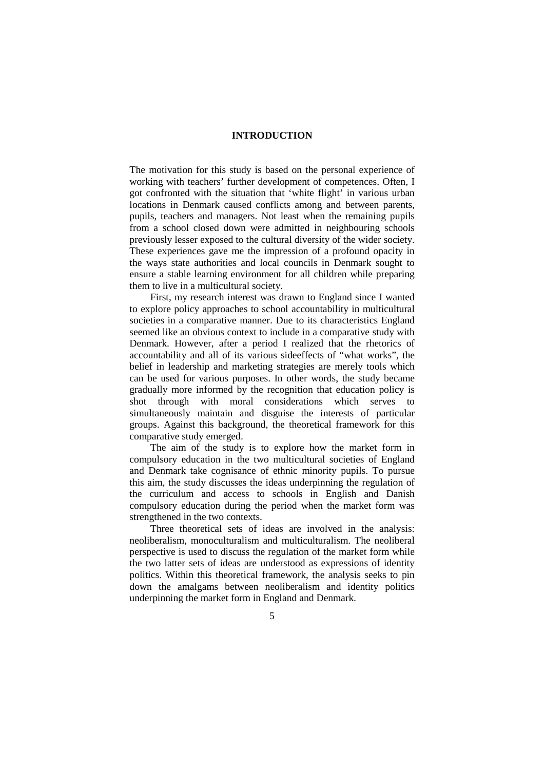# INTRODUCTION

The motivation for this study is based on the personal experience of working with teachers' further development of competences. Often, I got confronted with the situation that 'white flight' in various urban locations in Denmark caused conflicts among and between parents, pupils, teachers and managers. Not least when the remaining pupils from a school closed down were admitted in neighbouring schools previously lesser exposed to the cultural diversity of the wider society. These experiences gave me the impression of a profound opacity in the ways state authorities and local councils in Denmark sought to ensure a stable learning environment for all children while preparing them to live in a multicultural society.

First, my research interest was drawn to England since I wanted to explore policy approaches to school accountability in multicultural societies in a comparative manner. Due to its characteristics England seemed like an obvious context to include in a comparative study with Denmark. However, after a period I realized that the rhetorics of accountability and all of its various sideeffects of "what works", the belief in leadership and marketing strategies are merely tools which can be used for various purposes. In other words, the study became gradually more informed by the recognition that education policy is shot through with moral considerations which serves to simultaneously maintain and disguise the interests of particular groups. Against this background, the theoretical framework for this comparative study emerged.

The aim of the study is to explore how the market form in compulsory education in the two multicultural societies of England and Denmark take cognisance of ethnic minority pupils. To pursue this aim, the study discusses the ideas underpinning the regulation of the curriculum and access to schools in English and Danish compulsory education during the period when the market form was strengthened in the two contexts.

Three theoretical sets of ideas are involved in the analysis: neoliberalism, monoculturalism and multiculturalism. The neoliberal perspective is used to discuss the regulation of the market form while the two latter sets of ideas are understood as expressions of identity politics. Within this theoretical framework, the analysis seeks to pin down the amalgams between neoliberalism and identity politics underpinning the market form in England and Denmark.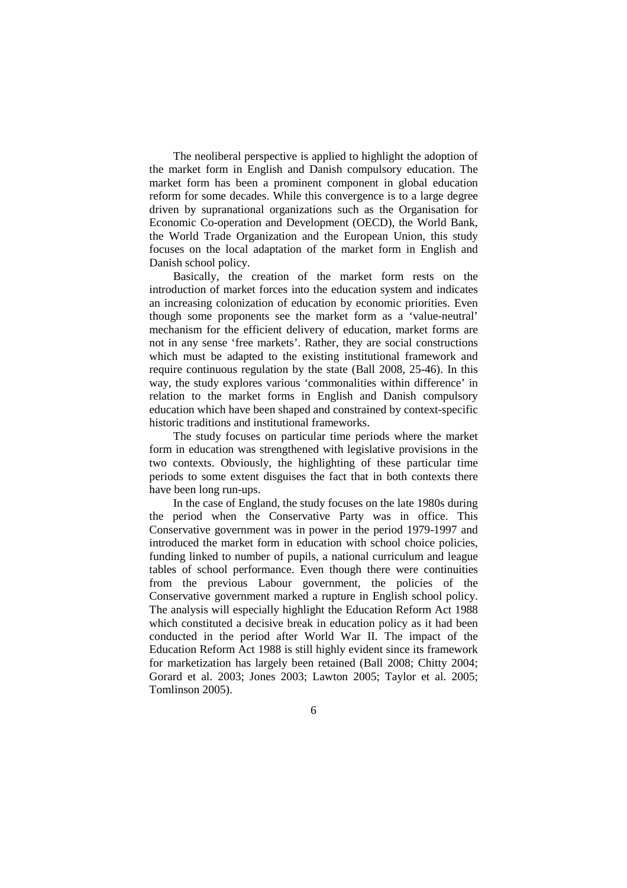The neoliberal perspective is applied to highlight the adoption of the market form in English and Danish compulsory education. The market form has been a prominent component in global education reform for some decades. While this convergence is to a large degree driven by supranational organizations such as the Organisation for Economic Co-operation and Development (OECD), the World Bank, the World Trade Organization and the European Union, this study focuses on the local adaptation of the market form in English and Danish school policy.

Basically, the creation of the market form rests on the introduction of market forces into the education system and indicates an increasing colonization of education by economic priorities. Even though some proponents see the market form as a 'value-neutral' mechanism for the efficient delivery of education, market forms are not in any sense 'free markets'. Rather, they are social constructions which must be adapted to the existing institutional framework and require continuous regulation by the state (Ball 2008, 25-46). In this way, the study explores various 'commonalities within difference' in relation to the market forms in English and Danish compulsory education which have been shaped and constrained by context-specific historic traditions and institutional frameworks.

The study focuses on particular time periods where the market form in education was strengthened with legislative provisions in the two contexts. Obviously, the highlighting of these particular time periods to some extent disguises the fact that in both contexts there have been long run-ups.

In the case of England, the study focuses on the late 1980s during the period when the Conservative Party was in office. This Conservative government was in power in the period 1979-1997 and introduced the market form in education with school choice policies, funding linked to number of pupils, a national curriculum and league tables of school performance. Even though there were continuities from the previous Labour government, the policies of the Conservative government marked a rupture in English school policy. The analysis will especially highlight the Education Reform Act 1988 which constituted a decisive break in education policy as it had been conducted in the period after World War II. The impact of the Education Reform Act 1988 is still highly evident since its framework for marketization has largely been retained (Ball 2008; Chitty 2004; Gorard et al. 2003; Jones 2003; Lawton 2005; Taylor et al. 2005; Tomlinson 2005).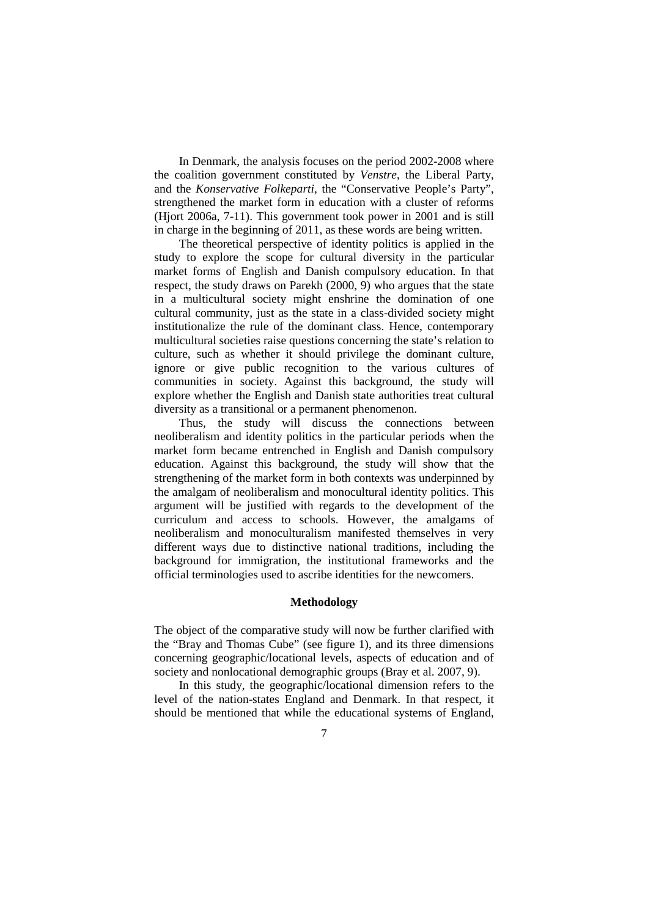In Denmark, the analysis focuses on the period 2002-2008 where the coalition government constituted by *Venstre*, the Liberal Party, and the *Konservative Folkeparti*, the "Conservative People's Party", strengthened the market form in education with a cluster of reforms (Hjort 2006a, 7-11). This government took power in 2001 and is still in charge in the beginning of 2011, as these words are being written.

The theoretical perspective of identity politics is applied in the study to explore the scope for cultural diversity in the particular market forms of English and Danish compulsory education. In that respect, the study draws on Parekh (2000, 9) who argues that the state in a multicultural society might enshrine the domination of one cultural community, just as the state in a class-divided society might institutionalize the rule of the dominant class. Hence, contemporary multicultural societies raise questions concerning the state's relation to culture, such as whether it should privilege the dominant culture, ignore or give public recognition to the various cultures of communities in society. Against this background, the study will explore whether the English and Danish state authorities treat cultural diversity as a transitional or a permanent phenomenon.

Thus, the study will discuss the connections between neoliberalism and identity politics in the particular periods when the market form became entrenched in English and Danish compulsory education. Against this background, the study will show that the strengthening of the market form in both contexts was underpinned by the amalgam of neoliberalism and monocultural identity politics. This argument will be justified with regards to the development of the curriculum and access to schools. However, the amalgams of neoliberalism and monoculturalism manifested themselves in very different ways due to distinctive national traditions, including the background for immigration, the institutional frameworks and the official terminologies used to ascribe identities for the newcomers.

## Methodology

The object of the comparative study will now be further clarified with the "Bray and Thomas Cube" (see figure 1), and its three dimensions concerning geographic/locational levels, aspects of education and of society and nonlocational demographic groups (Bray et al. 2007, 9).

In this study, the geographic/locational dimension refers to the level of the nation-states England and Denmark. In that respect, it should be mentioned that while the educational systems of England,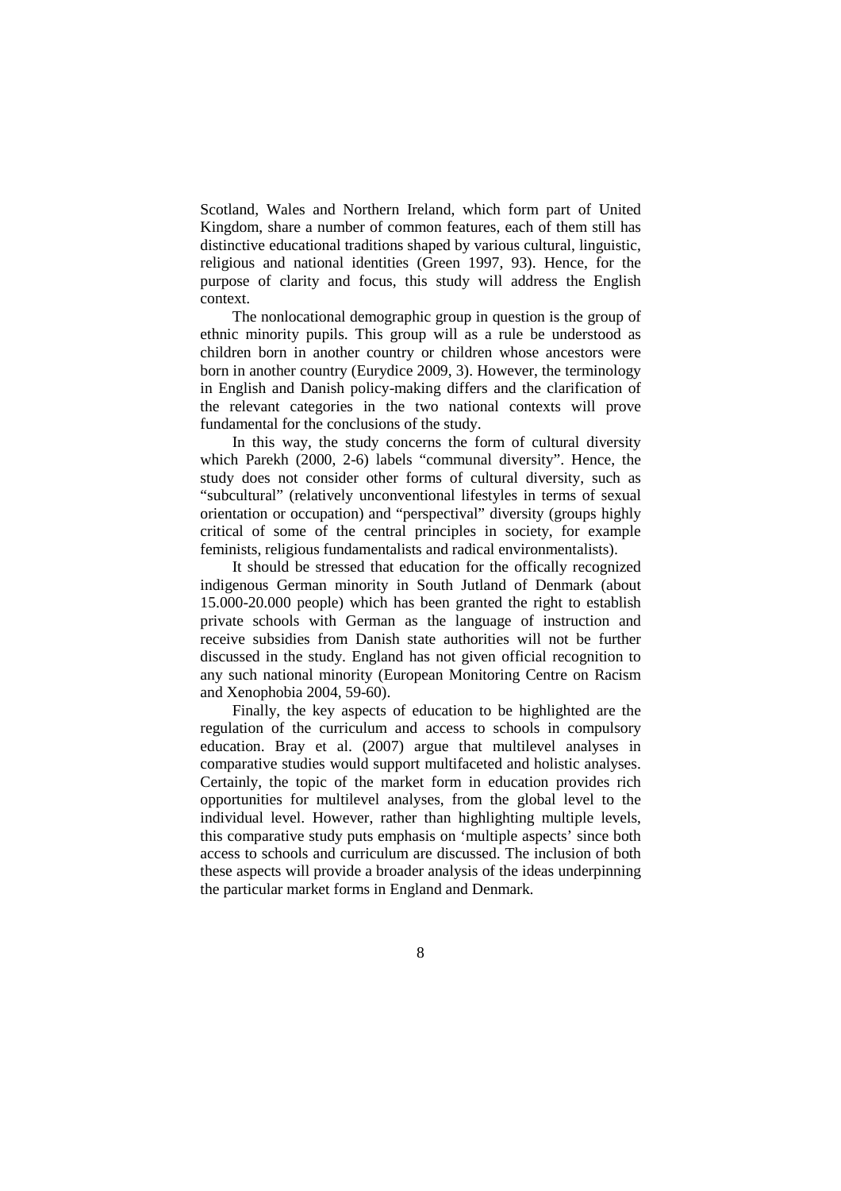Scotland, Wales and Northern Ireland, which form part of United Kingdom, share a number of common features, each of them still has distinctive educational traditions shaped by various cultural, linguistic, religious and national identities (Green 1997, 93). Hence, for the purpose of clarity and focus, this study will address the English context.

The nonlocational demographic group in question is the group of ethnic minority pupils. This group will as a rule be understood as children born in another country or children whose ancestors were born in another country (Eurydice 2009, 3). However, the terminology in English and Danish policy-making differs and the clarification of the relevant categories in the two national contexts will prove fundamental for the conclusions of the study.

In this way, the study concerns the form of cultural diversity which Parekh (2000, 2-6) labels "communal diversity". Hence, the study does not consider other forms of cultural diversity, such as "subcultural" (relatively unconventional lifestyles in terms of sexual orientation or occupation) and "perspectival" diversity (groups highly critical of some of the central principles in society, for example feminists, religious fundamentalists and radical environmentalists).

It should be stressed that education for the offically recognized indigenous German minority in South Jutland of Denmark (about 15.000-20.000 people) which has been granted the right to establish private schools with German as the language of instruction and receive subsidies from Danish state authorities will not be further discussed in the study. England has not given official recognition to any such national minority (European Monitoring Centre on Racism and Xenophobia 2004, 59-60).

Finally, the key aspects of education to be highlighted are the regulation of the curriculum and access to schools in compulsory education. Bray et al. (2007) argue that multilevel analyses in comparative studies would support multifaceted and holistic analyses. Certainly, the topic of the market form in education provides rich opportunities for multilevel analyses, from the global level to the individual level. However, rather than highlighting multiple levels, this comparative study puts emphasis on 'multiple aspects' since both access to schools and curriculum are discussed. The inclusion of both these aspects will provide a broader analysis of the ideas underpinning the particular market forms in England and Denmark.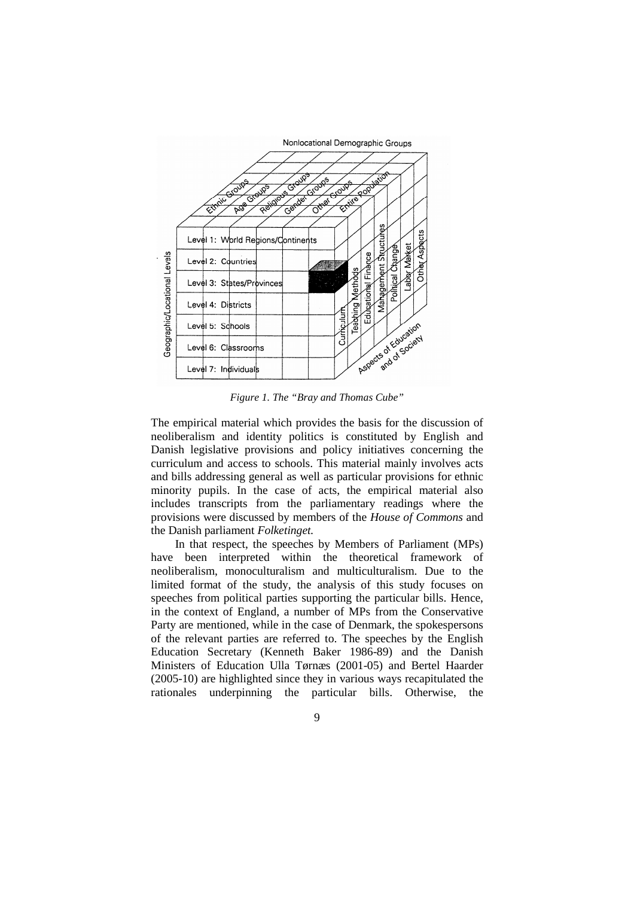*Figure 1. The "Bray and Thomas Cube"*

The empirical material which provides the basis for the discussion of neoliberalism and identity politics is constituted by English and Danish legislative provisions and policy initiatives concerning the curriculum and access to schools. This material mainly involves acts and bills addressing general as well as particular provisions for ethnic minority pupils. In the case of acts, the empirical material also includes transcripts from the parliamentary readings where the provisions were discussed by members of the *House of Commons* and the Danish parliament *Folketinget.*

In that respect, the speeches by Members of Parliament (MPs) have been interpreted within the theoretical framework of neoliberalism, monoculturalism and multiculturalism. Due to the limited format of the study, the analysis of this study focuses on speeches from political parties supporting the particular bills. Hence, in the context of England, a number of MPs from the Conservative Party are mentioned, while in the case of Denmark, the spokespersons of the relevant parties are referred to. The speeches by the English Education Secretary (Kenneth Baker 1986-89) and the Danish Ministers of Education Ulla Tørnæs (2001-05) and Bertel Haarder (2005-10) are highlighted since they in various ways recapitulated the rationales underpinning the particular bills. Otherwise, the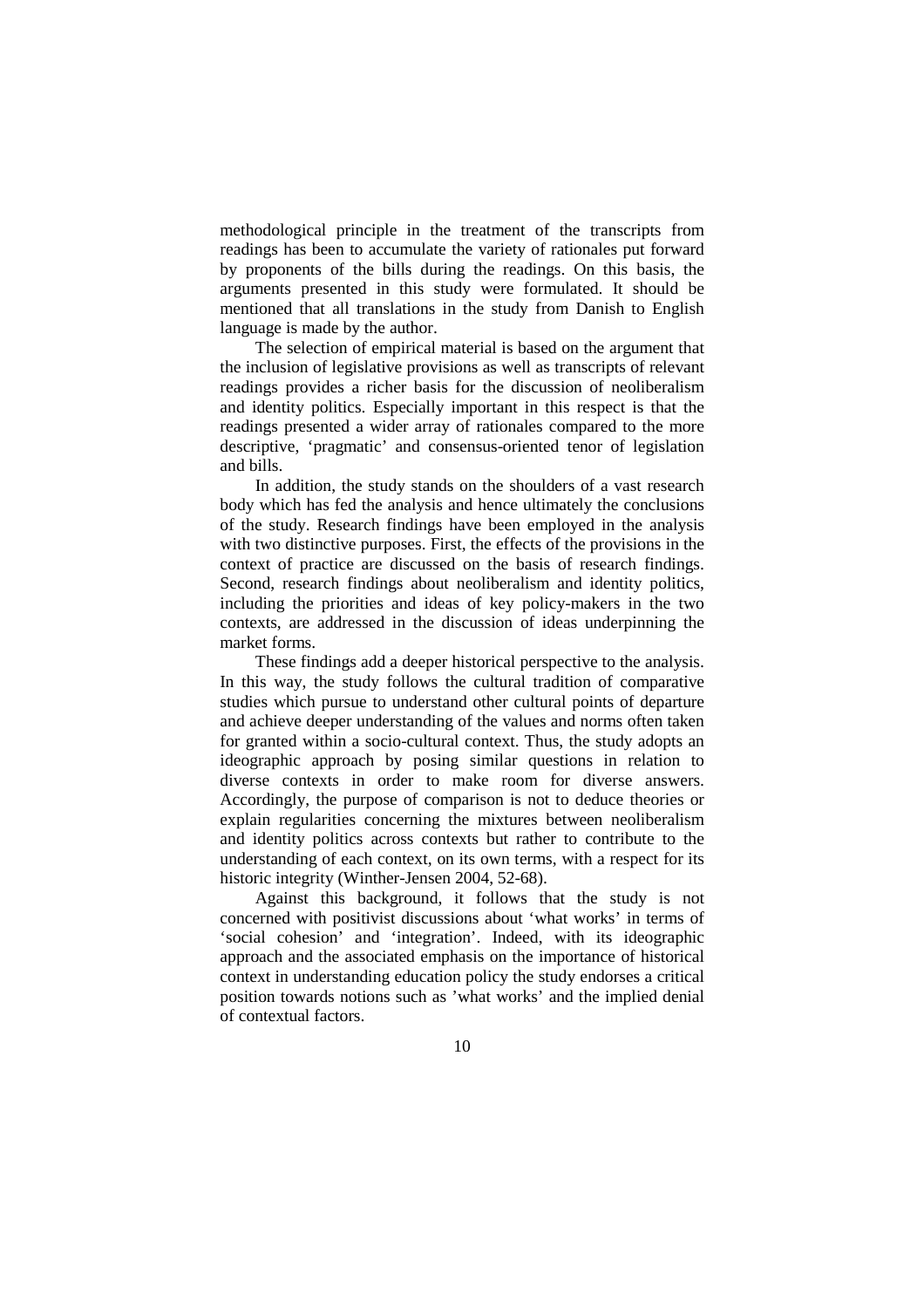methodological principle in the treatment of the transcripts from readings has been to accumulate the variety of rationales put forward by proponents of the bills during the readings. On this basis, the arguments presented in this study were formulated. It should be mentioned that all translations in the study from Danish to English language is made by the author.

The selection of empirical material is based on the argument that the inclusion of legislative provisions as well as transcripts of relevant readings provides a richer basis for the discussion of neoliberalism and identity politics. Especially important in this respect is that the readings presented a wider array of rationales compared to the more descriptive, 'pragmatic' and consensus-oriented tenor of legislation and bills.

In addition, the study stands on the shoulders of a vast research body which has fed the analysis and hence ultimately the conclusions of the study. Research findings have been employed in the analysis with two distinctive purposes. First, the effects of the provisions in the context of practice are discussed on the basis of research findings. Second, research findings about neoliberalism and identity politics, including the priorities and ideas of key policy-makers in the two contexts, are addressed in the discussion of ideas underpinning the market forms.

These findings add a deeper historical perspective to the analysis. In this way, the study follows the cultural tradition of comparative studies which pursue to understand other cultural points of departure and achieve deeper understanding of the values and norms often taken for granted within a socio-cultural context. Thus, the study adopts an ideographic approach by posing similar questions in relation to diverse contexts in order to make room for diverse answers. Accordingly, the purpose of comparison is not to deduce theories or explain regularities concerning the mixtures between neoliberalism and identity politics across contexts but rather to contribute to the understanding of each context, on its own terms, with a respect for its historic integrity (Winther-Jensen 2004, 52-68).

Against this background, it follows that the study is not concerned with positivist discussions about 'what works' in terms of 'social cohesion' and 'integration'. Indeed, with its ideographic approach and the associated emphasis on the importance of historical context in understanding education policy the study endorses a critical position towards notions such as 'what works' and the implied denial of contextual factors.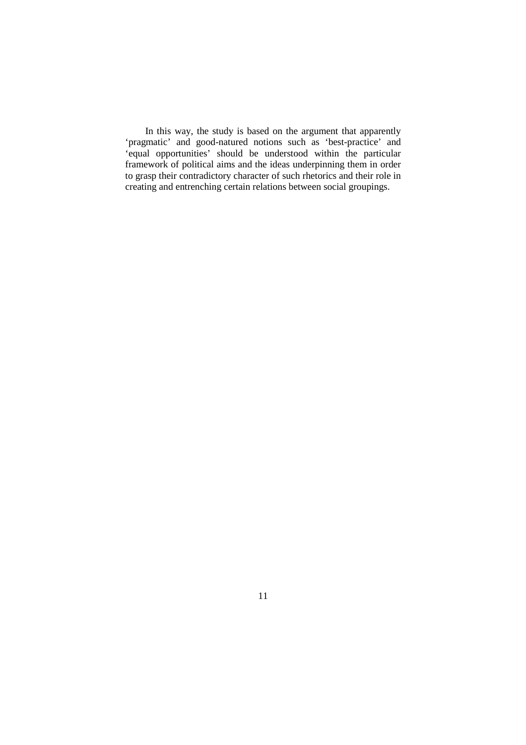In this way, the study is based on the argument that apparently 'pragmatic' and good-natured notions such as 'best-practice' and 'equal opportunities' should be understood within the particular framework of political aims and the ideas underpinning them in order to grasp their contradictory character of such rhetorics and their role in creating and entrenching certain relations between social groupings.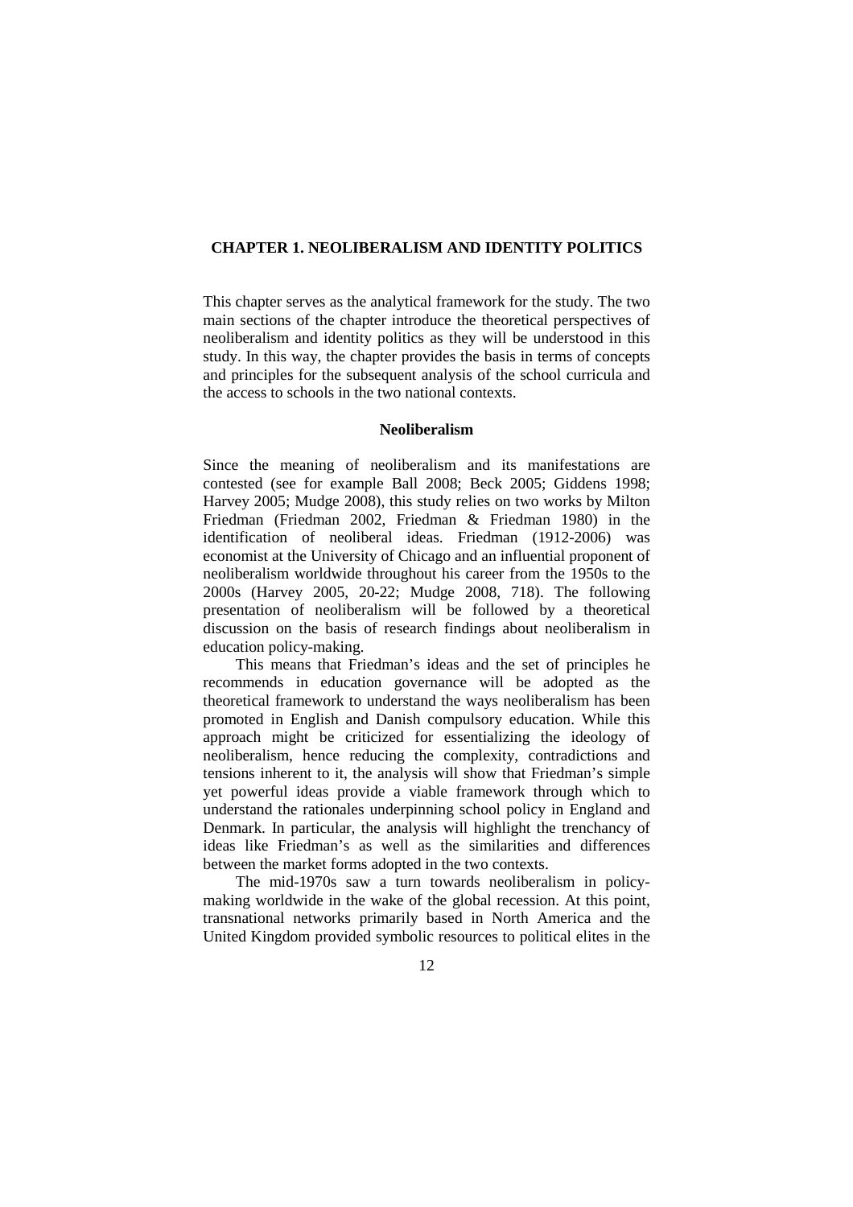# CHAPTER 1. NEOLIBERALISM AND IDENTITY POLITICS

This chapter serves as the analytical framework for the study. The two main sections of the chapter introduce the theoretical perspectives of neoliberalism and identity politics as they will be understood in this study. In this way, the chapter provides the basis in terms of concepts and principles for the subsequent analysis of the school curricula and the access to schools in the two national contexts.

## Neoliberalism

Since the meaning of neoliberalism and its manifestations are contested (see for example Ball 2008; Beck 2005; Giddens 1998; Harvey 2005; Mudge 2008), this study relies on two works by Milton Friedman (Friedman 2002, Friedman & Friedman 1980) in the identification of neoliberal ideas. Friedman (1912-2006) was economist at the University of Chicago and an influential proponent of neoliberalism worldwide throughout his career from the 1950s to the 2000s (Harvey 2005, 20-22; Mudge 2008, 718). The following presentation of neoliberalism will be followed by a theoretical discussion on the basis of research findings about neoliberalism in education policy-making.

This means that Friedman's ideas and the set of principles he recommends in education governance will be adopted as the theoretical framework to understand the ways neoliberalism has been promoted in English and Danish compulsory education. While this approach might be criticized for essentializing the ideology of neoliberalism, hence reducing the complexity, contradictions and tensions inherent to it, the analysis will show that Friedman's simple yet powerful ideas provide a viable framework through which to understand the rationales underpinning school policy in England and Denmark. In particular, the analysis will highlight the trenchancy of ideas like Friedman's as well as the similarities and differences between the market forms adopted in the two contexts.

The mid-1970s saw a turn towards neoliberalism in policy-making worldwide in the wake of the global recession. At this point, transnational networks primarily based in North America and the United Kingdom provided symbolic resources to political elites in the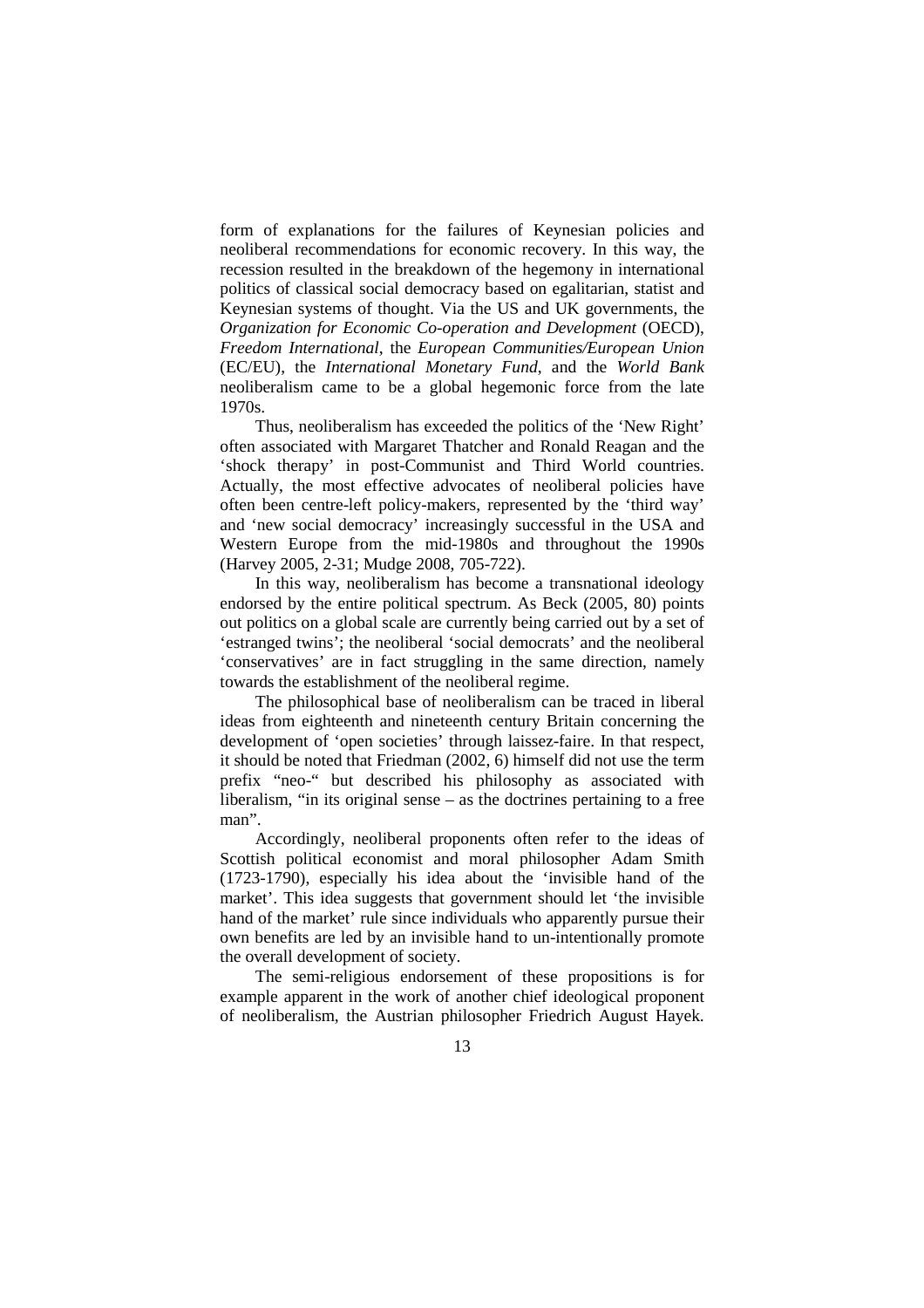form of explanations for the failures of Keynesian policies and neoliberal recommendations for economic recovery. In this way, the recession resulted in the breakdown of the hegemony in international politics of classical social democracy based on egalitarian, statist and Keynesian systems of thought. Via the US and UK governments, the *Organization for Economic Co-operation and Development* (OECD), *Freedom International*, the *European Communities/European Union* (EC/EU), the *International Monetary Fund*, and the *World Bank* neoliberalism came to be a global hegemonic force from the late 1970s.

Thus, neoliberalism has exceeded the politics of the 'New Right' often associated with Margaret Thatcher and Ronald Reagan and the 'shock therapy' in post-Communist and Third World countries. Actually, the most effective advocates of neoliberal policies have often been centre-left policy-makers, represented by the 'third way' and 'new social democracy' increasingly successful in the USA and Western Europe from the mid-1980s and throughout the 1990s (Harvey 2005, 2-31; Mudge 2008, 705-722).

In this way, neoliberalism has become a transnational ideology endorsed by the entire political spectrum. As Beck (2005, 80) points out politics on a global scale are currently being carried out by a set of 'estranged twins'; the neoliberal 'social democrats' and the neoliberal 'conservatives' are in fact struggling in the same direction, namely towards the establishment of the neoliberal regime.

The philosophical base of neoliberalism can be traced in liberal ideas from eighteenth and nineteenth century Britain concerning the development of 'open societies' through laissez-faire. In that respect, it should be noted that Friedman (2002, 6) himself did not use the term prefix "neo-" but described his philosophy as associated with liberalism, "in its original sense – as the doctrines pertaining to a free man".

Accordingly, neoliberal proponents often refer to the ideas of Scottish political economist and moral philosopher Adam Smith (1723-1790), especially his idea about the 'invisible hand of the market'. This idea suggests that government should let 'the invisible hand of the market' rule since individuals who apparently pursue their own benefits are led by an invisible hand to un-intentionally promote the overall development of society.

The semi-religious endorsement of these propositions is for example apparent in the work of another chief ideological proponent of neoliberalism, the Austrian philosopher Friedrich August Hayek.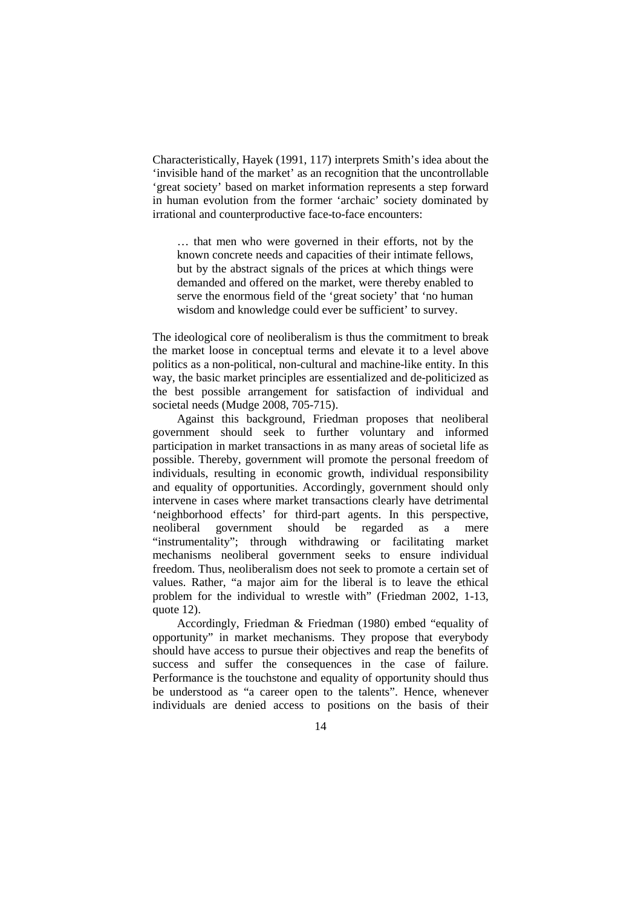Characteristically, Hayek (1991, 117) interprets Smith's idea about the 'invisible hand of the market' as an recognition that the uncontrollable 'great society' based on market information represents a step forward in human evolution from the former 'archaic' society dominated by irrational and counterproductive face-to-face encounters:

> … that men who were governed in their efforts, not by the known concrete needs and capacities of their intimate fellows, but by the abstract signals of the prices at which things were demanded and offered on the market, were thereby enabled to serve the enormous field of the 'great society' that 'no human wisdom and knowledge could ever be sufficient' to survey.

The ideological core of neoliberalism is thus the commitment to break the market loose in conceptual terms and elevate it to a level above politics as a non-political, non-cultural and machine-like entity. In this way, the basic market principles are essentialized and de-politicized as the best possible arrangement for satisfaction of individual and societal needs (Mudge 2008, 705-715).

Against this background, Friedman proposes that neoliberal government should seek to further voluntary and informed participation in market transactions in as many areas of societal life as possible. Thereby, government will promote the personal freedom of individuals, resulting in economic growth, individual responsibility and equality of opportunities. Accordingly, government should only intervene in cases where market transactions clearly have detrimental 'neighborhood effects' for third-part agents. In this perspective, neoliberal government should be regarded as a mere "instrumentality"; through withdrawing or facilitating market mechanisms neoliberal government seeks to ensure individual freedom. Thus, neoliberalism does not seek to promote a certain set of values. Rather, "a major aim for the liberal is to leave the ethical problem for the individual to wrestle with" (Friedman 2002, 1-13, quote 12).

Accordingly, Friedman & Friedman (1980) embed "equality of opportunity" in market mechanisms. They propose that everybody should have access to pursue their objectives and reap the benefits of success and suffer the consequences in the case of failure. Performance is the touchstone and equality of opportunity should thus be understood as "a career open to the talents". Hence, whenever individuals are denied access to positions on the basis of their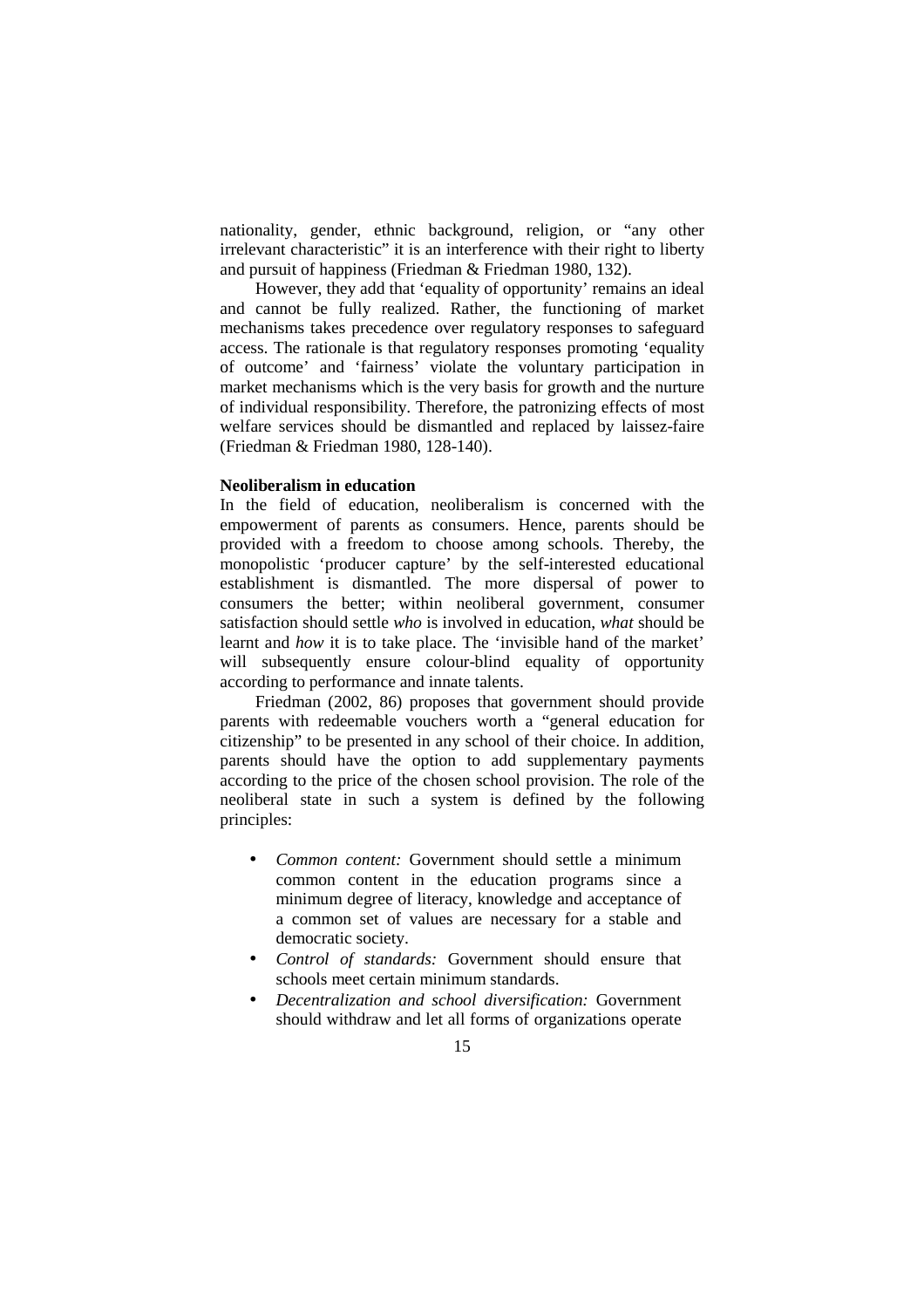nationality, gender, ethnic background, religion, or "any other irrelevant characteristic" it is an interference with their right to liberty and pursuit of happiness (Friedman & Friedman 1980, 132).

However, they add that 'equality of opportunity' remains an ideal and cannot be fully realized. Rather, the functioning of market mechanisms takes precedence over regulatory responses to safeguard access. The rationale is that regulatory responses promoting 'equality of outcome' and 'fairness' violate the voluntary participation in market mechanisms which is the very basis for growth and the nurture of individual responsibility. Therefore, the patronizing effects of most welfare services should be dismantled and replaced by laissez-faire (Friedman & Friedman 1980, 128-140).

**Neoliberalism in education**

In the field of education, neoliberalism is concerned with the empowerment of parents as consumers. Hence, parents should be provided with a freedom to choose among schools. Thereby, the monopolistic 'producer capture' by the self-interested educational establishment is dismantled. The more dispersal of power to consumers the better; within neoliberal government, consumer satisfaction should settle *who* is involved in education, *what* should be learnt and *how* it is to take place. The 'invisible hand of the market' will subsequently ensure colour-blind equality of opportunity according to performance and innate talents.

Friedman (2002, 86) proposes that government should provide parents with redeemable vouchers worth a "general education for citizenship" to be presented in any school of their choice. In addition, parents should have the option to add supplementary payments according to the price of the chosen school provision. The role of the neoliberal state in such a system is defined by the following principles:

- *Common content:* Government should settle a minimum common content in the education programs since a minimum degree of literacy, knowledge and acceptance of a common set of values are necessary for a stable and democratic society.
- *Control of standards:* Government should ensure that schools meet certain minimum standards.
- *Decentralization and school diversification:* Government should withdraw and let all forms of organizations operate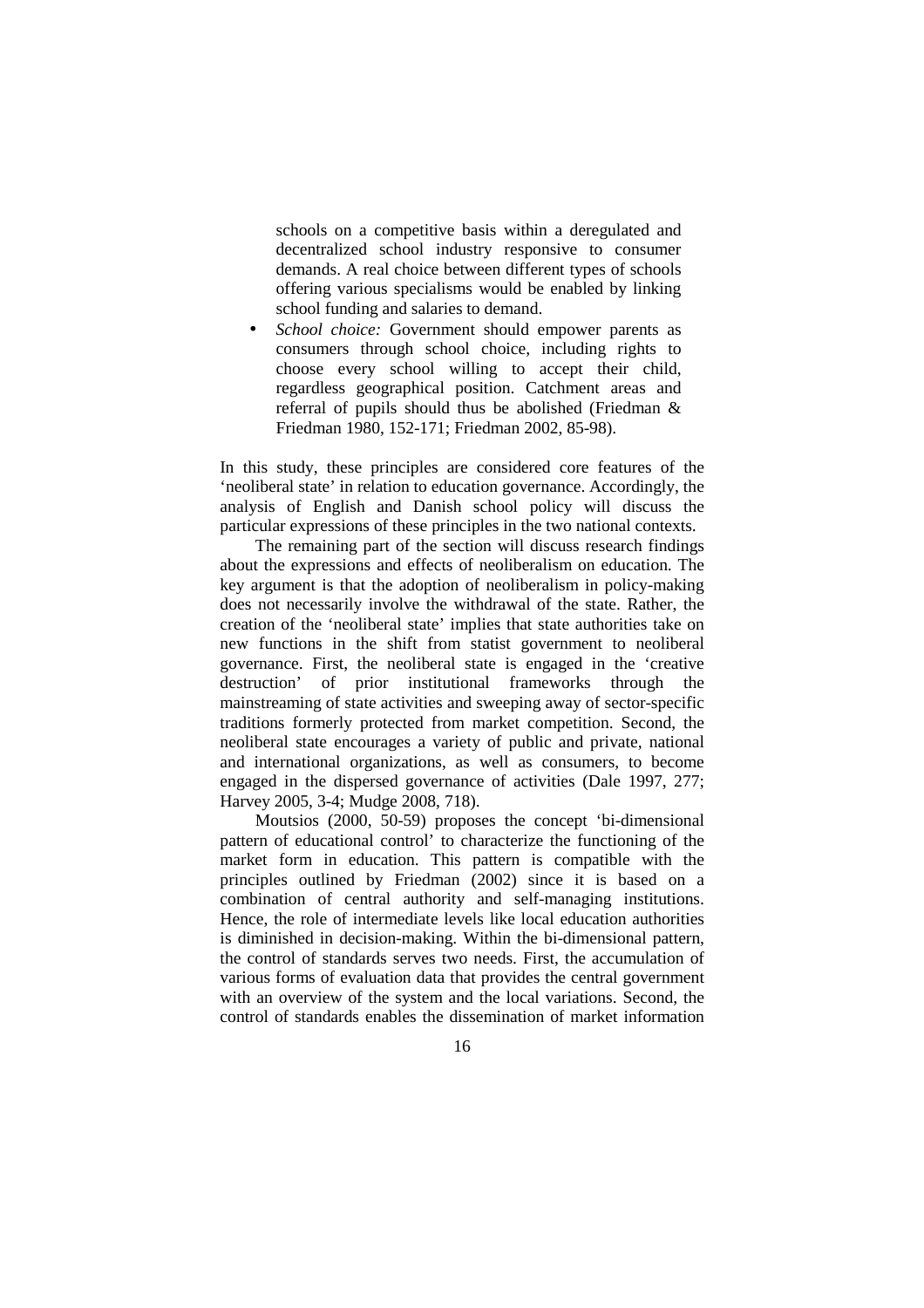schools on a competitive basis within a deregulated and decentralized school industry responsive to consumer demands. A real choice between different types of schools offering various specialisms would be enabled by linking school funding and salaries to demand.

- *School choice:* Government should empower parents as consumers through school choice, including rights to choose every school willing to accept their child, regardless geographical position. Catchment areas and referral of pupils should thus be abolished (Friedman & Friedman 1980, 152-171; Friedman 2002, 85-98).

In this study, these principles are considered core features of the 'neoliberal state' in relation to education governance. Accordingly, the analysis of English and Danish school policy will discuss the particular expressions of these principles in the two national contexts.

The remaining part of the section will discuss research findings about the expressions and effects of neoliberalism on education. The key argument is that the adoption of neoliberalism in policy-making does not necessarily involve the withdrawal of the state. Rather, the creation of the 'neoliberal state' implies that state authorities take on new functions in the shift from statist government to neoliberal governance. First, the neoliberal state is engaged in the 'creative destruction' of prior institutional frameworks through the mainstreaming of state activities and sweeping away of sector-specific traditions formerly protected from market competition. Second, the neoliberal state encourages a variety of public and private, national and international organizations, as well as consumers, to become engaged in the dispersed governance of activities (Dale 1997, 277; Harvey 2005, 3-4; Mudge 2008, 718).

Moutsios (2000, 50-59) proposes the concept 'bi-dimensional pattern of educational control' to characterize the functioning of the market form in education. This pattern is compatible with the principles outlined by Friedman (2002) since it is based on a combination of central authority and self-managing institutions. Hence, the role of intermediate levels like local education authorities is diminished in decision-making. Within the bi-dimensional pattern, the control of standards serves two needs. First, the accumulation of various forms of evaluation data that provides the central government with an overview of the system and the local variations. Second, the control of standards enables the dissemination of market information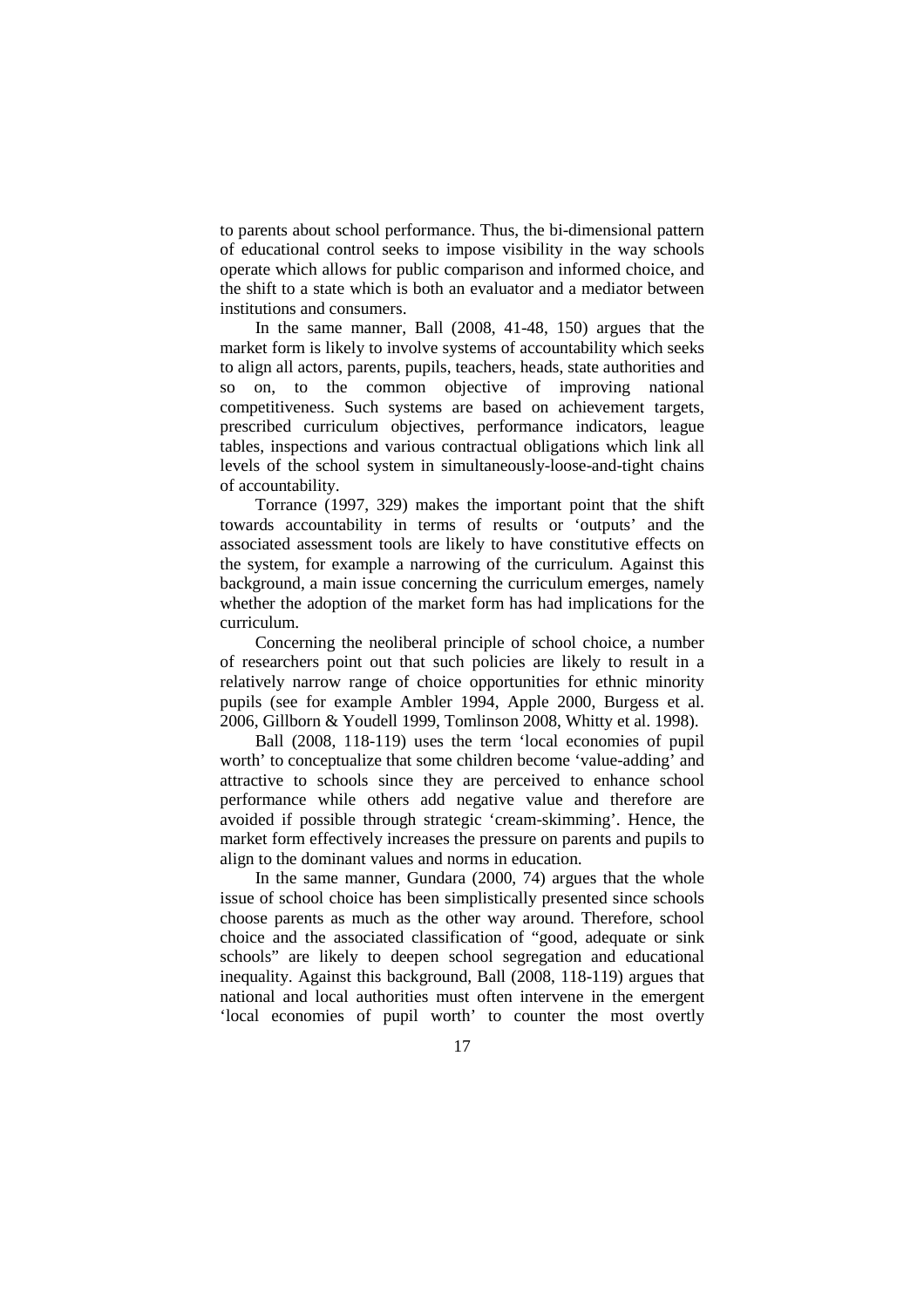to parents about school performance. Thus, the bi-dimensional pattern of educational control seeks to impose visibility in the way schools operate which allows for public comparison and informed choice, and the shift to a state which is both an evaluator and a mediator between institutions and consumers.

In the same manner, Ball (2008, 41-48, 150) argues that the market form is likely to involve systems of accountability which seeks to align all actors, parents, pupils, teachers, heads, state authorities and so on, to the common objective of improving national competitiveness. Such systems are based on achievement targets, prescribed curriculum objectives, performance indicators, league tables, inspections and various contractual obligations which link all levels of the school system in simultaneously-loose-and-tight chains of accountability.

Torrance (1997, 329) makes the important point that the shift towards accountability in terms of results or 'outputs' and the associated assessment tools are likely to have constitutive effects on the system, for example a narrowing of the curriculum. Against this background, a main issue concerning the curriculum emerges, namely whether the adoption of the market form has had implications for the curriculum.

Concerning the neoliberal principle of school choice, a number of researchers point out that such policies are likely to result in a relatively narrow range of choice opportunities for ethnic minority pupils (see for example Ambler 1994, Apple 2000, Burgess et al. 2006, Gillborn & Youdell 1999, Tomlinson 2008, Whitty et al. 1998).

Ball (2008, 118-119) uses the term 'local economies of pupil worth' to conceptualize that some children become 'value-adding' and attractive to schools since they are perceived to enhance school performance while others add negative value and therefore are avoided if possible through strategic 'cream-skimming'. Hence, the market form effectively increases the pressure on parents and pupils to align to the dominant values and norms in education.

In the same manner, Gundara (2000, 74) argues that the whole issue of school choice has been simplistically presented since schools choose parents as much as the other way around. Therefore, school choice and the associated classification of "good, adequate or sink schools" are likely to deepen school segregation and educational inequality. Against this background, Ball (2008, 118-119) argues that national and local authorities must often intervene in the emergent 'local economies of pupil worth' to counter the most overtly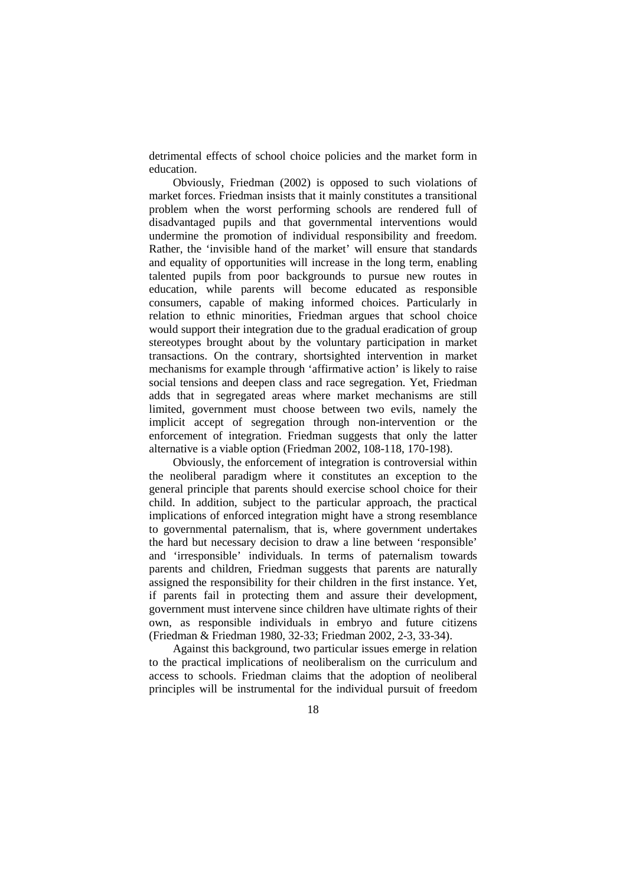detrimental effects of school choice policies and the market form in education.

Obviously, Friedman (2002) is opposed to such violations of market forces. Friedman insists that it mainly constitutes a transitional problem when the worst performing schools are rendered full of disadvantaged pupils and that governmental interventions would undermine the promotion of individual responsibility and freedom. Rather, the 'invisible hand of the market' will ensure that standards and equality of opportunities will increase in the long term, enabling talented pupils from poor backgrounds to pursue new routes in education, while parents will become educated as responsible consumers, capable of making informed choices. Particularly in relation to ethnic minorities, Friedman argues that school choice would support their integration due to the gradual eradication of group stereotypes brought about by the voluntary participation in market transactions. On the contrary, shortsighted intervention in market mechanisms for example through 'affirmative action' is likely to raise social tensions and deepen class and race segregation. Yet, Friedman adds that in segregated areas where market mechanisms are still limited, government must choose between two evils, namely the implicit accept of segregation through non-intervention or the enforcement of integration. Friedman suggests that only the latter alternative is a viable option (Friedman 2002, 108-118, 170-198).

Obviously, the enforcement of integration is controversial within the neoliberal paradigm where it constitutes an exception to the general principle that parents should exercise school choice for their child. In addition, subject to the particular approach, the practical implications of enforced integration might have a strong resemblance to governmental paternalism, that is, where government undertakes the hard but necessary decision to draw a line between 'responsible' and 'irresponsible' individuals. In terms of paternalism towards parents and children, Friedman suggests that parents are naturally assigned the responsibility for their children in the first instance. Yet, if parents fail in protecting them and assure their development, government must intervene since children have ultimate rights of their own, as responsible individuals in embryo and future citizens (Friedman & Friedman 1980, 32-33; Friedman 2002, 2-3, 33-34).

Against this background, two particular issues emerge in relation to the practical implications of neoliberalism on the curriculum and access to schools. Friedman claims that the adoption of neoliberal principles will be instrumental for the individual pursuit of freedom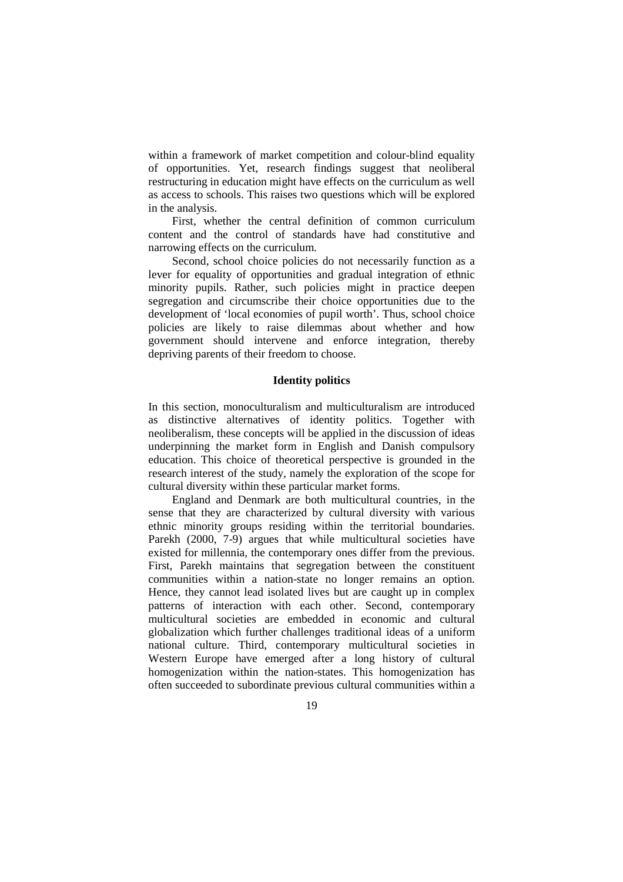within a framework of market competition and colour-blind equality of opportunities. Yet, research findings suggest that neoliberal restructuring in education might have effects on the curriculum as well as access to schools. This raises two questions which will be explored in the analysis.

First, whether the central definition of common curriculum content and the control of standards have had constitutive and narrowing effects on the curriculum.

Second, school choice policies do not necessarily function as a lever for equality of opportunities and gradual integration of ethnic minority pupils. Rather, such policies might in practice deepen segregation and circumscribe their choice opportunities due to the development of 'local economies of pupil worth'. Thus, school choice policies are likely to raise dilemmas about whether and how government should intervene and enforce integration, thereby depriving parents of their freedom to choose.

## Identity politics

In this section, monoculturalism and multiculturalism are introduced as distinctive alternatives of identity politics. Together with neoliberalism, these concepts will be applied in the discussion of ideas underpinning the market form in English and Danish compulsory education. This choice of theoretical perspective is grounded in the research interest of the study, namely the exploration of the scope for cultural diversity within these particular market forms.

England and Denmark are both multicultural countries, in the sense that they are characterized by cultural diversity with various ethnic minority groups residing within the territorial boundaries. Parekh (2000, 7-9) argues that while multicultural societies have existed for millennia, the contemporary ones differ from the previous. First, Parekh maintains that segregation between the constituent communities within a nation-state no longer remains an option. Hence, they cannot lead isolated lives but are caught up in complex patterns of interaction with each other. Second, contemporary multicultural societies are embedded in economic and cultural globalization which further challenges traditional ideas of a uniform national culture. Third, contemporary multicultural societies in Western Europe have emerged after a long history of cultural homogenization within the nation-states. This homogenization has often succeeded to subordinate previous cultural communities within a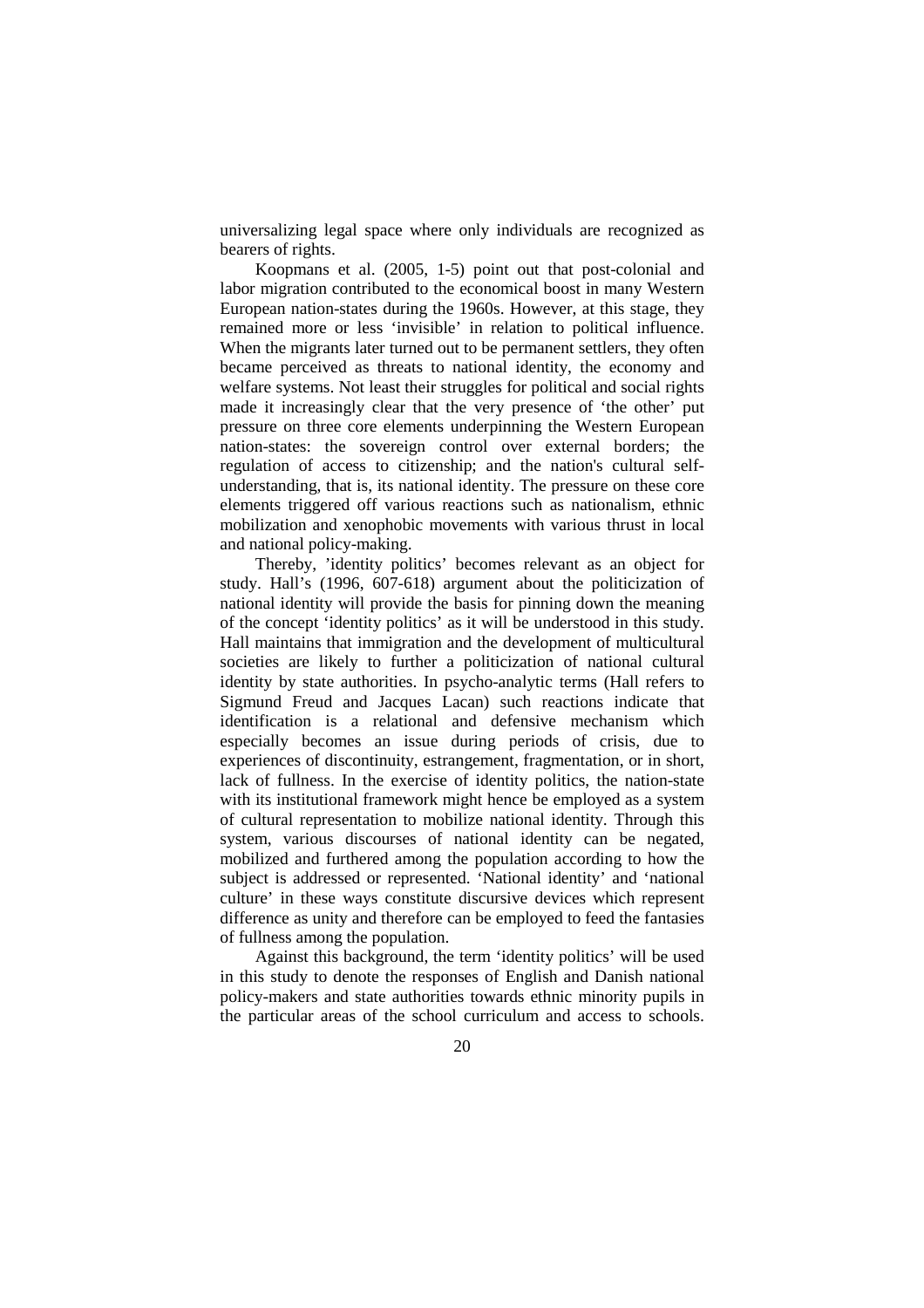universalizing legal space where only individuals are recognized as bearers of rights.

Koopmans et al. (2005, 1-5) point out that post-colonial and labor migration contributed to the economical boost in many Western European nation-states during the 1960s. However, at this stage, they remained more or less 'invisible' in relation to political influence. When the migrants later turned out to be permanent settlers, they often became perceived as threats to national identity, the economy and welfare systems. Not least their struggles for political and social rights made it increasingly clear that the very presence of 'the other' put pressure on three core elements underpinning the Western European nation-states: the sovereign control over external borders; the regulation of access to citizenship; and the nation's cultural self-understanding, that is, its national identity. The pressure on these core elements triggered off various reactions such as nationalism, ethnic mobilization and xenophobic movements with various thrust in local and national policy-making.

Thereby, 'identity politics' becomes relevant as an object for study. Hall's (1996, 607-618) argument about the politicization of national identity will provide the basis for pinning down the meaning of the concept 'identity politics' as it will be understood in this study. Hall maintains that immigration and the development of multicultural societies are likely to further a politicization of national cultural identity by state authorities. In psycho-analytic terms (Hall refers to Sigmund Freud and Jacques Lacan) such reactions indicate that identification is a relational and defensive mechanism which especially becomes an issue during periods of crisis, due to experiences of discontinuity, estrangement, fragmentation, or in short, lack of fullness. In the exercise of identity politics, the nation-state with its institutional framework might hence be employed as a system of cultural representation to mobilize national identity. Through this system, various discourses of national identity can be negated, mobilized and furthered among the population according to how the subject is addressed or represented. 'National identity' and 'national culture' in these ways constitute discursive devices which represent difference as unity and therefore can be employed to feed the fantasies of fullness among the population.

Against this background, the term 'identity politics' will be used in this study to denote the responses of English and Danish national policy-makers and state authorities towards ethnic minority pupils in the particular areas of the school curriculum and access to schools.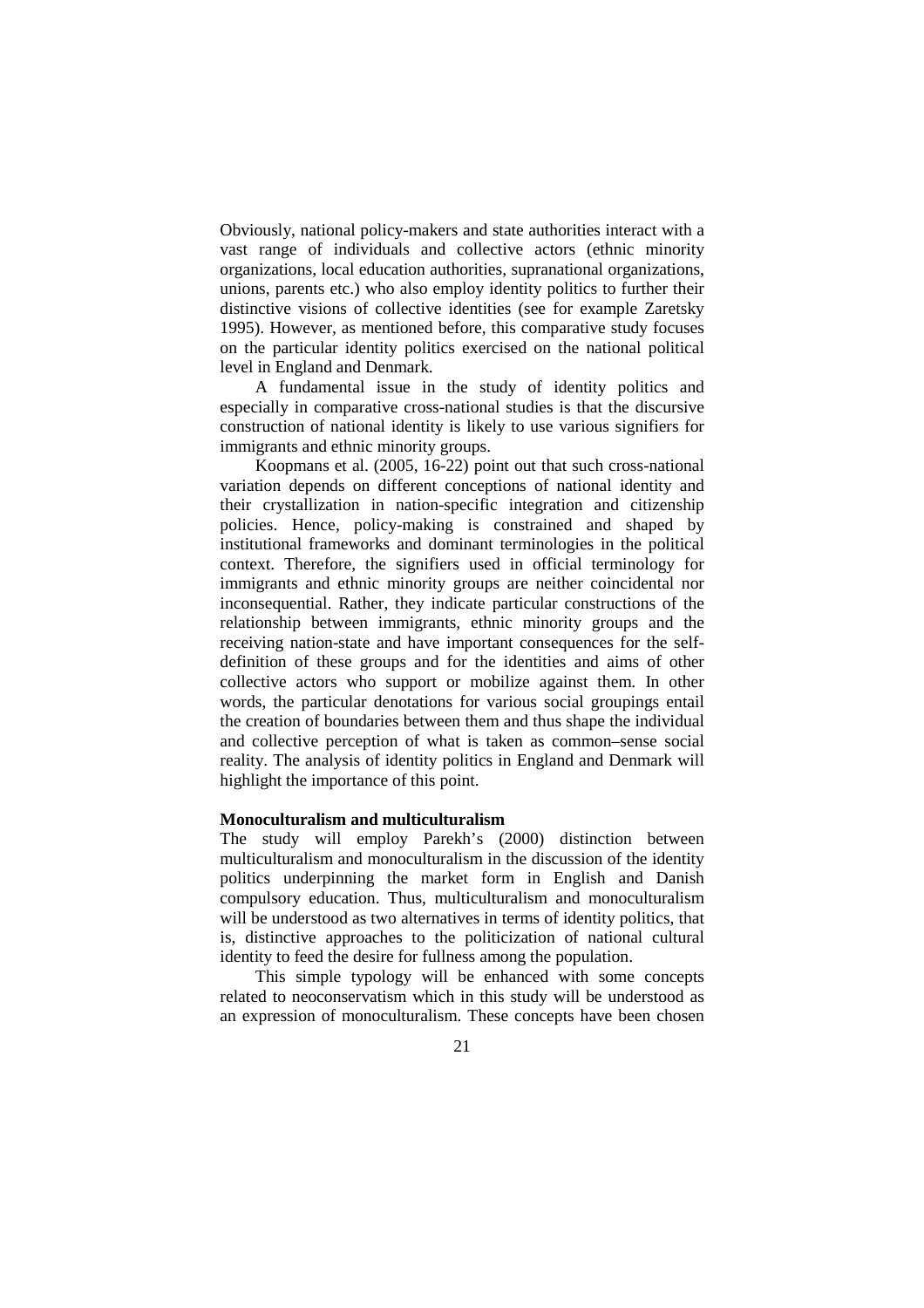Obviously, national policy-makers and state authorities interact with a vast range of individuals and collective actors (ethnic minority organizations, local education authorities, supranational organizations, unions, parents etc.) who also employ identity politics to further their distinctive visions of collective identities (see for example Zaretsky 1995). However, as mentioned before, this comparative study focuses on the particular identity politics exercised on the national political level in England and Denmark.

A fundamental issue in the study of identity politics and especially in comparative cross-national studies is that the discursive construction of national identity is likely to use various signifiers for immigrants and ethnic minority groups.

Koopmans et al. (2005, 16-22) point out that such cross-national variation depends on different conceptions of national identity and their crystallization in nation-specific integration and citizenship policies. Hence, policy-making is constrained and shaped by institutional frameworks and dominant terminologies in the political context. Therefore, the signifiers used in official terminology for immigrants and ethnic minority groups are neither coincidental nor inconsequential. Rather, they indicate particular constructions of the relationship between immigrants, ethnic minority groups and the receiving nation-state and have important consequences for the self-definition of these groups and for the identities and aims of other collective actors who support or mobilize against them. In other words, the particular denotations for various social groupings entail the creation of boundaries between them and thus shape the individual and collective perception of what is taken as common–sense social reality. The analysis of identity politics in England and Denmark will highlight the importance of this point.

**Monoculturalism and multiculturalism**

The study will employ Parekh's (2000) distinction between multiculturalism and monoculturalism in the discussion of the identity politics underpinning the market form in English and Danish compulsory education. Thus, multiculturalism and monoculturalism will be understood as two alternatives in terms of identity politics, that is, distinctive approaches to the politicization of national cultural identity to feed the desire for fullness among the population.

This simple typology will be enhanced with some concepts related to neoconservatism which in this study will be understood as an expression of monoculturalism. These concepts have been chosen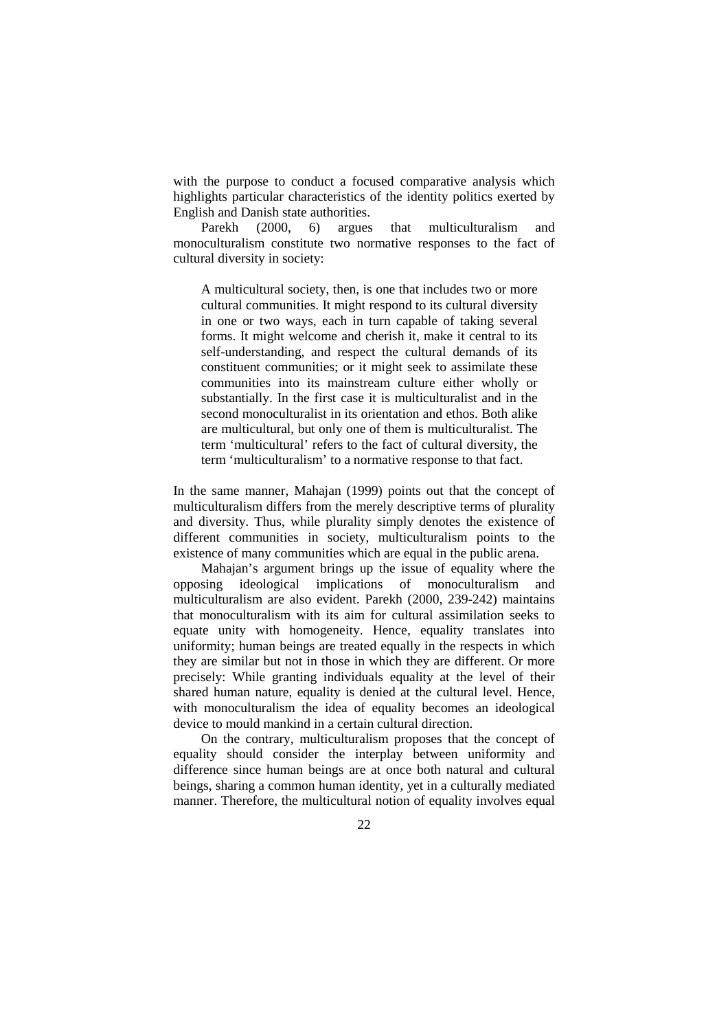with the purpose to conduct a focused comparative analysis which highlights particular characteristics of the identity politics exerted by English and Danish state authorities.

Parekh (2000, 6) argues that multiculturalism and monoculturalism constitute two normative responses to the fact of cultural diversity in society:

> A multicultural society, then, is one that includes two or more cultural communities. It might respond to its cultural diversity in one or two ways, each in turn capable of taking several forms. It might welcome and cherish it, make it central to its self-understanding, and respect the cultural demands of its constituent communities; or it might seek to assimilate these communities into its mainstream culture either wholly or substantially. In the first case it is multiculturalist and in the second monoculturalist in its orientation and ethos. Both alike are multicultural, but only one of them is multiculturalist. The term 'multicultural' refers to the fact of cultural diversity, the term 'multiculturalism' to a normative response to that fact.

In the same manner, Mahajan (1999) points out that the concept of multiculturalism differs from the merely descriptive terms of plurality and diversity. Thus, while plurality simply denotes the existence of different communities in society, multiculturalism points to the existence of many communities which are equal in the public arena.

Mahajan's argument brings up the issue of equality where the opposing ideological implications of monoculturalism and multiculturalism are also evident. Parekh (2000, 239-242) maintains that monoculturalism with its aim for cultural assimilation seeks to equate unity with homogeneity. Hence, equality translates into uniformity; human beings are treated equally in the respects in which they are similar but not in those in which they are different. Or more precisely: While granting individuals equality at the level of their shared human nature, equality is denied at the cultural level. Hence, with monoculturalism the idea of equality becomes an ideological device to mould mankind in a certain cultural direction.

On the contrary, multiculturalism proposes that the concept of equality should consider the interplay between uniformity and difference since human beings are at once both natural and cultural beings, sharing a common human identity, yet in a culturally mediated manner. Therefore, the multicultural notion of equality involves equal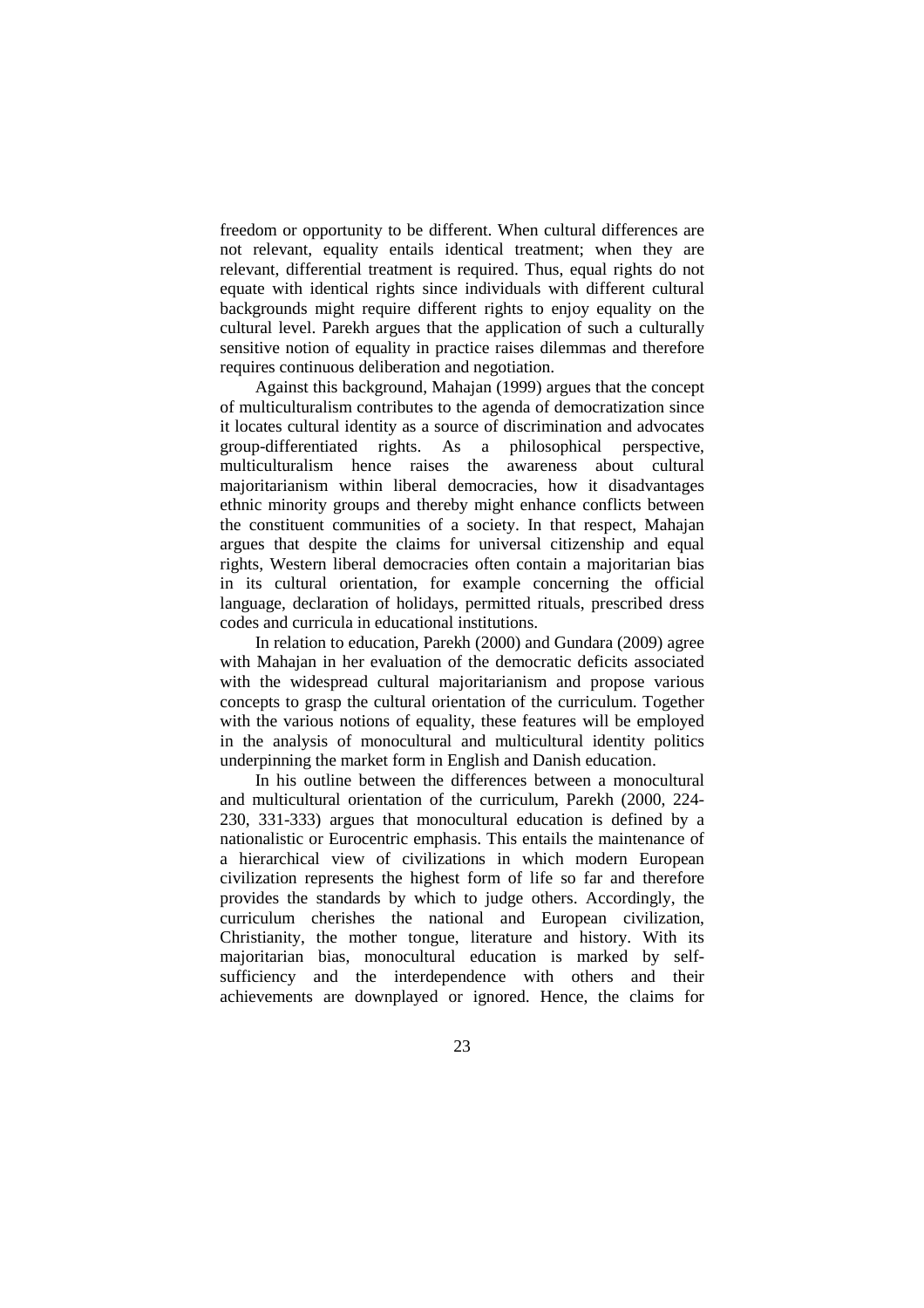freedom or opportunity to be different. When cultural differences are not relevant, equality entails identical treatment; when they are relevant, differential treatment is required. Thus, equal rights do not equate with identical rights since individuals with different cultural backgrounds might require different rights to enjoy equality on the cultural level. Parekh argues that the application of such a culturally sensitive notion of equality in practice raises dilemmas and therefore requires continuous deliberation and negotiation.

Against this background, Mahajan (1999) argues that the concept of multiculturalism contributes to the agenda of democratization since it locates cultural identity as a source of discrimination and advocates group-differentiated rights. As a philosophical perspective, multiculturalism hence raises the awareness about cultural majoritarianism within liberal democracies, how it disadvantages ethnic minority groups and thereby might enhance conflicts between the constituent communities of a society. In that respect, Mahajan argues that despite the claims for universal citizenship and equal rights, Western liberal democracies often contain a majoritarian bias in its cultural orientation, for example concerning the official language, declaration of holidays, permitted rituals, prescribed dress codes and curricula in educational institutions.

In relation to education, Parekh (2000) and Gundara (2009) agree with Mahajan in her evaluation of the democratic deficits associated with the widespread cultural majoritarianism and propose various concepts to grasp the cultural orientation of the curriculum. Together with the various notions of equality, these features will be employed in the analysis of monocultural and multicultural identity politics underpinning the market form in English and Danish education.

In his outline between the differences between a monocultural and multicultural orientation of the curriculum, Parekh (2000, 224-230, 331-333) argues that monocultural education is defined by a nationalistic or Eurocentric emphasis. This entails the maintenance of a hierarchical view of civilizations in which modern European civilization represents the highest form of life so far and therefore provides the standards by which to judge others. Accordingly, the curriculum cherishes the national and European civilization, Christianity, the mother tongue, literature and history. With its majoritarian bias, monocultural education is marked by self-sufficiency and the interdependence with others and their achievements are downplayed or ignored. Hence, the claims for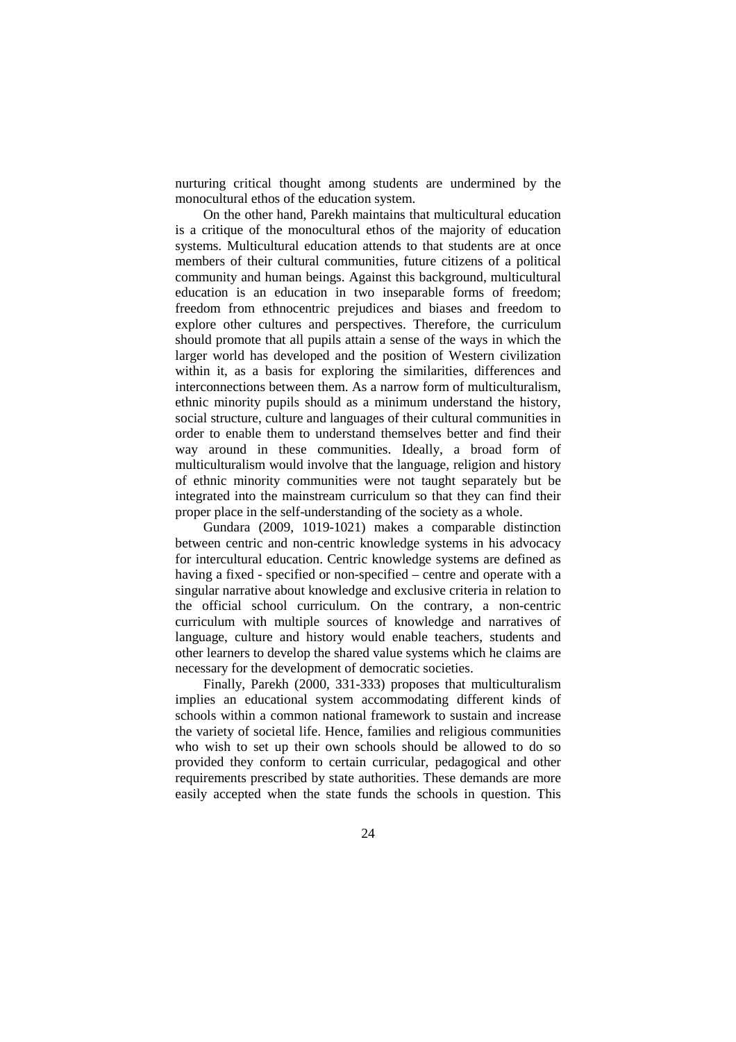nurturing critical thought among students are undermined by the monocultural ethos of the education system.

On the other hand, Parekh maintains that multicultural education is a critique of the monocultural ethos of the majority of education systems. Multicultural education attends to that students are at once members of their cultural communities, future citizens of a political community and human beings. Against this background, multicultural education is an education in two inseparable forms of freedom; freedom from ethnocentric prejudices and biases and freedom to explore other cultures and perspectives. Therefore, the curriculum should promote that all pupils attain a sense of the ways in which the larger world has developed and the position of Western civilization within it, as a basis for exploring the similarities, differences and interconnections between them. As a narrow form of multiculturalism, ethnic minority pupils should as a minimum understand the history, social structure, culture and languages of their cultural communities in order to enable them to understand themselves better and find their way around in these communities. Ideally, a broad form of multiculturalism would involve that the language, religion and history of ethnic minority communities were not taught separately but be integrated into the mainstream curriculum so that they can find their proper place in the self-understanding of the society as a whole.

Gundara (2009, 1019-1021) makes a comparable distinction between centric and non-centric knowledge systems in his advocacy for intercultural education. Centric knowledge systems are defined as having a fixed - specified or non-specified – centre and operate with a singular narrative about knowledge and exclusive criteria in relation to the official school curriculum. On the contrary, a non-centric curriculum with multiple sources of knowledge and narratives of language, culture and history would enable teachers, students and other learners to develop the shared value systems which he claims are necessary for the development of democratic societies.

Finally, Parekh (2000, 331-333) proposes that multiculturalism implies an educational system accommodating different kinds of schools within a common national framework to sustain and increase the variety of societal life. Hence, families and religious communities who wish to set up their own schools should be allowed to do so provided they conform to certain curricular, pedagogical and other requirements prescribed by state authorities. These demands are more easily accepted when the state funds the schools in question. This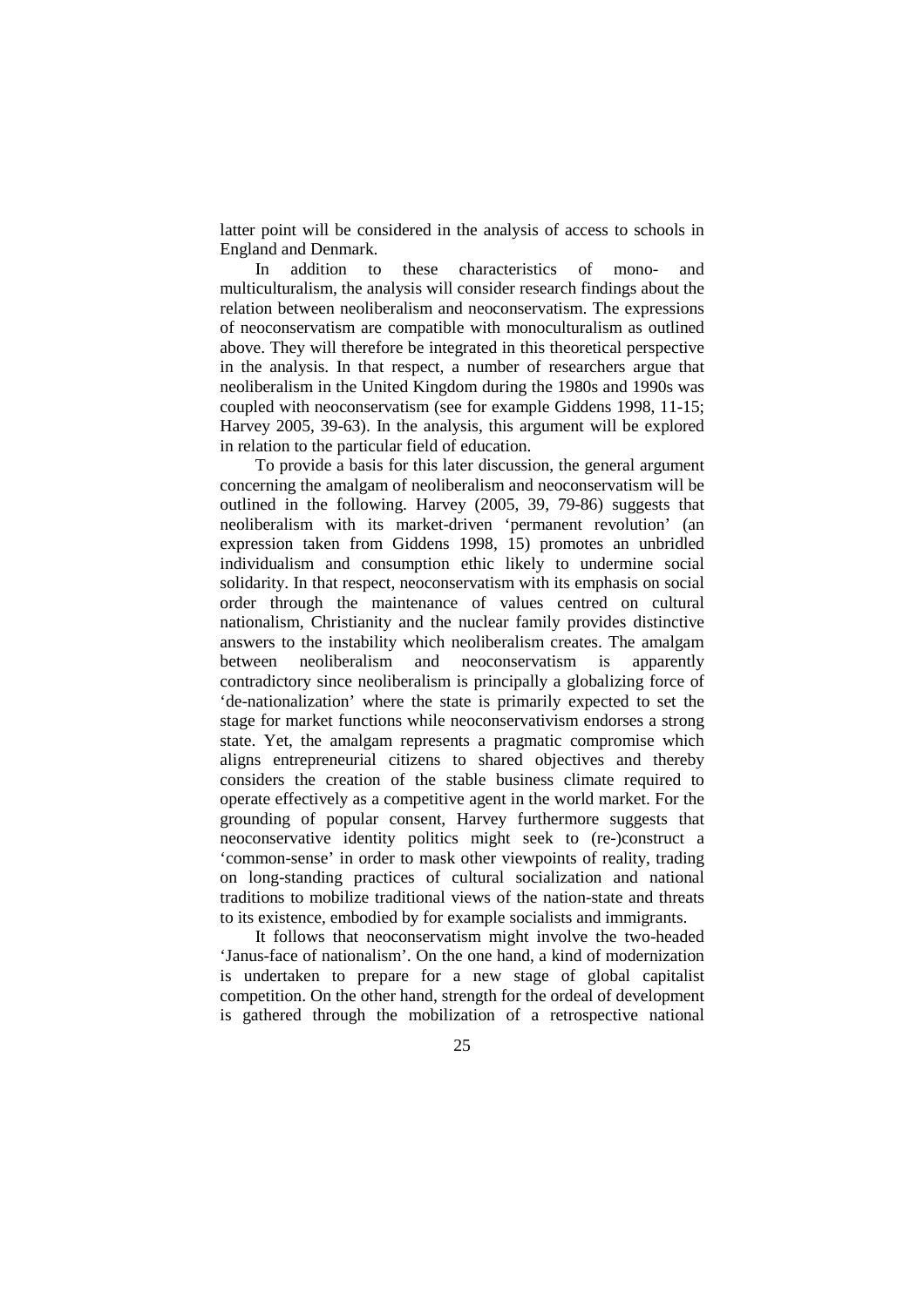latter point will be considered in the analysis of access to schools in England and Denmark.

In addition to these characteristics of mono- and multiculturalism, the analysis will consider research findings about the relation between neoliberalism and neoconservatism. The expressions of neoconservatism are compatible with monoculturalism as outlined above. They will therefore be integrated in this theoretical perspective in the analysis. In that respect, a number of researchers argue that neoliberalism in the United Kingdom during the 1980s and 1990s was coupled with neoconservatism (see for example Giddens 1998, 11-15; Harvey 2005, 39-63). In the analysis, this argument will be explored in relation to the particular field of education.

To provide a basis for this later discussion, the general argument concerning the amalgam of neoliberalism and neoconservatism will be outlined in the following. Harvey (2005, 39, 79-86) suggests that neoliberalism with its market-driven 'permanent revolution' (an expression taken from Giddens 1998, 15) promotes an unbridled individualism and consumption ethic likely to undermine social solidarity. In that respect, neoconservatism with its emphasis on social order through the maintenance of values centred on cultural nationalism, Christianity and the nuclear family provides distinctive answers to the instability which neoliberalism creates. The amalgam between neoliberalism and neoconservatism is apparently contradictory since neoliberalism is principally a globalizing force of 'de-nationalization' where the state is primarily expected to set the stage for market functions while neoconservativism endorses a strong state. Yet, the amalgam represents a pragmatic compromise which aligns entrepreneurial citizens to shared objectives and thereby considers the creation of the stable business climate required to operate effectively as a competitive agent in the world market. For the grounding of popular consent, Harvey furthermore suggests that neoconservative identity politics might seek to (re-)construct a 'common-sense' in order to mask other viewpoints of reality, trading on long-standing practices of cultural socialization and national traditions to mobilize traditional views of the nation-state and threats to its existence, embodied by for example socialists and immigrants.

It follows that neoconservatism might involve the two-headed 'Janus-face of nationalism'. On the one hand, a kind of modernization is undertaken to prepare for a new stage of global capitalist competition. On the other hand, strength for the ordeal of development is gathered through the mobilization of a retrospective national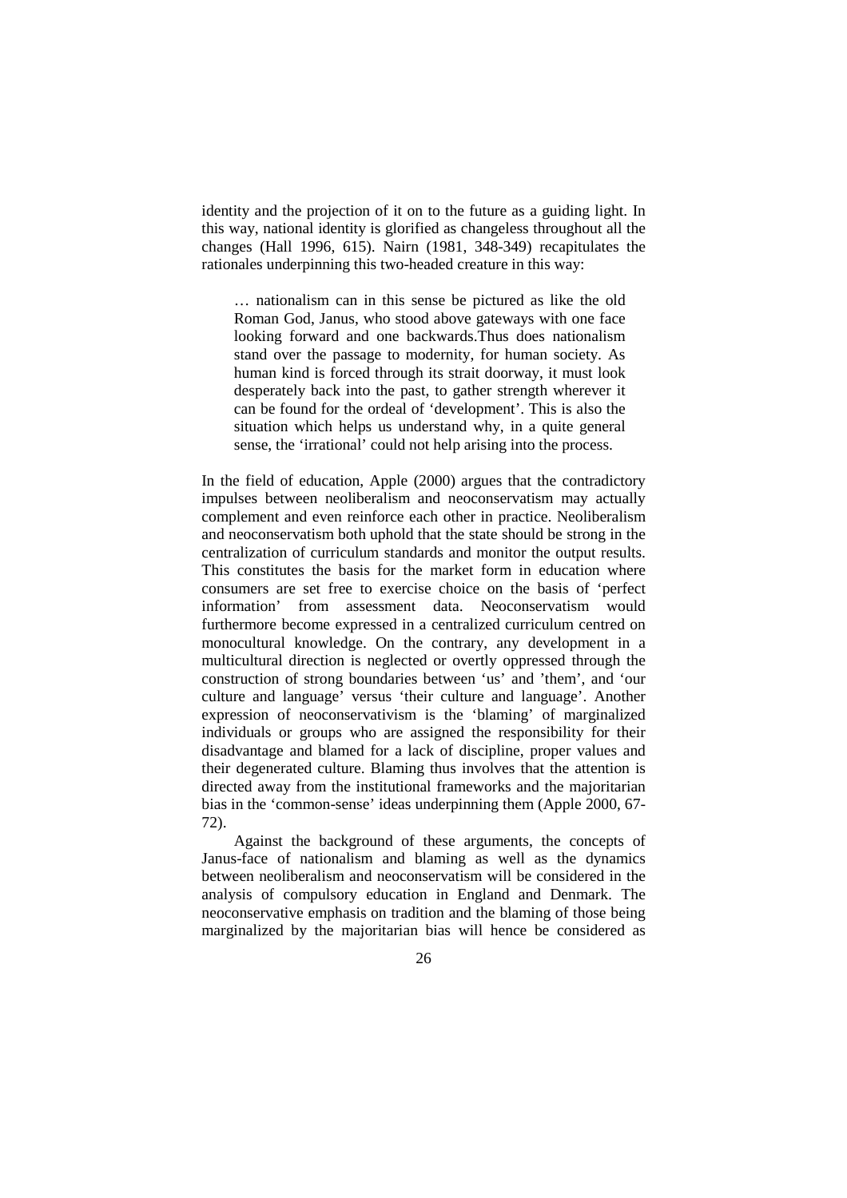identity and the projection of it on to the future as a guiding light. In this way, national identity is glorified as changeless throughout all the changes (Hall 1996, 615). Nairn (1981, 348-349) recapitulates the rationales underpinning this two-headed creature in this way:

> … nationalism can in this sense be pictured as like the old Roman God, Janus, who stood above gateways with one face looking forward and one backwards.Thus does nationalism stand over the passage to modernity, for human society. As human kind is forced through its strait doorway, it must look desperately back into the past, to gather strength wherever it can be found for the ordeal of 'development'. This is also the situation which helps us understand why, in a quite general sense, the 'irrational' could not help arising into the process.

In the field of education, Apple (2000) argues that the contradictory impulses between neoliberalism and neoconservatism may actually complement and even reinforce each other in practice. Neoliberalism and neoconservatism both uphold that the state should be strong in the centralization of curriculum standards and monitor the output results. This constitutes the basis for the market form in education where consumers are set free to exercise choice on the basis of 'perfect information' from assessment data. Neoconservatism would furthermore become expressed in a centralized curriculum centred on monocultural knowledge. On the contrary, any development in a multicultural direction is neglected or overtly oppressed through the construction of strong boundaries between 'us' and 'them', and 'our culture and language' versus 'their culture and language'. Another expression of neoconservativism is the 'blaming' of marginalized individuals or groups who are assigned the responsibility for their disadvantage and blamed for a lack of discipline, proper values and their degenerated culture. Blaming thus involves that the attention is directed away from the institutional frameworks and the majoritarian bias in the 'common-sense' ideas underpinning them (Apple 2000, 67-72).

Against the background of these arguments, the concepts of Janus-face of nationalism and blaming as well as the dynamics between neoliberalism and neoconservatism will be considered in the analysis of compulsory education in England and Denmark. The neoconservative emphasis on tradition and the blaming of those being marginalized by the majoritarian bias will hence be considered as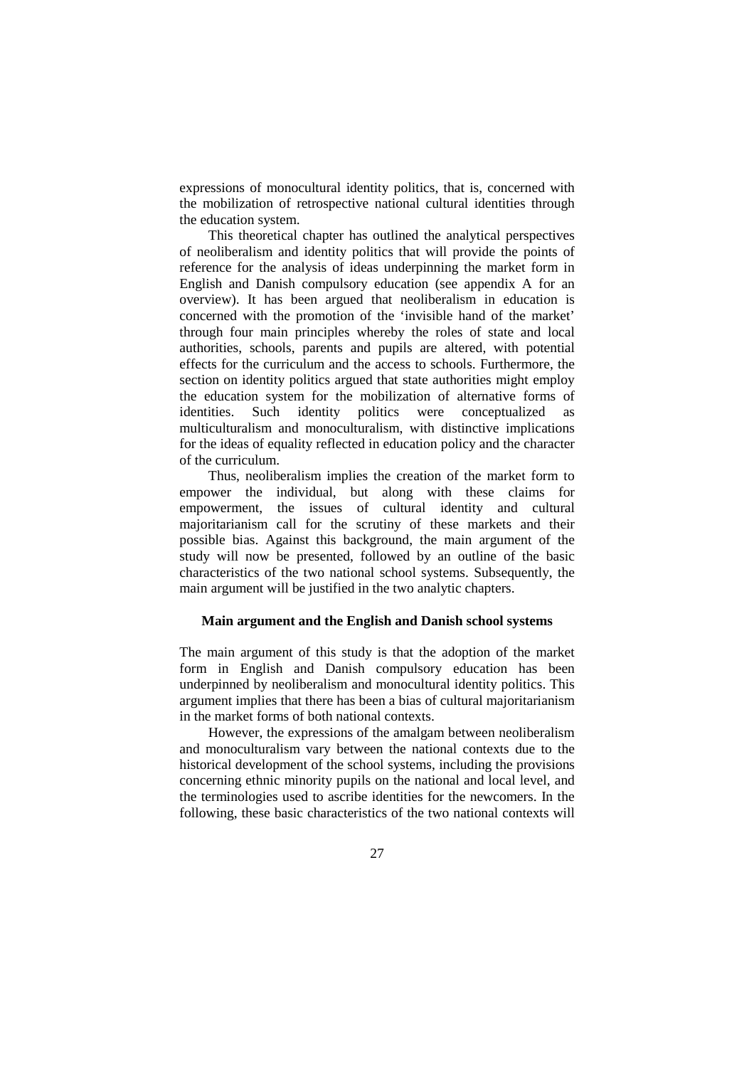expressions of monocultural identity politics, that is, concerned with the mobilization of retrospective national cultural identities through the education system.

This theoretical chapter has outlined the analytical perspectives of neoliberalism and identity politics that will provide the points of reference for the analysis of ideas underpinning the market form in English and Danish compulsory education (see appendix A for an overview). It has been argued that neoliberalism in education is concerned with the promotion of the 'invisible hand of the market' through four main principles whereby the roles of state and local authorities, schools, parents and pupils are altered, with potential effects for the curriculum and the access to schools. Furthermore, the section on identity politics argued that state authorities might employ the education system for the mobilization of alternative forms of identities. Such identity politics were conceptualized as multiculturalism and monoculturalism, with distinctive implications for the ideas of equality reflected in education policy and the character of the curriculum.

Thus, neoliberalism implies the creation of the market form to empower the individual, but along with these claims for empowerment, the issues of cultural identity and cultural majoritarianism call for the scrutiny of these markets and their possible bias. Against this background, the main argument of the study will now be presented, followed by an outline of the basic characteristics of the two national school systems. Subsequently, the main argument will be justified in the two analytic chapters.

### Main argument and the English and Danish school systems

The main argument of this study is that the adoption of the market form in English and Danish compulsory education has been underpinned by neoliberalism and monocultural identity politics. This argument implies that there has been a bias of cultural majoritarianism in the market forms of both national contexts.

However, the expressions of the amalgam between neoliberalism and monoculturalism vary between the national contexts due to the historical development of the school systems, including the provisions concerning ethnic minority pupils on the national and local level, and the terminologies used to ascribe identities for the newcomers. In the following, these basic characteristics of the two national contexts will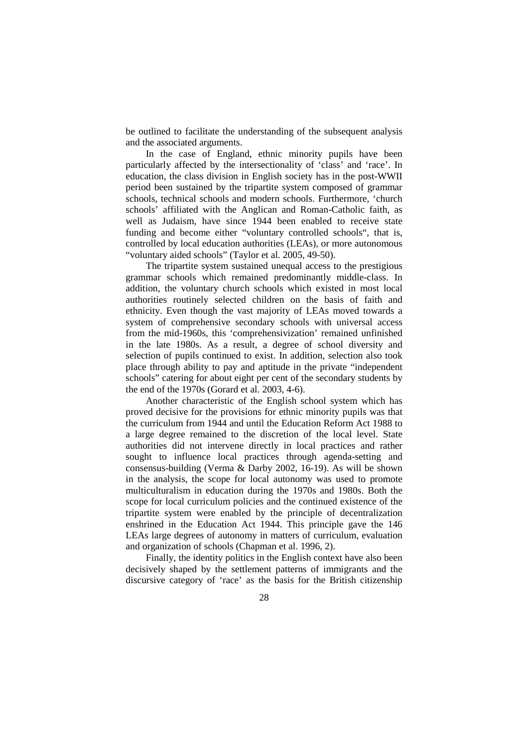be outlined to facilitate the understanding of the subsequent analysis and the associated arguments.

In the case of England, ethnic minority pupils have been particularly affected by the intersectionality of 'class' and 'race'. In education, the class division in English society has in the post-WWII period been sustained by the tripartite system composed of grammar schools, technical schools and modern schools. Furthermore, 'church schools' affiliated with the Anglican and Roman-Catholic faith, as well as Judaism, have since 1944 been enabled to receive state funding and become either "voluntary controlled schools", that is, controlled by local education authorities (LEAs), or more autonomous "voluntary aided schools" (Taylor et al. 2005, 49-50).

The tripartite system sustained unequal access to the prestigious grammar schools which remained predominantly middle-class. In addition, the voluntary church schools which existed in most local authorities routinely selected children on the basis of faith and ethnicity. Even though the vast majority of LEAs moved towards a system of comprehensive secondary schools with universal access from the mid-1960s, this 'comprehensivization' remained unfinished in the late 1980s. As a result, a degree of school diversity and selection of pupils continued to exist. In addition, selection also took place through ability to pay and aptitude in the private "independent schools" catering for about eight per cent of the secondary students by the end of the 1970s (Gorard et al. 2003, 4-6).

Another characteristic of the English school system which has proved decisive for the provisions for ethnic minority pupils was that the curriculum from 1944 and until the Education Reform Act 1988 to a large degree remained to the discretion of the local level. State authorities did not intervene directly in local practices and rather sought to influence local practices through agenda-setting and consensus-building (Verma & Darby 2002, 16-19). As will be shown in the analysis, the scope for local autonomy was used to promote multiculturalism in education during the 1970s and 1980s. Both the scope for local curriculum policies and the continued existence of the tripartite system were enabled by the principle of decentralization enshrined in the Education Act 1944. This principle gave the 146 LEAs large degrees of autonomy in matters of curriculum, evaluation and organization of schools (Chapman et al. 1996, 2).

Finally, the identity politics in the English context have also been decisively shaped by the settlement patterns of immigrants and the discursive category of 'race' as the basis for the British citizenship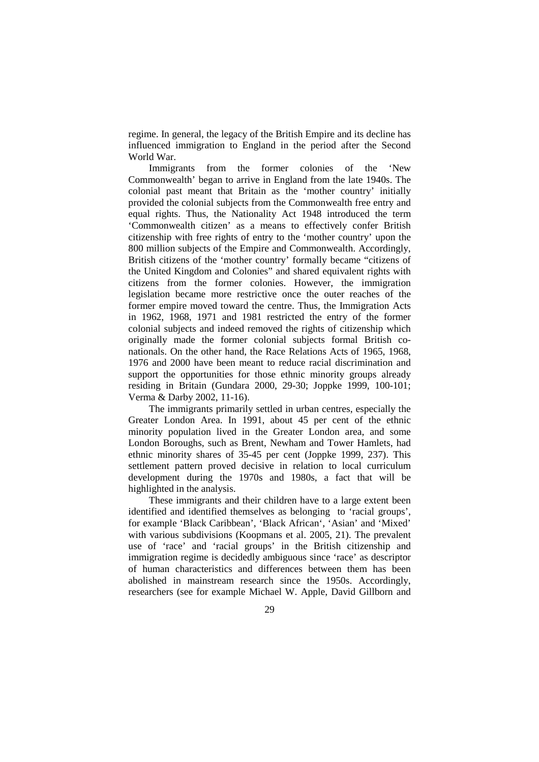regime. In general, the legacy of the British Empire and its decline has influenced immigration to England in the period after the Second World War.

Immigrants from the former colonies of the 'New Commonwealth' began to arrive in England from the late 1940s. The colonial past meant that Britain as the 'mother country' initially provided the colonial subjects from the Commonwealth free entry and equal rights. Thus, the Nationality Act 1948 introduced the term 'Commonwealth citizen' as a means to effectively confer British citizenship with free rights of entry to the 'mother country' upon the 800 million subjects of the Empire and Commonwealth. Accordingly, British citizens of the 'mother country' formally became "citizens of the United Kingdom and Colonies" and shared equivalent rights with citizens from the former colonies. However, the immigration legislation became more restrictive once the outer reaches of the former empire moved toward the centre. Thus, the Immigration Acts in 1962, 1968, 1971 and 1981 restricted the entry of the former colonial subjects and indeed removed the rights of citizenship which originally made the former colonial subjects formal British co-nationals. On the other hand, the Race Relations Acts of 1965, 1968, 1976 and 2000 have been meant to reduce racial discrimination and support the opportunities for those ethnic minority groups already residing in Britain (Gundara 2000, 29-30; Joppke 1999, 100-101; Verma & Darby 2002, 11-16).

The immigrants primarily settled in urban centres, especially the Greater London Area. In 1991, about 45 per cent of the ethnic minority population lived in the Greater London area, and some London Boroughs, such as Brent, Newham and Tower Hamlets, had ethnic minority shares of 35-45 per cent (Joppke 1999, 237). This settlement pattern proved decisive in relation to local curriculum development during the 1970s and 1980s, a fact that will be highlighted in the analysis.

These immigrants and their children have to a large extent been identified and identified themselves as belonging to 'racial groups', for example 'Black Caribbean', 'Black African', 'Asian' and 'Mixed' with various subdivisions (Koopmans et al. 2005, 21). The prevalent use of 'race' and 'racial groups' in the British citizenship and immigration regime is decidedly ambiguous since 'race' as descriptor of human characteristics and differences between them has been abolished in mainstream research since the 1950s. Accordingly, researchers (see for example Michael W. Apple, David Gillborn and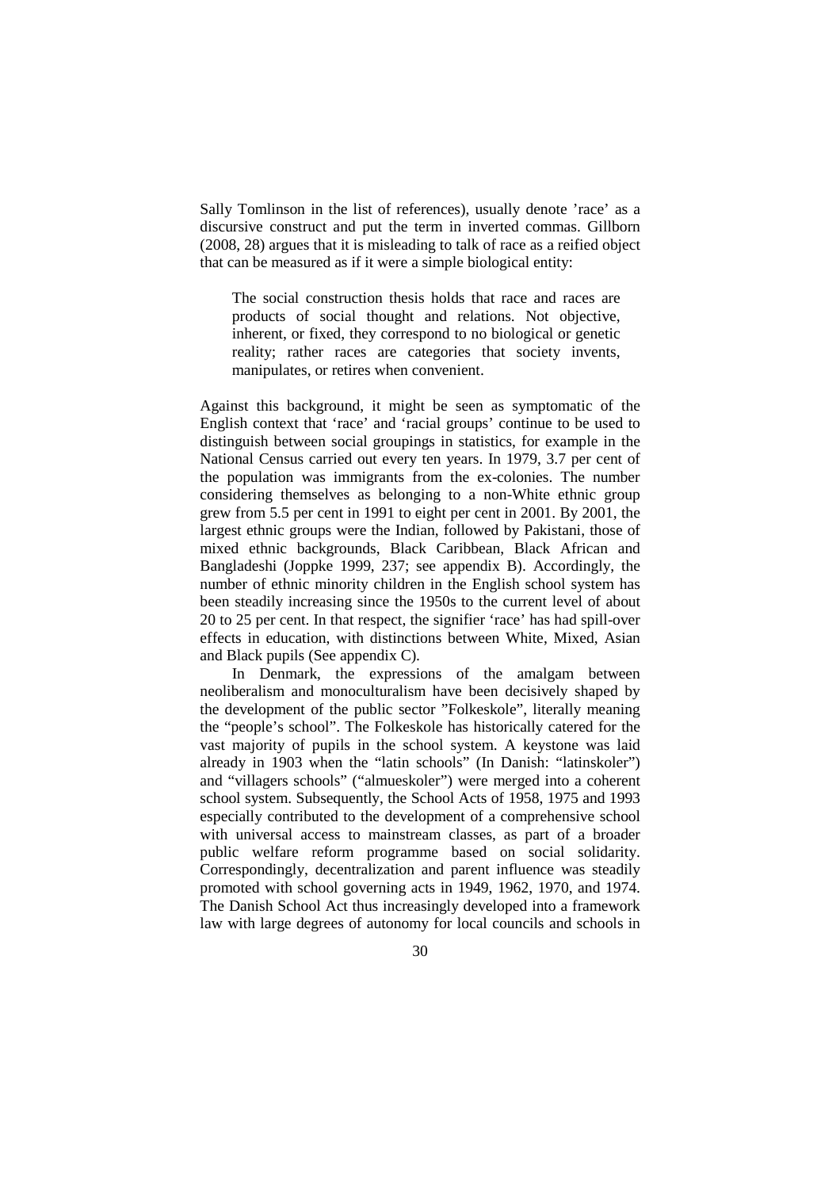Sally Tomlinson in the list of references), usually denote 'race' as a discursive construct and put the term in inverted commas. Gillborn (2008, 28) argues that it is misleading to talk of race as a reified object that can be measured as if it were a simple biological entity:

> The social construction thesis holds that race and races are products of social thought and relations. Not objective, inherent, or fixed, they correspond to no biological or genetic reality; rather races are categories that society invents, manipulates, or retires when convenient.

Against this background, it might be seen as symptomatic of the English context that 'race' and 'racial groups' continue to be used to distinguish between social groupings in statistics, for example in the National Census carried out every ten years. In 1979, 3.7 per cent of the population was immigrants from the ex-colonies. The number considering themselves as belonging to a non-White ethnic group grew from 5.5 per cent in 1991 to eight per cent in 2001. By 2001, the largest ethnic groups were the Indian, followed by Pakistani, those of mixed ethnic backgrounds, Black Caribbean, Black African and Bangladeshi (Joppke 1999, 237; see appendix B). Accordingly, the number of ethnic minority children in the English school system has been steadily increasing since the 1950s to the current level of about 20 to 25 per cent. In that respect, the signifier 'race' has had spill-over effects in education, with distinctions between White, Mixed, Asian and Black pupils (See appendix C).

In Denmark, the expressions of the amalgam between neoliberalism and monoculturalism have been decisively shaped by the development of the public sector "Folkeskole", literally meaning the "people's school". The Folkeskole has historically catered for the vast majority of pupils in the school system. A keystone was laid already in 1903 when the "latin schools" (In Danish: "latinskoler") and "villagers schools" ("almueskoler") were merged into a coherent school system. Subsequently, the School Acts of 1958, 1975 and 1993 especially contributed to the development of a comprehensive school with universal access to mainstream classes, as part of a broader public welfare reform programme based on social solidarity. Correspondingly, decentralization and parent influence was steadily promoted with school governing acts in 1949, 1962, 1970, and 1974. The Danish School Act thus increasingly developed into a framework law with large degrees of autonomy for local councils and schools in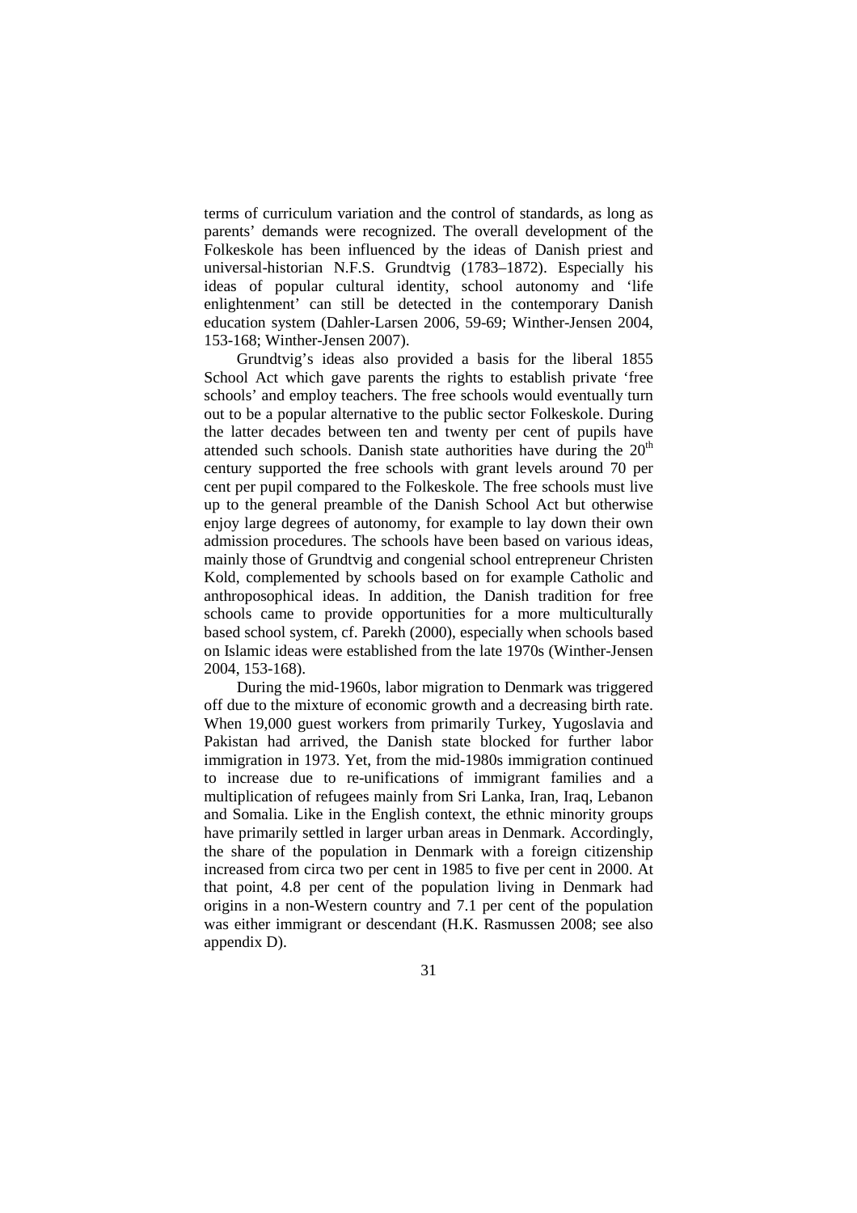terms of curriculum variation and the control of standards, as long as parents' demands were recognized. The overall development of the Folkeskole has been influenced by the ideas of Danish priest and universal-historian N.F.S. Grundtvig (1783–1872). Especially his ideas of popular cultural identity, school autonomy and 'life enlightenment' can still be detected in the contemporary Danish education system (Dahler-Larsen 2006, 59-69; Winther-Jensen 2004, 153-168; Winther-Jensen 2007).

Grundtvig's ideas also provided a basis for the liberal 1855 School Act which gave parents the rights to establish private 'free schools' and employ teachers. The free schools would eventually turn out to be a popular alternative to the public sector Folkeskole. During the latter decades between ten and twenty per cent of pupils have attended such schools. Danish state authorities have during the 20th century supported the free schools with grant levels around 70 per cent per pupil compared to the Folkeskole. The free schools must live up to the general preamble of the Danish School Act but otherwise enjoy large degrees of autonomy, for example to lay down their own admission procedures. The schools have been based on various ideas, mainly those of Grundtvig and congenial school entrepreneur Christen Kold, complemented by schools based on for example Catholic and anthroposophical ideas. In addition, the Danish tradition for free schools came to provide opportunities for a more multiculturally based school system, cf. Parekh (2000), especially when schools based on Islamic ideas were established from the late 1970s (Winther-Jensen 2004, 153-168).

During the mid-1960s, labor migration to Denmark was triggered off due to the mixture of economic growth and a decreasing birth rate. When 19,000 guest workers from primarily Turkey, Yugoslavia and Pakistan had arrived, the Danish state blocked for further labor immigration in 1973. Yet, from the mid-1980s immigration continued to increase due to re-unifications of immigrant families and a multiplication of refugees mainly from Sri Lanka, Iran, Iraq, Lebanon and Somalia. Like in the English context, the ethnic minority groups have primarily settled in larger urban areas in Denmark. Accordingly, the share of the population in Denmark with a foreign citizenship increased from circa two per cent in 1985 to five per cent in 2000. At that point, 4.8 per cent of the population living in Denmark had origins in a non-Western country and 7.1 per cent of the population was either immigrant or descendant (H.K. Rasmussen 2008; see also appendix D).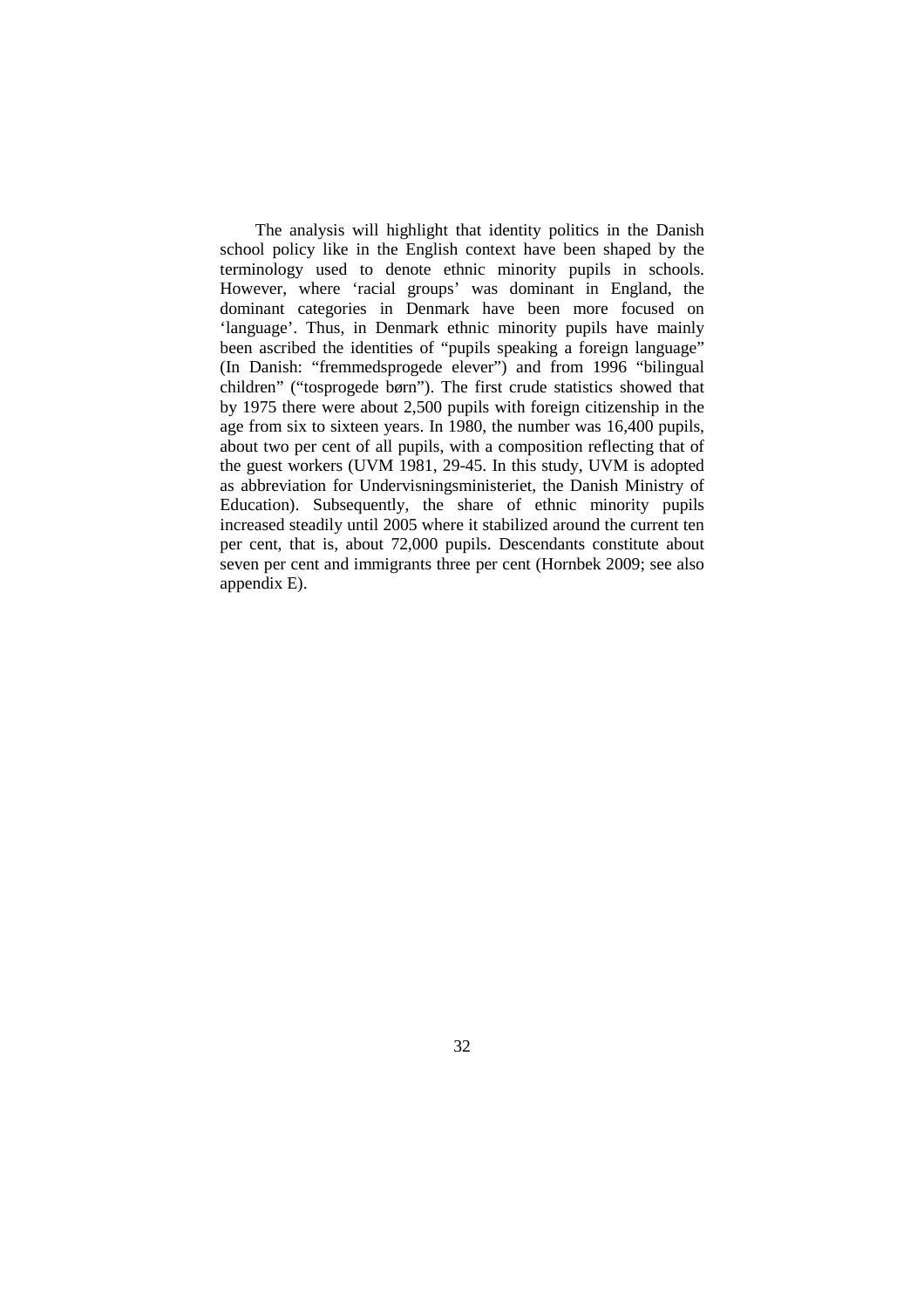The analysis will highlight that identity politics in the Danish school policy like in the English context have been shaped by the terminology used to denote ethnic minority pupils in schools. However, where 'racial groups' was dominant in England, the dominant categories in Denmark have been more focused on 'language'. Thus, in Denmark ethnic minority pupils have mainly been ascribed the identities of "pupils speaking a foreign language" (In Danish: "fremmedsprogede elever") and from 1996 "bilingual children" ("tosprogede børn"). The first crude statistics showed that by 1975 there were about 2,500 pupils with foreign citizenship in the age from six to sixteen years. In 1980, the number was 16,400 pupils, about two per cent of all pupils, with a composition reflecting that of the guest workers (UVM 1981, 29-45. In this study, UVM is adopted as abbreviation for Undervisningsministeriet, the Danish Ministry of Education). Subsequently, the share of ethnic minority pupils increased steadily until 2005 where it stabilized around the current ten per cent, that is, about 72,000 pupils. Descendants constitute about seven per cent and immigrants three per cent (Hornbek 2009; see also appendix E).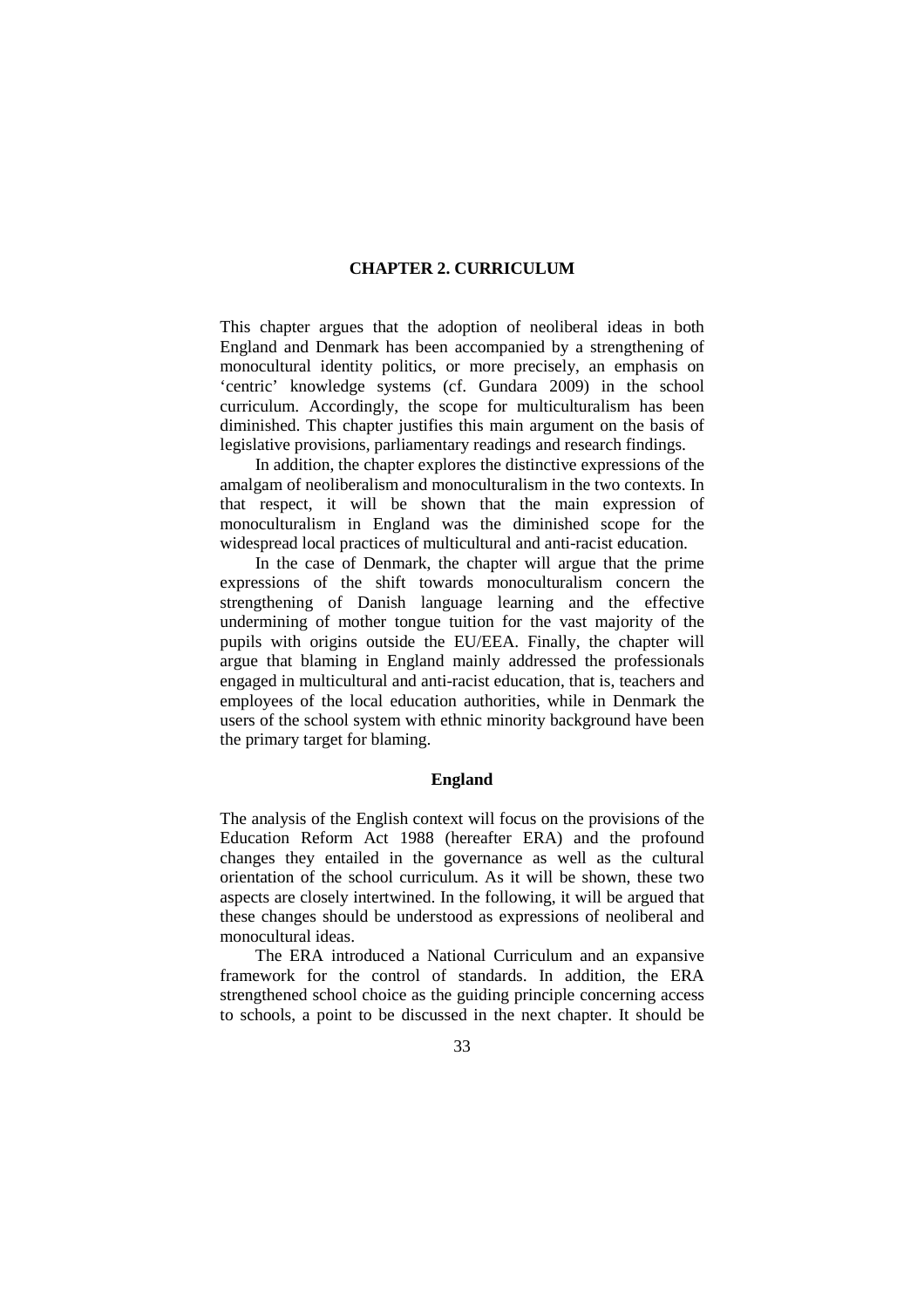# CHAPTER 2. CURRICULUM

This chapter argues that the adoption of neoliberal ideas in both England and Denmark has been accompanied by a strengthening of monocultural identity politics, or more precisely, an emphasis on 'centric' knowledge systems (cf. Gundara 2009) in the school curriculum. Accordingly, the scope for multiculturalism has been diminished. This chapter justifies this main argument on the basis of legislative provisions, parliamentary readings and research findings.

In addition, the chapter explores the distinctive expressions of the amalgam of neoliberalism and monoculturalism in the two contexts. In that respect, it will be shown that the main expression of monoculturalism in England was the diminished scope for the widespread local practices of multicultural and anti-racist education.

In the case of Denmark, the chapter will argue that the prime expressions of the shift towards monoculturalism concern the strengthening of Danish language learning and the effective undermining of mother tongue tuition for the vast majority of the pupils with origins outside the EU/EEA. Finally, the chapter will argue that blaming in England mainly addressed the professionals engaged in multicultural and anti-racist education, that is, teachers and employees of the local education authorities, while in Denmark the users of the school system with ethnic minority background have been the primary target for blaming.

## England

The analysis of the English context will focus on the provisions of the Education Reform Act 1988 (hereafter ERA) and the profound changes they entailed in the governance as well as the cultural orientation of the school curriculum. As it will be shown, these two aspects are closely intertwined. In the following, it will be argued that these changes should be understood as expressions of neoliberal and monocultural ideas.

The ERA introduced a National Curriculum and an expansive framework for the control of standards. In addition, the ERA strengthened school choice as the guiding principle concerning access to schools, a point to be discussed in the next chapter. It should be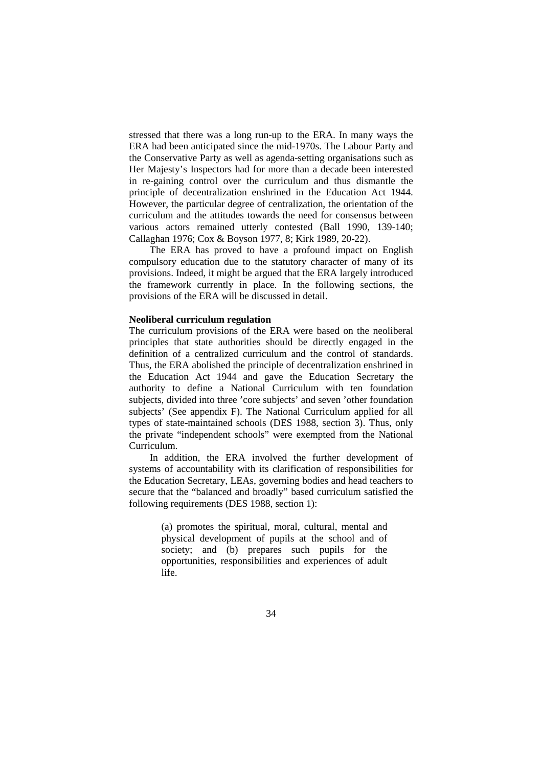stressed that there was a long run-up to the ERA. In many ways the ERA had been anticipated since the mid-1970s. The Labour Party and the Conservative Party as well as agenda-setting organisations such as Her Majesty's Inspectors had for more than a decade been interested in re-gaining control over the curriculum and thus dismantle the principle of decentralization enshrined in the Education Act 1944. However, the particular degree of centralization, the orientation of the curriculum and the attitudes towards the need for consensus between various actors remained utterly contested (Ball 1990, 139-140; Callaghan 1976; Cox & Boyson 1977, 8; Kirk 1989, 20-22).

The ERA has proved to have a profound impact on English compulsory education due to the statutory character of many of its provisions. Indeed, it might be argued that the ERA largely introduced the framework currently in place. In the following sections, the provisions of the ERA will be discussed in detail.

**Neoliberal curriculum regulation**

The curriculum provisions of the ERA were based on the neoliberal principles that state authorities should be directly engaged in the definition of a centralized curriculum and the control of standards. Thus, the ERA abolished the principle of decentralization enshrined in the Education Act 1944 and gave the Education Secretary the authority to define a National Curriculum with ten foundation subjects, divided into three 'core subjects' and seven 'other foundation subjects' (See appendix F). The National Curriculum applied for all types of state-maintained schools (DES 1988, section 3). Thus, only the private "independent schools" were exempted from the National Curriculum.

In addition, the ERA involved the further development of systems of accountability with its clarification of responsibilities for the Education Secretary, LEAs, governing bodies and head teachers to secure that the "balanced and broadly" based curriculum satisfied the following requirements (DES 1988, section 1):

> (a) promotes the spiritual, moral, cultural, mental and physical development of pupils at the school and of society; and (b) prepares such pupils for the opportunities, responsibilities and experiences of adult life.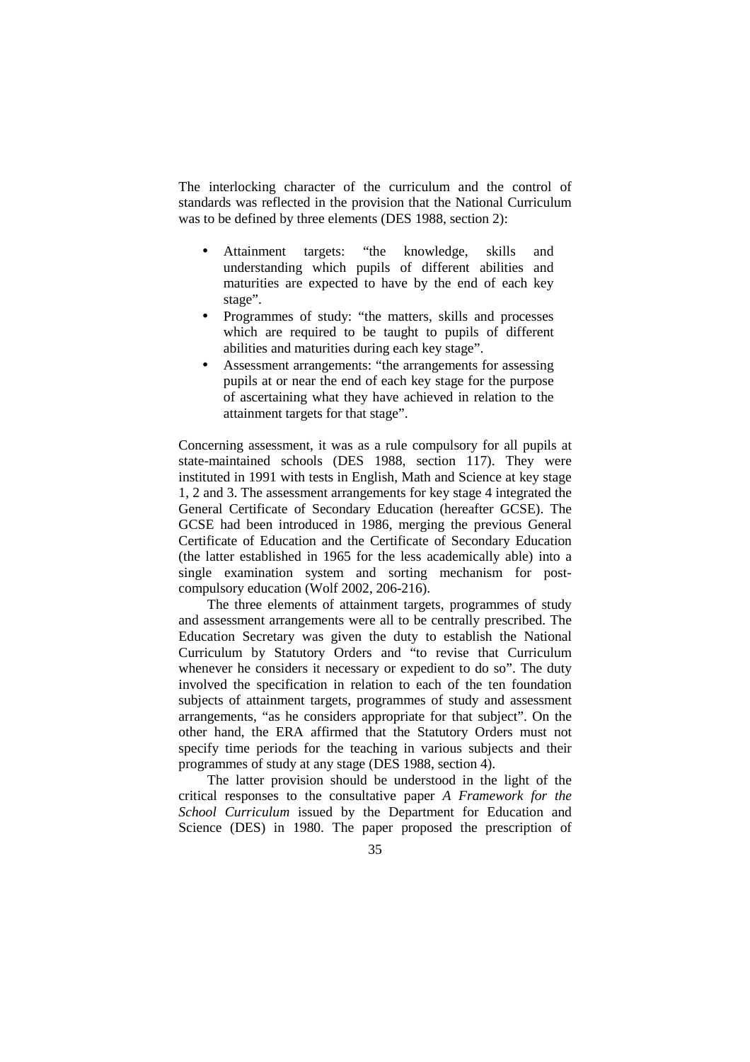The interlocking character of the curriculum and the control of standards was reflected in the provision that the National Curriculum was to be defined by three elements (DES 1988, section 2):

- Attainment targets: "the knowledge, skills and understanding which pupils of different abilities and maturities are expected to have by the end of each key stage".
- Programmes of study: "the matters, skills and processes which are required to be taught to pupils of different abilities and maturities during each key stage".
- Assessment arrangements: "the arrangements for assessing pupils at or near the end of each key stage for the purpose of ascertaining what they have achieved in relation to the attainment targets for that stage".

Concerning assessment, it was as a rule compulsory for all pupils at state-maintained schools (DES 1988, section 117). They were instituted in 1991 with tests in English, Math and Science at key stage 1, 2 and 3. The assessment arrangements for key stage 4 integrated the General Certificate of Secondary Education (hereafter GCSE). The GCSE had been introduced in 1986, merging the previous General Certificate of Education and the Certificate of Secondary Education (the latter established in 1965 for the less academically able) into a single examination system and sorting mechanism for post-compulsory education (Wolf 2002, 206-216).

The three elements of attainment targets, programmes of study and assessment arrangements were all to be centrally prescribed. The Education Secretary was given the duty to establish the National Curriculum by Statutory Orders and "to revise that Curriculum whenever he considers it necessary or expedient to do so". The duty involved the specification in relation to each of the ten foundation subjects of attainment targets, programmes of study and assessment arrangements, "as he considers appropriate for that subject". On the other hand, the ERA affirmed that the Statutory Orders must not specify time periods for the teaching in various subjects and their programmes of study at any stage (DES 1988, section 4).

The latter provision should be understood in the light of the critical responses to the consultative paper *A Framework for the School Curriculum* issued by the Department for Education and Science (DES) in 1980. The paper proposed the prescription of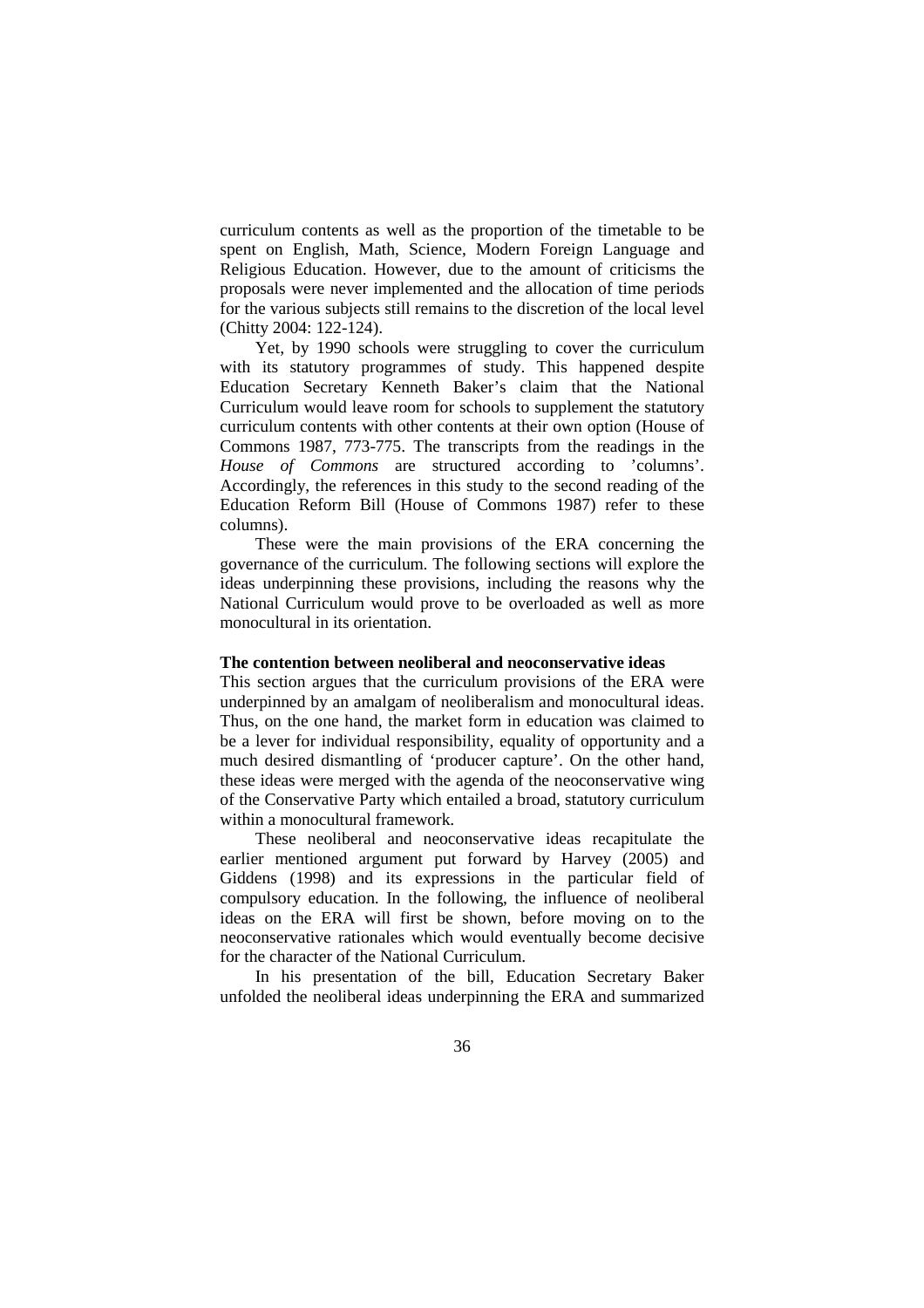curriculum contents as well as the proportion of the timetable to be spent on English, Math, Science, Modern Foreign Language and Religious Education. However, due to the amount of criticisms the proposals were never implemented and the allocation of time periods for the various subjects still remains to the discretion of the local level (Chitty 2004: 122-124).

Yet, by 1990 schools were struggling to cover the curriculum with its statutory programmes of study. This happened despite Education Secretary Kenneth Baker's claim that the National Curriculum would leave room for schools to supplement the statutory curriculum contents with other contents at their own option (House of Commons 1987, 773-775. The transcripts from the readings in the *House of Commons* are structured according to 'columns'. Accordingly, the references in this study to the second reading of the Education Reform Bill (House of Commons 1987) refer to these columns).

These were the main provisions of the ERA concerning the governance of the curriculum. The following sections will explore the ideas underpinning these provisions, including the reasons why the National Curriculum would prove to be overloaded as well as more monocultural in its orientation.

**The contention between neoliberal and neoconservative ideas**

This section argues that the curriculum provisions of the ERA were underpinned by an amalgam of neoliberalism and monocultural ideas. Thus, on the one hand, the market form in education was claimed to be a lever for individual responsibility, equality of opportunity and a much desired dismantling of 'producer capture'. On the other hand, these ideas were merged with the agenda of the neoconservative wing of the Conservative Party which entailed a broad, statutory curriculum within a monocultural framework.

These neoliberal and neoconservative ideas recapitulate the earlier mentioned argument put forward by Harvey (2005) and Giddens (1998) and its expressions in the particular field of compulsory education. In the following, the influence of neoliberal ideas on the ERA will first be shown, before moving on to the neoconservative rationales which would eventually become decisive for the character of the National Curriculum.

In his presentation of the bill, Education Secretary Baker unfolded the neoliberal ideas underpinning the ERA and summarized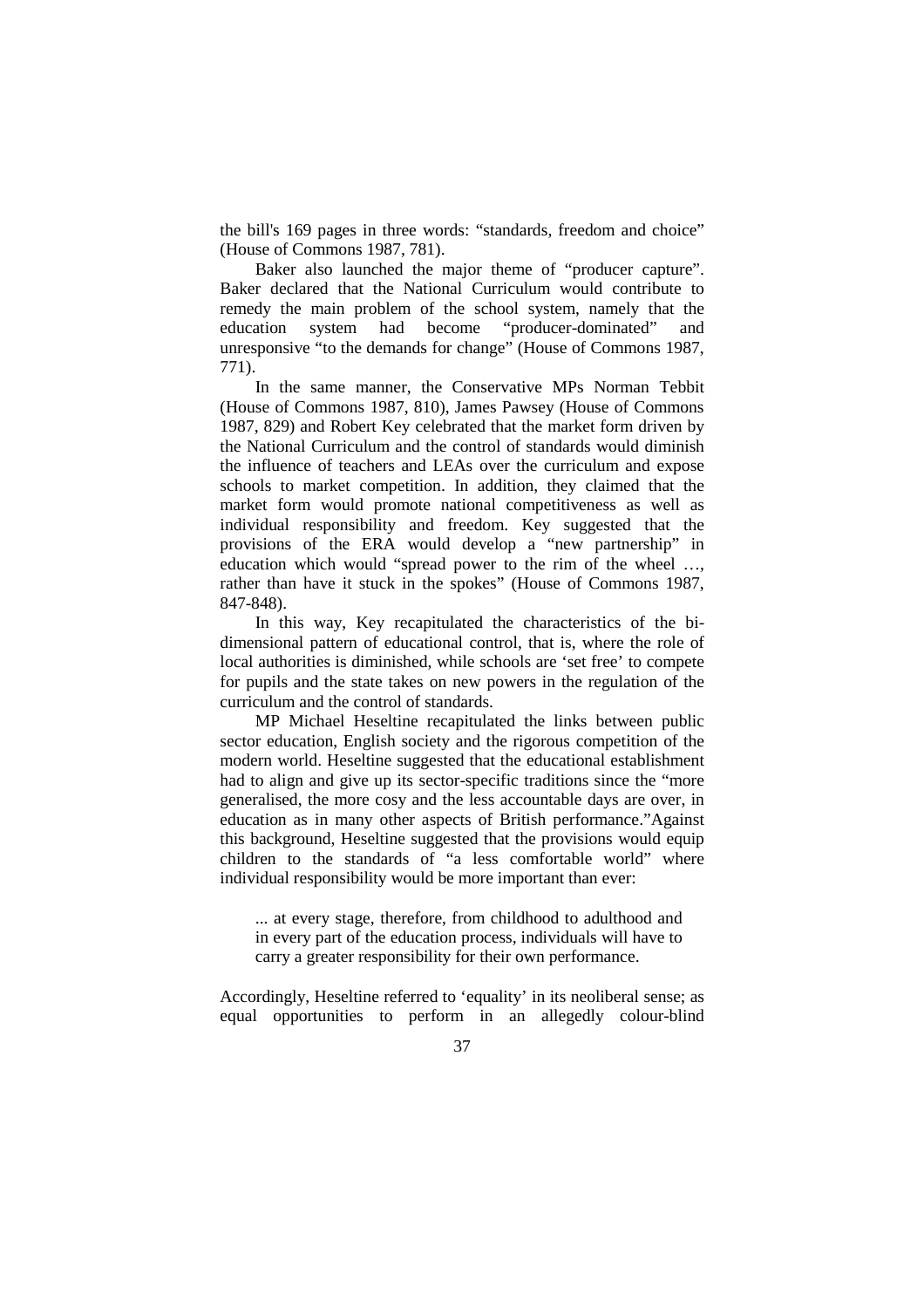the bill's 169 pages in three words: “standards, freedom and choice” (House of Commons 1987, 781).

Baker also launched the major theme of “producer capture”. Baker declared that the National Curriculum would contribute to remedy the main problem of the school system, namely that the education system had become “producer-dominated” and unresponsive “to the demands for change” (House of Commons 1987, 771).

In the same manner, the Conservative MPs Norman Tebbit (House of Commons 1987, 810), James Pawsey (House of Commons 1987, 829) and Robert Key celebrated that the market form driven by the National Curriculum and the control of standards would diminish the influence of teachers and LEAs over the curriculum and expose schools to market competition. In addition, they claimed that the market form would promote national competitiveness as well as individual responsibility and freedom. Key suggested that the provisions of the ERA would develop a “new partnership” in education which would “spread power to the rim of the wheel …, rather than have it stuck in the spokes” (House of Commons 1987, 847-848).

In this way, Key recapitulated the characteristics of the bi-dimensional pattern of educational control, that is, where the role of local authorities is diminished, while schools are ‘set free’ to compete for pupils and the state takes on new powers in the regulation of the curriculum and the control of standards.

MP Michael Heseltine recapitulated the links between public sector education, English society and the rigorous competition of the modern world. Heseltine suggested that the educational establishment had to align and give up its sector-specific traditions since the “more generalised, the more cosy and the less accountable days are over, in education as in many other aspects of British performance.”Against this background, Heseltine suggested that the provisions would equip children to the standards of “a less comfortable world” where individual responsibility would be more important than ever:

> ... at every stage, therefore, from childhood to adulthood and in every part of the education process, individuals will have to carry a greater responsibility for their own performance.

Accordingly, Heseltine referred to ‘equality’ in its neoliberal sense; as equal opportunities to perform in an allegedly colour-blind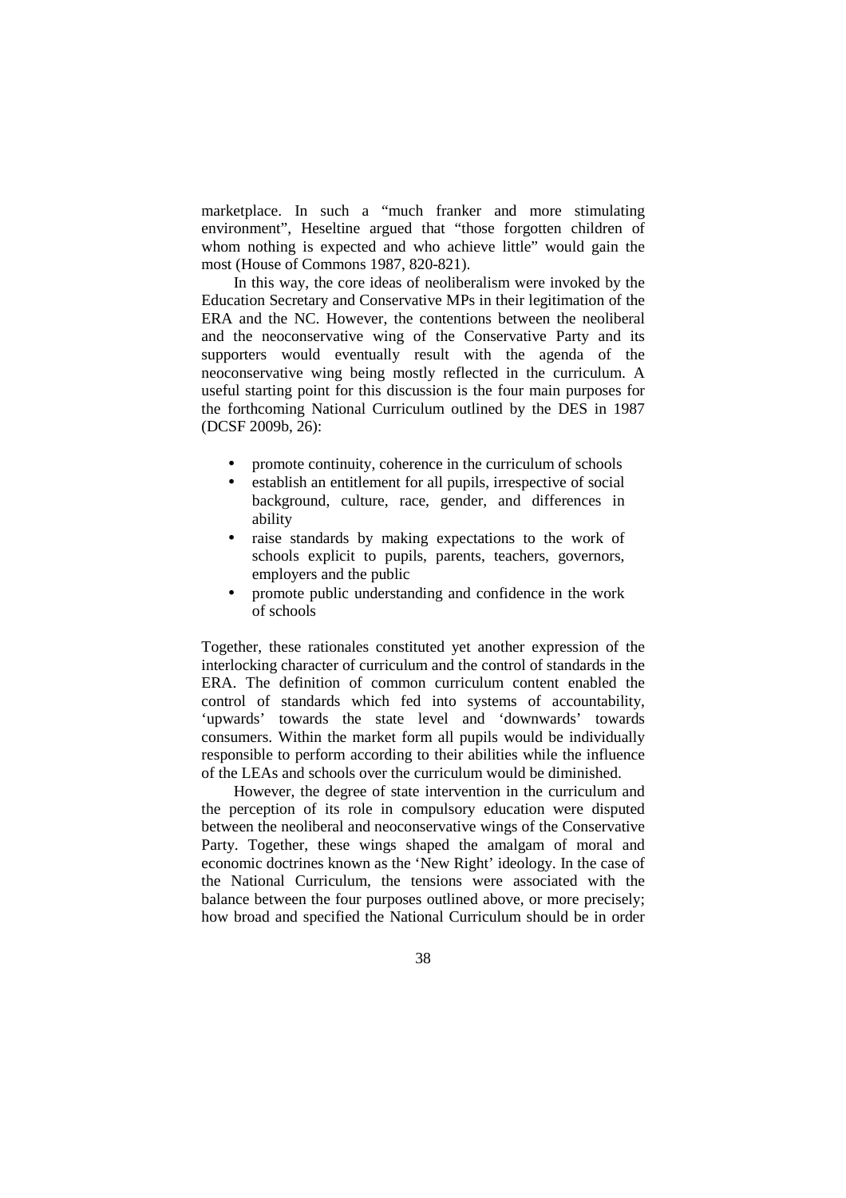marketplace. In such a "much franker and more stimulating environment", Heseltine argued that "those forgotten children of whom nothing is expected and who achieve little" would gain the most (House of Commons 1987, 820-821).

In this way, the core ideas of neoliberalism were invoked by the Education Secretary and Conservative MPs in their legitimation of the ERA and the NC. However, the contentions between the neoliberal and the neoconservative wing of the Conservative Party and its supporters would eventually result with the agenda of the neoconservative wing being mostly reflected in the curriculum. A useful starting point for this discussion is the four main purposes for the forthcoming National Curriculum outlined by the DES in 1987 (DCSF 2009b, 26):

- promote continuity, coherence in the curriculum of schools
- establish an entitlement for all pupils, irrespective of social background, culture, race, gender, and differences in ability
- raise standards by making expectations to the work of schools explicit to pupils, parents, teachers, governors, employers and the public
- promote public understanding and confidence in the work of schools

Together, these rationales constituted yet another expression of the interlocking character of curriculum and the control of standards in the ERA. The definition of common curriculum content enabled the control of standards which fed into systems of accountability, 'upwards' towards the state level and 'downwards' towards consumers. Within the market form all pupils would be individually responsible to perform according to their abilities while the influence of the LEAs and schools over the curriculum would be diminished.

However, the degree of state intervention in the curriculum and the perception of its role in compulsory education were disputed between the neoliberal and neoconservative wings of the Conservative Party. Together, these wings shaped the amalgam of moral and economic doctrines known as the 'New Right' ideology. In the case of the National Curriculum, the tensions were associated with the balance between the four purposes outlined above, or more precisely; how broad and specified the National Curriculum should be in order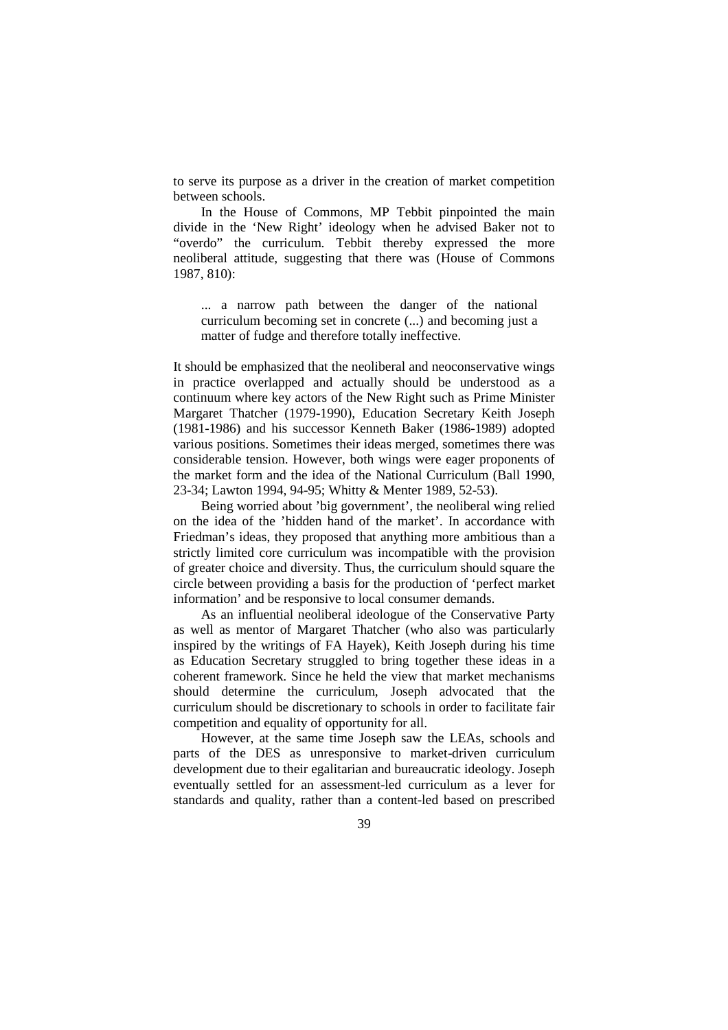to serve its purpose as a driver in the creation of market competition between schools.

In the House of Commons, MP Tebbit pinpointed the main divide in the 'New Right' ideology when he advised Baker not to "overdo" the curriculum. Tebbit thereby expressed the more neoliberal attitude, suggesting that there was (House of Commons 1987, 810):

> ... a narrow path between the danger of the national curriculum becoming set in concrete (...) and becoming just a matter of fudge and therefore totally ineffective.

It should be emphasized that the neoliberal and neoconservative wings in practice overlapped and actually should be understood as a continuum where key actors of the New Right such as Prime Minister Margaret Thatcher (1979-1990), Education Secretary Keith Joseph (1981-1986) and his successor Kenneth Baker (1986-1989) adopted various positions. Sometimes their ideas merged, sometimes there was considerable tension. However, both wings were eager proponents of the market form and the idea of the National Curriculum (Ball 1990, 23-34; Lawton 1994, 94-95; Whitty & Menter 1989, 52-53).

Being worried about 'big government', the neoliberal wing relied on the idea of the 'hidden hand of the market'. In accordance with Friedman's ideas, they proposed that anything more ambitious than a strictly limited core curriculum was incompatible with the provision of greater choice and diversity. Thus, the curriculum should square the circle between providing a basis for the production of 'perfect market information' and be responsive to local consumer demands.

As an influential neoliberal ideologue of the Conservative Party as well as mentor of Margaret Thatcher (who also was particularly inspired by the writings of FA Hayek), Keith Joseph during his time as Education Secretary struggled to bring together these ideas in a coherent framework. Since he held the view that market mechanisms should determine the curriculum, Joseph advocated that the curriculum should be discretionary to schools in order to facilitate fair competition and equality of opportunity for all.

However, at the same time Joseph saw the LEAs, schools and parts of the DES as unresponsive to market-driven curriculum development due to their egalitarian and bureaucratic ideology. Joseph eventually settled for an assessment-led curriculum as a lever for standards and quality, rather than a content-led based on prescribed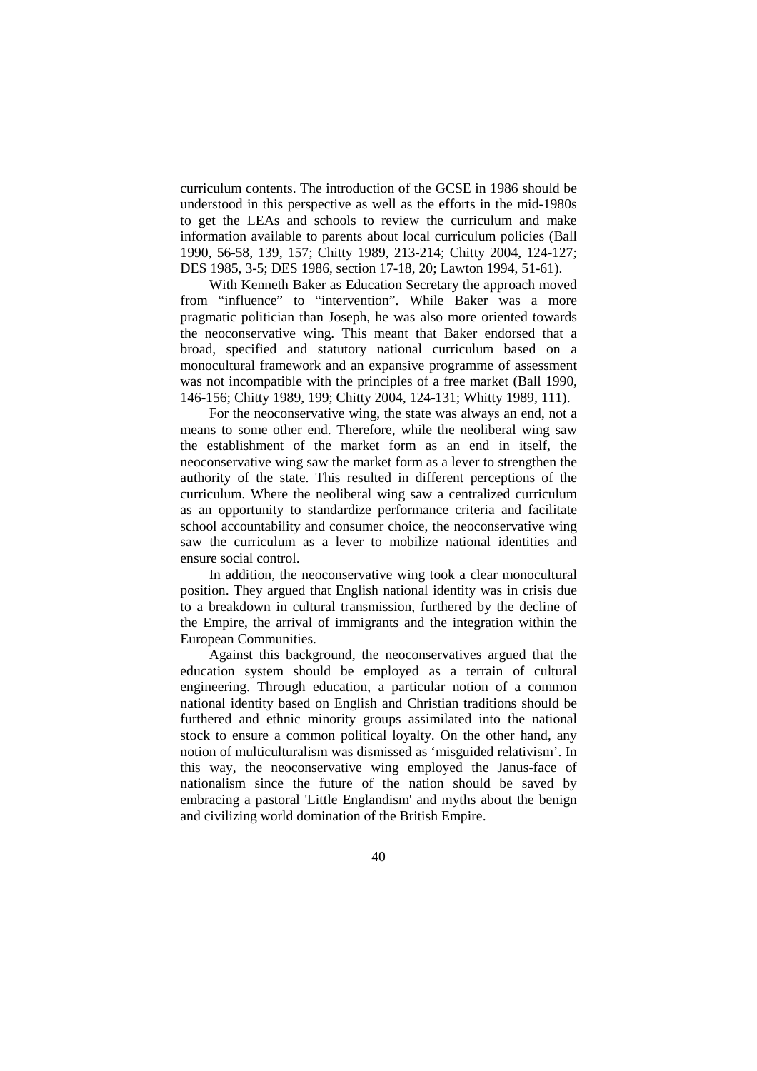curriculum contents. The introduction of the GCSE in 1986 should be understood in this perspective as well as the efforts in the mid-1980s to get the LEAs and schools to review the curriculum and make information available to parents about local curriculum policies (Ball 1990, 56-58, 139, 157; Chitty 1989, 213-214; Chitty 2004, 124-127; DES 1985, 3-5; DES 1986, section 17-18, 20; Lawton 1994, 51-61).

With Kenneth Baker as Education Secretary the approach moved from "influence" to "intervention". While Baker was a more pragmatic politician than Joseph, he was also more oriented towards the neoconservative wing. This meant that Baker endorsed that a broad, specified and statutory national curriculum based on a monocultural framework and an expansive programme of assessment was not incompatible with the principles of a free market (Ball 1990, 146-156; Chitty 1989, 199; Chitty 2004, 124-131; Whitty 1989, 111).

For the neoconservative wing, the state was always an end, not a means to some other end. Therefore, while the neoliberal wing saw the establishment of the market form as an end in itself, the neoconservative wing saw the market form as a lever to strengthen the authority of the state. This resulted in different perceptions of the curriculum. Where the neoliberal wing saw a centralized curriculum as an opportunity to standardize performance criteria and facilitate school accountability and consumer choice, the neoconservative wing saw the curriculum as a lever to mobilize national identities and ensure social control.

In addition, the neoconservative wing took a clear monocultural position. They argued that English national identity was in crisis due to a breakdown in cultural transmission, furthered by the decline of the Empire, the arrival of immigrants and the integration within the European Communities.

Against this background, the neoconservatives argued that the education system should be employed as a terrain of cultural engineering. Through education, a particular notion of a common national identity based on English and Christian traditions should be furthered and ethnic minority groups assimilated into the national stock to ensure a common political loyalty. On the other hand, any notion of multiculturalism was dismissed as 'misguided relativism'. In this way, the neoconservative wing employed the Janus-face of nationalism since the future of the nation should be saved by embracing a pastoral 'Little Englandism' and myths about the benign and civilizing world domination of the British Empire.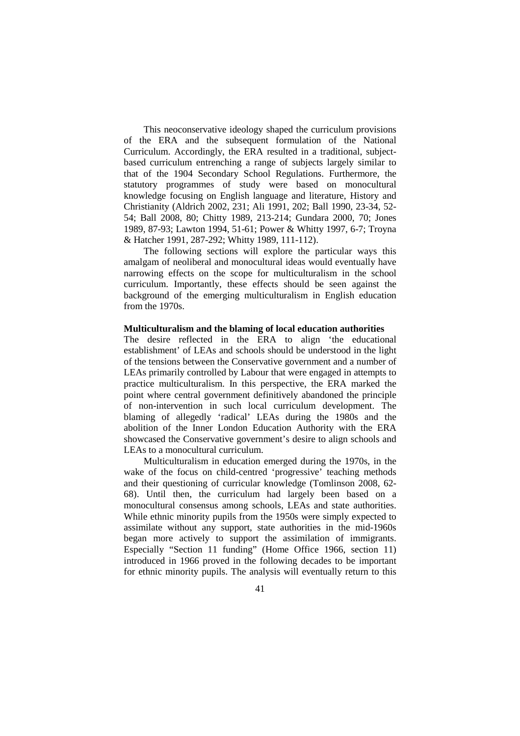This neoconservative ideology shaped the curriculum provisions of the ERA and the subsequent formulation of the National Curriculum. Accordingly, the ERA resulted in a traditional, subject-based curriculum entrenching a range of subjects largely similar to that of the 1904 Secondary School Regulations. Furthermore, the statutory programmes of study were based on monocultural knowledge focusing on English language and literature, History and Christianity (Aldrich 2002, 231; Ali 1991, 202; Ball 1990, 23-34, 52-54; Ball 2008, 80; Chitty 1989, 213-214; Gundara 2000, 70; Jones 1989, 87-93; Lawton 1994, 51-61; Power & Whitty 1997, 6-7; Troyna & Hatcher 1991, 287-292; Whitty 1989, 111-112).

The following sections will explore the particular ways this amalgam of neoliberal and monocultural ideas would eventually have narrowing effects on the scope for multiculturalism in the school curriculum. Importantly, these effects should be seen against the background of the emerging multiculturalism in English education from the 1970s.

**Multiculturalism and the blaming of local education authorities**

The desire reflected in the ERA to align 'the educational establishment' of LEAs and schools should be understood in the light of the tensions between the Conservative government and a number of LEAs primarily controlled by Labour that were engaged in attempts to practice multiculturalism. In this perspective, the ERA marked the point where central government definitively abandoned the principle of non-intervention in such local curriculum development. The blaming of allegedly 'radical' LEAs during the 1980s and the abolition of the Inner London Education Authority with the ERA showcased the Conservative government's desire to align schools and LEAs to a monocultural curriculum.

Multiculturalism in education emerged during the 1970s, in the wake of the focus on child-centred 'progressive' teaching methods and their questioning of curricular knowledge (Tomlinson 2008, 62-68). Until then, the curriculum had largely been based on a monocultural consensus among schools, LEAs and state authorities. While ethnic minority pupils from the 1950s were simply expected to assimilate without any support, state authorities in the mid-1960s began more actively to support the assimilation of immigrants. Especially "Section 11 funding" (Home Office 1966, section 11) introduced in 1966 proved in the following decades to be important for ethnic minority pupils. The analysis will eventually return to this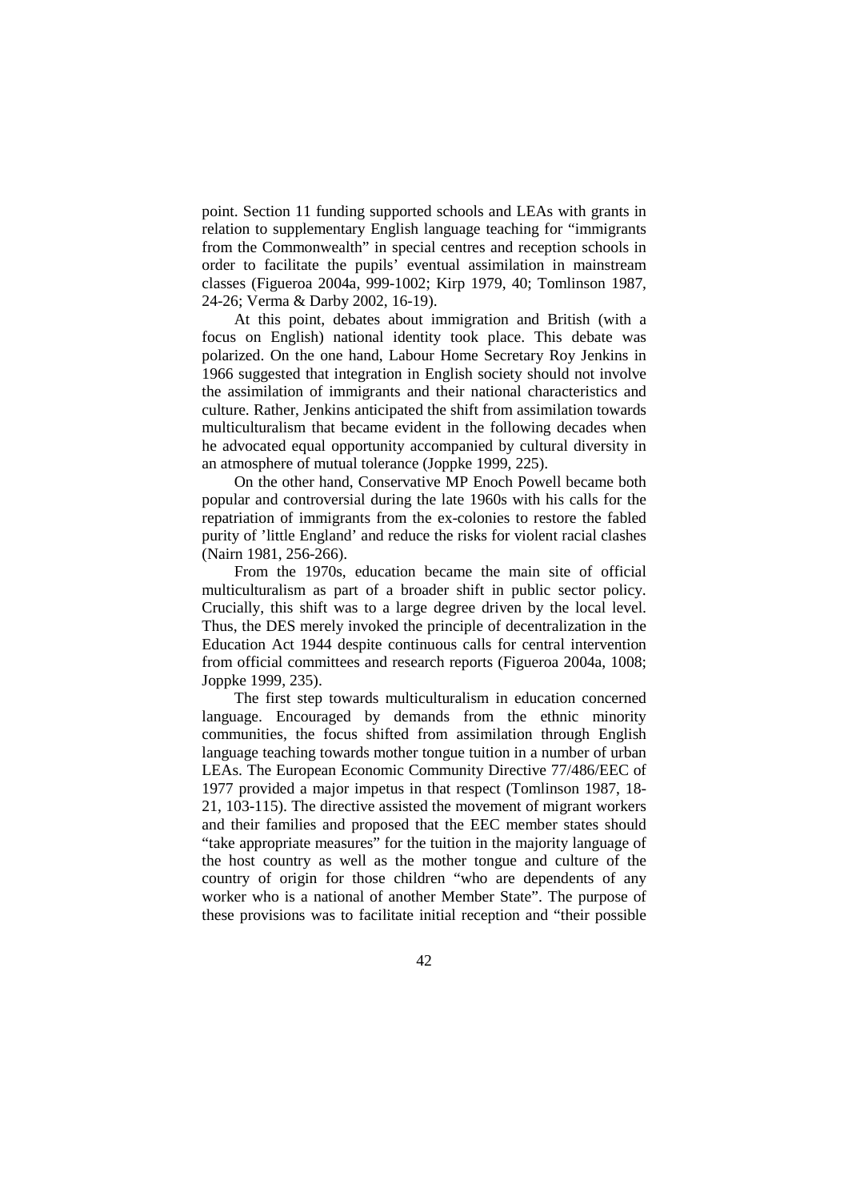point. Section 11 funding supported schools and LEAs with grants in relation to supplementary English language teaching for "immigrants from the Commonwealth" in special centres and reception schools in order to facilitate the pupils' eventual assimilation in mainstream classes (Figueroa 2004a, 999-1002; Kirp 1979, 40; Tomlinson 1987, 24-26; Verma & Darby 2002, 16-19).

At this point, debates about immigration and British (with a focus on English) national identity took place. This debate was polarized. On the one hand, Labour Home Secretary Roy Jenkins in 1966 suggested that integration in English society should not involve the assimilation of immigrants and their national characteristics and culture. Rather, Jenkins anticipated the shift from assimilation towards multiculturalism that became evident in the following decades when he advocated equal opportunity accompanied by cultural diversity in an atmosphere of mutual tolerance (Joppke 1999, 225).

On the other hand, Conservative MP Enoch Powell became both popular and controversial during the late 1960s with his calls for the repatriation of immigrants from the ex-colonies to restore the fabled purity of 'little England' and reduce the risks for violent racial clashes (Nairn 1981, 256-266).

From the 1970s, education became the main site of official multiculturalism as part of a broader shift in public sector policy. Crucially, this shift was to a large degree driven by the local level. Thus, the DES merely invoked the principle of decentralization in the Education Act 1944 despite continuous calls for central intervention from official committees and research reports (Figueroa 2004a, 1008; Joppke 1999, 235).

The first step towards multiculturalism in education concerned language. Encouraged by demands from the ethnic minority communities, the focus shifted from assimilation through English language teaching towards mother tongue tuition in a number of urban LEAs. The European Economic Community Directive 77/486/EEC of 1977 provided a major impetus in that respect (Tomlinson 1987, 18-21, 103-115). The directive assisted the movement of migrant workers and their families and proposed that the EEC member states should "take appropriate measures" for the tuition in the majority language of the host country as well as the mother tongue and culture of the country of origin for those children "who are dependents of any worker who is a national of another Member State". The purpose of these provisions was to facilitate initial reception and "their possible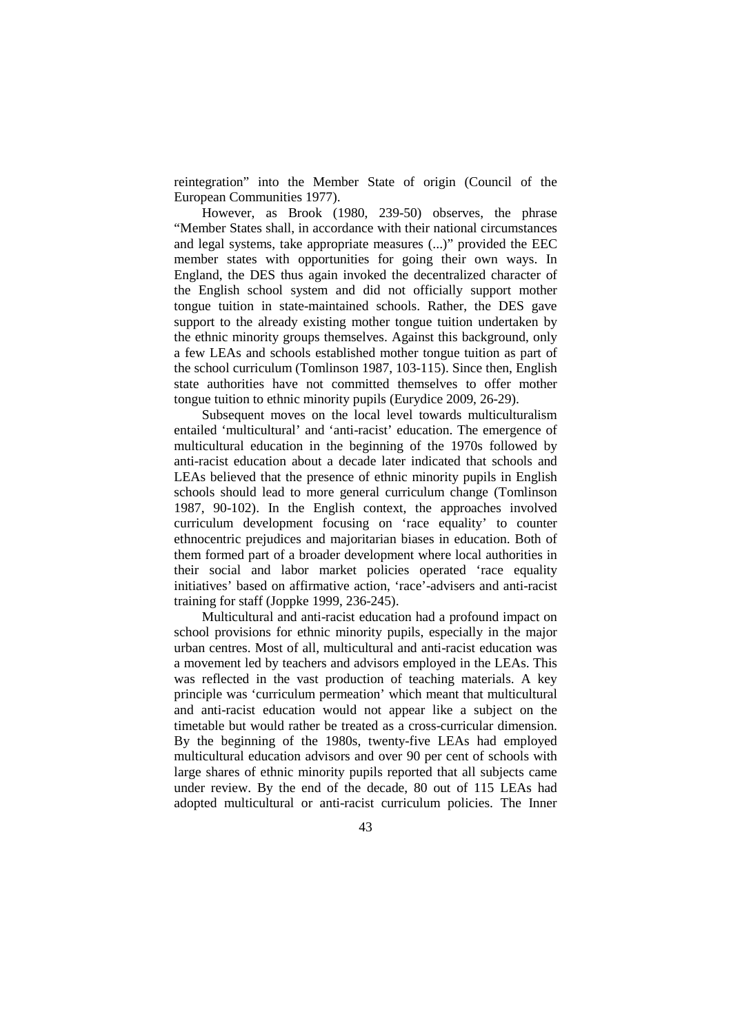reintegration” into the Member State of origin (Council of the European Communities 1977).

However, as Brook (1980, 239-50) observes, the phrase “Member States shall, in accordance with their national circumstances and legal systems, take appropriate measures (...)” provided the EEC member states with opportunities for going their own ways. In England, the DES thus again invoked the decentralized character of the English school system and did not officially support mother tongue tuition in state-maintained schools. Rather, the DES gave support to the already existing mother tongue tuition undertaken by the ethnic minority groups themselves. Against this background, only a few LEAs and schools established mother tongue tuition as part of the school curriculum (Tomlinson 1987, 103-115). Since then, English state authorities have not committed themselves to offer mother tongue tuition to ethnic minority pupils (Eurydice 2009, 26-29).

Subsequent moves on the local level towards multiculturalism entailed ‘multicultural’ and ‘anti-racist’ education. The emergence of multicultural education in the beginning of the 1970s followed by anti-racist education about a decade later indicated that schools and LEAs believed that the presence of ethnic minority pupils in English schools should lead to more general curriculum change (Tomlinson 1987, 90-102). In the English context, the approaches involved curriculum development focusing on ‘race equality’ to counter ethnocentric prejudices and majoritarian biases in education. Both of them formed part of a broader development where local authorities in their social and labor market policies operated ‘race equality initiatives’ based on affirmative action, ‘race’-advisers and anti-racist training for staff (Joppke 1999, 236-245).

Multicultural and anti-racist education had a profound impact on school provisions for ethnic minority pupils, especially in the major urban centres. Most of all, multicultural and anti-racist education was a movement led by teachers and advisors employed in the LEAs. This was reflected in the vast production of teaching materials. A key principle was ‘curriculum permeation’ which meant that multicultural and anti-racist education would not appear like a subject on the timetable but would rather be treated as a cross-curricular dimension. By the beginning of the 1980s, twenty-five LEAs had employed multicultural education advisors and over 90 per cent of schools with large shares of ethnic minority pupils reported that all subjects came under review. By the end of the decade, 80 out of 115 LEAs had adopted multicultural or anti-racist curriculum policies. The Inner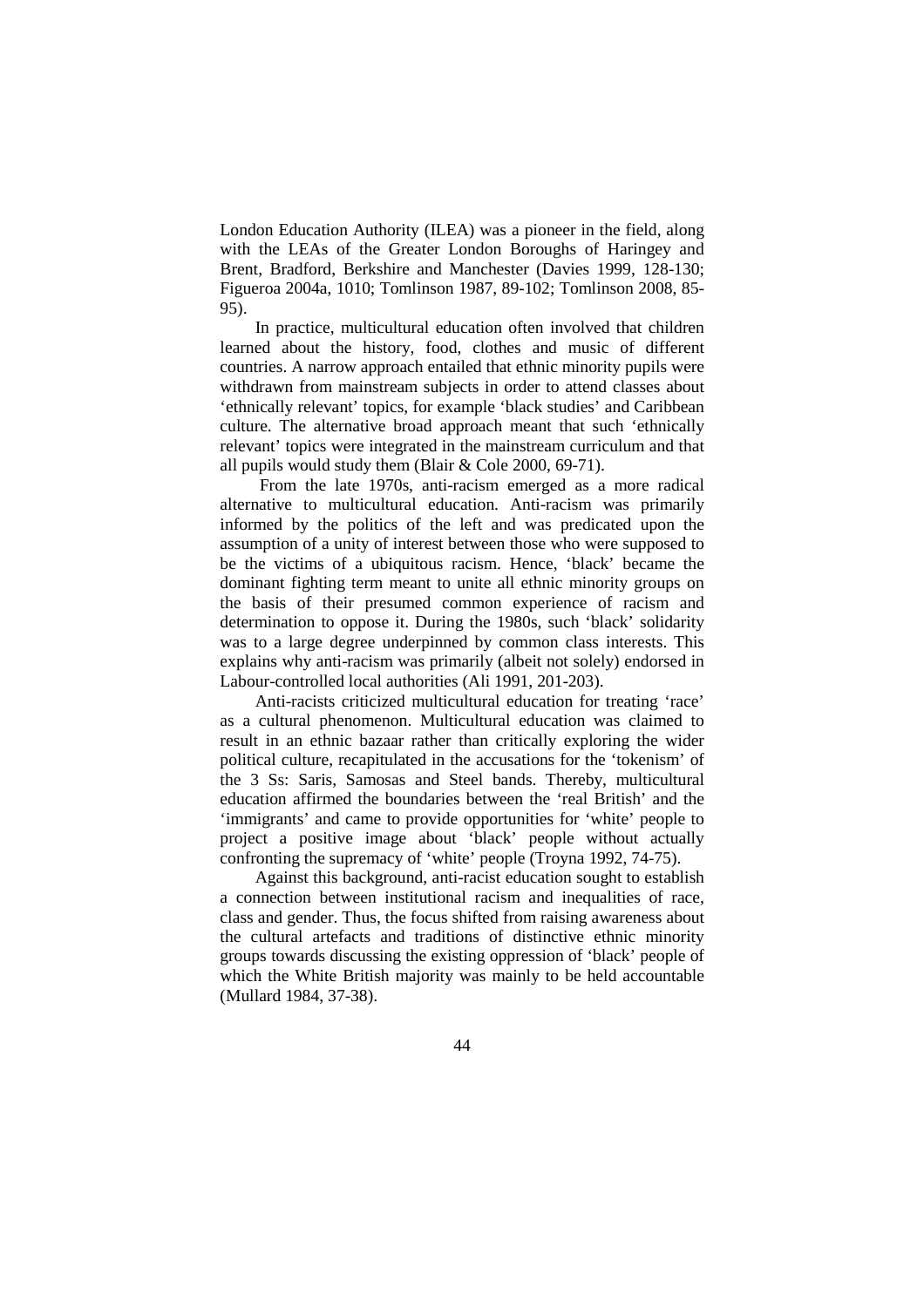London Education Authority (ILEA) was a pioneer in the field, along with the LEAs of the Greater London Boroughs of Haringey and Brent, Bradford, Berkshire and Manchester (Davies 1999, 128-130; Figueroa 2004a, 1010; Tomlinson 1987, 89-102; Tomlinson 2008, 85-95).

In practice, multicultural education often involved that children learned about the history, food, clothes and music of different countries. A narrow approach entailed that ethnic minority pupils were withdrawn from mainstream subjects in order to attend classes about 'ethnically relevant' topics, for example 'black studies' and Caribbean culture. The alternative broad approach meant that such 'ethnically relevant' topics were integrated in the mainstream curriculum and that all pupils would study them (Blair & Cole 2000, 69-71).

From the late 1970s, anti-racism emerged as a more radical alternative to multicultural education. Anti-racism was primarily informed by the politics of the left and was predicated upon the assumption of a unity of interest between those who were supposed to be the victims of a ubiquitous racism. Hence, 'black' became the dominant fighting term meant to unite all ethnic minority groups on the basis of their presumed common experience of racism and determination to oppose it. During the 1980s, such 'black' solidarity was to a large degree underpinned by common class interests. This explains why anti-racism was primarily (albeit not solely) endorsed in Labour-controlled local authorities (Ali 1991, 201-203).

Anti-racists criticized multicultural education for treating 'race' as a cultural phenomenon. Multicultural education was claimed to result in an ethnic bazaar rather than critically exploring the wider political culture, recapitulated in the accusations for the 'tokenism' of the 3 Ss: Saris, Samosas and Steel bands. Thereby, multicultural education affirmed the boundaries between the 'real British' and the 'immigrants' and came to provide opportunities for 'white' people to project a positive image about 'black' people without actually confronting the supremacy of 'white' people (Troyna 1992, 74-75).

Against this background, anti-racist education sought to establish a connection between institutional racism and inequalities of race, class and gender. Thus, the focus shifted from raising awareness about the cultural artefacts and traditions of distinctive ethnic minority groups towards discussing the existing oppression of 'black' people of which the White British majority was mainly to be held accountable (Mullard 1984, 37-38).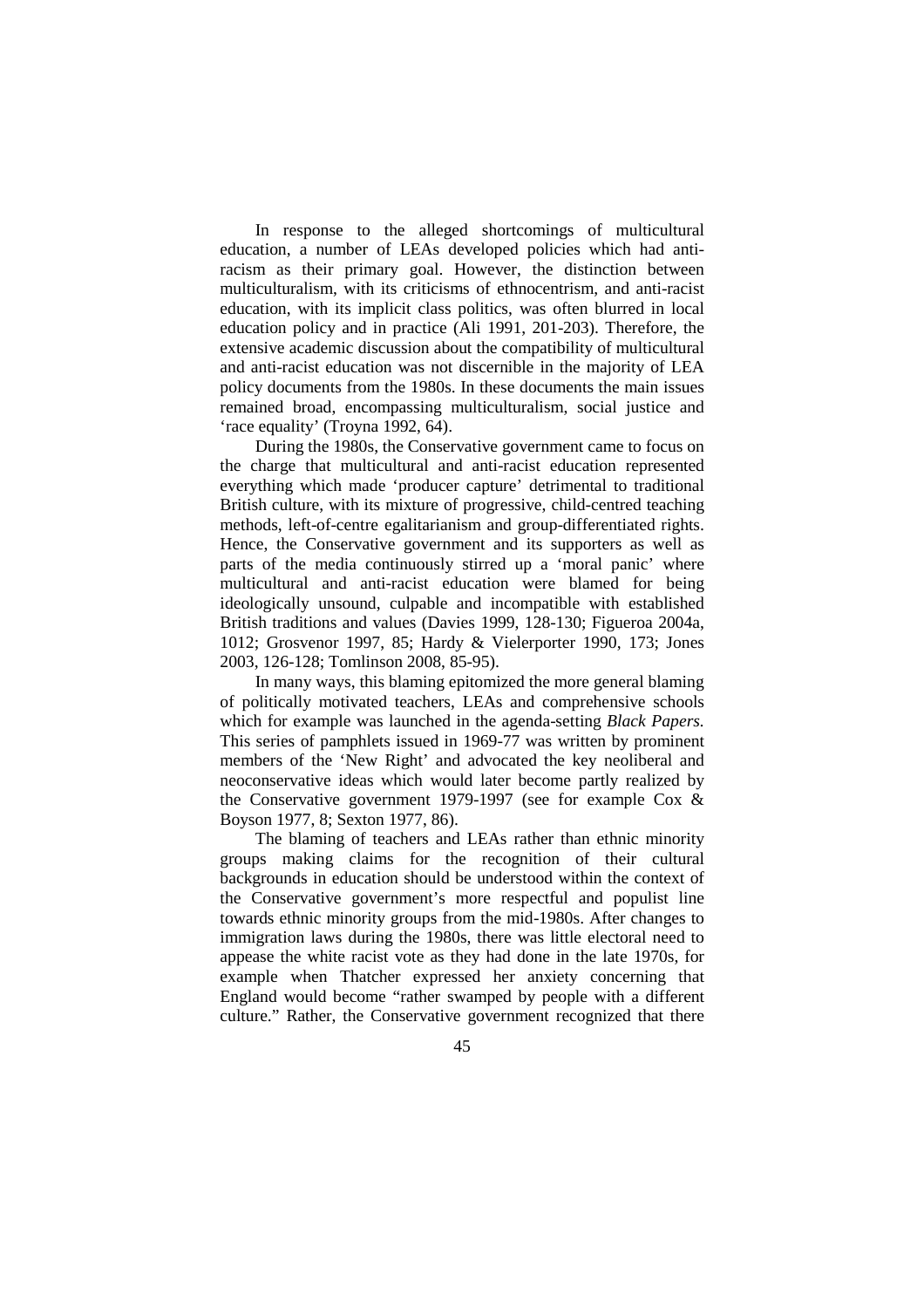In response to the alleged shortcomings of multicultural education, a number of LEAs developed policies which had anti-racism as their primary goal. However, the distinction between multiculturalism, with its criticisms of ethnocentrism, and anti-racist education, with its implicit class politics, was often blurred in local education policy and in practice (Ali 1991, 201-203). Therefore, the extensive academic discussion about the compatibility of multicultural and anti-racist education was not discernible in the majority of LEA policy documents from the 1980s. In these documents the main issues remained broad, encompassing multiculturalism, social justice and 'race equality' (Troyna 1992, 64).

During the 1980s, the Conservative government came to focus on the charge that multicultural and anti-racist education represented everything which made 'producer capture' detrimental to traditional British culture, with its mixture of progressive, child-centred teaching methods, left-of-centre egalitarianism and group-differentiated rights. Hence, the Conservative government and its supporters as well as parts of the media continuously stirred up a 'moral panic' where multicultural and anti-racist education were blamed for being ideologically unsound, culpable and incompatible with established British traditions and values (Davies 1999, 128-130; Figueroa 2004a, 1012; Grosvenor 1997, 85; Hardy & Vielerporter 1990, 173; Jones 2003, 126-128; Tomlinson 2008, 85-95).

In many ways, this blaming epitomized the more general blaming of politically motivated teachers, LEAs and comprehensive schools which for example was launched in the agenda-setting *Black Papers.* This series of pamphlets issued in 1969-77 was written by prominent members of the 'New Right' and advocated the key neoliberal and neoconservative ideas which would later become partly realized by the Conservative government 1979-1997 (see for example Cox & Boyson 1977, 8; Sexton 1977, 86).

The blaming of teachers and LEAs rather than ethnic minority groups making claims for the recognition of their cultural backgrounds in education should be understood within the context of the Conservative government's more respectful and populist line towards ethnic minority groups from the mid-1980s. After changes to immigration laws during the 1980s, there was little electoral need to appease the white racist vote as they had done in the late 1970s, for example when Thatcher expressed her anxiety concerning that England would become "rather swamped by people with a different culture." Rather, the Conservative government recognized that there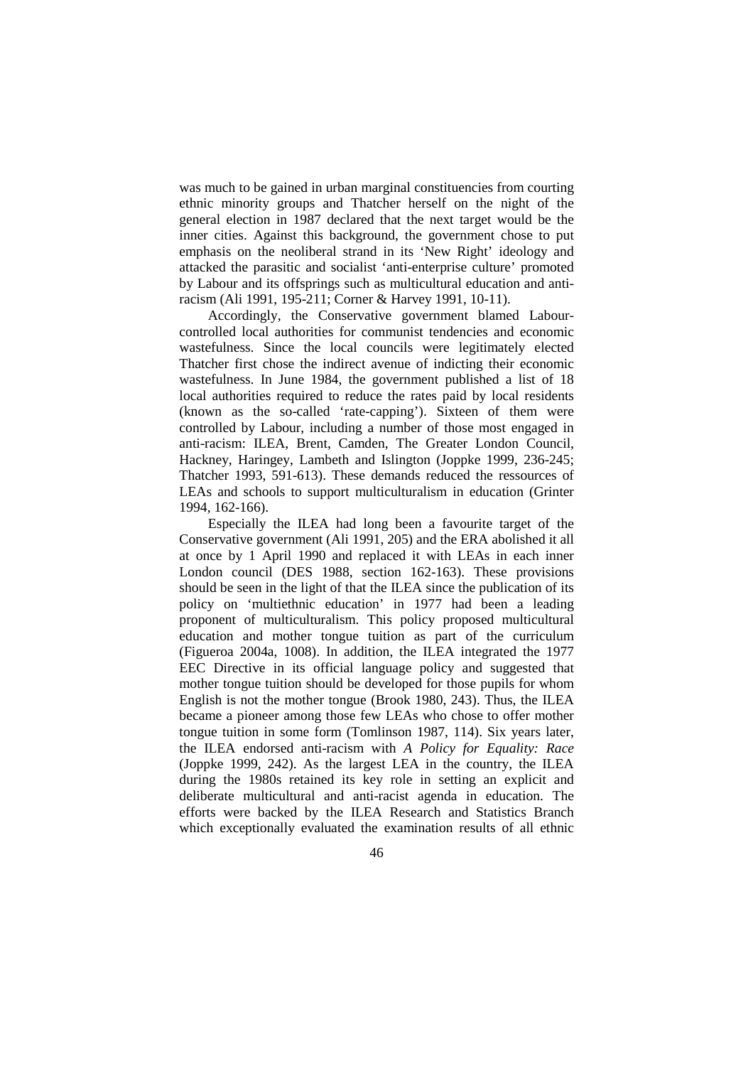was much to be gained in urban marginal constituencies from courting ethnic minority groups and Thatcher herself on the night of the general election in 1987 declared that the next target would be the inner cities. Against this background, the government chose to put emphasis on the neoliberal strand in its 'New Right' ideology and attacked the parasitic and socialist 'anti-enterprise culture' promoted by Labour and its offsprings such as multicultural education and anti-racism (Ali 1991, 195-211; Corner & Harvey 1991, 10-11).

Accordingly, the Conservative government blamed Labour-controlled local authorities for communist tendencies and economic wastefulness. Since the local councils were legitimately elected Thatcher first chose the indirect avenue of indicting their economic wastefulness. In June 1984, the government published a list of 18 local authorities required to reduce the rates paid by local residents (known as the so-called 'rate-capping'). Sixteen of them were controlled by Labour, including a number of those most engaged in anti-racism: ILEA, Brent, Camden, The Greater London Council, Hackney, Haringey, Lambeth and Islington (Joppke 1999, 236-245; Thatcher 1993, 591-613). These demands reduced the ressources of LEAs and schools to support multiculturalism in education (Grinter 1994, 162-166).

Especially the ILEA had long been a favourite target of the Conservative government (Ali 1991, 205) and the ERA abolished it all at once by 1 April 1990 and replaced it with LEAs in each inner London council (DES 1988, section 162-163). These provisions should be seen in the light of that the ILEA since the publication of its policy on 'multiethnic education' in 1977 had been a leading proponent of multiculturalism. This policy proposed multicultural education and mother tongue tuition as part of the curriculum (Figueroa 2004a, 1008). In addition, the ILEA integrated the 1977 EEC Directive in its official language policy and suggested that mother tongue tuition should be developed for those pupils for whom English is not the mother tongue (Brook 1980, 243). Thus, the ILEA became a pioneer among those few LEAs who chose to offer mother tongue tuition in some form (Tomlinson 1987, 114). Six years later, the ILEA endorsed anti-racism with *A Policy for Equality: Race* (Joppke 1999, 242). As the largest LEA in the country, the ILEA during the 1980s retained its key role in setting an explicit and deliberate multicultural and anti-racist agenda in education. The efforts were backed by the ILEA Research and Statistics Branch which exceptionally evaluated the examination results of all ethnic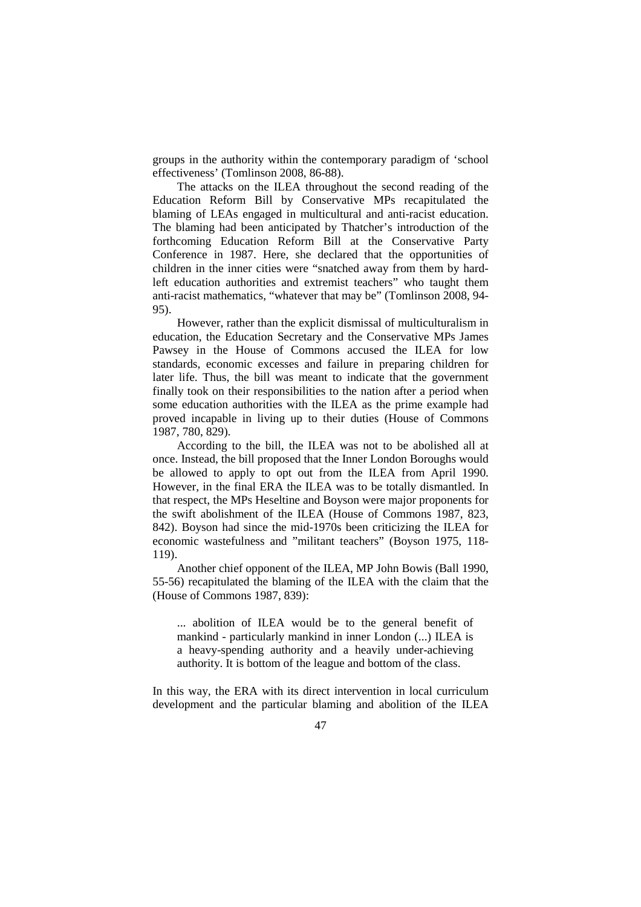groups in the authority within the contemporary paradigm of 'school effectiveness' (Tomlinson 2008, 86-88).

The attacks on the ILEA throughout the second reading of the Education Reform Bill by Conservative MPs recapitulated the blaming of LEAs engaged in multicultural and anti-racist education. The blaming had been anticipated by Thatcher's introduction of the forthcoming Education Reform Bill at the Conservative Party Conference in 1987. Here, she declared that the opportunities of children in the inner cities were "snatched away from them by hard-left education authorities and extremist teachers" who taught them anti-racist mathematics, "whatever that may be" (Tomlinson 2008, 94-95).

However, rather than the explicit dismissal of multiculturalism in education, the Education Secretary and the Conservative MPs James Pawsey in the House of Commons accused the ILEA for low standards, economic excesses and failure in preparing children for later life. Thus, the bill was meant to indicate that the government finally took on their responsibilities to the nation after a period when some education authorities with the ILEA as the prime example had proved incapable in living up to their duties (House of Commons 1987, 780, 829).

According to the bill, the ILEA was not to be abolished all at once. Instead, the bill proposed that the Inner London Boroughs would be allowed to apply to opt out from the ILEA from April 1990. However, in the final ERA the ILEA was to be totally dismantled. In that respect, the MPs Heseltine and Boyson were major proponents for the swift abolishment of the ILEA (House of Commons 1987, 823, 842). Boyson had since the mid-1970s been criticizing the ILEA for economic wastefulness and "militant teachers" (Boyson 1975, 118-119).

Another chief opponent of the ILEA, MP John Bowis (Ball 1990, 55-56) recapitulated the blaming of the ILEA with the claim that the (House of Commons 1987, 839):

> ... abolition of ILEA would be to the general benefit of mankind - particularly mankind in inner London (...) ILEA is a heavy-spending authority and a heavily under-achieving authority. It is bottom of the league and bottom of the class.

In this way, the ERA with its direct intervention in local curriculum development and the particular blaming and abolition of the ILEA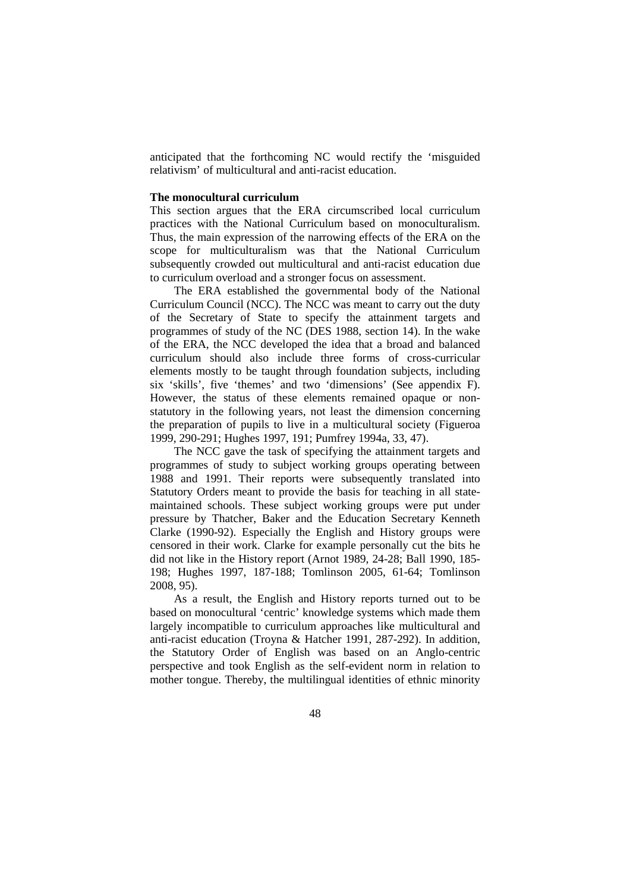anticipated that the forthcoming NC would rectify the 'misguided relativism' of multicultural and anti-racist education.

**The monocultural curriculum**

This section argues that the ERA circumscribed local curriculum practices with the National Curriculum based on monoculturalism. Thus, the main expression of the narrowing effects of the ERA on the scope for multiculturalism was that the National Curriculum subsequently crowded out multicultural and anti-racist education due to curriculum overload and a stronger focus on assessment.

The ERA established the governmental body of the National Curriculum Council (NCC). The NCC was meant to carry out the duty of the Secretary of State to specify the attainment targets and programmes of study of the NC (DES 1988, section 14). In the wake of the ERA, the NCC developed the idea that a broad and balanced curriculum should also include three forms of cross-curricular elements mostly to be taught through foundation subjects, including six 'skills', five 'themes' and two 'dimensions' (See appendix F). However, the status of these elements remained opaque or non-statutory in the following years, not least the dimension concerning the preparation of pupils to live in a multicultural society (Figueroa 1999, 290-291; Hughes 1997, 191; Pumfrey 1994a, 33, 47).

The NCC gave the task of specifying the attainment targets and programmes of study to subject working groups operating between 1988 and 1991. Their reports were subsequently translated into Statutory Orders meant to provide the basis for teaching in all state-maintained schools. These subject working groups were put under pressure by Thatcher, Baker and the Education Secretary Kenneth Clarke (1990-92). Especially the English and History groups were censored in their work. Clarke for example personally cut the bits he did not like in the History report (Arnot 1989, 24-28; Ball 1990, 185-198; Hughes 1997, 187-188; Tomlinson 2005, 61-64; Tomlinson 2008, 95).

As a result, the English and History reports turned out to be based on monocultural 'centric' knowledge systems which made them largely incompatible to curriculum approaches like multicultural and anti-racist education (Troyna & Hatcher 1991, 287-292). In addition, the Statutory Order of English was based on an Anglo-centric perspective and took English as the self-evident norm in relation to mother tongue. Thereby, the multilingual identities of ethnic minority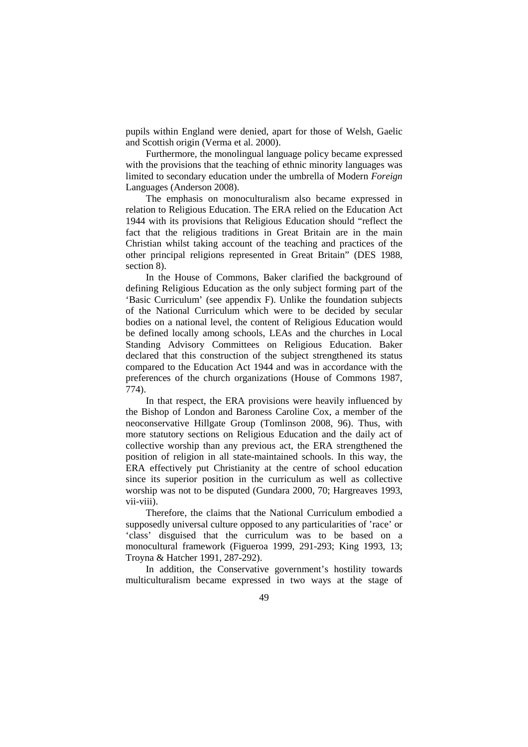pupils within England were denied, apart for those of Welsh, Gaelic and Scottish origin (Verma et al. 2000).

Furthermore, the monolingual language policy became expressed with the provisions that the teaching of ethnic minority languages was limited to secondary education under the umbrella of Modern *Foreign* Languages (Anderson 2008).

The emphasis on monoculturalism also became expressed in relation to Religious Education. The ERA relied on the Education Act 1944 with its provisions that Religious Education should "reflect the fact that the religious traditions in Great Britain are in the main Christian whilst taking account of the teaching and practices of the other principal religions represented in Great Britain" (DES 1988, section 8).

In the House of Commons, Baker clarified the background of defining Religious Education as the only subject forming part of the 'Basic Curriculum' (see appendix F). Unlike the foundation subjects of the National Curriculum which were to be decided by secular bodies on a national level, the content of Religious Education would be defined locally among schools, LEAs and the churches in Local Standing Advisory Committees on Religious Education. Baker declared that this construction of the subject strengthened its status compared to the Education Act 1944 and was in accordance with the preferences of the church organizations (House of Commons 1987, 774).

In that respect, the ERA provisions were heavily influenced by the Bishop of London and Baroness Caroline Cox, a member of the neoconservative Hillgate Group (Tomlinson 2008, 96). Thus, with more statutory sections on Religious Education and the daily act of collective worship than any previous act, the ERA strengthened the position of religion in all state-maintained schools. In this way, the ERA effectively put Christianity at the centre of school education since its superior position in the curriculum as well as collective worship was not to be disputed (Gundara 2000, 70; Hargreaves 1993, vii-viii).

Therefore, the claims that the National Curriculum embodied a supposedly universal culture opposed to any particularities of 'race' or 'class' disguised that the curriculum was to be based on a monocultural framework (Figueroa 1999, 291-293; King 1993, 13; Troyna & Hatcher 1991, 287-292).

In addition, the Conservative government's hostility towards multiculturalism became expressed in two ways at the stage of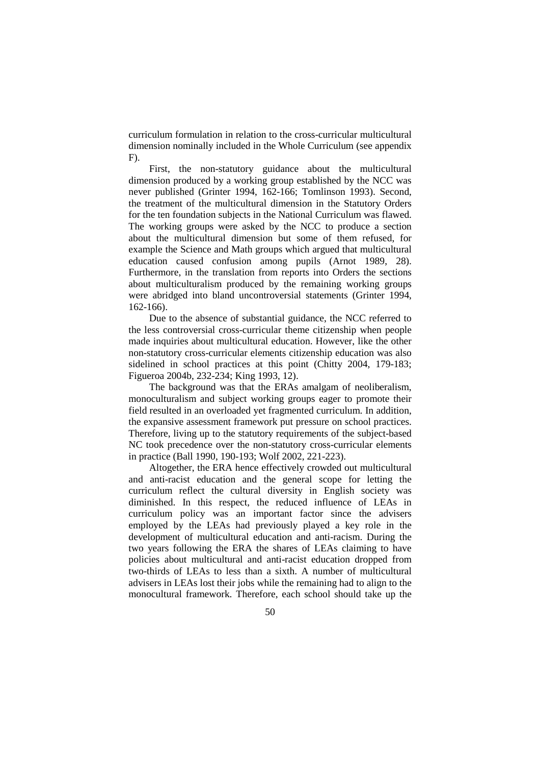curriculum formulation in relation to the cross-curricular multicultural dimension nominally included in the Whole Curriculum (see appendix F).

First, the non-statutory guidance about the multicultural dimension produced by a working group established by the NCC was never published (Grinter 1994, 162-166; Tomlinson 1993). Second, the treatment of the multicultural dimension in the Statutory Orders for the ten foundation subjects in the National Curriculum was flawed. The working groups were asked by the NCC to produce a section about the multicultural dimension but some of them refused, for example the Science and Math groups which argued that multicultural education caused confusion among pupils (Arnot 1989, 28). Furthermore, in the translation from reports into Orders the sections about multiculturalism produced by the remaining working groups were abridged into bland uncontroversial statements (Grinter 1994, 162-166).

Due to the absence of substantial guidance, the NCC referred to the less controversial cross-curricular theme citizenship when people made inquiries about multicultural education. However, like the other non-statutory cross-curricular elements citizenship education was also sidelined in school practices at this point (Chitty 2004, 179-183; Figueroa 2004b, 232-234; King 1993, 12).

The background was that the ERAs amalgam of neoliberalism, monoculturalism and subject working groups eager to promote their field resulted in an overloaded yet fragmented curriculum. In addition, the expansive assessment framework put pressure on school practices. Therefore, living up to the statutory requirements of the subject-based NC took precedence over the non-statutory cross-curricular elements in practice (Ball 1990, 190-193; Wolf 2002, 221-223).

Altogether, the ERA hence effectively crowded out multicultural and anti-racist education and the general scope for letting the curriculum reflect the cultural diversity in English society was diminished. In this respect, the reduced influence of LEAs in curriculum policy was an important factor since the advisers employed by the LEAs had previously played a key role in the development of multicultural education and anti-racism. During the two years following the ERA the shares of LEAs claiming to have policies about multicultural and anti-racist education dropped from two-thirds of LEAs to less than a sixth. A number of multicultural advisers in LEAs lost their jobs while the remaining had to align to the monocultural framework. Therefore, each school should take up the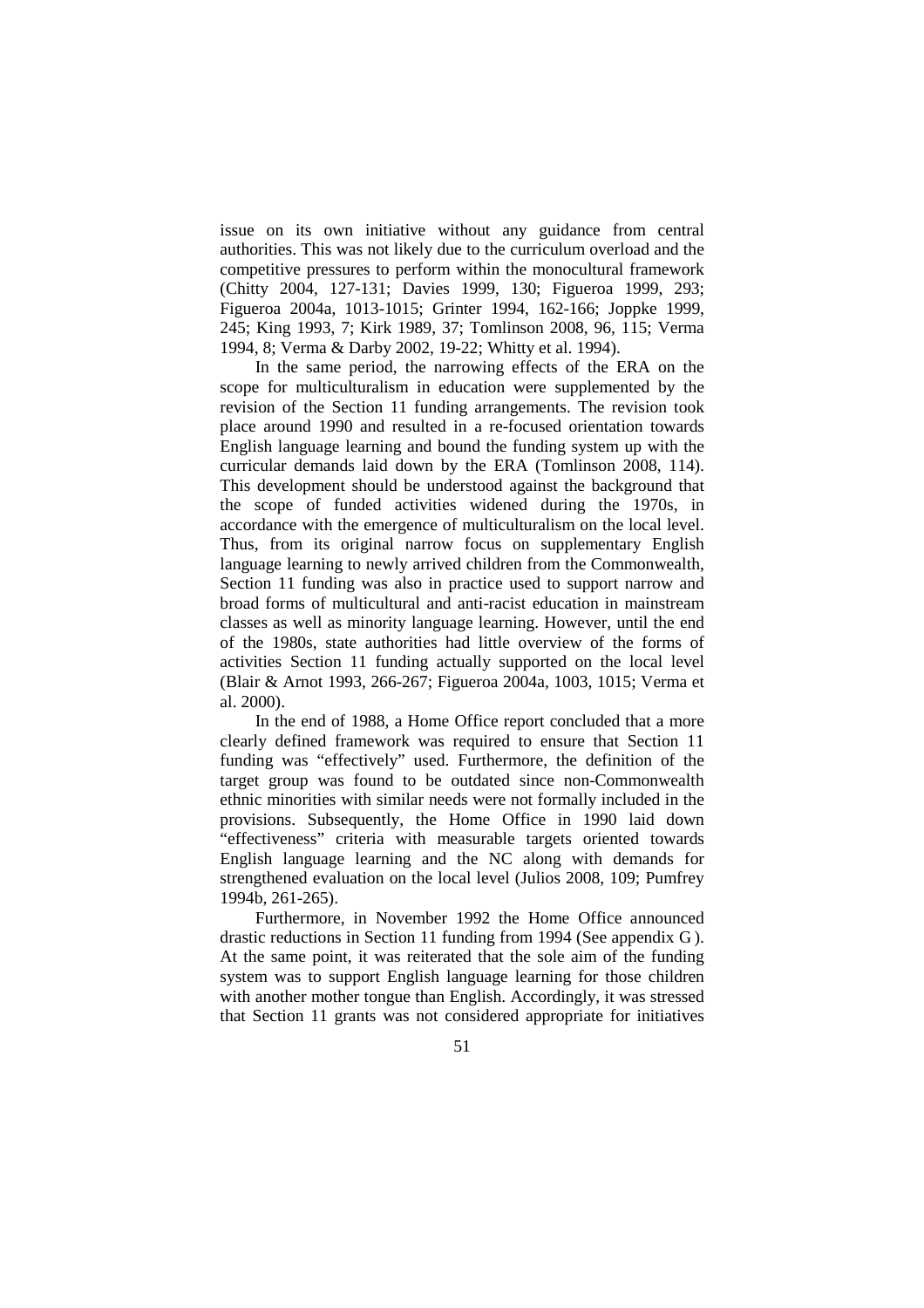issue on its own initiative without any guidance from central authorities. This was not likely due to the curriculum overload and the competitive pressures to perform within the monocultural framework (Chitty 2004, 127-131; Davies 1999, 130; Figueroa 1999, 293; Figueroa 2004a, 1013-1015; Grinter 1994, 162-166; Joppke 1999, 245; King 1993, 7; Kirk 1989, 37; Tomlinson 2008, 96, 115; Verma 1994, 8; Verma & Darby 2002, 19-22; Whitty et al. 1994).

In the same period, the narrowing effects of the ERA on the scope for multiculturalism in education were supplemented by the revision of the Section 11 funding arrangements. The revision took place around 1990 and resulted in a re-focused orientation towards English language learning and bound the funding system up with the curricular demands laid down by the ERA (Tomlinson 2008, 114). This development should be understood against the background that the scope of funded activities widened during the 1970s, in accordance with the emergence of multiculturalism on the local level. Thus, from its original narrow focus on supplementary English language learning to newly arrived children from the Commonwealth, Section 11 funding was also in practice used to support narrow and broad forms of multicultural and anti-racist education in mainstream classes as well as minority language learning. However, until the end of the 1980s, state authorities had little overview of the forms of activities Section 11 funding actually supported on the local level (Blair & Arnot 1993, 266-267; Figueroa 2004a, 1003, 1015; Verma et al. 2000).

In the end of 1988, a Home Office report concluded that a more clearly defined framework was required to ensure that Section 11 funding was "effectively" used. Furthermore, the definition of the target group was found to be outdated since non-Commonwealth ethnic minorities with similar needs were not formally included in the provisions. Subsequently, the Home Office in 1990 laid down "effectiveness" criteria with measurable targets oriented towards English language learning and the NC along with demands for strengthened evaluation on the local level (Julios 2008, 109; Pumfrey 1994b, 261-265).

Furthermore, in November 1992 the Home Office announced drastic reductions in Section 11 funding from 1994 (See appendix G ). At the same point, it was reiterated that the sole aim of the funding system was to support English language learning for those children with another mother tongue than English. Accordingly, it was stressed that Section 11 grants was not considered appropriate for initiatives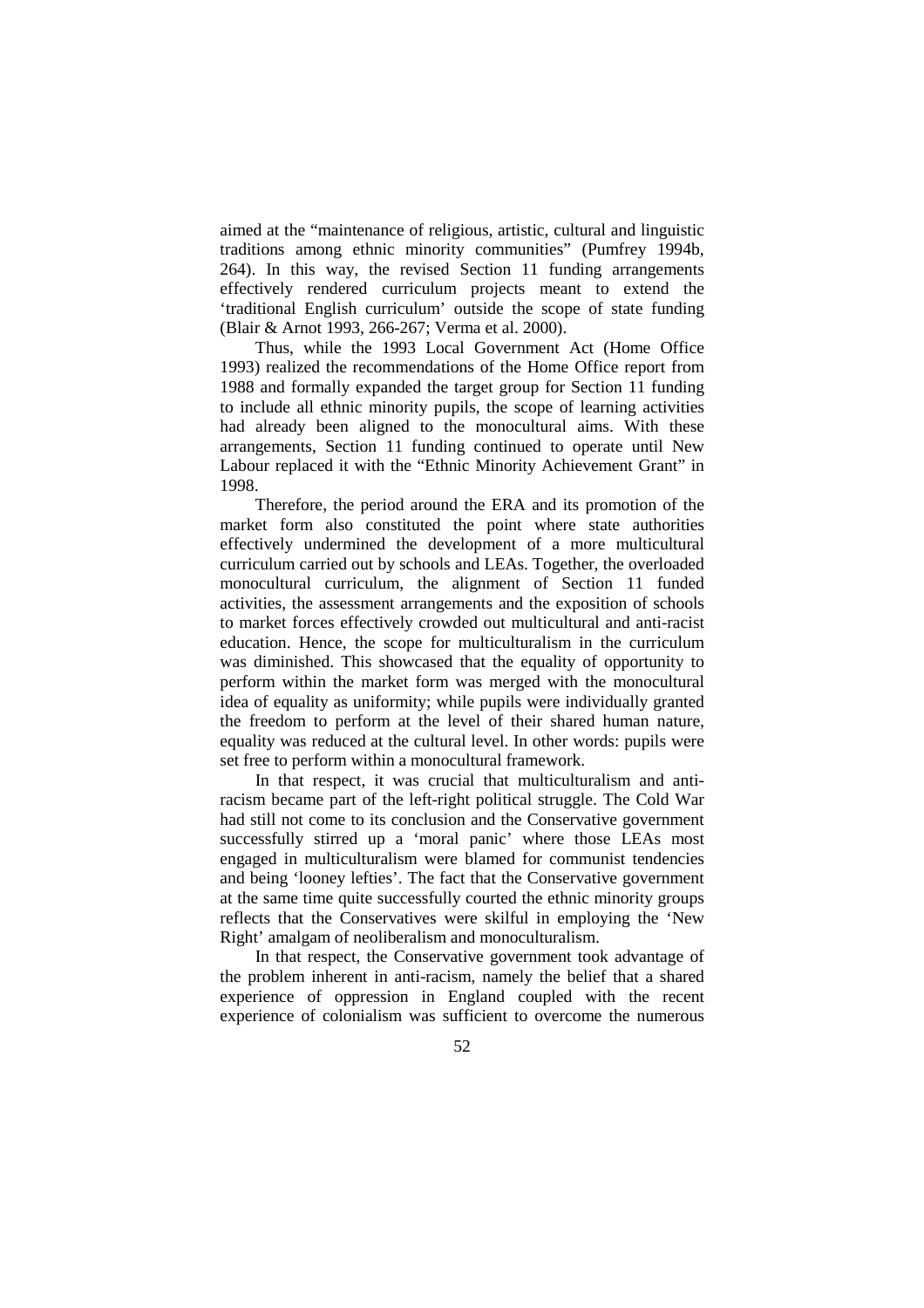aimed at the "maintenance of religious, artistic, cultural and linguistic traditions among ethnic minority communities" (Pumfrey 1994b, 264). In this way, the revised Section 11 funding arrangements effectively rendered curriculum projects meant to extend the 'traditional English curriculum' outside the scope of state funding (Blair & Arnot 1993, 266-267; Verma et al. 2000).

Thus, while the 1993 Local Government Act (Home Office 1993) realized the recommendations of the Home Office report from 1988 and formally expanded the target group for Section 11 funding to include all ethnic minority pupils, the scope of learning activities had already been aligned to the monocultural aims. With these arrangements, Section 11 funding continued to operate until New Labour replaced it with the "Ethnic Minority Achievement Grant" in 1998.

Therefore, the period around the ERA and its promotion of the market form also constituted the point where state authorities effectively undermined the development of a more multicultural curriculum carried out by schools and LEAs. Together, the overloaded monocultural curriculum, the alignment of Section 11 funded activities, the assessment arrangements and the exposition of schools to market forces effectively crowded out multicultural and anti-racist education. Hence, the scope for multiculturalism in the curriculum was diminished. This showcased that the equality of opportunity to perform within the market form was merged with the monocultural idea of equality as uniformity; while pupils were individually granted the freedom to perform at the level of their shared human nature, equality was reduced at the cultural level. In other words: pupils were set free to perform within a monocultural framework.

In that respect, it was crucial that multiculturalism and anti-racism became part of the left-right political struggle. The Cold War had still not come to its conclusion and the Conservative government successfully stirred up a 'moral panic' where those LEAs most engaged in multiculturalism were blamed for communist tendencies and being 'looney lefties'. The fact that the Conservative government at the same time quite successfully courted the ethnic minority groups reflects that the Conservatives were skilful in employing the 'New Right' amalgam of neoliberalism and monoculturalism.

In that respect, the Conservative government took advantage of the problem inherent in anti-racism, namely the belief that a shared experience of oppression in England coupled with the recent experience of colonialism was sufficient to overcome the numerous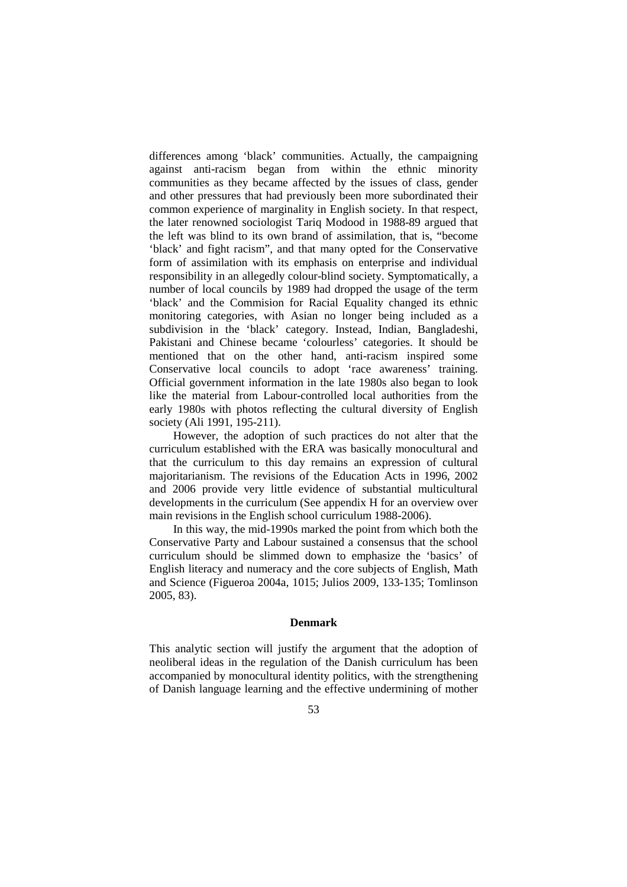differences among 'black' communities. Actually, the campaigning against anti-racism began from within the ethnic minority communities as they became affected by the issues of class, gender and other pressures that had previously been more subordinated their common experience of marginality in English society. In that respect, the later renowned sociologist Tariq Modood in 1988-89 argued that the left was blind to its own brand of assimilation, that is, "become 'black' and fight racism", and that many opted for the Conservative form of assimilation with its emphasis on enterprise and individual responsibility in an allegedly colour-blind society. Symptomatically, a number of local councils by 1989 had dropped the usage of the term 'black' and the Commision for Racial Equality changed its ethnic monitoring categories, with Asian no longer being included as a subdivision in the 'black' category. Instead, Indian, Bangladeshi, Pakistani and Chinese became 'colourless' categories. It should be mentioned that on the other hand, anti-racism inspired some Conservative local councils to adopt 'race awareness' training. Official government information in the late 1980s also began to look like the material from Labour-controlled local authorities from the early 1980s with photos reflecting the cultural diversity of English society (Ali 1991, 195-211).

However, the adoption of such practices do not alter that the curriculum established with the ERA was basically monocultural and that the curriculum to this day remains an expression of cultural majoritarianism. The revisions of the Education Acts in 1996, 2002 and 2006 provide very little evidence of substantial multicultural developments in the curriculum (See appendix H for an overview over main revisions in the English school curriculum 1988-2006).

In this way, the mid-1990s marked the point from which both the Conservative Party and Labour sustained a consensus that the school curriculum should be slimmed down to emphasize the 'basics' of English literacy and numeracy and the core subjects of English, Math and Science (Figueroa 2004a, 1015; Julios 2009, 133-135; Tomlinson 2005, 83).

### Denmark

This analytic section will justify the argument that the adoption of neoliberal ideas in the regulation of the Danish curriculum has been accompanied by monocultural identity politics, with the strengthening of Danish language learning and the effective undermining of mother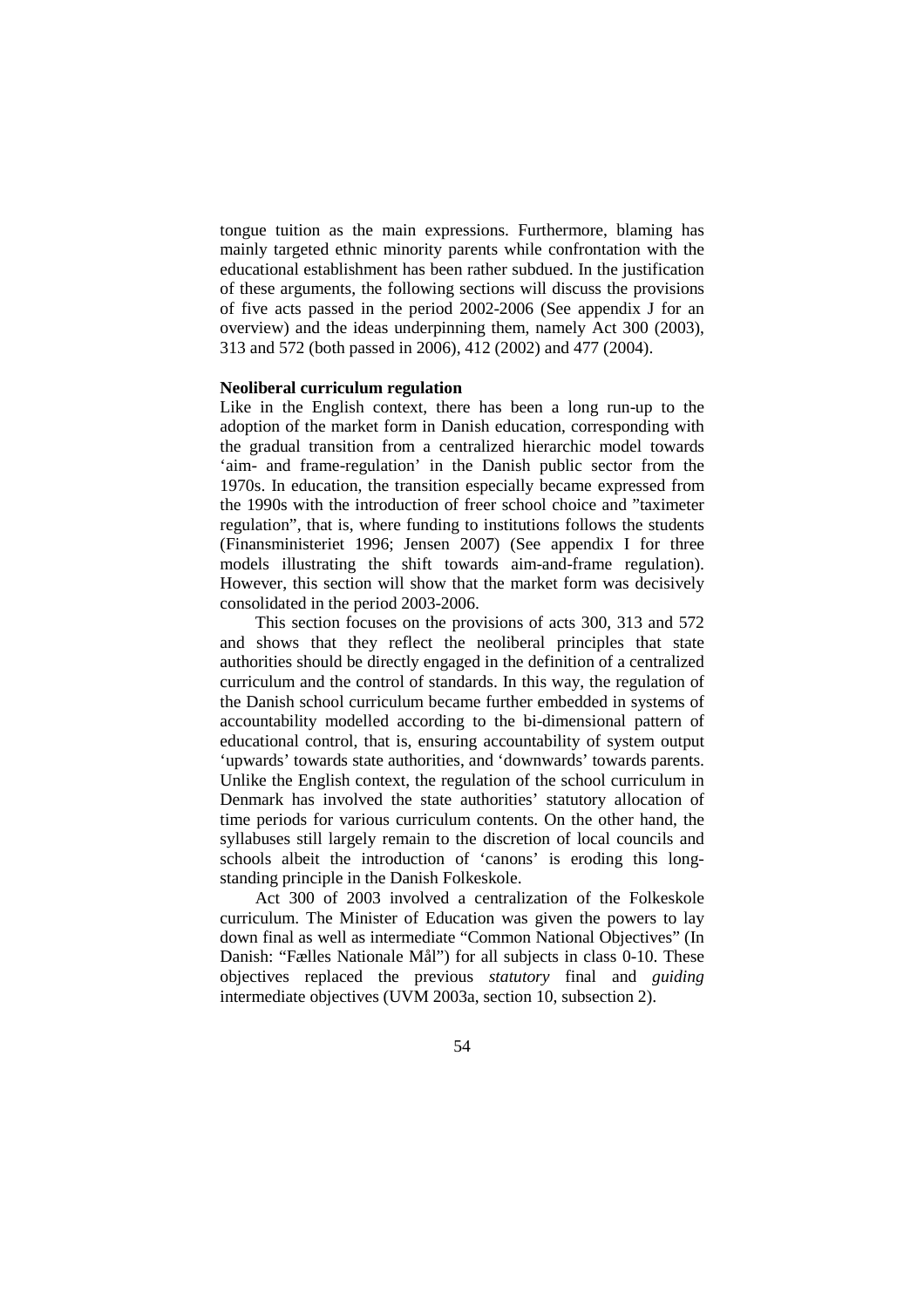tongue tuition as the main expressions. Furthermore, blaming has mainly targeted ethnic minority parents while confrontation with the educational establishment has been rather subdued. In the justification of these arguments, the following sections will discuss the provisions of five acts passed in the period 2002-2006 (See appendix J for an overview) and the ideas underpinning them, namely Act 300 (2003), 313 and 572 (both passed in 2006), 412 (2002) and 477 (2004).

**Neoliberal curriculum regulation**

Like in the English context, there has been a long run-up to the adoption of the market form in Danish education, corresponding with the gradual transition from a centralized hierarchic model towards 'aim- and frame-regulation' in the Danish public sector from the 1970s. In education, the transition especially became expressed from the 1990s with the introduction of freer school choice and "taximeter regulation", that is, where funding to institutions follows the students (Finansministeriet 1996; Jensen 2007) (See appendix I for three models illustrating the shift towards aim-and-frame regulation). However, this section will show that the market form was decisively consolidated in the period 2003-2006.

This section focuses on the provisions of acts 300, 313 and 572 and shows that they reflect the neoliberal principles that state authorities should be directly engaged in the definition of a centralized curriculum and the control of standards. In this way, the regulation of the Danish school curriculum became further embedded in systems of accountability modelled according to the bi-dimensional pattern of educational control, that is, ensuring accountability of system output 'upwards' towards state authorities, and 'downwards' towards parents. Unlike the English context, the regulation of the school curriculum in Denmark has involved the state authorities' statutory allocation of time periods for various curriculum contents. On the other hand, the syllabuses still largely remain to the discretion of local councils and schools albeit the introduction of 'canons' is eroding this long-standing principle in the Danish Folkeskole.

Act 300 of 2003 involved a centralization of the Folkeskole curriculum. The Minister of Education was given the powers to lay down final as well as intermediate "Common National Objectives" (In Danish: "Fælles Nationale Mål") for all subjects in class 0-10. These objectives replaced the previous *statutory* final and *guiding* intermediate objectives (UVM 2003a, section 10, subsection 2).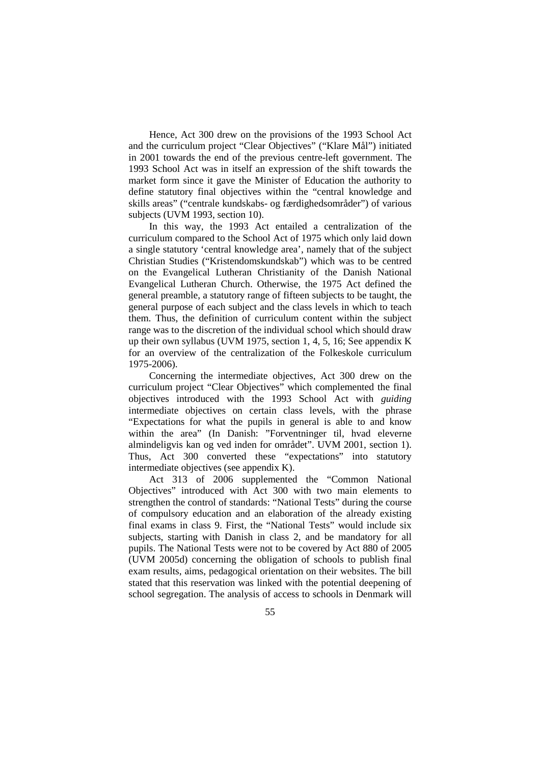Hence, Act 300 drew on the provisions of the 1993 School Act and the curriculum project "Clear Objectives" ("Klare Mål") initiated in 2001 towards the end of the previous centre-left government. The 1993 School Act was in itself an expression of the shift towards the market form since it gave the Minister of Education the authority to define statutory final objectives within the "central knowledge and skills areas" ("centrale kundskabs- og færdighedsområder") of various subjects (UVM 1993, section 10).

In this way, the 1993 Act entailed a centralization of the curriculum compared to the School Act of 1975 which only laid down a single statutory 'central knowledge area', namely that of the subject Christian Studies ("Kristendomskundskab") which was to be centred on the Evangelical Lutheran Christianity of the Danish National Evangelical Lutheran Church. Otherwise, the 1975 Act defined the general preamble, a statutory range of fifteen subjects to be taught, the general purpose of each subject and the class levels in which to teach them. Thus, the definition of curriculum content within the subject range was to the discretion of the individual school which should draw up their own syllabus (UVM 1975, section 1, 4, 5, 16; See appendix K for an overview of the centralization of the Folkeskole curriculum 1975-2006).

Concerning the intermediate objectives, Act 300 drew on the curriculum project "Clear Objectives" which complemented the final objectives introduced with the 1993 School Act with *guiding* intermediate objectives on certain class levels, with the phrase "Expectations for what the pupils in general is able to and know within the area" (In Danish: "Forventninger til, hvad eleverne almindeligvis kan og ved inden for området". UVM 2001, section 1). Thus, Act 300 converted these "expectations" into statutory intermediate objectives (see appendix K).

Act 313 of 2006 supplemented the "Common National Objectives" introduced with Act 300 with two main elements to strengthen the control of standards: "National Tests" during the course of compulsory education and an elaboration of the already existing final exams in class 9. First, the "National Tests" would include six subjects, starting with Danish in class 2, and be mandatory for all pupils. The National Tests were not to be covered by Act 880 of 2005 (UVM 2005d) concerning the obligation of schools to publish final exam results, aims, pedagogical orientation on their websites. The bill stated that this reservation was linked with the potential deepening of school segregation. The analysis of access to schools in Denmark will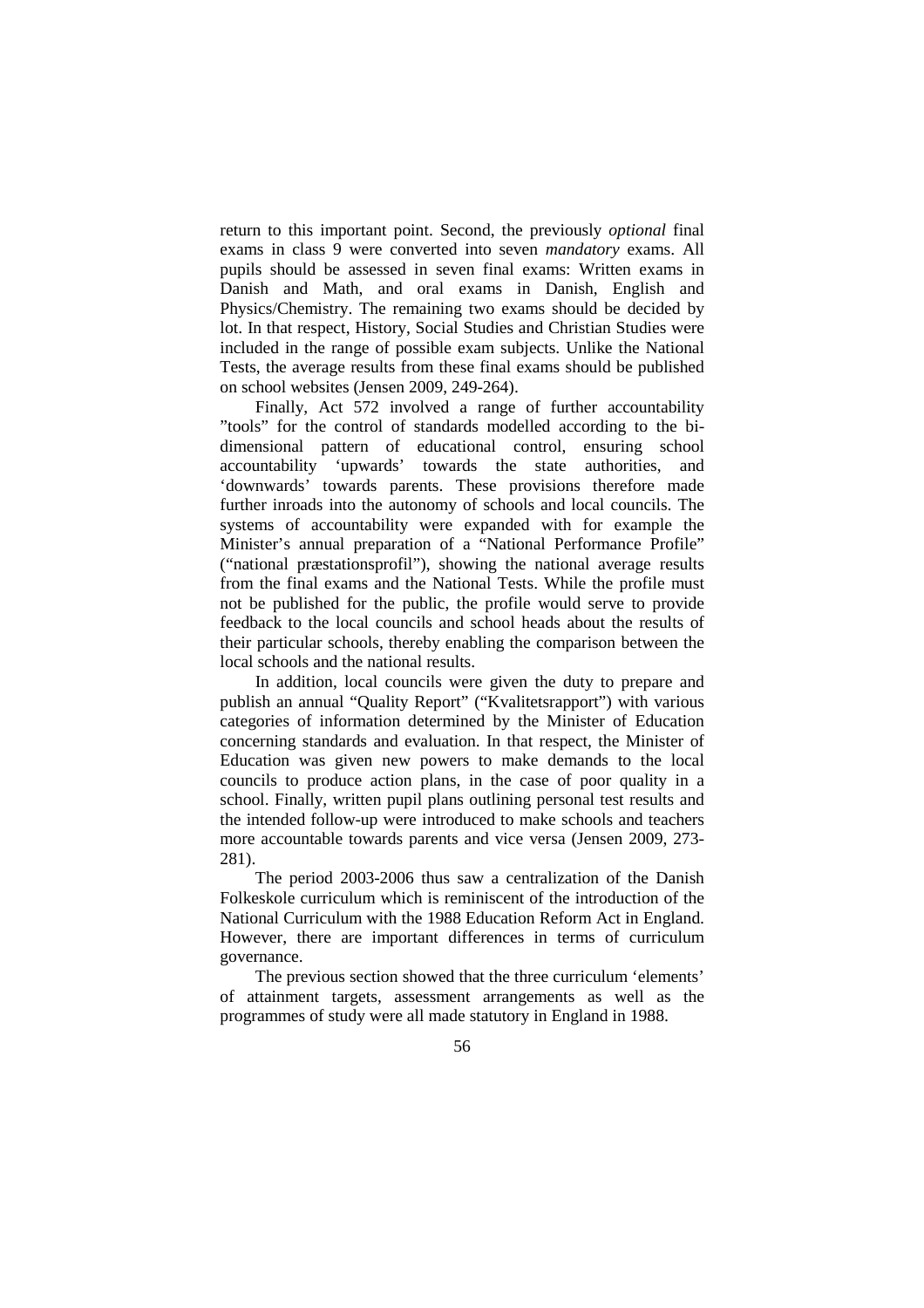return to this important point. Second, the previously *optional* final exams in class 9 were converted into seven *mandatory* exams. All pupils should be assessed in seven final exams: Written exams in Danish and Math, and oral exams in Danish, English and Physics/Chemistry. The remaining two exams should be decided by lot. In that respect, History, Social Studies and Christian Studies were included in the range of possible exam subjects. Unlike the National Tests, the average results from these final exams should be published on school websites (Jensen 2009, 249-264).

Finally, Act 572 involved a range of further accountability "tools" for the control of standards modelled according to the bi-dimensional pattern of educational control, ensuring school accountability 'upwards' towards the state authorities, and 'downwards' towards parents. These provisions therefore made further inroads into the autonomy of schools and local councils. The systems of accountability were expanded with for example the Minister's annual preparation of a "National Performance Profile" ("national præstationsprofil"), showing the national average results from the final exams and the National Tests. While the profile must not be published for the public, the profile would serve to provide feedback to the local councils and school heads about the results of their particular schools, thereby enabling the comparison between the local schools and the national results.

In addition, local councils were given the duty to prepare and publish an annual "Quality Report" ("Kvalitetsrapport") with various categories of information determined by the Minister of Education concerning standards and evaluation. In that respect, the Minister of Education was given new powers to make demands to the local councils to produce action plans, in the case of poor quality in a school. Finally, written pupil plans outlining personal test results and the intended follow-up were introduced to make schools and teachers more accountable towards parents and vice versa (Jensen 2009, 273-281).

The period 2003-2006 thus saw a centralization of the Danish Folkeskole curriculum which is reminiscent of the introduction of the National Curriculum with the 1988 Education Reform Act in England. However, there are important differences in terms of curriculum governance.

The previous section showed that the three curriculum 'elements' of attainment targets, assessment arrangements as well as the programmes of study were all made statutory in England in 1988.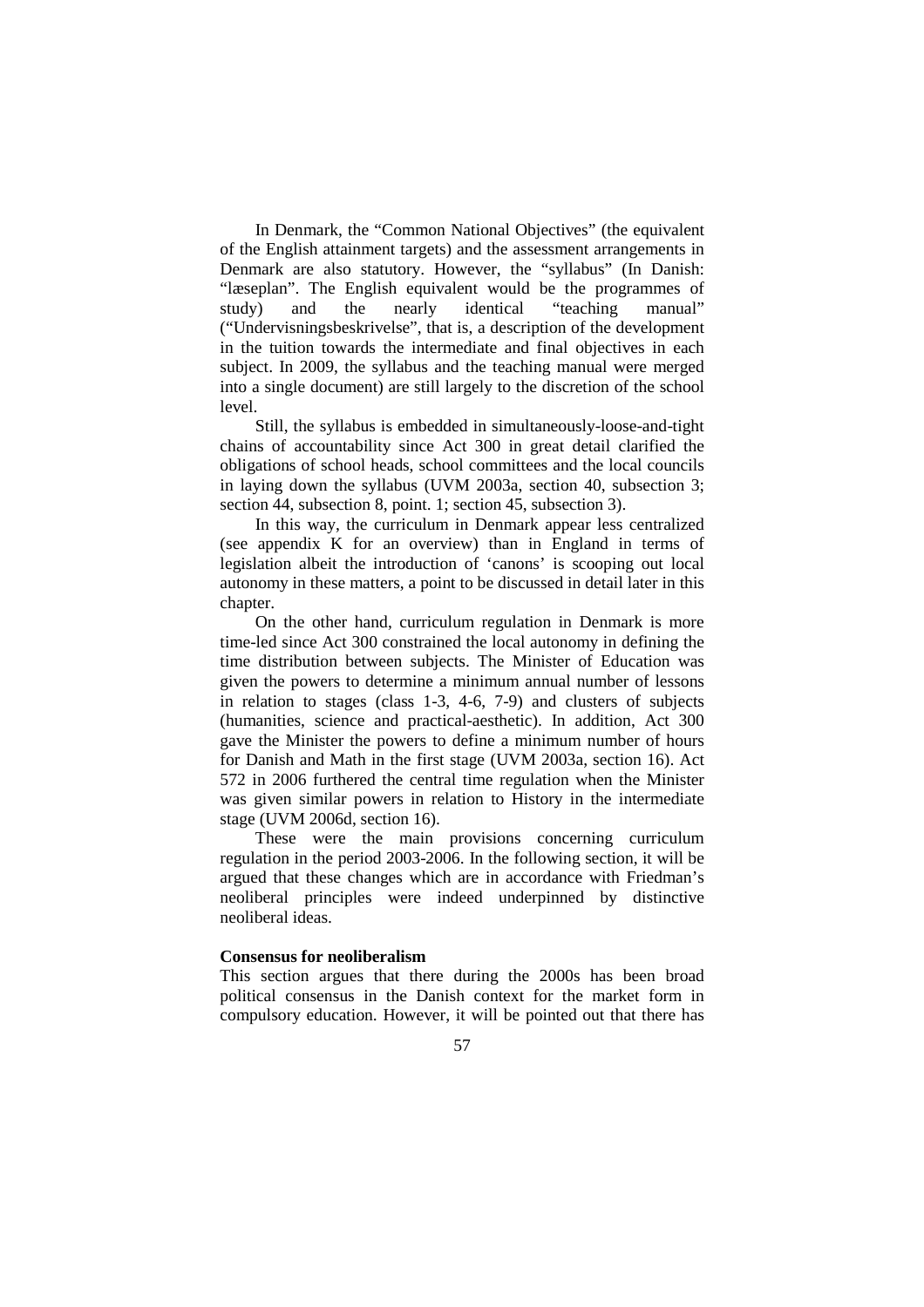In Denmark, the "Common National Objectives" (the equivalent of the English attainment targets) and the assessment arrangements in Denmark are also statutory. However, the "syllabus" (In Danish: "læseplan". The English equivalent would be the programmes of study) and the nearly identical "teaching manual" ("Undervisningsbeskrivelse", that is, a description of the development in the tuition towards the intermediate and final objectives in each subject. In 2009, the syllabus and the teaching manual were merged into a single document) are still largely to the discretion of the school level.

Still, the syllabus is embedded in simultaneously-loose-and-tight chains of accountability since Act 300 in great detail clarified the obligations of school heads, school committees and the local councils in laying down the syllabus (UVM 2003a, section 40, subsection 3; section 44, subsection 8, point. 1; section 45, subsection 3).

In this way, the curriculum in Denmark appear less centralized (see appendix K for an overview) than in England in terms of legislation albeit the introduction of 'canons' is scooping out local autonomy in these matters, a point to be discussed in detail later in this chapter.

On the other hand, curriculum regulation in Denmark is more time-led since Act 300 constrained the local autonomy in defining the time distribution between subjects. The Minister of Education was given the powers to determine a minimum annual number of lessons in relation to stages (class 1-3, 4-6, 7-9) and clusters of subjects (humanities, science and practical-aesthetic). In addition, Act 300 gave the Minister the powers to define a minimum number of hours for Danish and Math in the first stage (UVM 2003a, section 16). Act 572 in 2006 furthered the central time regulation when the Minister was given similar powers in relation to History in the intermediate stage (UVM 2006d, section 16).

These were the main provisions concerning curriculum regulation in the period 2003-2006. In the following section, it will be argued that these changes which are in accordance with Friedman's neoliberal principles were indeed underpinned by distinctive neoliberal ideas.

**Consensus for neoliberalism**

This section argues that there during the 2000s has been broad political consensus in the Danish context for the market form in compulsory education. However, it will be pointed out that there has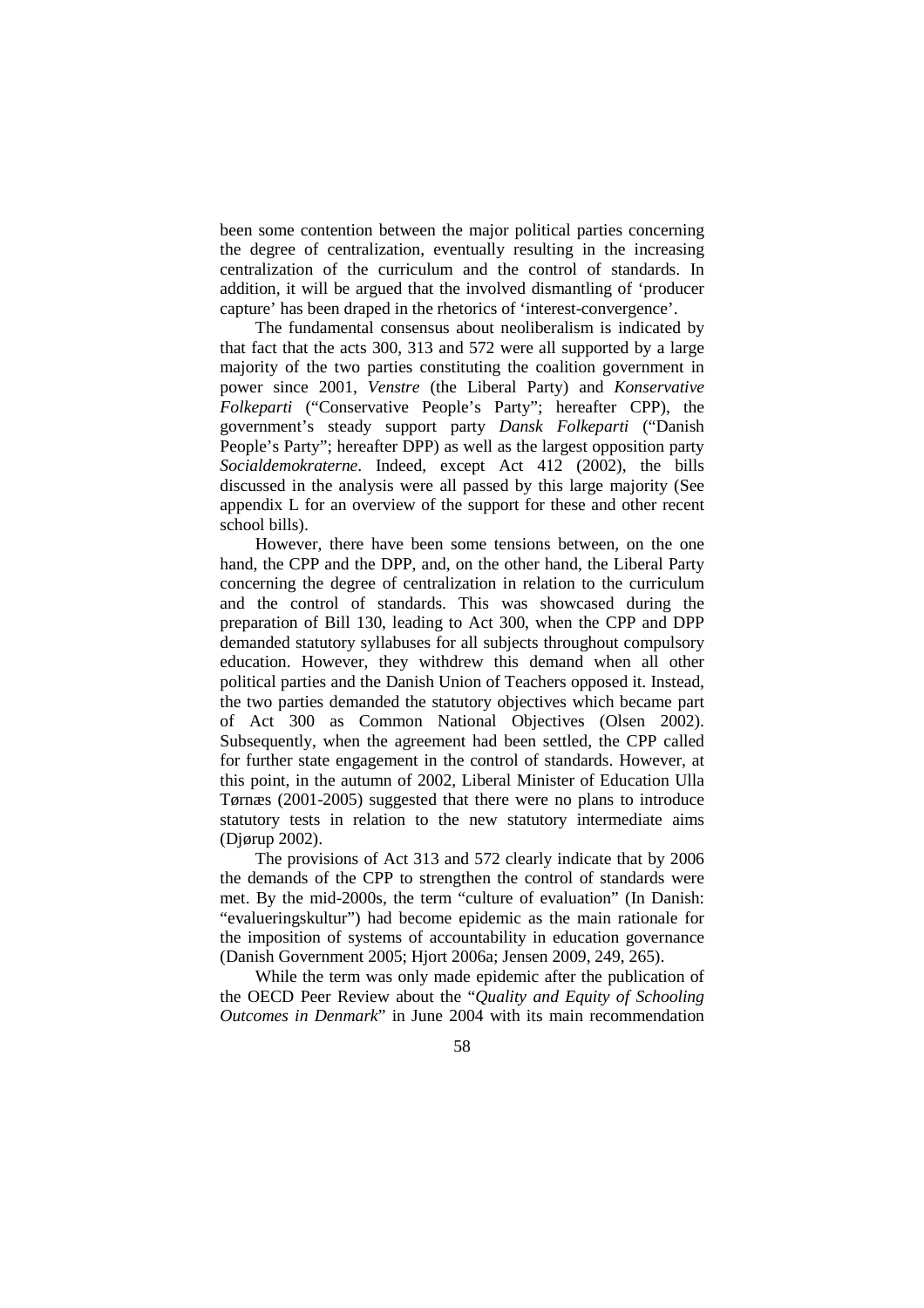been some contention between the major political parties concerning the degree of centralization, eventually resulting in the increasing centralization of the curriculum and the control of standards. In addition, it will be argued that the involved dismantling of 'producer capture' has been draped in the rhetorics of 'interest-convergence'.

The fundamental consensus about neoliberalism is indicated by that fact that the acts 300, 313 and 572 were all supported by a large majority of the two parties constituting the coalition government in power since 2001, *Venstre* (the Liberal Party) and *Konservative Folkeparti* ("Conservative People's Party"; hereafter CPP), the government's steady support party *Dansk Folkeparti* ("Danish People's Party"; hereafter DPP) as well as the largest opposition party *Socialdemokraterne*. Indeed, except Act 412 (2002), the bills discussed in the analysis were all passed by this large majority (See appendix L for an overview of the support for these and other recent school bills).

However, there have been some tensions between, on the one hand, the CPP and the DPP, and, on the other hand, the Liberal Party concerning the degree of centralization in relation to the curriculum and the control of standards. This was showcased during the preparation of Bill 130, leading to Act 300, when the CPP and DPP demanded statutory syllabuses for all subjects throughout compulsory education. However, they withdrew this demand when all other political parties and the Danish Union of Teachers opposed it. Instead, the two parties demanded the statutory objectives which became part of Act 300 as Common National Objectives (Olsen 2002). Subsequently, when the agreement had been settled, the CPP called for further state engagement in the control of standards. However, at this point, in the autumn of 2002, Liberal Minister of Education Ulla Tørnæs (2001-2005) suggested that there were no plans to introduce statutory tests in relation to the new statutory intermediate aims (Djørup 2002).

The provisions of Act 313 and 572 clearly indicate that by 2006 the demands of the CPP to strengthen the control of standards were met. By the mid-2000s, the term "culture of evaluation" (In Danish: "evalueringskultur") had become epidemic as the main rationale for the imposition of systems of accountability in education governance (Danish Government 2005; Hjort 2006a; Jensen 2009, 249, 265).

While the term was only made epidemic after the publication of the OECD Peer Review about the "*Quality and Equity of Schooling Outcomes in Denmark*" in June 2004 with its main recommendation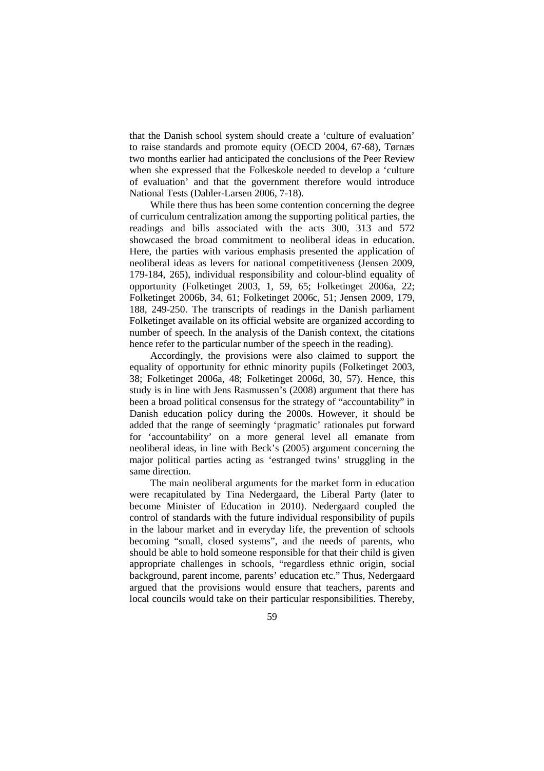that the Danish school system should create a 'culture of evaluation' to raise standards and promote equity (OECD 2004, 67-68), Tørnæs two months earlier had anticipated the conclusions of the Peer Review when she expressed that the Folkeskole needed to develop a 'culture of evaluation' and that the government therefore would introduce National Tests (Dahler-Larsen 2006, 7-18).

While there thus has been some contention concerning the degree of curriculum centralization among the supporting political parties, the readings and bills associated with the acts 300, 313 and 572 showcased the broad commitment to neoliberal ideas in education. Here, the parties with various emphasis presented the application of neoliberal ideas as levers for national competitiveness (Jensen 2009, 179-184, 265), individual responsibility and colour-blind equality of opportunity (Folketinget 2003, 1, 59, 65; Folketinget 2006a, 22; Folketinget 2006b, 34, 61; Folketinget 2006c, 51; Jensen 2009, 179, 188, 249-250. The transcripts of readings in the Danish parliament Folketinget available on its official website are organized according to number of speech. In the analysis of the Danish context, the citations hence refer to the particular number of the speech in the reading).

Accordingly, the provisions were also claimed to support the equality of opportunity for ethnic minority pupils (Folketinget 2003, 38; Folketinget 2006a, 48; Folketinget 2006d, 30, 57). Hence, this study is in line with Jens Rasmussen's (2008) argument that there has been a broad political consensus for the strategy of "accountability" in Danish education policy during the 2000s. However, it should be added that the range of seemingly 'pragmatic' rationales put forward for 'accountability' on a more general level all emanate from neoliberal ideas, in line with Beck's (2005) argument concerning the major political parties acting as 'estranged twins' struggling in the same direction.

The main neoliberal arguments for the market form in education were recapitulated by Tina Nedergaard, the Liberal Party (later to become Minister of Education in 2010). Nedergaard coupled the control of standards with the future individual responsibility of pupils in the labour market and in everyday life, the prevention of schools becoming "small, closed systems", and the needs of parents, who should be able to hold someone responsible for that their child is given appropriate challenges in schools, "regardless ethnic origin, social background, parent income, parents' education etc." Thus, Nedergaard argued that the provisions would ensure that teachers, parents and local councils would take on their particular responsibilities. Thereby,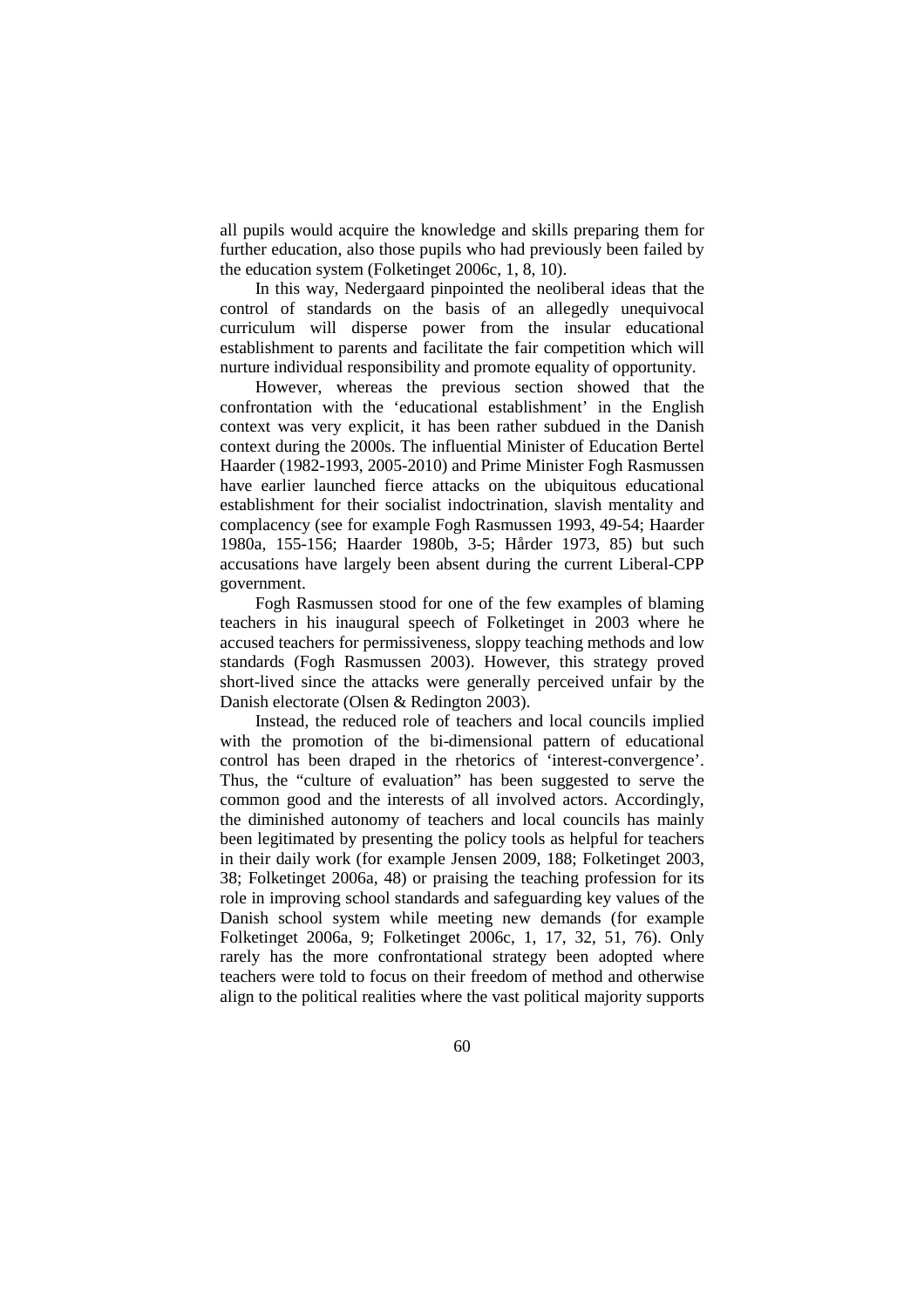all pupils would acquire the knowledge and skills preparing them for further education, also those pupils who had previously been failed by the education system (Folketinget 2006c, 1, 8, 10).

In this way, Nedergaard pinpointed the neoliberal ideas that the control of standards on the basis of an allegedly unequivocal curriculum will disperse power from the insular educational establishment to parents and facilitate the fair competition which will nurture individual responsibility and promote equality of opportunity.

However, whereas the previous section showed that the confrontation with the 'educational establishment' in the English context was very explicit, it has been rather subdued in the Danish context during the 2000s. The influential Minister of Education Bertel Haarder (1982-1993, 2005-2010) and Prime Minister Fogh Rasmussen have earlier launched fierce attacks on the ubiquitous educational establishment for their socialist indoctrination, slavish mentality and complacency (see for example Fogh Rasmussen 1993, 49-54; Haarder 1980a, 155-156; Haarder 1980b, 3-5; Hårder 1973, 85) but such accusations have largely been absent during the current Liberal-CPP government.

Fogh Rasmussen stood for one of the few examples of blaming teachers in his inaugural speech of Folketinget in 2003 where he accused teachers for permissiveness, sloppy teaching methods and low standards (Fogh Rasmussen 2003). However, this strategy proved short-lived since the attacks were generally perceived unfair by the Danish electorate (Olsen & Redington 2003).

Instead, the reduced role of teachers and local councils implied with the promotion of the bi-dimensional pattern of educational control has been draped in the rhetorics of 'interest-convergence'. Thus, the "culture of evaluation" has been suggested to serve the common good and the interests of all involved actors. Accordingly, the diminished autonomy of teachers and local councils has mainly been legitimated by presenting the policy tools as helpful for teachers in their daily work (for example Jensen 2009, 188; Folketinget 2003, 38; Folketinget 2006a, 48) or praising the teaching profession for its role in improving school standards and safeguarding key values of the Danish school system while meeting new demands (for example Folketinget 2006a, 9; Folketinget 2006c, 1, 17, 32, 51, 76). Only rarely has the more confrontational strategy been adopted where teachers were told to focus on their freedom of method and otherwise align to the political realities where the vast political majority supports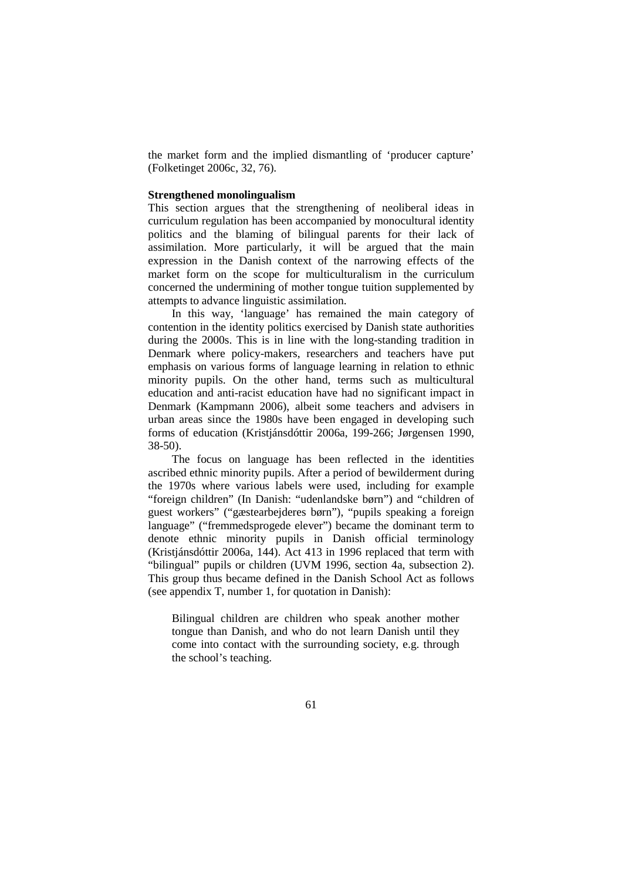the market form and the implied dismantling of 'producer capture' (Folketinget 2006c, 32, 76).

**Strengthened monolingualism**

This section argues that the strengthening of neoliberal ideas in curriculum regulation has been accompanied by monocultural identity politics and the blaming of bilingual parents for their lack of assimilation. More particularly, it will be argued that the main expression in the Danish context of the narrowing effects of the market form on the scope for multiculturalism in the curriculum concerned the undermining of mother tongue tuition supplemented by attempts to advance linguistic assimilation.

In this way, 'language' has remained the main category of contention in the identity politics exercised by Danish state authorities during the 2000s. This is in line with the long-standing tradition in Denmark where policy-makers, researchers and teachers have put emphasis on various forms of language learning in relation to ethnic minority pupils. On the other hand, terms such as multicultural education and anti-racist education have had no significant impact in Denmark (Kampmann 2006), albeit some teachers and advisers in urban areas since the 1980s have been engaged in developing such forms of education (Kristjánsdóttir 2006a, 199-266; Jørgensen 1990, 38-50).

The focus on language has been reflected in the identities ascribed ethnic minority pupils. After a period of bewilderment during the 1970s where various labels were used, including for example "foreign children" (In Danish: "udenlandske børn") and "children of guest workers" ("gæstearbejderes børn"), "pupils speaking a foreign language" ("fremmedsprogede elever") became the dominant term to denote ethnic minority pupils in Danish official terminology (Kristjánsdóttir 2006a, 144). Act 413 in 1996 replaced that term with "bilingual" pupils or children (UVM 1996, section 4a, subsection 2). This group thus became defined in the Danish School Act as follows (see appendix T, number 1, for quotation in Danish):

> Bilingual children are children who speak another mother tongue than Danish, and who do not learn Danish until they come into contact with the surrounding society, e.g. through the school's teaching.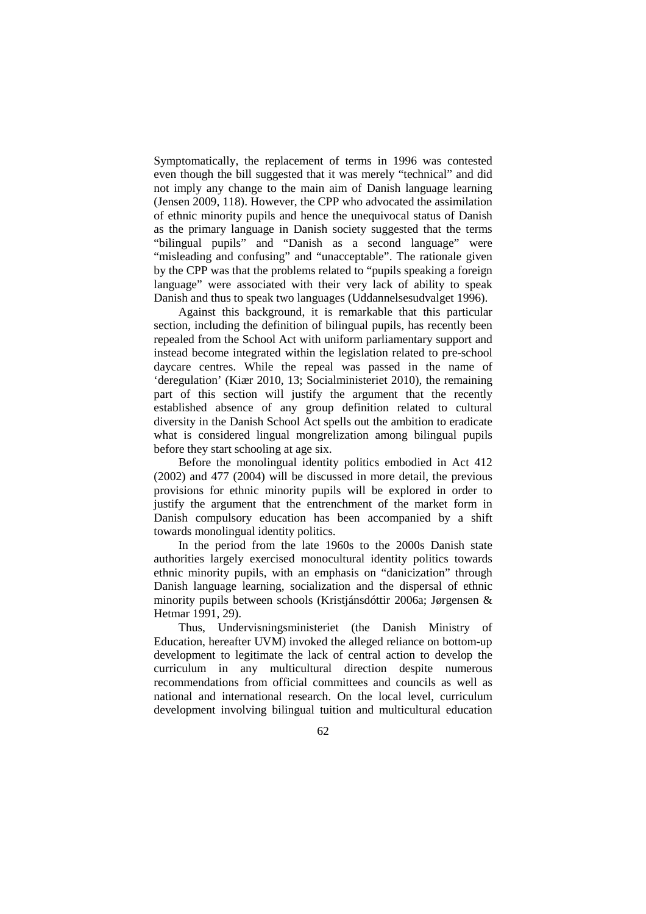Symptomatically, the replacement of terms in 1996 was contested even though the bill suggested that it was merely "technical" and did not imply any change to the main aim of Danish language learning (Jensen 2009, 118). However, the CPP who advocated the assimilation of ethnic minority pupils and hence the unequivocal status of Danish as the primary language in Danish society suggested that the terms "bilingual pupils" and "Danish as a second language" were "misleading and confusing" and "unacceptable". The rationale given by the CPP was that the problems related to "pupils speaking a foreign language" were associated with their very lack of ability to speak Danish and thus to speak two languages (Uddannelsesudvalget 1996).

Against this background, it is remarkable that this particular section, including the definition of bilingual pupils, has recently been repealed from the School Act with uniform parliamentary support and instead become integrated within the legislation related to pre-school daycare centres. While the repeal was passed in the name of 'deregulation' (Kiær 2010, 13; Socialministeriet 2010), the remaining part of this section will justify the argument that the recently established absence of any group definition related to cultural diversity in the Danish School Act spells out the ambition to eradicate what is considered lingual mongrelization among bilingual pupils before they start schooling at age six.

Before the monolingual identity politics embodied in Act 412 (2002) and 477 (2004) will be discussed in more detail, the previous provisions for ethnic minority pupils will be explored in order to justify the argument that the entrenchment of the market form in Danish compulsory education has been accompanied by a shift towards monolingual identity politics.

In the period from the late 1960s to the 2000s Danish state authorities largely exercised monocultural identity politics towards ethnic minority pupils, with an emphasis on "danicization" through Danish language learning, socialization and the dispersal of ethnic minority pupils between schools (Kristjánsdóttir 2006a; Jørgensen & Hetmar 1991, 29).

Thus, Undervisningsministeriet (the Danish Ministry of Education, hereafter UVM) invoked the alleged reliance on bottom-up development to legitimate the lack of central action to develop the curriculum in any multicultural direction despite numerous recommendations from official committees and councils as well as national and international research. On the local level, curriculum development involving bilingual tuition and multicultural education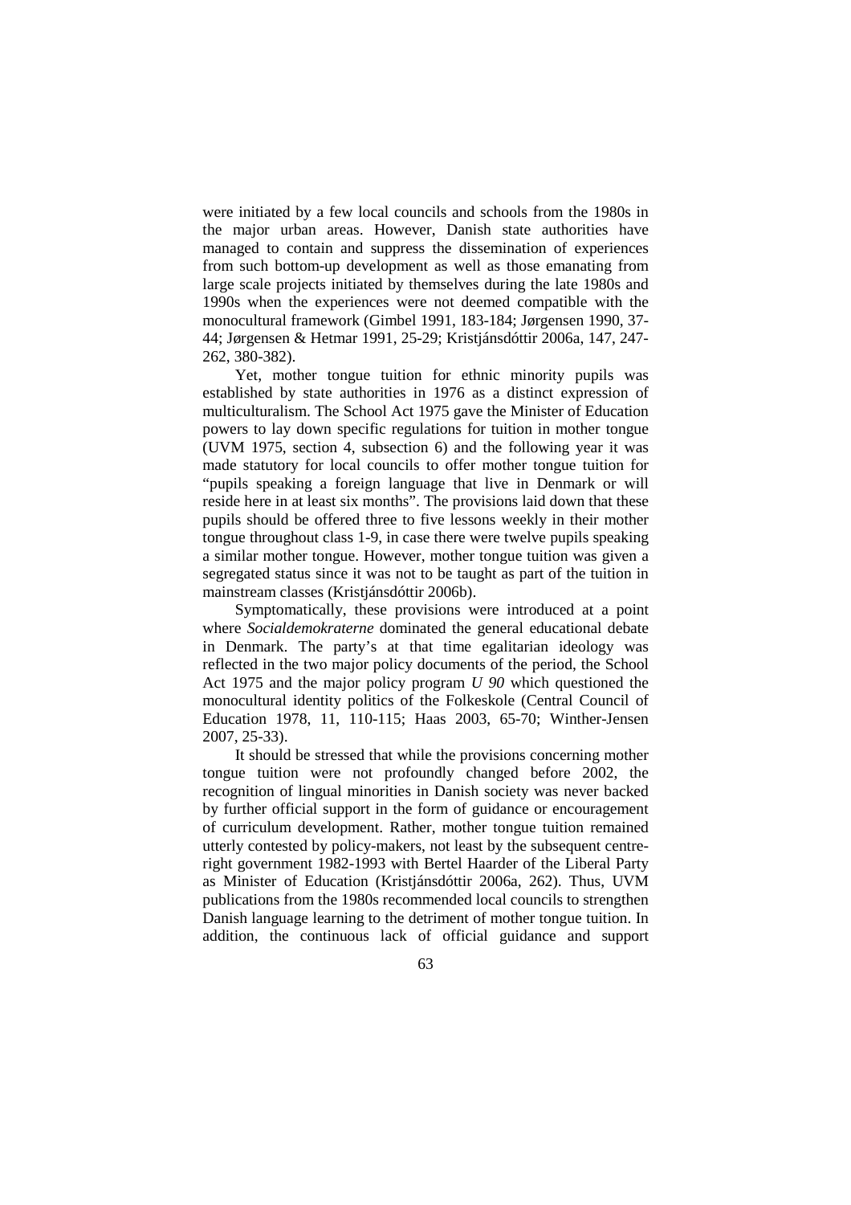were initiated by a few local councils and schools from the 1980s in the major urban areas. However, Danish state authorities have managed to contain and suppress the dissemination of experiences from such bottom-up development as well as those emanating from large scale projects initiated by themselves during the late 1980s and 1990s when the experiences were not deemed compatible with the monocultural framework (Gimbel 1991, 183-184; Jørgensen 1990, 37-44; Jørgensen & Hetmar 1991, 25-29; Kristjánsdóttir 2006a, 147, 247-262, 380-382).

Yet, mother tongue tuition for ethnic minority pupils was established by state authorities in 1976 as a distinct expression of multiculturalism. The School Act 1975 gave the Minister of Education powers to lay down specific regulations for tuition in mother tongue (UVM 1975, section 4, subsection 6) and the following year it was made statutory for local councils to offer mother tongue tuition for "pupils speaking a foreign language that live in Denmark or will reside here in at least six months". The provisions laid down that these pupils should be offered three to five lessons weekly in their mother tongue throughout class 1-9, in case there were twelve pupils speaking a similar mother tongue. However, mother tongue tuition was given a segregated status since it was not to be taught as part of the tuition in mainstream classes (Kristjánsdóttir 2006b).

Symptomatically, these provisions were introduced at a point where *Socialdemokraterne* dominated the general educational debate in Denmark. The party's at that time egalitarian ideology was reflected in the two major policy documents of the period, the School Act 1975 and the major policy program *U 90* which questioned the monocultural identity politics of the Folkeskole (Central Council of Education 1978, 11, 110-115; Haas 2003, 65-70; Winther-Jensen 2007, 25-33).

It should be stressed that while the provisions concerning mother tongue tuition were not profoundly changed before 2002, the recognition of lingual minorities in Danish society was never backed by further official support in the form of guidance or encouragement of curriculum development. Rather, mother tongue tuition remained utterly contested by policy-makers, not least by the subsequent centre-right government 1982-1993 with Bertel Haarder of the Liberal Party as Minister of Education (Kristjánsdóttir 2006a, 262). Thus, UVM publications from the 1980s recommended local councils to strengthen Danish language learning to the detriment of mother tongue tuition. In addition, the continuous lack of official guidance and support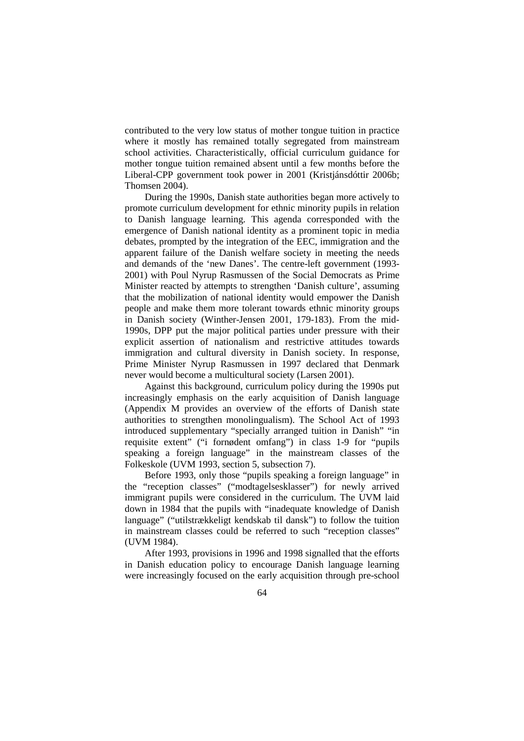contributed to the very low status of mother tongue tuition in practice where it mostly has remained totally segregated from mainstream school activities. Characteristically, official curriculum guidance for mother tongue tuition remained absent until a few months before the Liberal-CPP government took power in 2001 (Kristjánsdóttir 2006b; Thomsen 2004).

During the 1990s, Danish state authorities began more actively to promote curriculum development for ethnic minority pupils in relation to Danish language learning. This agenda corresponded with the emergence of Danish national identity as a prominent topic in media debates, prompted by the integration of the EEC, immigration and the apparent failure of the Danish welfare society in meeting the needs and demands of the 'new Danes'. The centre-left government (1993-2001) with Poul Nyrup Rasmussen of the Social Democrats as Prime Minister reacted by attempts to strengthen 'Danish culture', assuming that the mobilization of national identity would empower the Danish people and make them more tolerant towards ethnic minority groups in Danish society (Winther-Jensen 2001, 179-183). From the mid-1990s, DPP put the major political parties under pressure with their explicit assertion of nationalism and restrictive attitudes towards immigration and cultural diversity in Danish society. In response, Prime Minister Nyrup Rasmussen in 1997 declared that Denmark never would become a multicultural society (Larsen 2001).

Against this background, curriculum policy during the 1990s put increasingly emphasis on the early acquisition of Danish language (Appendix M provides an overview of the efforts of Danish state authorities to strengthen monolingualism). The School Act of 1993 introduced supplementary "specially arranged tuition in Danish" "in requisite extent" ("i fornødent omfang") in class 1-9 for "pupils speaking a foreign language" in the mainstream classes of the Folkeskole (UVM 1993, section 5, subsection 7).

Before 1993, only those "pupils speaking a foreign language" in the "reception classes" ("modtagelsesklasser") for newly arrived immigrant pupils were considered in the curriculum. The UVM laid down in 1984 that the pupils with "inadequate knowledge of Danish language" ("utilstrækkeligt kendskab til dansk") to follow the tuition in mainstream classes could be referred to such "reception classes" (UVM 1984).

After 1993, provisions in 1996 and 1998 signalled that the efforts in Danish education policy to encourage Danish language learning were increasingly focused on the early acquisition through pre-school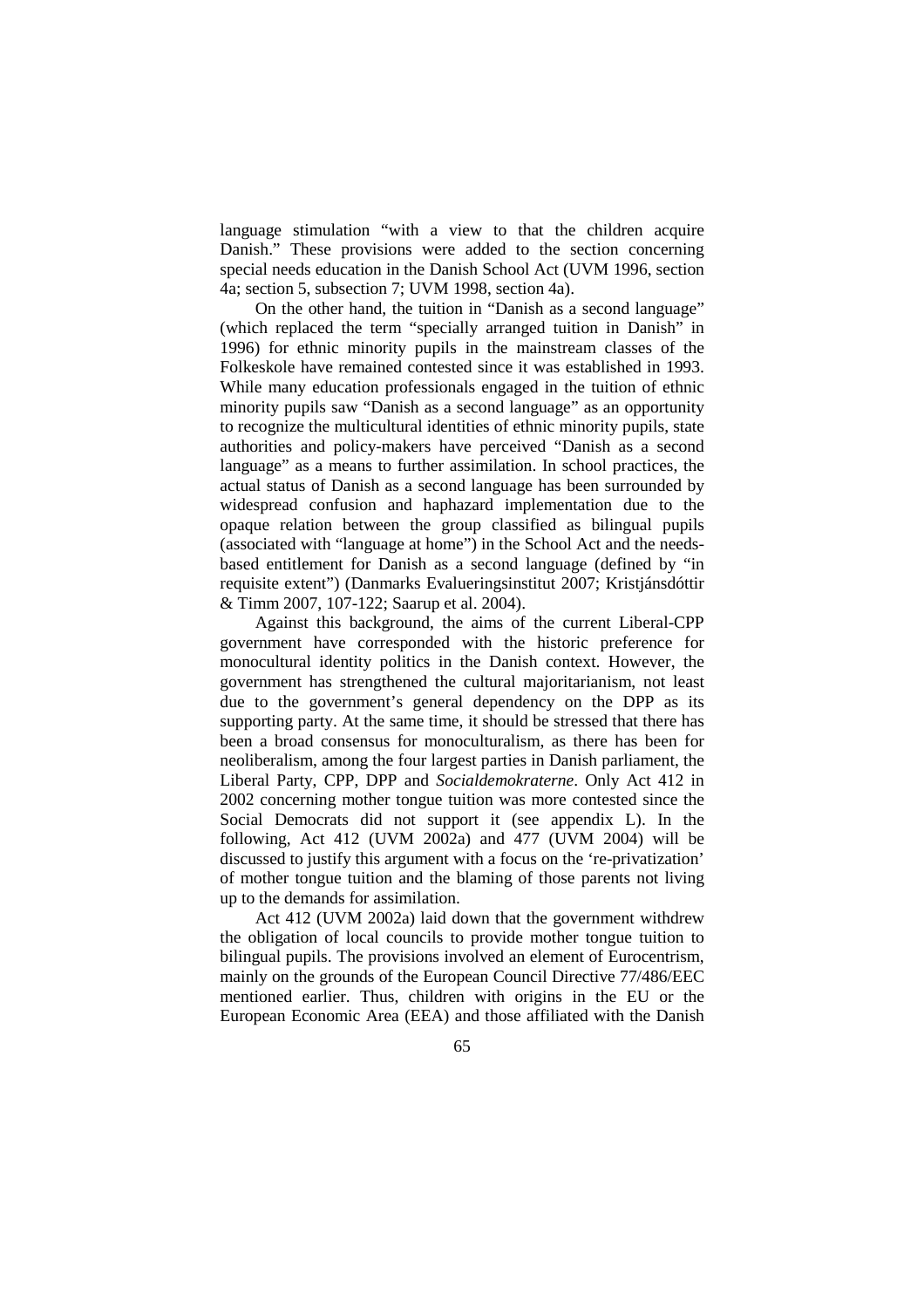language stimulation "with a view to that the children acquire Danish." These provisions were added to the section concerning special needs education in the Danish School Act (UVM 1996, section 4a; section 5, subsection 7; UVM 1998, section 4a).

On the other hand, the tuition in "Danish as a second language" (which replaced the term "specially arranged tuition in Danish" in 1996) for ethnic minority pupils in the mainstream classes of the Folkeskole have remained contested since it was established in 1993. While many education professionals engaged in the tuition of ethnic minority pupils saw "Danish as a second language" as an opportunity to recognize the multicultural identities of ethnic minority pupils, state authorities and policy-makers have perceived "Danish as a second language" as a means to further assimilation. In school practices, the actual status of Danish as a second language has been surrounded by widespread confusion and haphazard implementation due to the opaque relation between the group classified as bilingual pupils (associated with "language at home") in the School Act and the needs-based entitlement for Danish as a second language (defined by "in requisite extent") (Danmarks Evalueringsinstitut 2007; Kristjánsdóttir & Timm 2007, 107-122; Saarup et al. 2004).

Against this background, the aims of the current Liberal-CPP government have corresponded with the historic preference for monocultural identity politics in the Danish context. However, the government has strengthened the cultural majoritarianism, not least due to the government's general dependency on the DPP as its supporting party. At the same time, it should be stressed that there has been a broad consensus for monoculturalism, as there has been for neoliberalism, among the four largest parties in Danish parliament, the Liberal Party, CPP, DPP and *Socialdemokraterne*. Only Act 412 in 2002 concerning mother tongue tuition was more contested since the Social Democrats did not support it (see appendix L). In the following, Act 412 (UVM 2002a) and 477 (UVM 2004) will be discussed to justify this argument with a focus on the 're-privatization' of mother tongue tuition and the blaming of those parents not living up to the demands for assimilation.

Act 412 (UVM 2002a) laid down that the government withdrew the obligation of local councils to provide mother tongue tuition to bilingual pupils. The provisions involved an element of Eurocentrism, mainly on the grounds of the European Council Directive 77/486/EEC mentioned earlier. Thus, children with origins in the EU or the European Economic Area (EEA) and those affiliated with the Danish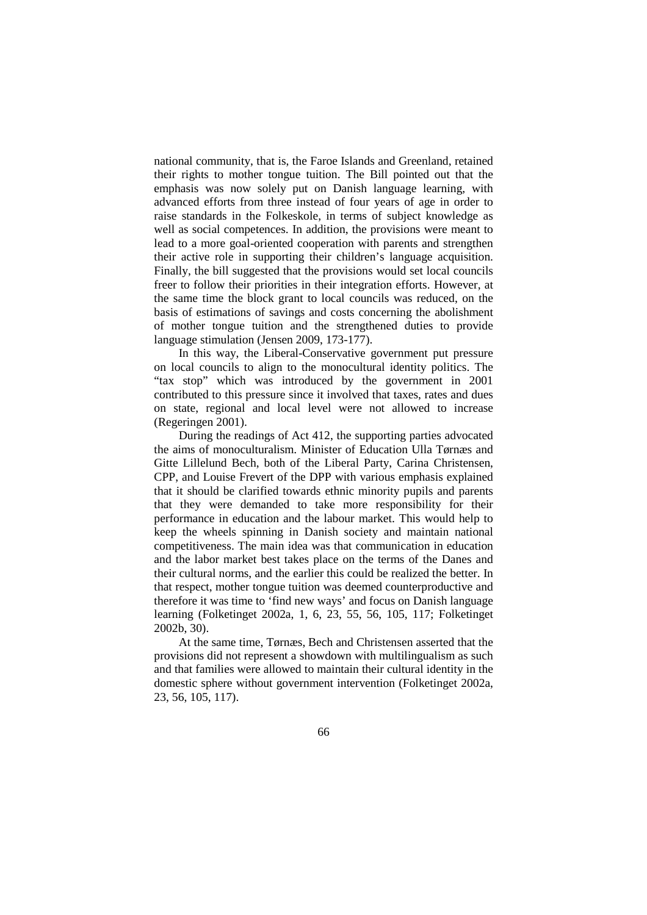national community, that is, the Faroe Islands and Greenland, retained their rights to mother tongue tuition. The Bill pointed out that the emphasis was now solely put on Danish language learning, with advanced efforts from three instead of four years of age in order to raise standards in the Folkeskole, in terms of subject knowledge as well as social competences. In addition, the provisions were meant to lead to a more goal-oriented cooperation with parents and strengthen their active role in supporting their children's language acquisition. Finally, the bill suggested that the provisions would set local councils freer to follow their priorities in their integration efforts. However, at the same time the block grant to local councils was reduced, on the basis of estimations of savings and costs concerning the abolishment of mother tongue tuition and the strengthened duties to provide language stimulation (Jensen 2009, 173-177).

In this way, the Liberal-Conservative government put pressure on local councils to align to the monocultural identity politics. The "tax stop" which was introduced by the government in 2001 contributed to this pressure since it involved that taxes, rates and dues on state, regional and local level were not allowed to increase (Regeringen 2001).

During the readings of Act 412, the supporting parties advocated the aims of monoculturalism. Minister of Education Ulla Tørnæs and Gitte Lillelund Bech, both of the Liberal Party, Carina Christensen, CPP, and Louise Frevert of the DPP with various emphasis explained that it should be clarified towards ethnic minority pupils and parents that they were demanded to take more responsibility for their performance in education and the labour market. This would help to keep the wheels spinning in Danish society and maintain national competitiveness. The main idea was that communication in education and the labor market best takes place on the terms of the Danes and their cultural norms, and the earlier this could be realized the better. In that respect, mother tongue tuition was deemed counterproductive and therefore it was time to 'find new ways' and focus on Danish language learning (Folketinget 2002a, 1, 6, 23, 55, 56, 105, 117; Folketinget 2002b, 30).

At the same time, Tørnæs, Bech and Christensen asserted that the provisions did not represent a showdown with multilingualism as such and that families were allowed to maintain their cultural identity in the domestic sphere without government intervention (Folketinget 2002a, 23, 56, 105, 117).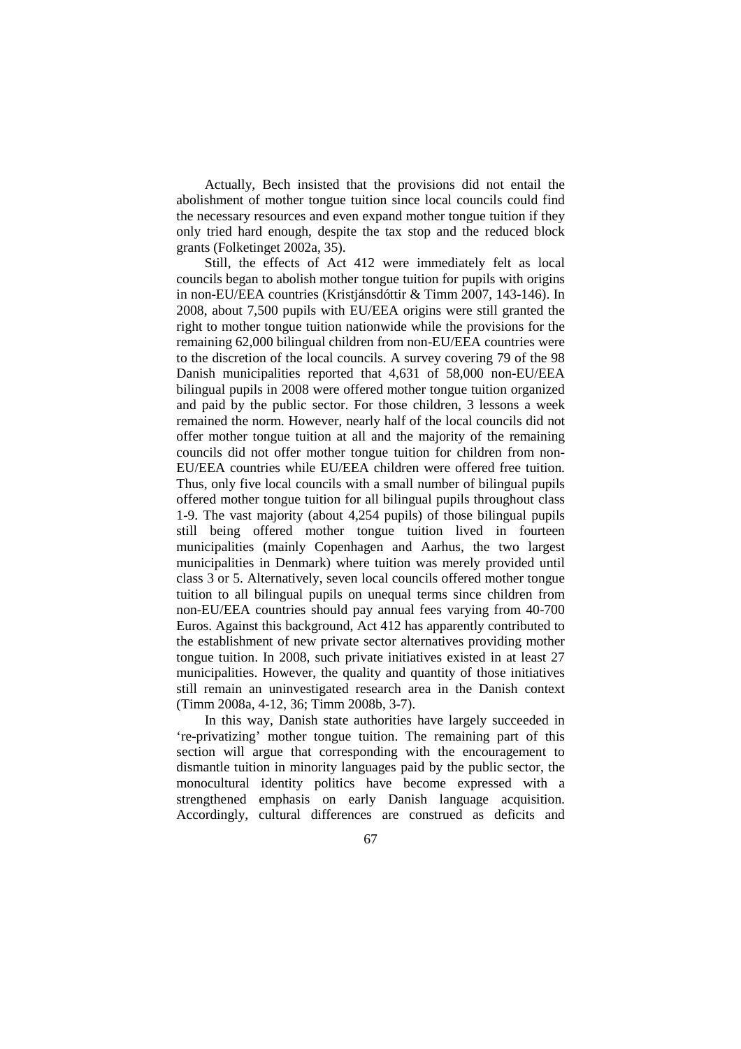Actually, Bech insisted that the provisions did not entail the abolishment of mother tongue tuition since local councils could find the necessary resources and even expand mother tongue tuition if they only tried hard enough, despite the tax stop and the reduced block grants (Folketinget 2002a, 35).

Still, the effects of Act 412 were immediately felt as local councils began to abolish mother tongue tuition for pupils with origins in non-EU/EEA countries (Kristjánsdóttir & Timm 2007, 143-146). In 2008, about 7,500 pupils with EU/EEA origins were still granted the right to mother tongue tuition nationwide while the provisions for the remaining 62,000 bilingual children from non-EU/EEA countries were to the discretion of the local councils. A survey covering 79 of the 98 Danish municipalities reported that 4,631 of 58,000 non-EU/EEA bilingual pupils in 2008 were offered mother tongue tuition organized and paid by the public sector. For those children, 3 lessons a week remained the norm. However, nearly half of the local councils did not offer mother tongue tuition at all and the majority of the remaining councils did not offer mother tongue tuition for children from non-EU/EEA countries while EU/EEA children were offered free tuition. Thus, only five local councils with a small number of bilingual pupils offered mother tongue tuition for all bilingual pupils throughout class 1-9. The vast majority (about 4,254 pupils) of those bilingual pupils still being offered mother tongue tuition lived in fourteen municipalities (mainly Copenhagen and Aarhus, the two largest municipalities in Denmark) where tuition was merely provided until class 3 or 5. Alternatively, seven local councils offered mother tongue tuition to all bilingual pupils on unequal terms since children from non-EU/EEA countries should pay annual fees varying from 40-700 Euros. Against this background, Act 412 has apparently contributed to the establishment of new private sector alternatives providing mother tongue tuition. In 2008, such private initiatives existed in at least 27 municipalities. However, the quality and quantity of those initiatives still remain an uninvestigated research area in the Danish context (Timm 2008a, 4-12, 36; Timm 2008b, 3-7).

In this way, Danish state authorities have largely succeeded in 're-privatizing' mother tongue tuition. The remaining part of this section will argue that corresponding with the encouragement to dismantle tuition in minority languages paid by the public sector, the monocultural identity politics have become expressed with a strengthened emphasis on early Danish language acquisition. Accordingly, cultural differences are construed as deficits and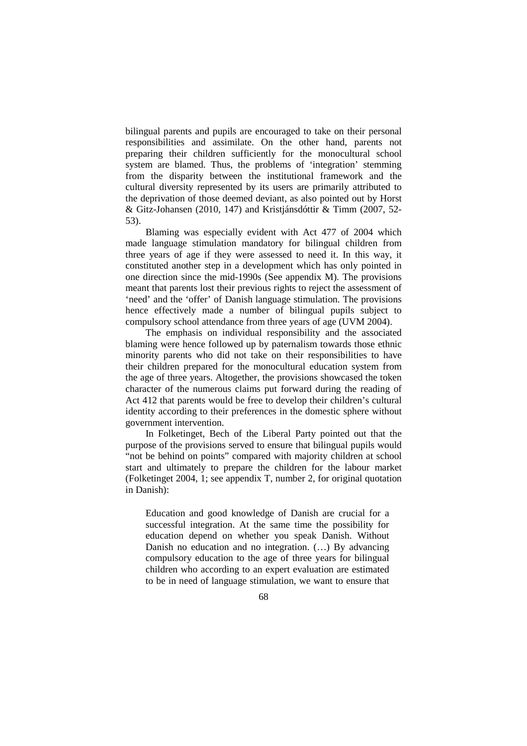bilingual parents and pupils are encouraged to take on their personal responsibilities and assimilate. On the other hand, parents not preparing their children sufficiently for the monocultural school system are blamed. Thus, the problems of 'integration' stemming from the disparity between the institutional framework and the cultural diversity represented by its users are primarily attributed to the deprivation of those deemed deviant, as also pointed out by Horst & Gitz-Johansen (2010, 147) and Kristjánsdóttir & Timm (2007, 52-53).

Blaming was especially evident with Act 477 of 2004 which made language stimulation mandatory for bilingual children from three years of age if they were assessed to need it. In this way, it constituted another step in a development which has only pointed in one direction since the mid-1990s (See appendix M). The provisions meant that parents lost their previous rights to reject the assessment of 'need' and the 'offer' of Danish language stimulation. The provisions hence effectively made a number of bilingual pupils subject to compulsory school attendance from three years of age (UVM 2004).

The emphasis on individual responsibility and the associated blaming were hence followed up by paternalism towards those ethnic minority parents who did not take on their responsibilities to have their children prepared for the monocultural education system from the age of three years. Altogether, the provisions showcased the token character of the numerous claims put forward during the reading of Act 412 that parents would be free to develop their children's cultural identity according to their preferences in the domestic sphere without government intervention.

In Folketinget, Bech of the Liberal Party pointed out that the purpose of the provisions served to ensure that bilingual pupils would "not be behind on points" compared with majority children at school start and ultimately to prepare the children for the labour market (Folketinget 2004, 1; see appendix T, number 2, for original quotation in Danish):

> Education and good knowledge of Danish are crucial for a successful integration. At the same time the possibility for education depend on whether you speak Danish. Without Danish no education and no integration. (…) By advancing compulsory education to the age of three years for bilingual children who according to an expert evaluation are estimated to be in need of language stimulation, we want to ensure that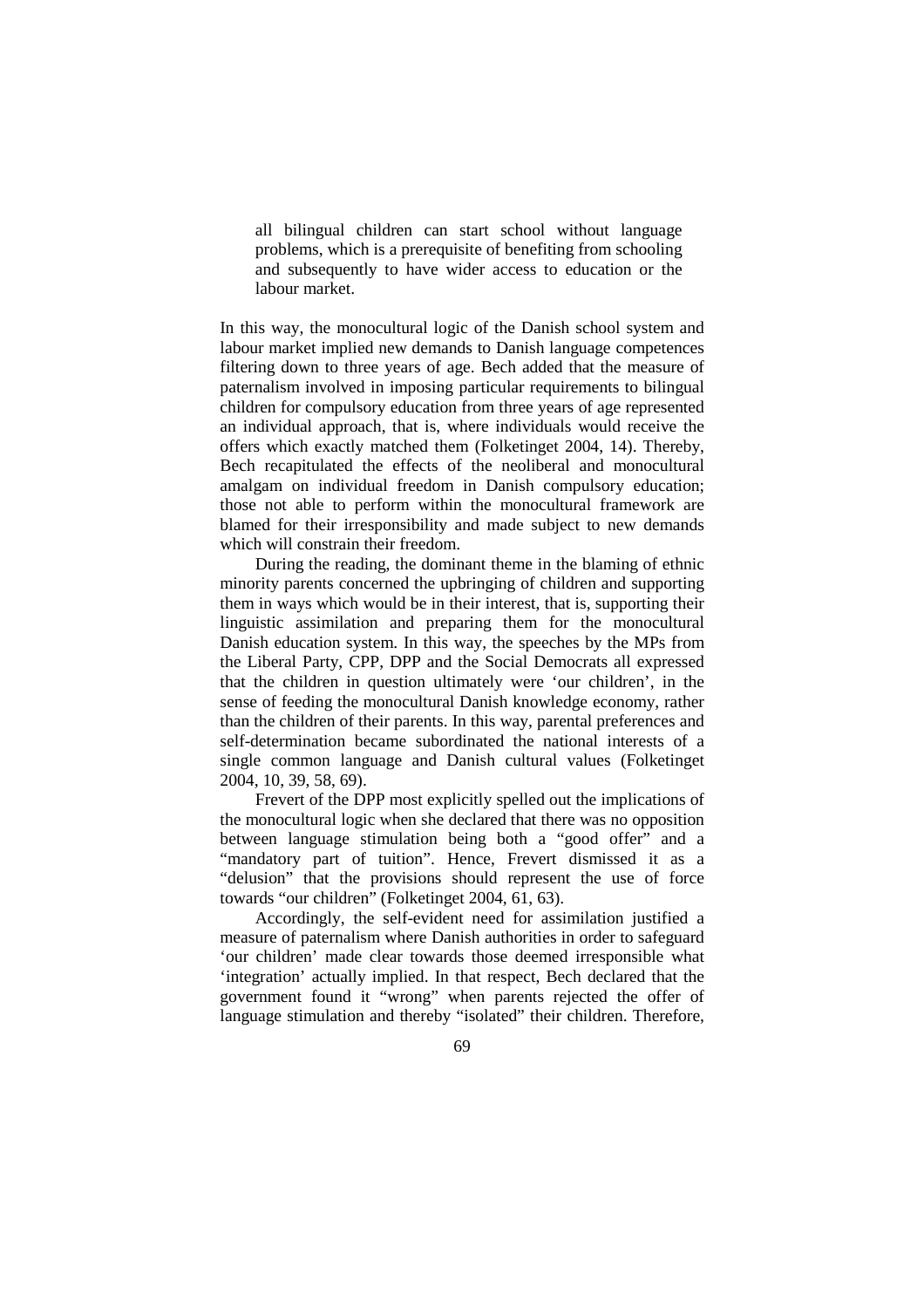> all bilingual children can start school without language problems, which is a prerequisite of benefiting from schooling and subsequently to have wider access to education or the labour market.

In this way, the monocultural logic of the Danish school system and labour market implied new demands to Danish language competences filtering down to three years of age. Bech added that the measure of paternalism involved in imposing particular requirements to bilingual children for compulsory education from three years of age represented an individual approach, that is, where individuals would receive the offers which exactly matched them (Folketinget 2004, 14). Thereby, Bech recapitulated the effects of the neoliberal and monocultural amalgam on individual freedom in Danish compulsory education; those not able to perform within the monocultural framework are blamed for their irresponsibility and made subject to new demands which will constrain their freedom.

During the reading, the dominant theme in the blaming of ethnic minority parents concerned the upbringing of children and supporting them in ways which would be in their interest, that is, supporting their linguistic assimilation and preparing them for the monocultural Danish education system. In this way, the speeches by the MPs from the Liberal Party, CPP, DPP and the Social Democrats all expressed that the children in question ultimately were 'our children', in the sense of feeding the monocultural Danish knowledge economy, rather than the children of their parents. In this way, parental preferences and self-determination became subordinated the national interests of a single common language and Danish cultural values (Folketinget 2004, 10, 39, 58, 69).

Frevert of the DPP most explicitly spelled out the implications of the monocultural logic when she declared that there was no opposition between language stimulation being both a "good offer" and a "mandatory part of tuition". Hence, Frevert dismissed it as a "delusion" that the provisions should represent the use of force towards "our children" (Folketinget 2004, 61, 63).

Accordingly, the self-evident need for assimilation justified a measure of paternalism where Danish authorities in order to safeguard 'our children' made clear towards those deemed irresponsible what 'integration' actually implied. In that respect, Bech declared that the government found it "wrong" when parents rejected the offer of language stimulation and thereby "isolated" their children. Therefore,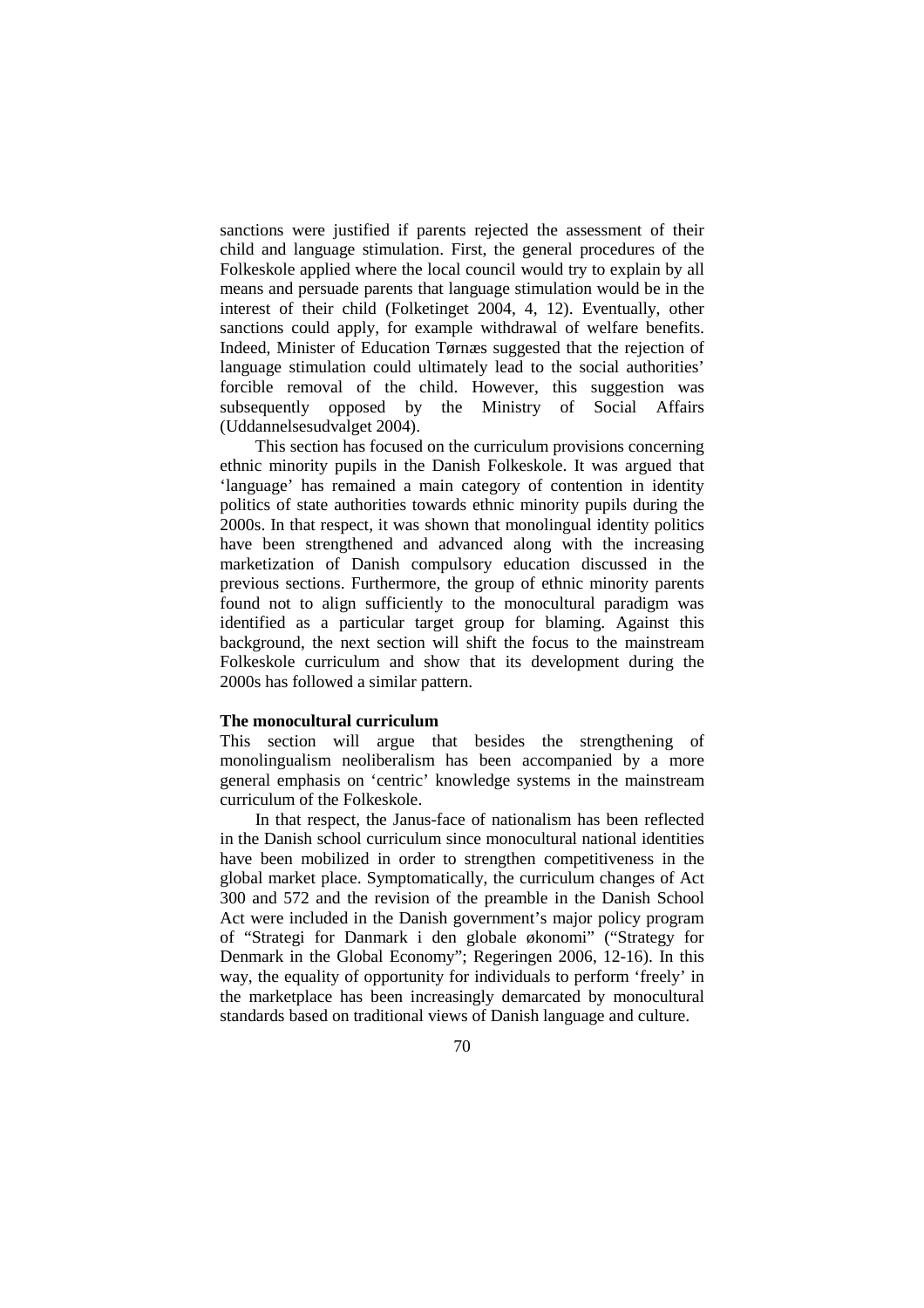sanctions were justified if parents rejected the assessment of their child and language stimulation. First, the general procedures of the Folkeskole applied where the local council would try to explain by all means and persuade parents that language stimulation would be in the interest of their child (Folketinget 2004, 4, 12). Eventually, other sanctions could apply, for example withdrawal of welfare benefits. Indeed, Minister of Education Tørnæs suggested that the rejection of language stimulation could ultimately lead to the social authorities' forcible removal of the child. However, this suggestion was subsequently opposed by the Ministry of Social Affairs (Uddannelsesudvalget 2004).

This section has focused on the curriculum provisions concerning ethnic minority pupils in the Danish Folkeskole. It was argued that 'language' has remained a main category of contention in identity politics of state authorities towards ethnic minority pupils during the 2000s. In that respect, it was shown that monolingual identity politics have been strengthened and advanced along with the increasing marketization of Danish compulsory education discussed in the previous sections. Furthermore, the group of ethnic minority parents found not to align sufficiently to the monocultural paradigm was identified as a particular target group for blaming. Against this background, the next section will shift the focus to the mainstream Folkeskole curriculum and show that its development during the 2000s has followed a similar pattern.

### The monocultural curriculum

This section will argue that besides the strengthening of monolingualism neoliberalism has been accompanied by a more general emphasis on 'centric' knowledge systems in the mainstream curriculum of the Folkeskole.

In that respect, the Janus-face of nationalism has been reflected in the Danish school curriculum since monocultural national identities have been mobilized in order to strengthen competitiveness in the global market place. Symptomatically, the curriculum changes of Act 300 and 572 and the revision of the preamble in the Danish School Act were included in the Danish government's major policy program of "Strategi for Danmark i den globale økonomi" ("Strategy for Denmark in the Global Economy"; Regeringen 2006, 12-16). In this way, the equality of opportunity for individuals to perform 'freely' in the marketplace has been increasingly demarcated by monocultural standards based on traditional views of Danish language and culture.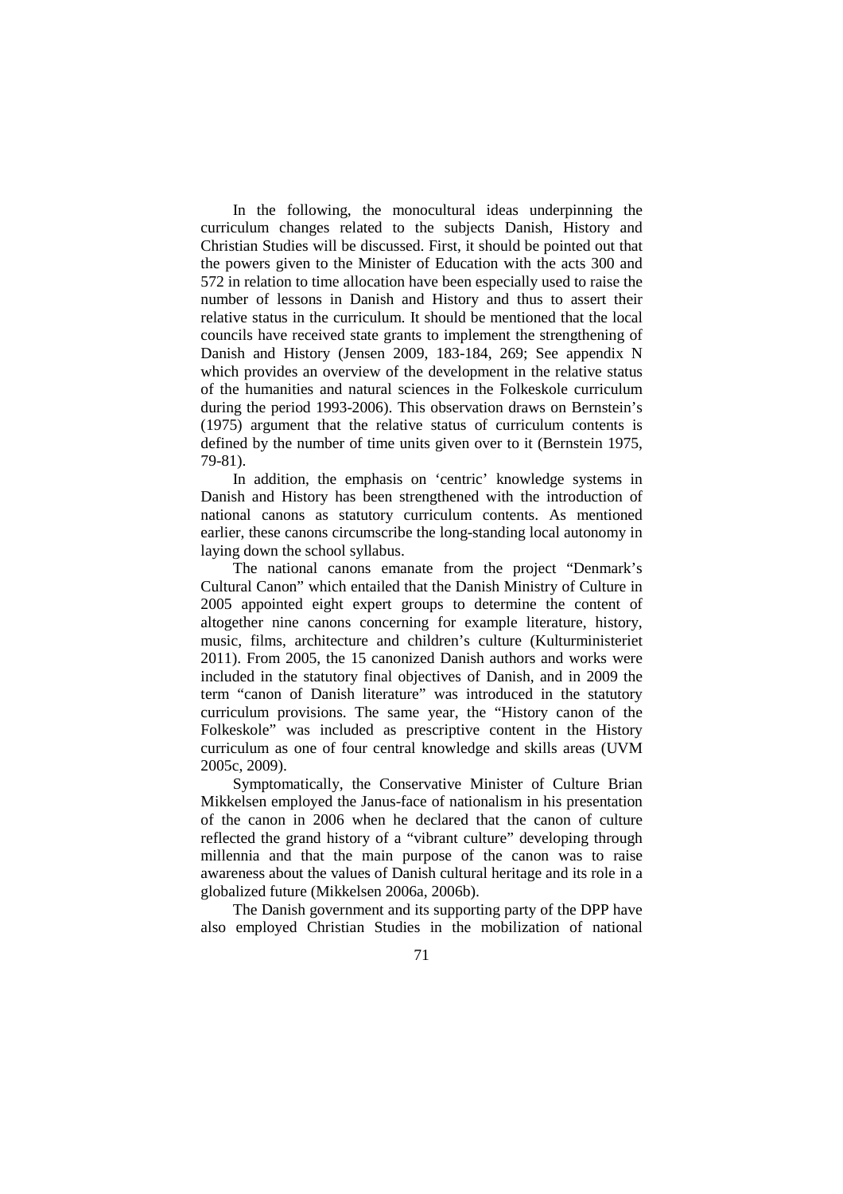In the following, the monocultural ideas underpinning the curriculum changes related to the subjects Danish, History and Christian Studies will be discussed. First, it should be pointed out that the powers given to the Minister of Education with the acts 300 and 572 in relation to time allocation have been especially used to raise the number of lessons in Danish and History and thus to assert their relative status in the curriculum. It should be mentioned that the local councils have received state grants to implement the strengthening of Danish and History (Jensen 2009, 183-184, 269; See appendix N which provides an overview of the development in the relative status of the humanities and natural sciences in the Folkeskole curriculum during the period 1993-2006). This observation draws on Bernstein's (1975) argument that the relative status of curriculum contents is defined by the number of time units given over to it (Bernstein 1975, 79-81).

In addition, the emphasis on 'centric' knowledge systems in Danish and History has been strengthened with the introduction of national canons as statutory curriculum contents. As mentioned earlier, these canons circumscribe the long-standing local autonomy in laying down the school syllabus.

The national canons emanate from the project "Denmark's Cultural Canon" which entailed that the Danish Ministry of Culture in 2005 appointed eight expert groups to determine the content of altogether nine canons concerning for example literature, history, music, films, architecture and children's culture (Kulturministeriet 2011). From 2005, the 15 canonized Danish authors and works were included in the statutory final objectives of Danish, and in 2009 the term "canon of Danish literature" was introduced in the statutory curriculum provisions. The same year, the "History canon of the Folkeskole" was included as prescriptive content in the History curriculum as one of four central knowledge and skills areas (UVM 2005c, 2009).

Symptomatically, the Conservative Minister of Culture Brian Mikkelsen employed the Janus-face of nationalism in his presentation of the canon in 2006 when he declared that the canon of culture reflected the grand history of a "vibrant culture" developing through millennia and that the main purpose of the canon was to raise awareness about the values of Danish cultural heritage and its role in a globalized future (Mikkelsen 2006a, 2006b).

The Danish government and its supporting party of the DPP have also employed Christian Studies in the mobilization of national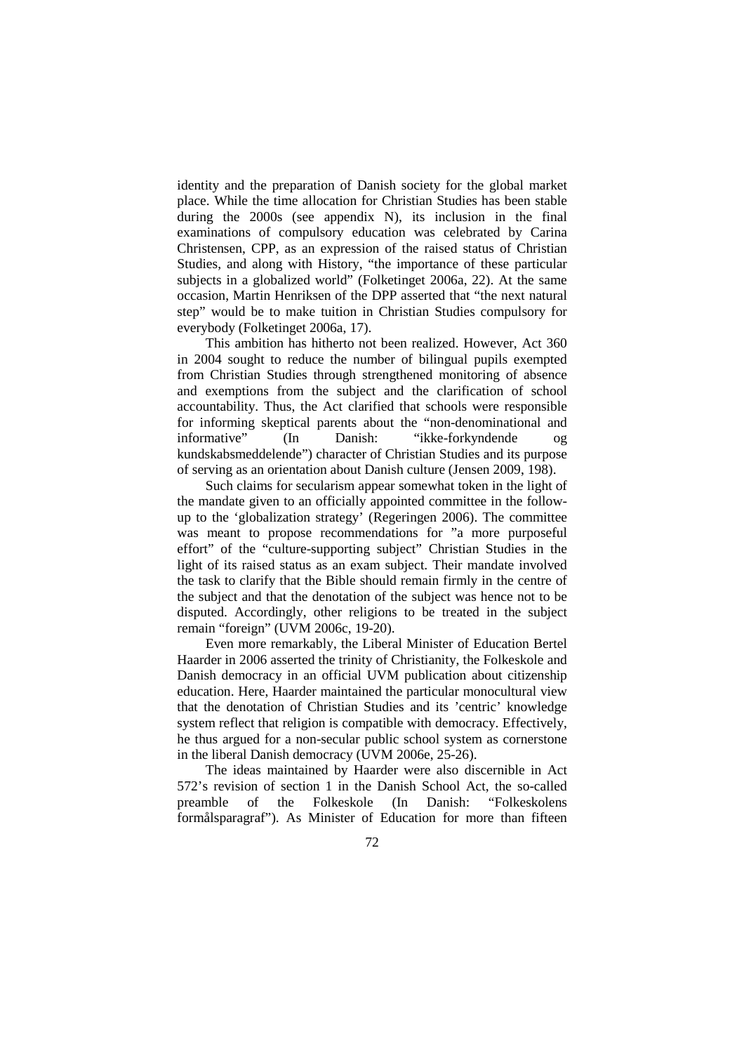identity and the preparation of Danish society for the global market place. While the time allocation for Christian Studies has been stable during the 2000s (see appendix N), its inclusion in the final examinations of compulsory education was celebrated by Carina Christensen, CPP, as an expression of the raised status of Christian Studies, and along with History, "the importance of these particular subjects in a globalized world" (Folketinget 2006a, 22). At the same occasion, Martin Henriksen of the DPP asserted that "the next natural step" would be to make tuition in Christian Studies compulsory for everybody (Folketinget 2006a, 17).

This ambition has hitherto not been realized. However, Act 360 in 2004 sought to reduce the number of bilingual pupils exempted from Christian Studies through strengthened monitoring of absence and exemptions from the subject and the clarification of school accountability. Thus, the Act clarified that schools were responsible for informing skeptical parents about the "non-denominational and informative" (In Danish: "ikke-forkyndende og kundskabsmeddelende") character of Christian Studies and its purpose of serving as an orientation about Danish culture (Jensen 2009, 198).

Such claims for secularism appear somewhat token in the light of the mandate given to an officially appointed committee in the follow-up to the 'globalization strategy' (Regeringen 2006). The committee was meant to propose recommendations for "a more purposeful effort" of the "culture-supporting subject" Christian Studies in the light of its raised status as an exam subject. Their mandate involved the task to clarify that the Bible should remain firmly in the centre of the subject and that the denotation of the subject was hence not to be disputed. Accordingly, other religions to be treated in the subject remain "foreign" (UVM 2006c, 19-20).

Even more remarkably, the Liberal Minister of Education Bertel Haarder in 2006 asserted the trinity of Christianity, the Folkeskole and Danish democracy in an official UVM publication about citizenship education. Here, Haarder maintained the particular monocultural view that the denotation of Christian Studies and its 'centric' knowledge system reflect that religion is compatible with democracy. Effectively, he thus argued for a non-secular public school system as cornerstone in the liberal Danish democracy (UVM 2006e, 25-26).

The ideas maintained by Haarder were also discernible in Act 572's revision of section 1 in the Danish School Act, the so-called preamble of the Folkeskole (In Danish: "Folkeskolens formålsparagraf"). As Minister of Education for more than fifteen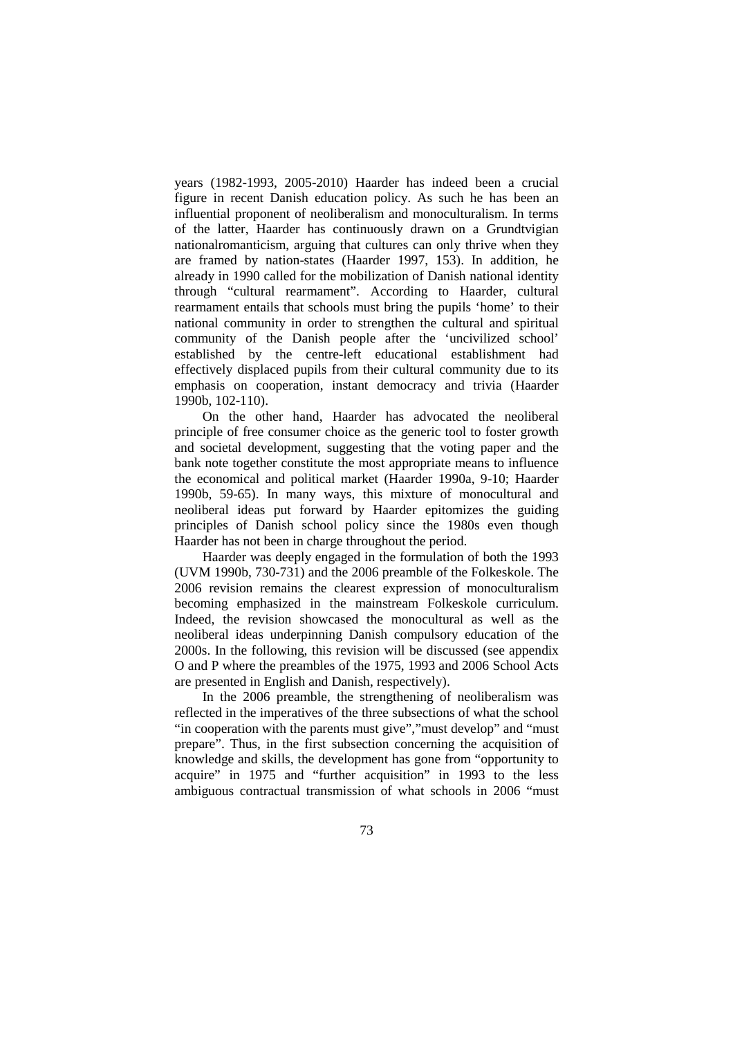years (1982-1993, 2005-2010) Haarder has indeed been a crucial figure in recent Danish education policy. As such he has been an influential proponent of neoliberalism and monoculturalism. In terms of the latter, Haarder has continuously drawn on a Grundtvigian nationalromanticism, arguing that cultures can only thrive when they are framed by nation-states (Haarder 1997, 153). In addition, he already in 1990 called for the mobilization of Danish national identity through "cultural rearmament". According to Haarder, cultural rearmament entails that schools must bring the pupils 'home' to their national community in order to strengthen the cultural and spiritual community of the Danish people after the 'uncivilized school' established by the centre-left educational establishment had effectively displaced pupils from their cultural community due to its emphasis on cooperation, instant democracy and trivia (Haarder 1990b, 102-110).

On the other hand, Haarder has advocated the neoliberal principle of free consumer choice as the generic tool to foster growth and societal development, suggesting that the voting paper and the bank note together constitute the most appropriate means to influence the economical and political market (Haarder 1990a, 9-10; Haarder 1990b, 59-65). In many ways, this mixture of monocultural and neoliberal ideas put forward by Haarder epitomizes the guiding principles of Danish school policy since the 1980s even though Haarder has not been in charge throughout the period.

Haarder was deeply engaged in the formulation of both the 1993 (UVM 1990b, 730-731) and the 2006 preamble of the Folkeskole. The 2006 revision remains the clearest expression of monoculturalism becoming emphasized in the mainstream Folkeskole curriculum. Indeed, the revision showcased the monocultural as well as the neoliberal ideas underpinning Danish compulsory education of the 2000s. In the following, this revision will be discussed (see appendix O and P where the preambles of the 1975, 1993 and 2006 School Acts are presented in English and Danish, respectively).

In the 2006 preamble, the strengthening of neoliberalism was reflected in the imperatives of the three subsections of what the school "in cooperation with the parents must give","must develop" and "must prepare". Thus, in the first subsection concerning the acquisition of knowledge and skills, the development has gone from "opportunity to acquire" in 1975 and "further acquisition" in 1993 to the less ambiguous contractual transmission of what schools in 2006 "must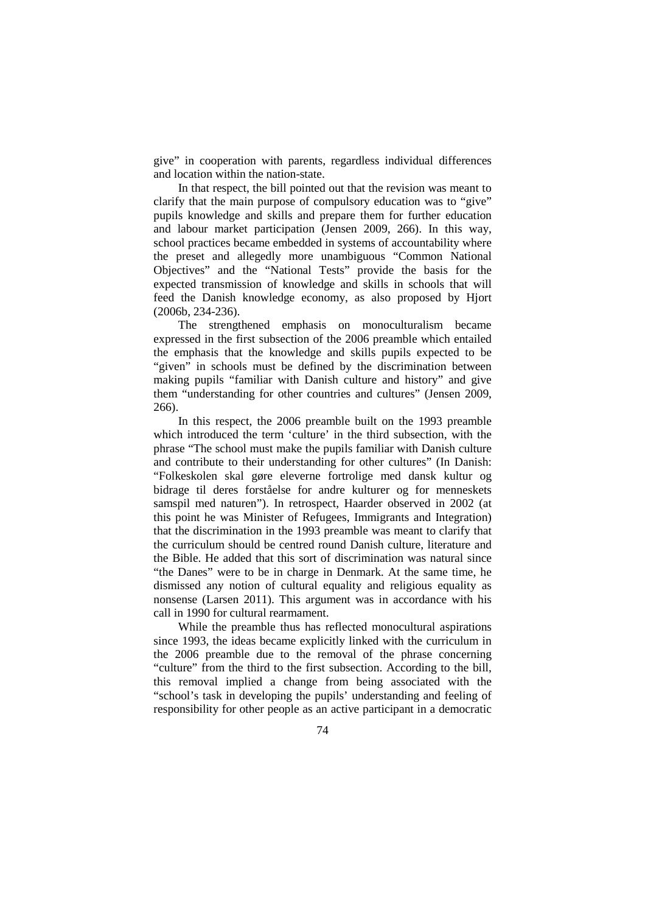give" in cooperation with parents, regardless individual differences and location within the nation-state.

In that respect, the bill pointed out that the revision was meant to clarify that the main purpose of compulsory education was to "give" pupils knowledge and skills and prepare them for further education and labour market participation (Jensen 2009, 266). In this way, school practices became embedded in systems of accountability where the preset and allegedly more unambiguous "Common National Objectives" and the "National Tests" provide the basis for the expected transmission of knowledge and skills in schools that will feed the Danish knowledge economy, as also proposed by Hjort (2006b, 234-236).

The strengthened emphasis on monoculturalism became expressed in the first subsection of the 2006 preamble which entailed the emphasis that the knowledge and skills pupils expected to be "given" in schools must be defined by the discrimination between making pupils "familiar with Danish culture and history" and give them "understanding for other countries and cultures" (Jensen 2009, 266).

In this respect, the 2006 preamble built on the 1993 preamble which introduced the term 'culture' in the third subsection, with the phrase "The school must make the pupils familiar with Danish culture and contribute to their understanding for other cultures" (In Danish: "Folkeskolen skal gøre eleverne fortrolige med dansk kultur og bidrage til deres forståelse for andre kulturer og for menneskets samspil med naturen"). In retrospect, Haarder observed in 2002 (at this point he was Minister of Refugees, Immigrants and Integration) that the discrimination in the 1993 preamble was meant to clarify that the curriculum should be centred round Danish culture, literature and the Bible. He added that this sort of discrimination was natural since "the Danes" were to be in charge in Denmark. At the same time, he dismissed any notion of cultural equality and religious equality as nonsense (Larsen 2011). This argument was in accordance with his call in 1990 for cultural rearmament.

While the preamble thus has reflected monocultural aspirations since 1993, the ideas became explicitly linked with the curriculum in the 2006 preamble due to the removal of the phrase concerning "culture" from the third to the first subsection. According to the bill, this removal implied a change from being associated with the "school's task in developing the pupils' understanding and feeling of responsibility for other people as an active participant in a democratic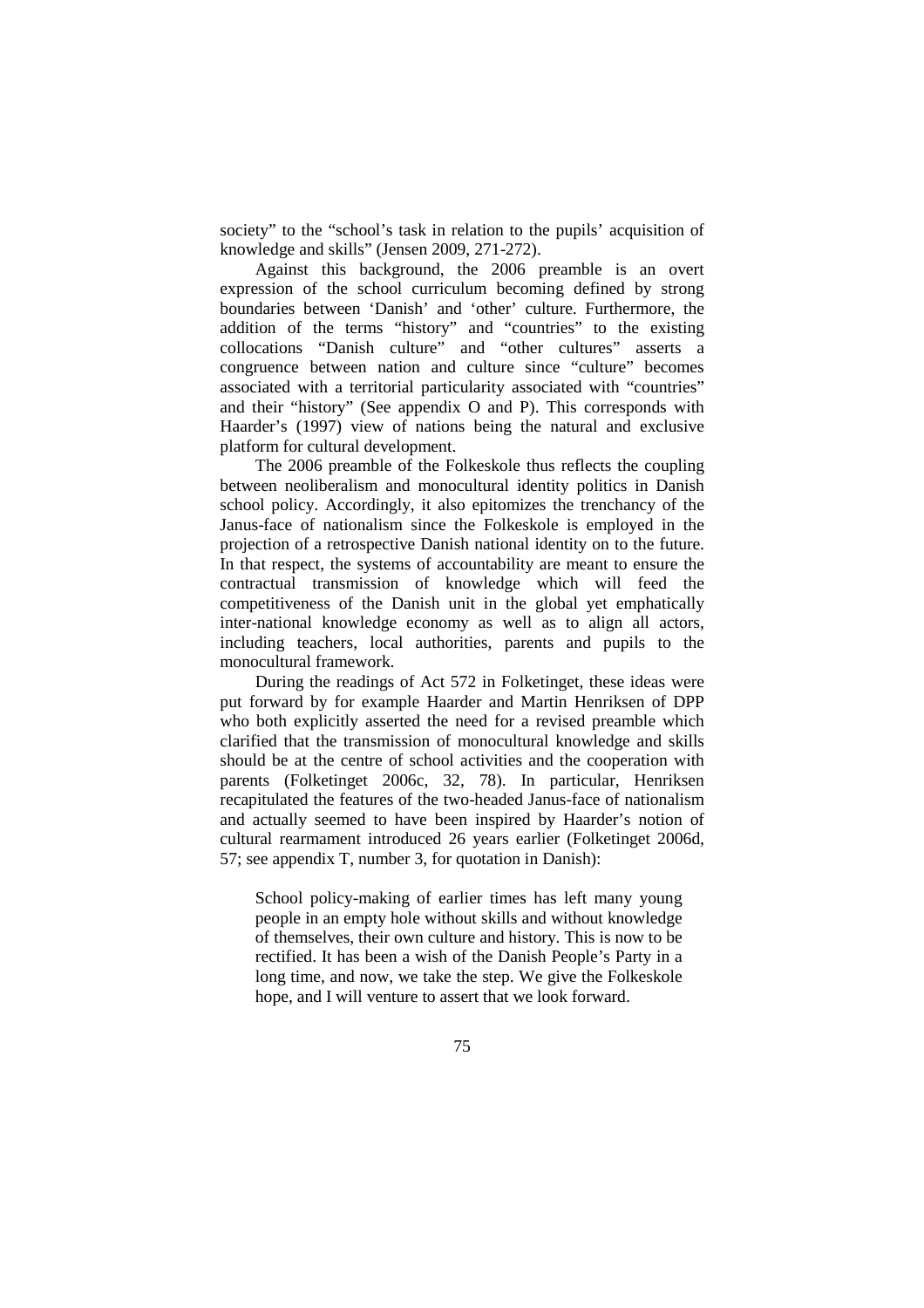society" to the "school's task in relation to the pupils' acquisition of knowledge and skills" (Jensen 2009, 271-272).

Against this background, the 2006 preamble is an overt expression of the school curriculum becoming defined by strong boundaries between 'Danish' and 'other' culture. Furthermore, the addition of the terms "history" and "countries" to the existing collocations "Danish culture" and "other cultures" asserts a congruence between nation and culture since "culture" becomes associated with a territorial particularity associated with "countries" and their "history" (See appendix O and P). This corresponds with Haarder's (1997) view of nations being the natural and exclusive platform for cultural development.

The 2006 preamble of the Folkeskole thus reflects the coupling between neoliberalism and monocultural identity politics in Danish school policy. Accordingly, it also epitomizes the trenchancy of the Janus-face of nationalism since the Folkeskole is employed in the projection of a retrospective Danish national identity on to the future. In that respect, the systems of accountability are meant to ensure the contractual transmission of knowledge which will feed the competitiveness of the Danish unit in the global yet emphatically inter-national knowledge economy as well as to align all actors, including teachers, local authorities, parents and pupils to the monocultural framework.

During the readings of Act 572 in Folketinget, these ideas were put forward by for example Haarder and Martin Henriksen of DPP who both explicitly asserted the need for a revised preamble which clarified that the transmission of monocultural knowledge and skills should be at the centre of school activities and the cooperation with parents (Folketinget 2006c, 32, 78). In particular, Henriksen recapitulated the features of the two-headed Janus-face of nationalism and actually seemed to have been inspired by Haarder's notion of cultural rearmament introduced 26 years earlier (Folketinget 2006d, 57; see appendix T, number 3, for quotation in Danish):

> School policy-making of earlier times has left many young people in an empty hole without skills and without knowledge of themselves, their own culture and history. This is now to be rectified. It has been a wish of the Danish People's Party in a long time, and now, we take the step. We give the Folkeskole hope, and I will venture to assert that we look forward.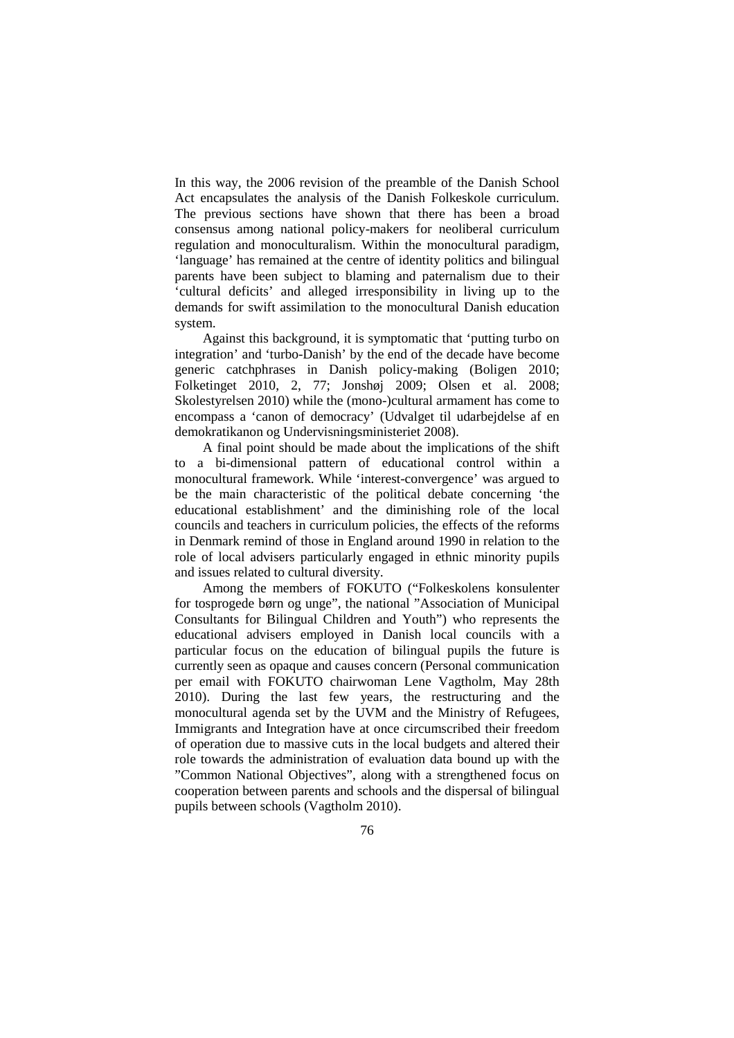In this way, the 2006 revision of the preamble of the Danish School Act encapsulates the analysis of the Danish Folkeskole curriculum. The previous sections have shown that there has been a broad consensus among national policy-makers for neoliberal curriculum regulation and monoculturalism. Within the monocultural paradigm, 'language' has remained at the centre of identity politics and bilingual parents have been subject to blaming and paternalism due to their 'cultural deficits' and alleged irresponsibility in living up to the demands for swift assimilation to the monocultural Danish education system.

Against this background, it is symptomatic that 'putting turbo on integration' and 'turbo-Danish' by the end of the decade have become generic catchphrases in Danish policy-making (Boligen 2010; Folketinget 2010, 2, 77; Jonshøj 2009; Olsen et al. 2008; Skolestyrelsen 2010) while the (mono-)cultural armament has come to encompass a 'canon of democracy' (Udvalget til udarbejdelse af en demokratikanon og Undervisningsministeriet 2008).

A final point should be made about the implications of the shift to a bi-dimensional pattern of educational control within a monocultural framework. While 'interest-convergence' was argued to be the main characteristic of the political debate concerning 'the educational establishment' and the diminishing role of the local councils and teachers in curriculum policies, the effects of the reforms in Denmark remind of those in England around 1990 in relation to the role of local advisers particularly engaged in ethnic minority pupils and issues related to cultural diversity.

Among the members of FOKUTO ("Folkeskolens konsulenter for tosprogede børn og unge", the national "Association of Municipal Consultants for Bilingual Children and Youth") who represents the educational advisers employed in Danish local councils with a particular focus on the education of bilingual pupils the future is currently seen as opaque and causes concern (Personal communication per email with FOKUTO chairwoman Lene Vagtholm, May 28th 2010). During the last few years, the restructuring and the monocultural agenda set by the UVM and the Ministry of Refugees, Immigrants and Integration have at once circumscribed their freedom of operation due to massive cuts in the local budgets and altered their role towards the administration of evaluation data bound up with the "Common National Objectives", along with a strengthened focus on cooperation between parents and schools and the dispersal of bilingual pupils between schools (Vagtholm 2010).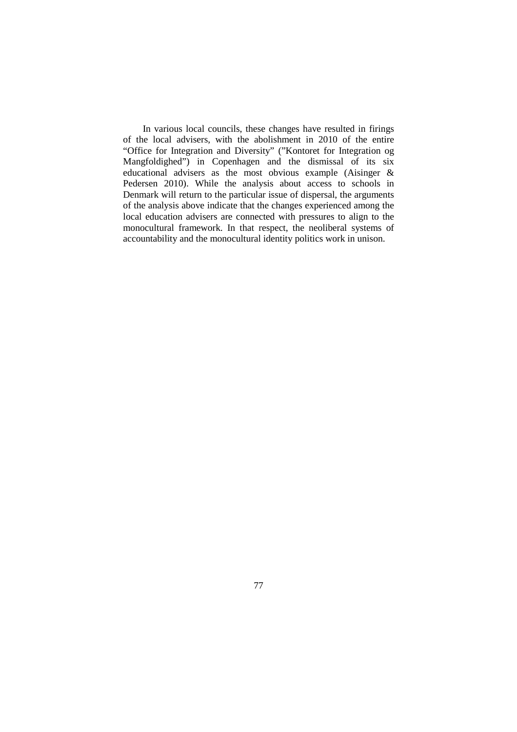In various local councils, these changes have resulted in firings of the local advisers, with the abolishment in 2010 of the entire "Office for Integration and Diversity" ("Kontoret for Integration og Mangfoldighed") in Copenhagen and the dismissal of its six educational advisers as the most obvious example (Aisinger & Pedersen 2010). While the analysis about access to schools in Denmark will return to the particular issue of dispersal, the arguments of the analysis above indicate that the changes experienced among the local education advisers are connected with pressures to align to the monocultural framework. In that respect, the neoliberal systems of accountability and the monocultural identity politics work in unison.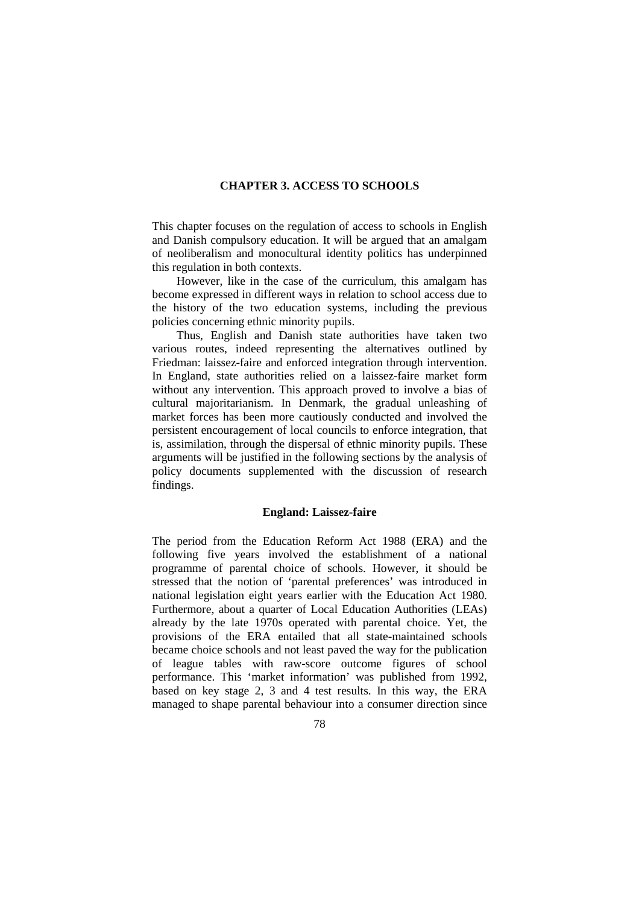# CHAPTER 3. ACCESS TO SCHOOLS

This chapter focuses on the regulation of access to schools in English and Danish compulsory education. It will be argued that an amalgam of neoliberalism and monocultural identity politics has underpinned this regulation in both contexts.

However, like in the case of the curriculum, this amalgam has become expressed in different ways in relation to school access due to the history of the two education systems, including the previous policies concerning ethnic minority pupils.

Thus, English and Danish state authorities have taken two various routes, indeed representing the alternatives outlined by Friedman: laissez-faire and enforced integration through intervention. In England, state authorities relied on a laissez-faire market form without any intervention. This approach proved to involve a bias of cultural majoritarianism. In Denmark, the gradual unleashing of market forces has been more cautiously conducted and involved the persistent encouragement of local councils to enforce integration, that is, assimilation, through the dispersal of ethnic minority pupils. These arguments will be justified in the following sections by the analysis of policy documents supplemented with the discussion of research findings.

## England: Laissez-faire

The period from the Education Reform Act 1988 (ERA) and the following five years involved the establishment of a national programme of parental choice of schools. However, it should be stressed that the notion of 'parental preferences' was introduced in national legislation eight years earlier with the Education Act 1980. Furthermore, about a quarter of Local Education Authorities (LEAs) already by the late 1970s operated with parental choice. Yet, the provisions of the ERA entailed that all state-maintained schools became choice schools and not least paved the way for the publication of league tables with raw-score outcome figures of school performance. This 'market information' was published from 1992, based on key stage 2, 3 and 4 test results. In this way, the ERA managed to shape parental behaviour into a consumer direction since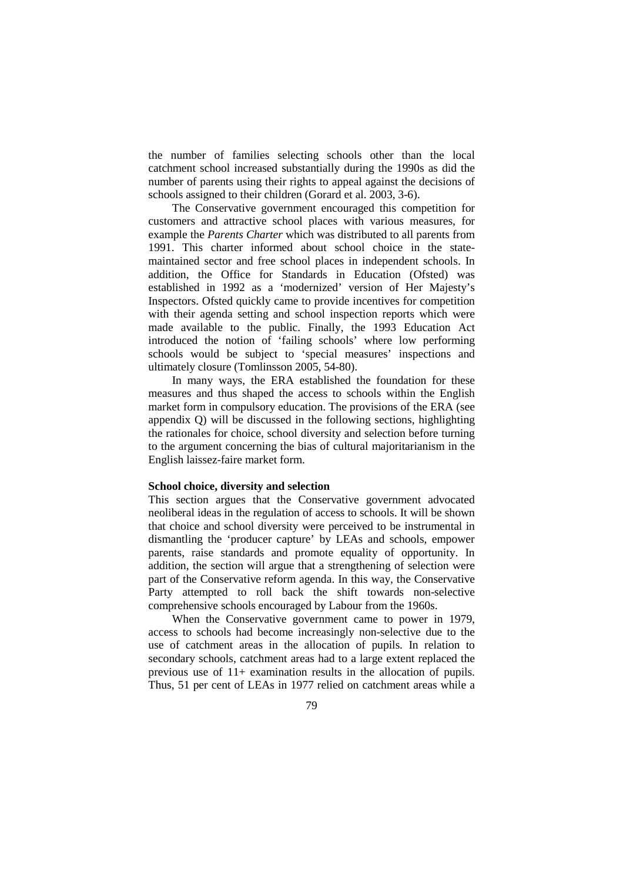the number of families selecting schools other than the local catchment school increased substantially during the 1990s as did the number of parents using their rights to appeal against the decisions of schools assigned to their children (Gorard et al. 2003, 3-6).

The Conservative government encouraged this competition for customers and attractive school places with various measures, for example the *Parents Charter* which was distributed to all parents from 1991. This charter informed about school choice in the state-maintained sector and free school places in independent schools. In addition, the Office for Standards in Education (Ofsted) was established in 1992 as a 'modernized' version of Her Majesty's Inspectors. Ofsted quickly came to provide incentives for competition with their agenda setting and school inspection reports which were made available to the public. Finally, the 1993 Education Act introduced the notion of 'failing schools' where low performing schools would be subject to 'special measures' inspections and ultimately closure (Tomlinsson 2005, 54-80).

In many ways, the ERA established the foundation for these measures and thus shaped the access to schools within the English market form in compulsory education. The provisions of the ERA (see appendix Q) will be discussed in the following sections, highlighting the rationales for choice, school diversity and selection before turning to the argument concerning the bias of cultural majoritarianism in the English laissez-faire market form.

**School choice, diversity and selection**

This section argues that the Conservative government advocated neoliberal ideas in the regulation of access to schools. It will be shown that choice and school diversity were perceived to be instrumental in dismantling the 'producer capture' by LEAs and schools, empower parents, raise standards and promote equality of opportunity. In addition, the section will argue that a strengthening of selection were part of the Conservative reform agenda. In this way, the Conservative Party attempted to roll back the shift towards non-selective comprehensive schools encouraged by Labour from the 1960s.

When the Conservative government came to power in 1979, access to schools had become increasingly non-selective due to the use of catchment areas in the allocation of pupils. In relation to secondary schools, catchment areas had to a large extent replaced the previous use of 11+ examination results in the allocation of pupils. Thus, 51 per cent of LEAs in 1977 relied on catchment areas while a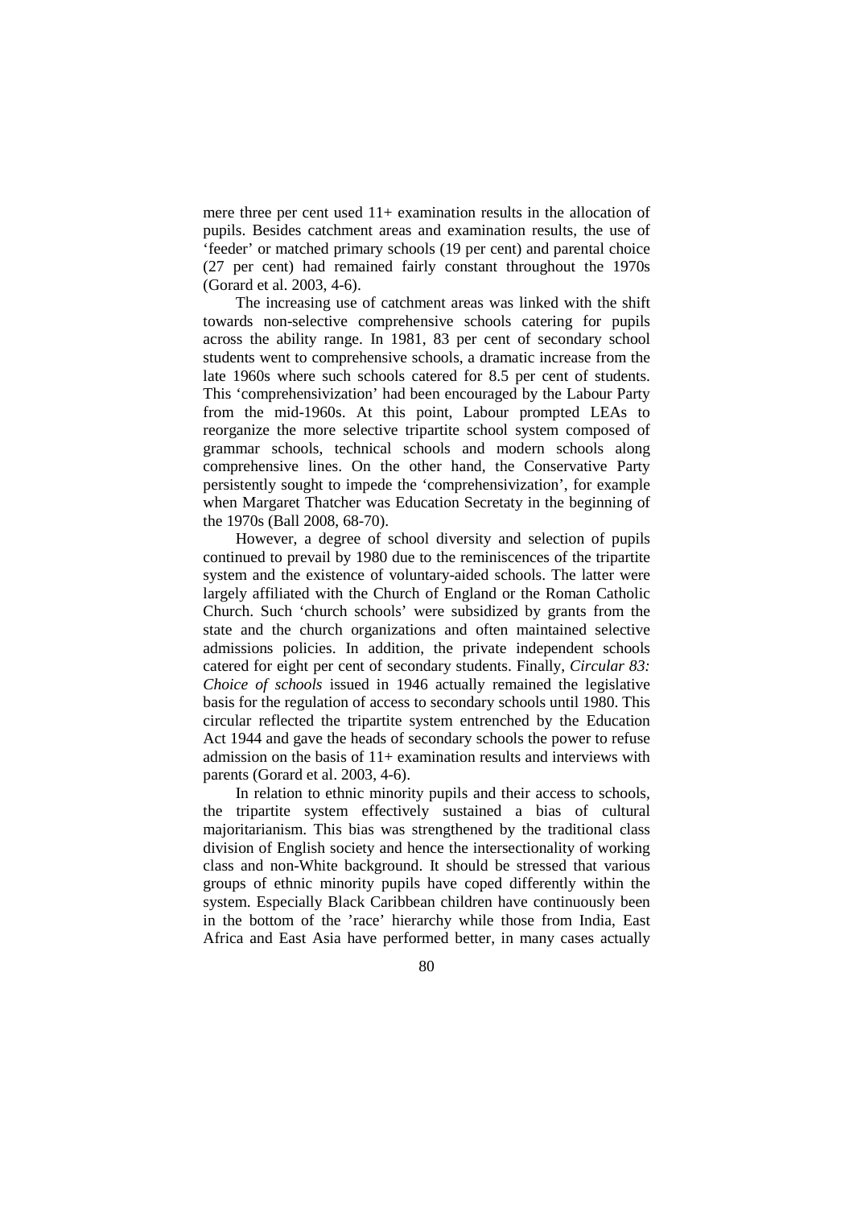mere three per cent used 11+ examination results in the allocation of pupils. Besides catchment areas and examination results, the use of 'feeder' or matched primary schools (19 per cent) and parental choice (27 per cent) had remained fairly constant throughout the 1970s (Gorard et al. 2003, 4-6).

The increasing use of catchment areas was linked with the shift towards non-selective comprehensive schools catering for pupils across the ability range. In 1981, 83 per cent of secondary school students went to comprehensive schools, a dramatic increase from the late 1960s where such schools catered for 8.5 per cent of students. This 'comprehensivization' had been encouraged by the Labour Party from the mid-1960s. At this point, Labour prompted LEAs to reorganize the more selective tripartite school system composed of grammar schools, technical schools and modern schools along comprehensive lines. On the other hand, the Conservative Party persistently sought to impede the 'comprehensivization', for example when Margaret Thatcher was Education Secretaty in the beginning of the 1970s (Ball 2008, 68-70).

However, a degree of school diversity and selection of pupils continued to prevail by 1980 due to the reminiscences of the tripartite system and the existence of voluntary-aided schools. The latter were largely affiliated with the Church of England or the Roman Catholic Church. Such 'church schools' were subsidized by grants from the state and the church organizations and often maintained selective admissions policies. In addition, the private independent schools catered for eight per cent of secondary students. Finally, *Circular 83: Choice of schools* issued in 1946 actually remained the legislative basis for the regulation of access to secondary schools until 1980. This circular reflected the tripartite system entrenched by the Education Act 1944 and gave the heads of secondary schools the power to refuse admission on the basis of 11+ examination results and interviews with parents (Gorard et al. 2003, 4-6).

In relation to ethnic minority pupils and their access to schools, the tripartite system effectively sustained a bias of cultural majoritarianism. This bias was strengthened by the traditional class division of English society and hence the intersectionality of working class and non-White background. It should be stressed that various groups of ethnic minority pupils have coped differently within the system. Especially Black Caribbean children have continuously been in the bottom of the 'race' hierarchy while those from India, East Africa and East Asia have performed better, in many cases actually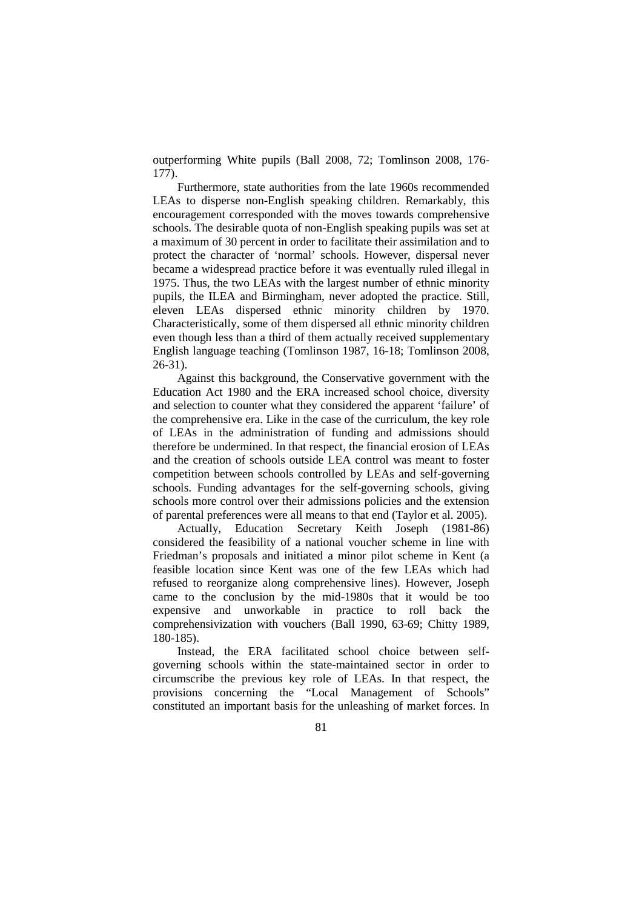outperforming White pupils (Ball 2008, 72; Tomlinson 2008, 176-177).

Furthermore, state authorities from the late 1960s recommended LEAs to disperse non-English speaking children. Remarkably, this encouragement corresponded with the moves towards comprehensive schools. The desirable quota of non-English speaking pupils was set at a maximum of 30 percent in order to facilitate their assimilation and to protect the character of 'normal' schools. However, dispersal never became a widespread practice before it was eventually ruled illegal in 1975. Thus, the two LEAs with the largest number of ethnic minority pupils, the ILEA and Birmingham, never adopted the practice. Still, eleven LEAs dispersed ethnic minority children by 1970. Characteristically, some of them dispersed all ethnic minority children even though less than a third of them actually received supplementary English language teaching (Tomlinson 1987, 16-18; Tomlinson 2008, 26-31).

Against this background, the Conservative government with the Education Act 1980 and the ERA increased school choice, diversity and selection to counter what they considered the apparent 'failure' of the comprehensive era. Like in the case of the curriculum, the key role of LEAs in the administration of funding and admissions should therefore be undermined. In that respect, the financial erosion of LEAs and the creation of schools outside LEA control was meant to foster competition between schools controlled by LEAs and self-governing schools. Funding advantages for the self-governing schools, giving schools more control over their admissions policies and the extension of parental preferences were all means to that end (Taylor et al. 2005).

Actually, Education Secretary Keith Joseph (1981-86) considered the feasibility of a national voucher scheme in line with Friedman's proposals and initiated a minor pilot scheme in Kent (a feasible location since Kent was one of the few LEAs which had refused to reorganize along comprehensive lines). However, Joseph came to the conclusion by the mid-1980s that it would be too expensive and unworkable in practice to roll back the comprehensivization with vouchers (Ball 1990, 63-69; Chitty 1989, 180-185).

Instead, the ERA facilitated school choice between self-governing schools within the state-maintained sector in order to circumscribe the previous key role of LEAs. In that respect, the provisions concerning the "Local Management of Schools" constituted an important basis for the unleashing of market forces. In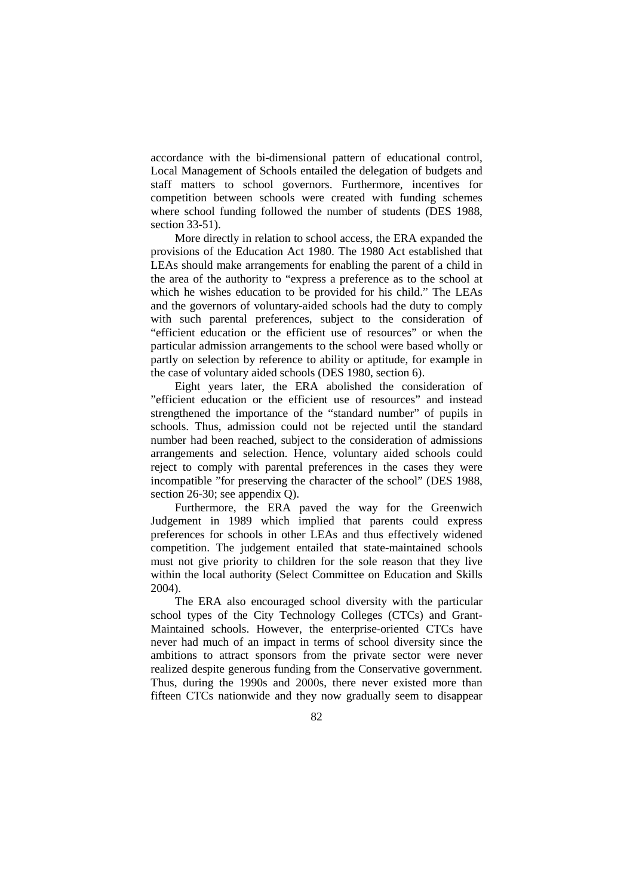accordance with the bi-dimensional pattern of educational control, Local Management of Schools entailed the delegation of budgets and staff matters to school governors. Furthermore, incentives for competition between schools were created with funding schemes where school funding followed the number of students (DES 1988, section 33-51).

More directly in relation to school access, the ERA expanded the provisions of the Education Act 1980. The 1980 Act established that LEAs should make arrangements for enabling the parent of a child in the area of the authority to "express a preference as to the school at which he wishes education to be provided for his child." The LEAs and the governors of voluntary-aided schools had the duty to comply with such parental preferences, subject to the consideration of "efficient education or the efficient use of resources" or when the particular admission arrangements to the school were based wholly or partly on selection by reference to ability or aptitude, for example in the case of voluntary aided schools (DES 1980, section 6).

Eight years later, the ERA abolished the consideration of "efficient education or the efficient use of resources" and instead strengthened the importance of the "standard number" of pupils in schools. Thus, admission could not be rejected until the standard number had been reached, subject to the consideration of admissions arrangements and selection. Hence, voluntary aided schools could reject to comply with parental preferences in the cases they were incompatible "for preserving the character of the school" (DES 1988, section 26-30; see appendix Q).

Furthermore, the ERA paved the way for the Greenwich Judgement in 1989 which implied that parents could express preferences for schools in other LEAs and thus effectively widened competition. The judgement entailed that state-maintained schools must not give priority to children for the sole reason that they live within the local authority (Select Committee on Education and Skills 2004).

The ERA also encouraged school diversity with the particular school types of the City Technology Colleges (CTCs) and Grant-Maintained schools. However, the enterprise-oriented CTCs have never had much of an impact in terms of school diversity since the ambitions to attract sponsors from the private sector were never realized despite generous funding from the Conservative government. Thus, during the 1990s and 2000s, there never existed more than fifteen CTCs nationwide and they now gradually seem to disappear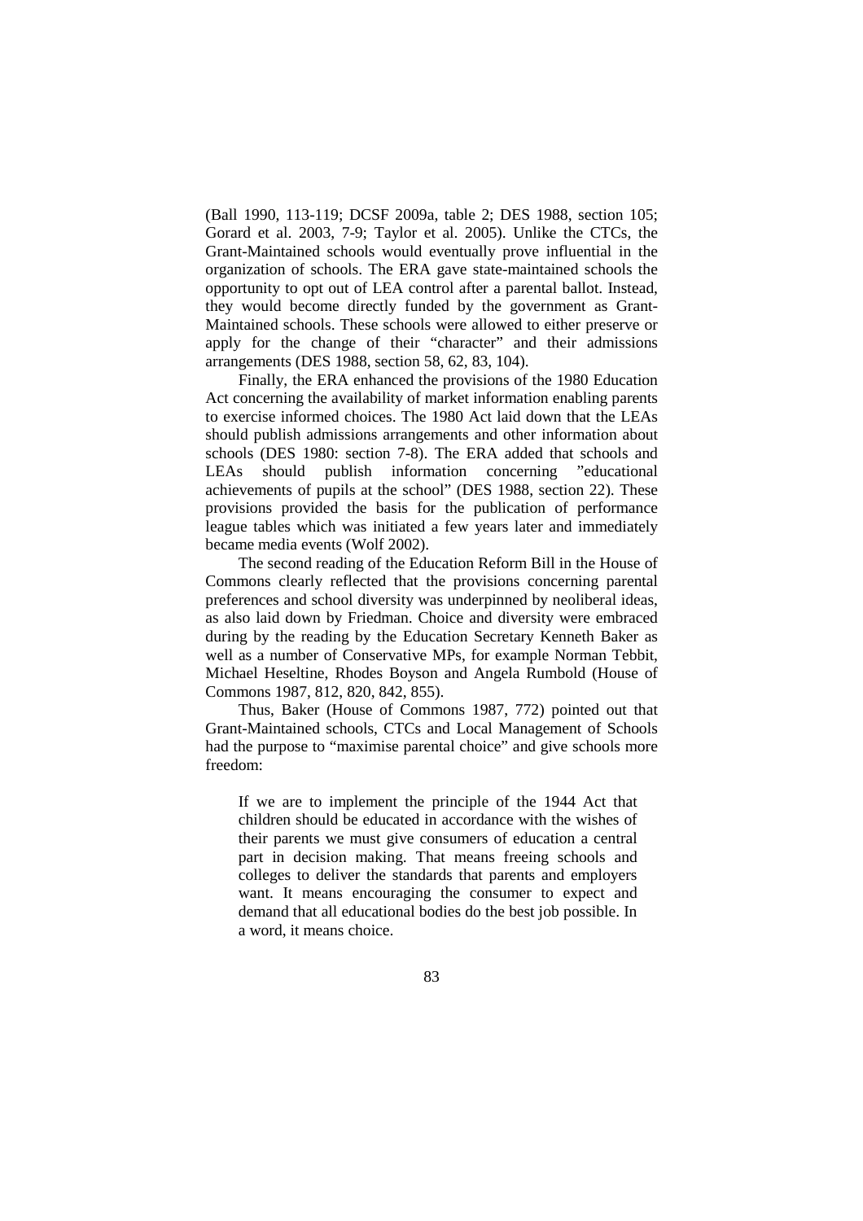(Ball 1990, 113-119; DCSF 2009a, table 2; DES 1988, section 105; Gorard et al. 2003, 7-9; Taylor et al. 2005). Unlike the CTCs, the Grant-Maintained schools would eventually prove influential in the organization of schools. The ERA gave state-maintained schools the opportunity to opt out of LEA control after a parental ballot. Instead, they would become directly funded by the government as Grant-Maintained schools. These schools were allowed to either preserve or apply for the change of their "character" and their admissions arrangements (DES 1988, section 58, 62, 83, 104).

Finally, the ERA enhanced the provisions of the 1980 Education Act concerning the availability of market information enabling parents to exercise informed choices. The 1980 Act laid down that the LEAs should publish admissions arrangements and other information about schools (DES 1980: section 7-8). The ERA added that schools and LEAs should publish information concerning "educational achievements of pupils at the school" (DES 1988, section 22). These provisions provided the basis for the publication of performance league tables which was initiated a few years later and immediately became media events (Wolf 2002).

The second reading of the Education Reform Bill in the House of Commons clearly reflected that the provisions concerning parental preferences and school diversity was underpinned by neoliberal ideas, as also laid down by Friedman. Choice and diversity were embraced during by the reading by the Education Secretary Kenneth Baker as well as a number of Conservative MPs, for example Norman Tebbit, Michael Heseltine, Rhodes Boyson and Angela Rumbold (House of Commons 1987, 812, 820, 842, 855).

Thus, Baker (House of Commons 1987, 772) pointed out that Grant-Maintained schools, CTCs and Local Management of Schools had the purpose to "maximise parental choice" and give schools more freedom:

> If we are to implement the principle of the 1944 Act that children should be educated in accordance with the wishes of their parents we must give consumers of education a central part in decision making. That means freeing schools and colleges to deliver the standards that parents and employers want. It means encouraging the consumer to expect and demand that all educational bodies do the best job possible. In a word, it means choice.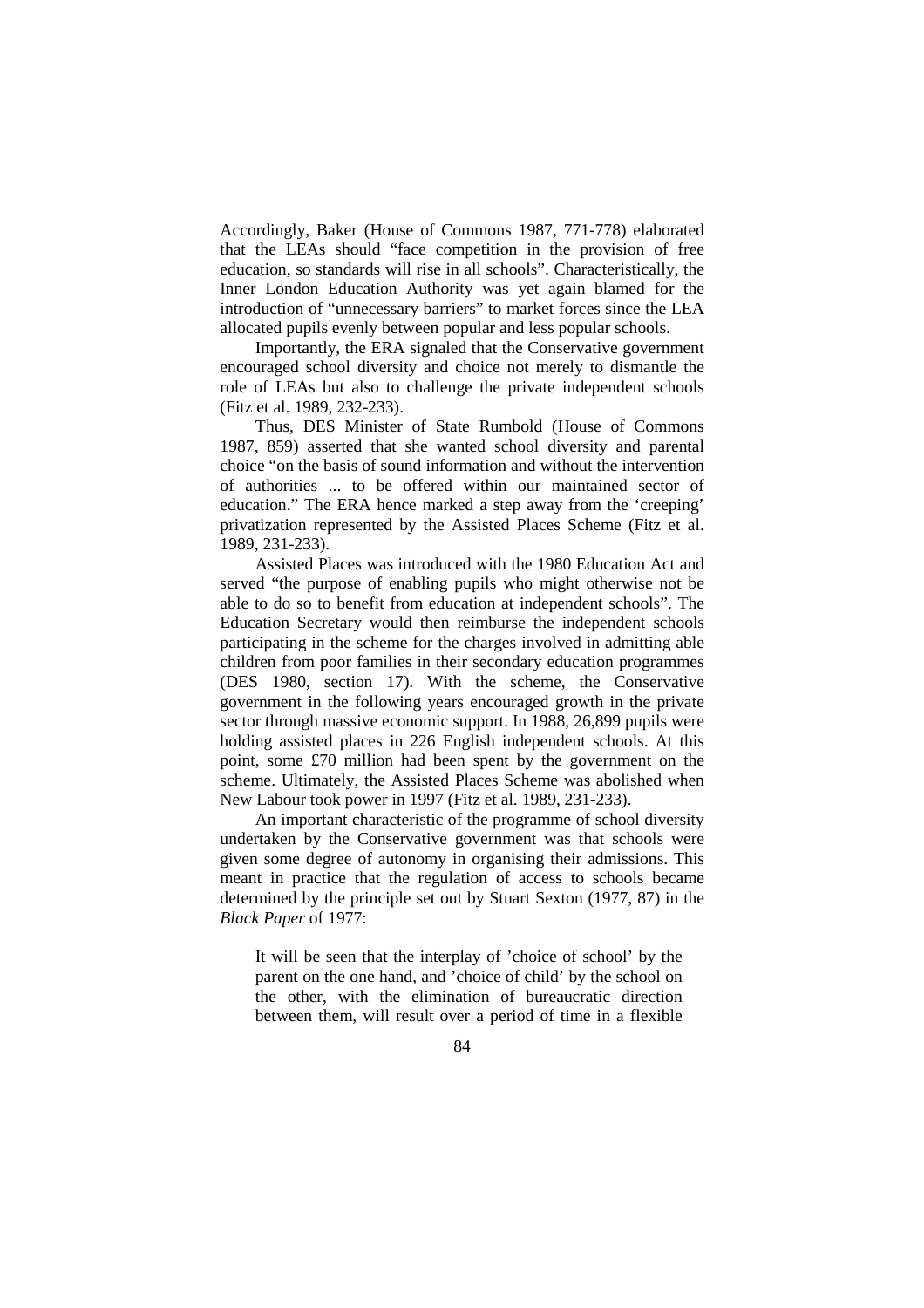Accordingly, Baker (House of Commons 1987, 771-778) elaborated that the LEAs should "face competition in the provision of free education, so standards will rise in all schools". Characteristically, the Inner London Education Authority was yet again blamed for the introduction of "unnecessary barriers" to market forces since the LEA allocated pupils evenly between popular and less popular schools.

Importantly, the ERA signaled that the Conservative government encouraged school diversity and choice not merely to dismantle the role of LEAs but also to challenge the private independent schools (Fitz et al. 1989, 232-233).

Thus, DES Minister of State Rumbold (House of Commons 1987, 859) asserted that she wanted school diversity and parental choice "on the basis of sound information and without the intervention of authorities ... to be offered within our maintained sector of education." The ERA hence marked a step away from the 'creeping' privatization represented by the Assisted Places Scheme (Fitz et al. 1989, 231-233).

Assisted Places was introduced with the 1980 Education Act and served "the purpose of enabling pupils who might otherwise not be able to do so to benefit from education at independent schools". The Education Secretary would then reimburse the independent schools participating in the scheme for the charges involved in admitting able children from poor families in their secondary education programmes (DES 1980, section 17). With the scheme, the Conservative government in the following years encouraged growth in the private sector through massive economic support. In 1988, 26,899 pupils were holding assisted places in 226 English independent schools. At this point, some £70 million had been spent by the government on the scheme. Ultimately, the Assisted Places Scheme was abolished when New Labour took power in 1997 (Fitz et al. 1989, 231-233).

An important characteristic of the programme of school diversity undertaken by the Conservative government was that schools were given some degree of autonomy in organising their admissions. This meant in practice that the regulation of access to schools became determined by the principle set out by Stuart Sexton (1977, 87) in the *Black Paper* of 1977:

> It will be seen that the interplay of 'choice of school' by the parent on the one hand, and 'choice of child' by the school on the other, with the elimination of bureaucratic direction between them, will result over a period of time in a flexible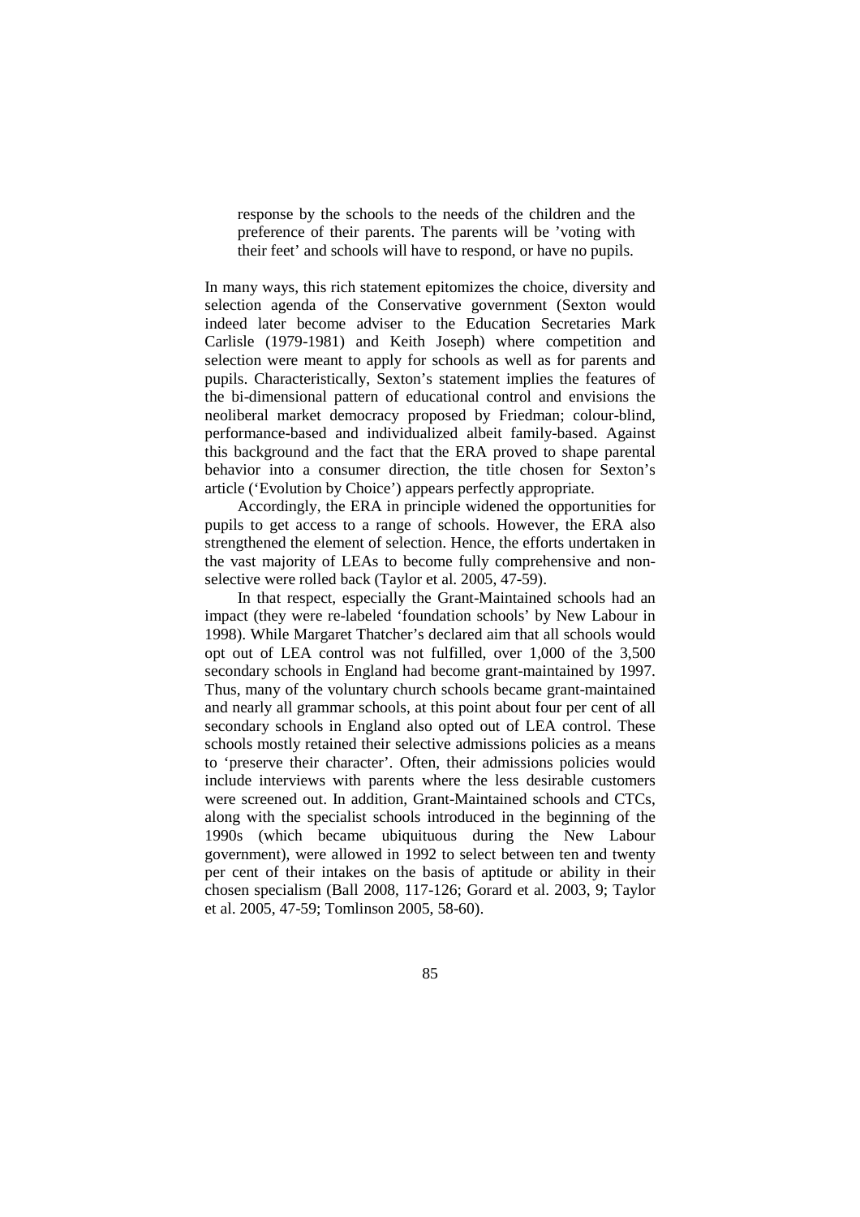> response by the schools to the needs of the children and the preference of their parents. The parents will be 'voting with their feet' and schools will have to respond, or have no pupils.

In many ways, this rich statement epitomizes the choice, diversity and selection agenda of the Conservative government (Sexton would indeed later become adviser to the Education Secretaries Mark Carlisle (1979-1981) and Keith Joseph) where competition and selection were meant to apply for schools as well as for parents and pupils. Characteristically, Sexton's statement implies the features of the bi-dimensional pattern of educational control and envisions the neoliberal market democracy proposed by Friedman; colour-blind, performance-based and individualized albeit family-based. Against this background and the fact that the ERA proved to shape parental behavior into a consumer direction, the title chosen for Sexton's article ('Evolution by Choice') appears perfectly appropriate.

Accordingly, the ERA in principle widened the opportunities for pupils to get access to a range of schools. However, the ERA also strengthened the element of selection. Hence, the efforts undertaken in the vast majority of LEAs to become fully comprehensive and non-selective were rolled back (Taylor et al. 2005, 47-59).

In that respect, especially the Grant-Maintained schools had an impact (they were re-labeled 'foundation schools' by New Labour in 1998). While Margaret Thatcher's declared aim that all schools would opt out of LEA control was not fulfilled, over 1,000 of the 3,500 secondary schools in England had become grant-maintained by 1997. Thus, many of the voluntary church schools became grant-maintained and nearly all grammar schools, at this point about four per cent of all secondary schools in England also opted out of LEA control. These schools mostly retained their selective admissions policies as a means to 'preserve their character'. Often, their admissions policies would include interviews with parents where the less desirable customers were screened out. In addition, Grant-Maintained schools and CTCs, along with the specialist schools introduced in the beginning of the 1990s (which became ubiquituous during the New Labour government), were allowed in 1992 to select between ten and twenty per cent of their intakes on the basis of aptitude or ability in their chosen specialism (Ball 2008, 117-126; Gorard et al. 2003, 9; Taylor et al. 2005, 47-59; Tomlinson 2005, 58-60).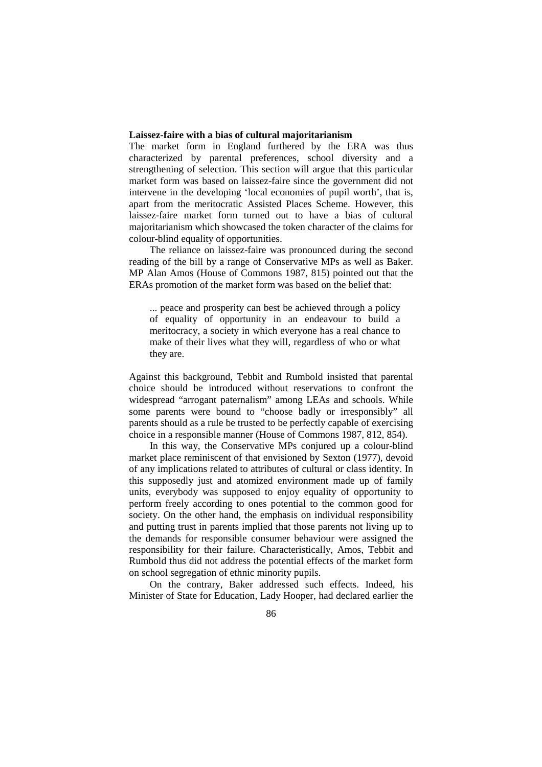**Laissez-faire with a bias of cultural majoritarianism**

The market form in England furthered by the ERA was thus characterized by parental preferences, school diversity and a strengthening of selection. This section will argue that this particular market form was based on laissez-faire since the government did not intervene in the developing 'local economies of pupil worth', that is, apart from the meritocratic Assisted Places Scheme. However, this laissez-faire market form turned out to have a bias of cultural majoritarianism which showcased the token character of the claims for colour-blind equality of opportunities.

The reliance on laissez-faire was pronounced during the second reading of the bill by a range of Conservative MPs as well as Baker. MP Alan Amos (House of Commons 1987, 815) pointed out that the ERAs promotion of the market form was based on the belief that:

> ... peace and prosperity can best be achieved through a policy of equality of opportunity in an endeavour to build a meritocracy, a society in which everyone has a real chance to make of their lives what they will, regardless of who or what they are.

Against this background, Tebbit and Rumbold insisted that parental choice should be introduced without reservations to confront the widespread "arrogant paternalism" among LEAs and schools. While some parents were bound to "choose badly or irresponsibly" all parents should as a rule be trusted to be perfectly capable of exercising choice in a responsible manner (House of Commons 1987, 812, 854).

In this way, the Conservative MPs conjured up a colour-blind market place reminiscent of that envisioned by Sexton (1977), devoid of any implications related to attributes of cultural or class identity. In this supposedly just and atomized environment made up of family units, everybody was supposed to enjoy equality of opportunity to perform freely according to ones potential to the common good for society. On the other hand, the emphasis on individual responsibility and putting trust in parents implied that those parents not living up to the demands for responsible consumer behaviour were assigned the responsibility for their failure. Characteristically, Amos, Tebbit and Rumbold thus did not address the potential effects of the market form on school segregation of ethnic minority pupils.

On the contrary, Baker addressed such effects. Indeed, his Minister of State for Education, Lady Hooper, had declared earlier the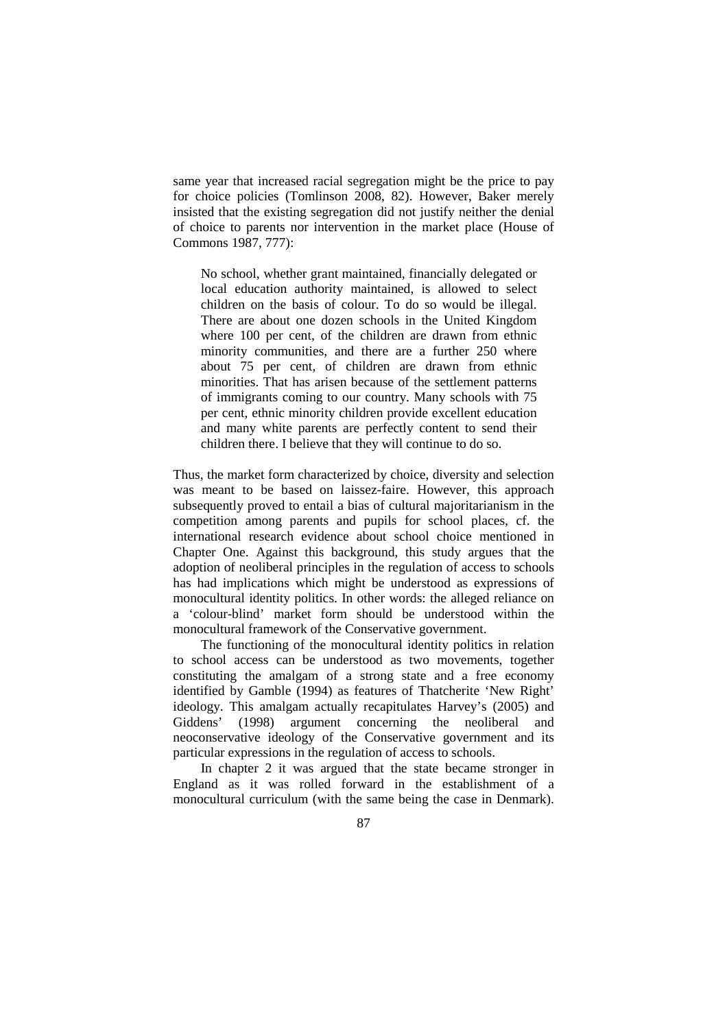same year that increased racial segregation might be the price to pay for choice policies (Tomlinson 2008, 82). However, Baker merely insisted that the existing segregation did not justify neither the denial of choice to parents nor intervention in the market place (House of Commons 1987, 777):

> No school, whether grant maintained, financially delegated or local education authority maintained, is allowed to select children on the basis of colour. To do so would be illegal. There are about one dozen schools in the United Kingdom where 100 per cent, of the children are drawn from ethnic minority communities, and there are a further 250 where about 75 per cent, of children are drawn from ethnic minorities. That has arisen because of the settlement patterns of immigrants coming to our country. Many schools with 75 per cent, ethnic minority children provide excellent education and many white parents are perfectly content to send their children there. I believe that they will continue to do so.

Thus, the market form characterized by choice, diversity and selection was meant to be based on laissez-faire. However, this approach subsequently proved to entail a bias of cultural majoritarianism in the competition among parents and pupils for school places, cf. the international research evidence about school choice mentioned in Chapter One. Against this background, this study argues that the adoption of neoliberal principles in the regulation of access to schools has had implications which might be understood as expressions of monocultural identity politics. In other words: the alleged reliance on a 'colour-blind' market form should be understood within the monocultural framework of the Conservative government.

The functioning of the monocultural identity politics in relation to school access can be understood as two movements, together constituting the amalgam of a strong state and a free economy identified by Gamble (1994) as features of Thatcherite 'New Right' ideology. This amalgam actually recapitulates Harvey's (2005) and Giddens' (1998) argument concerning the neoliberal and neoconservative ideology of the Conservative government and its particular expressions in the regulation of access to schools.

In chapter 2 it was argued that the state became stronger in England as it was rolled forward in the establishment of a monocultural curriculum (with the same being the case in Denmark).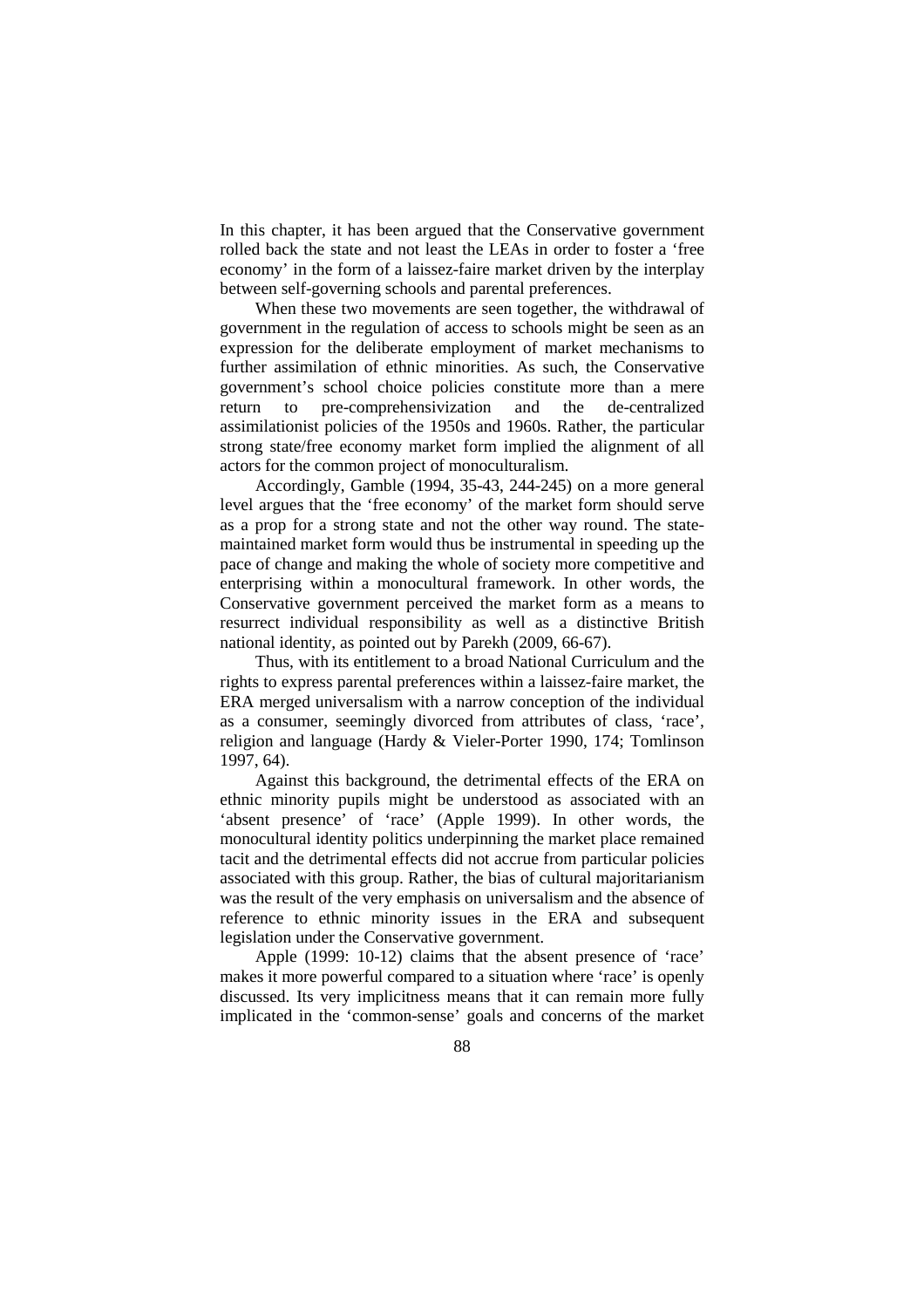In this chapter, it has been argued that the Conservative government rolled back the state and not least the LEAs in order to foster a 'free economy' in the form of a laissez-faire market driven by the interplay between self-governing schools and parental preferences.

When these two movements are seen together, the withdrawal of government in the regulation of access to schools might be seen as an expression for the deliberate employment of market mechanisms to further assimilation of ethnic minorities. As such, the Conservative government's school choice policies constitute more than a mere return to pre-comprehensivization and the de-centralized assimilationist policies of the 1950s and 1960s. Rather, the particular strong state/free economy market form implied the alignment of all actors for the common project of monoculturalism.

Accordingly, Gamble (1994, 35-43, 244-245) on a more general level argues that the 'free economy' of the market form should serve as a prop for a strong state and not the other way round. The state-maintained market form would thus be instrumental in speeding up the pace of change and making the whole of society more competitive and enterprising within a monocultural framework. In other words, the Conservative government perceived the market form as a means to resurrect individual responsibility as well as a distinctive British national identity, as pointed out by Parekh (2009, 66-67).

Thus, with its entitlement to a broad National Curriculum and the rights to express parental preferences within a laissez-faire market, the ERA merged universalism with a narrow conception of the individual as a consumer, seemingly divorced from attributes of class, 'race', religion and language (Hardy & Vieler-Porter 1990, 174; Tomlinson 1997, 64).

Against this background, the detrimental effects of the ERA on ethnic minority pupils might be understood as associated with an 'absent presence' of 'race' (Apple 1999). In other words, the monocultural identity politics underpinning the market place remained tacit and the detrimental effects did not accrue from particular policies associated with this group. Rather, the bias of cultural majoritarianism was the result of the very emphasis on universalism and the absence of reference to ethnic minority issues in the ERA and subsequent legislation under the Conservative government.

Apple (1999: 10-12) claims that the absent presence of 'race' makes it more powerful compared to a situation where 'race' is openly discussed. Its very implicitness means that it can remain more fully implicated in the 'common-sense' goals and concerns of the market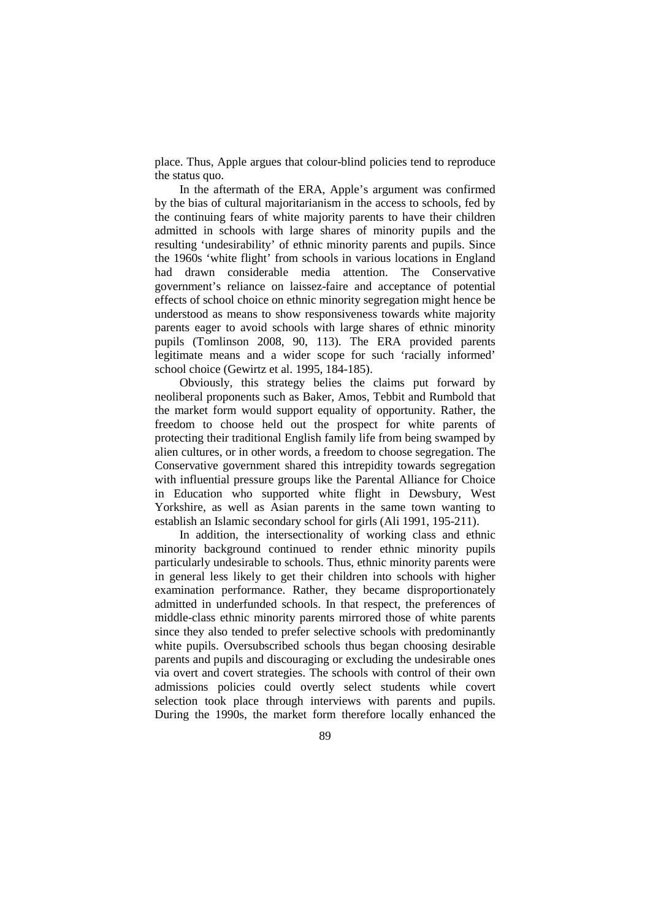place. Thus, Apple argues that colour-blind policies tend to reproduce the status quo.

In the aftermath of the ERA, Apple's argument was confirmed by the bias of cultural majoritarianism in the access to schools, fed by the continuing fears of white majority parents to have their children admitted in schools with large shares of minority pupils and the resulting 'undesirability' of ethnic minority parents and pupils. Since the 1960s 'white flight' from schools in various locations in England had drawn considerable media attention. The Conservative government's reliance on laissez-faire and acceptance of potential effects of school choice on ethnic minority segregation might hence be understood as means to show responsiveness towards white majority parents eager to avoid schools with large shares of ethnic minority pupils (Tomlinson 2008, 90, 113). The ERA provided parents legitimate means and a wider scope for such 'racially informed' school choice (Gewirtz et al. 1995, 184-185).

Obviously, this strategy belies the claims put forward by neoliberal proponents such as Baker, Amos, Tebbit and Rumbold that the market form would support equality of opportunity. Rather, the freedom to choose held out the prospect for white parents of protecting their traditional English family life from being swamped by alien cultures, or in other words, a freedom to choose segregation. The Conservative government shared this intrepidity towards segregation with influential pressure groups like the Parental Alliance for Choice in Education who supported white flight in Dewsbury, West Yorkshire, as well as Asian parents in the same town wanting to establish an Islamic secondary school for girls (Ali 1991, 195-211).

In addition, the intersectionality of working class and ethnic minority background continued to render ethnic minority pupils particularly undesirable to schools. Thus, ethnic minority parents were in general less likely to get their children into schools with higher examination performance. Rather, they became disproportionately admitted in underfunded schools. In that respect, the preferences of middle-class ethnic minority parents mirrored those of white parents since they also tended to prefer selective schools with predominantly white pupils. Oversubscribed schools thus began choosing desirable parents and pupils and discouraging or excluding the undesirable ones via overt and covert strategies. The schools with control of their own admissions policies could overtly select students while covert selection took place through interviews with parents and pupils. During the 1990s, the market form therefore locally enhanced the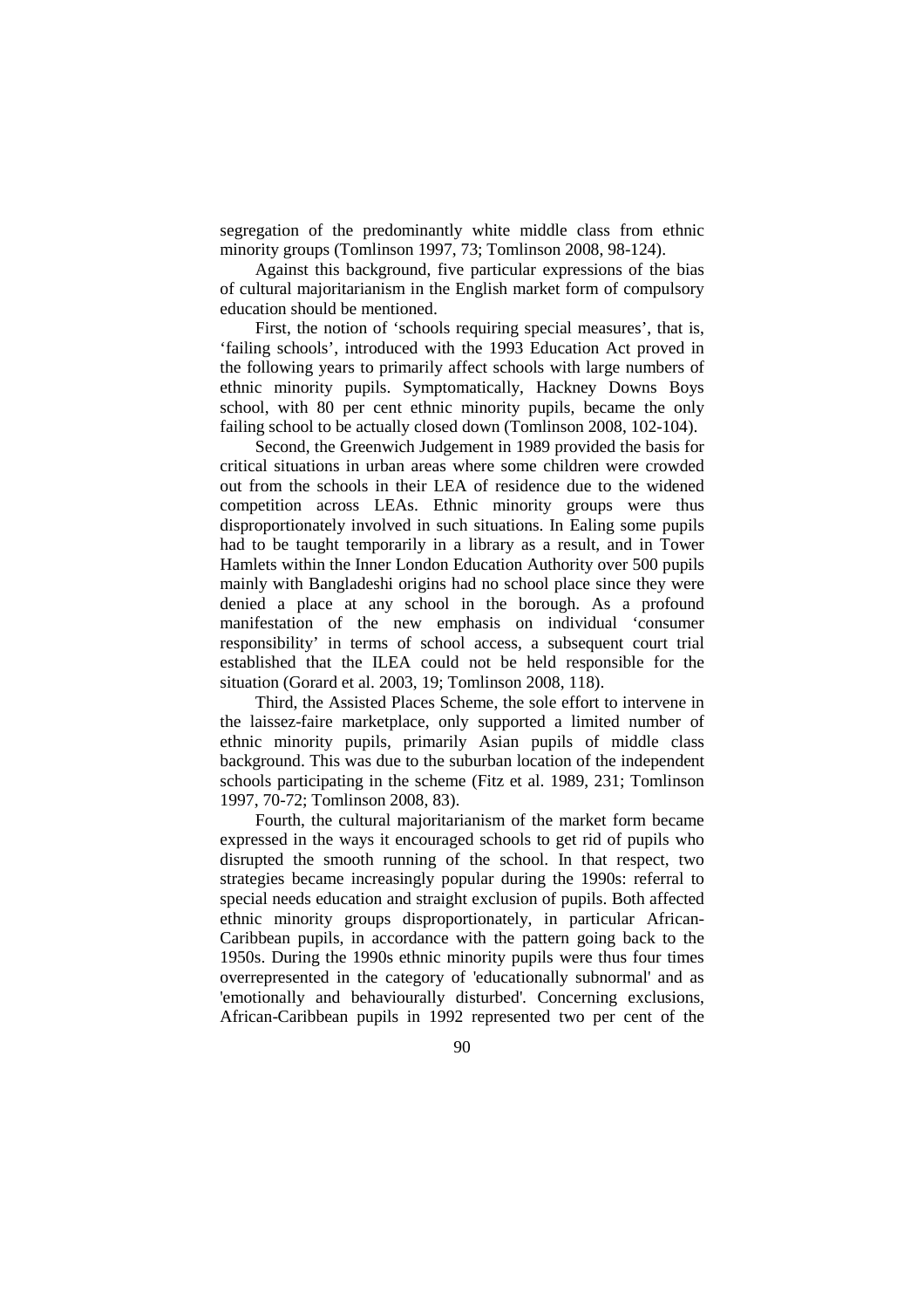segregation of the predominantly white middle class from ethnic minority groups (Tomlinson 1997, 73; Tomlinson 2008, 98-124).

Against this background, five particular expressions of the bias of cultural majoritarianism in the English market form of compulsory education should be mentioned.

First, the notion of 'schools requiring special measures', that is, 'failing schools', introduced with the 1993 Education Act proved in the following years to primarily affect schools with large numbers of ethnic minority pupils. Symptomatically, Hackney Downs Boys school, with 80 per cent ethnic minority pupils, became the only failing school to be actually closed down (Tomlinson 2008, 102-104).

Second, the Greenwich Judgement in 1989 provided the basis for critical situations in urban areas where some children were crowded out from the schools in their LEA of residence due to the widened competition across LEAs. Ethnic minority groups were thus disproportionately involved in such situations. In Ealing some pupils had to be taught temporarily in a library as a result, and in Tower Hamlets within the Inner London Education Authority over 500 pupils mainly with Bangladeshi origins had no school place since they were denied a place at any school in the borough. As a profound manifestation of the new emphasis on individual 'consumer responsibility' in terms of school access, a subsequent court trial established that the ILEA could not be held responsible for the situation (Gorard et al. 2003, 19; Tomlinson 2008, 118).

Third, the Assisted Places Scheme, the sole effort to intervene in the laissez-faire marketplace, only supported a limited number of ethnic minority pupils, primarily Asian pupils of middle class background. This was due to the suburban location of the independent schools participating in the scheme (Fitz et al. 1989, 231; Tomlinson 1997, 70-72; Tomlinson 2008, 83).

Fourth, the cultural majoritarianism of the market form became expressed in the ways it encouraged schools to get rid of pupils who disrupted the smooth running of the school. In that respect, two strategies became increasingly popular during the 1990s: referral to special needs education and straight exclusion of pupils. Both affected ethnic minority groups disproportionately, in particular African-Caribbean pupils, in accordance with the pattern going back to the 1950s. During the 1990s ethnic minority pupils were thus four times overrepresented in the category of 'educationally subnormal' and as 'emotionally and behaviourally disturbed'. Concerning exclusions, African-Caribbean pupils in 1992 represented two per cent of the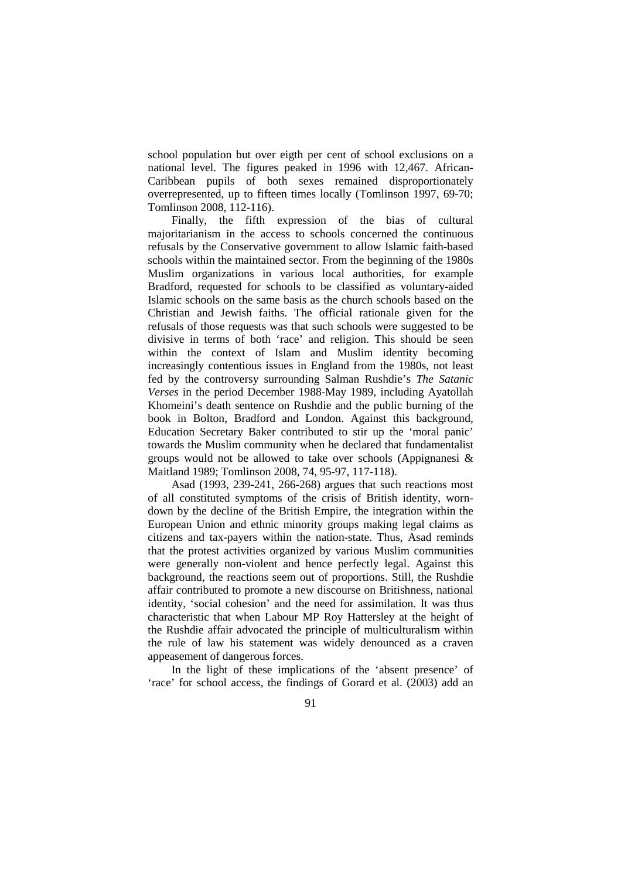school population but over eigth per cent of school exclusions on a national level. The figures peaked in 1996 with 12,467. African-Caribbean pupils of both sexes remained disproportionately overrepresented, up to fifteen times locally (Tomlinson 1997, 69-70; Tomlinson 2008, 112-116).

Finally, the fifth expression of the bias of cultural majoritarianism in the access to schools concerned the continuous refusals by the Conservative government to allow Islamic faith-based schools within the maintained sector. From the beginning of the 1980s Muslim organizations in various local authorities, for example Bradford, requested for schools to be classified as voluntary-aided Islamic schools on the same basis as the church schools based on the Christian and Jewish faiths. The official rationale given for the refusals of those requests was that such schools were suggested to be divisive in terms of both 'race' and religion. This should be seen within the context of Islam and Muslim identity becoming increasingly contentious issues in England from the 1980s, not least fed by the controversy surrounding Salman Rushdie's *The Satanic Verses* in the period December 1988-May 1989, including Ayatollah Khomeini's death sentence on Rushdie and the public burning of the book in Bolton, Bradford and London. Against this background, Education Secretary Baker contributed to stir up the 'moral panic' towards the Muslim community when he declared that fundamentalist groups would not be allowed to take over schools (Appignanesi & Maitland 1989; Tomlinson 2008, 74, 95-97, 117-118).

Asad (1993, 239-241, 266-268) argues that such reactions most of all constituted symptoms of the crisis of British identity, worn-down by the decline of the British Empire, the integration within the European Union and ethnic minority groups making legal claims as citizens and tax-payers within the nation-state. Thus, Asad reminds that the protest activities organized by various Muslim communities were generally non-violent and hence perfectly legal. Against this background, the reactions seem out of proportions. Still, the Rushdie affair contributed to promote a new discourse on Britishness, national identity, 'social cohesion' and the need for assimilation. It was thus characteristic that when Labour MP Roy Hattersley at the height of the Rushdie affair advocated the principle of multiculturalism within the rule of law his statement was widely denounced as a craven appeasement of dangerous forces.

In the light of these implications of the 'absent presence' of 'race' for school access, the findings of Gorard et al. (2003) add an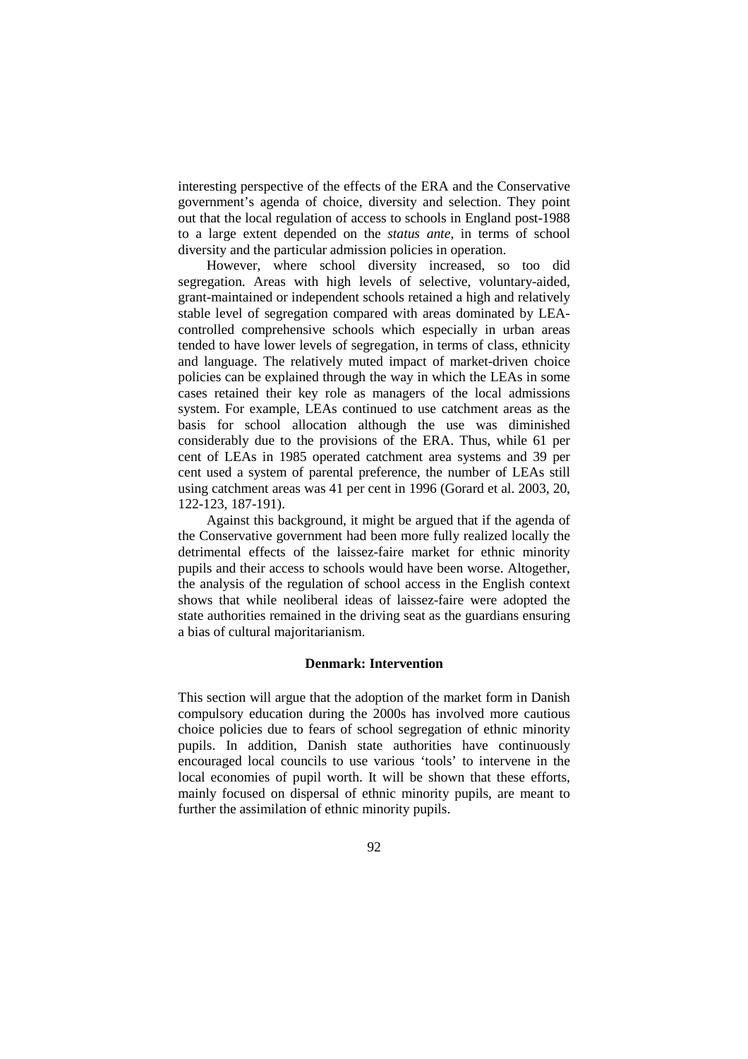interesting perspective of the effects of the ERA and the Conservative government's agenda of choice, diversity and selection. They point out that the local regulation of access to schools in England post-1988 to a large extent depended on the *status ante*, in terms of school diversity and the particular admission policies in operation.

However, where school diversity increased, so too did segregation. Areas with high levels of selective, voluntary-aided, grant-maintained or independent schools retained a high and relatively stable level of segregation compared with areas dominated by LEA-controlled comprehensive schools which especially in urban areas tended to have lower levels of segregation, in terms of class, ethnicity and language. The relatively muted impact of market-driven choice policies can be explained through the way in which the LEAs in some cases retained their key role as managers of the local admissions system. For example, LEAs continued to use catchment areas as the basis for school allocation although the use was diminished considerably due to the provisions of the ERA. Thus, while 61 per cent of LEAs in 1985 operated catchment area systems and 39 per cent used a system of parental preference, the number of LEAs still using catchment areas was 41 per cent in 1996 (Gorard et al. 2003, 20, 122-123, 187-191).

Against this background, it might be argued that if the agenda of the Conservative government had been more fully realized locally the detrimental effects of the laissez-faire market for ethnic minority pupils and their access to schools would have been worse. Altogether, the analysis of the regulation of school access in the English context shows that while neoliberal ideas of laissez-faire were adopted the state authorities remained in the driving seat as the guardians ensuring a bias of cultural majoritarianism.

### Denmark: Intervention

This section will argue that the adoption of the market form in Danish compulsory education during the 2000s has involved more cautious choice policies due to fears of school segregation of ethnic minority pupils. In addition, Danish state authorities have continuously encouraged local councils to use various 'tools' to intervene in the local economies of pupil worth. It will be shown that these efforts, mainly focused on dispersal of ethnic minority pupils, are meant to further the assimilation of ethnic minority pupils.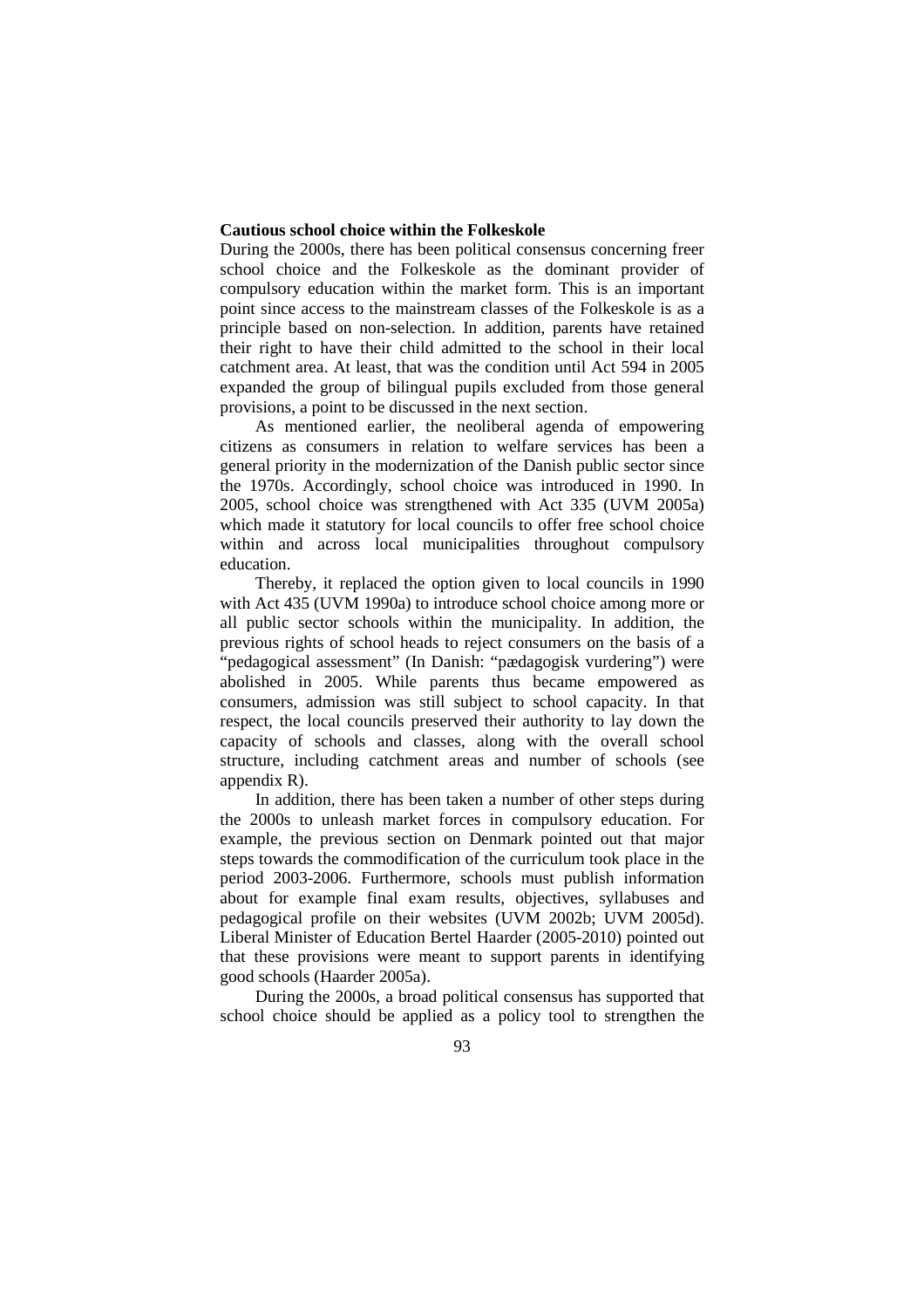**Cautious school choice within the Folkeskole**

During the 2000s, there has been political consensus concerning freer school choice and the Folkeskole as the dominant provider of compulsory education within the market form. This is an important point since access to the mainstream classes of the Folkeskole is as a principle based on non-selection. In addition, parents have retained their right to have their child admitted to the school in their local catchment area. At least, that was the condition until Act 594 in 2005 expanded the group of bilingual pupils excluded from those general provisions, a point to be discussed in the next section.

As mentioned earlier, the neoliberal agenda of empowering citizens as consumers in relation to welfare services has been a general priority in the modernization of the Danish public sector since the 1970s. Accordingly, school choice was introduced in 1990. In 2005, school choice was strengthened with Act 335 (UVM 2005a) which made it statutory for local councils to offer free school choice within and across local municipalities throughout compulsory education.

Thereby, it replaced the option given to local councils in 1990 with Act 435 (UVM 1990a) to introduce school choice among more or all public sector schools within the municipality. In addition, the previous rights of school heads to reject consumers on the basis of a "pedagogical assessment" (In Danish: "pædagogisk vurdering") were abolished in 2005. While parents thus became empowered as consumers, admission was still subject to school capacity. In that respect, the local councils preserved their authority to lay down the capacity of schools and classes, along with the overall school structure, including catchment areas and number of schools (see appendix R).

In addition, there has been taken a number of other steps during the 2000s to unleash market forces in compulsory education. For example, the previous section on Denmark pointed out that major steps towards the commodification of the curriculum took place in the period 2003-2006. Furthermore, schools must publish information about for example final exam results, objectives, syllabuses and pedagogical profile on their websites (UVM 2002b; UVM 2005d). Liberal Minister of Education Bertel Haarder (2005-2010) pointed out that these provisions were meant to support parents in identifying good schools (Haarder 2005a).

During the 2000s, a broad political consensus has supported that school choice should be applied as a policy tool to strengthen the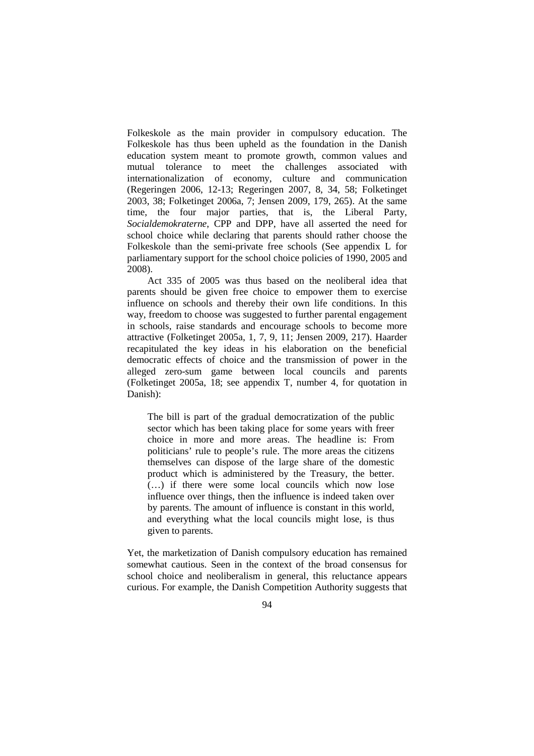Folkeskole as the main provider in compulsory education. The Folkeskole has thus been upheld as the foundation in the Danish education system meant to promote growth, common values and mutual tolerance to meet the challenges associated with internationalization of economy, culture and communication (Regeringen 2006, 12-13; Regeringen 2007, 8, 34, 58; Folketinget 2003, 38; Folketinget 2006a, 7; Jensen 2009, 179, 265). At the same time, the four major parties, that is, the Liberal Party, *Socialdemokraterne*, CPP and DPP, have all asserted the need for school choice while declaring that parents should rather choose the Folkeskole than the semi-private free schools (See appendix L for parliamentary support for the school choice policies of 1990, 2005 and 2008).

Act 335 of 2005 was thus based on the neoliberal idea that parents should be given free choice to empower them to exercise influence on schools and thereby their own life conditions. In this way, freedom to choose was suggested to further parental engagement in schools, raise standards and encourage schools to become more attractive (Folketinget 2005a, 1, 7, 9, 11; Jensen 2009, 217). Haarder recapitulated the key ideas in his elaboration on the beneficial democratic effects of choice and the transmission of power in the alleged zero-sum game between local councils and parents (Folketinget 2005a, 18; see appendix T, number 4, for quotation in Danish):

> The bill is part of the gradual democratization of the public sector which has been taking place for some years with freer choice in more and more areas. The headline is: From politicians' rule to people's rule. The more areas the citizens themselves can dispose of the large share of the domestic product which is administered by the Treasury, the better. (…) if there were some local councils which now lose influence over things, then the influence is indeed taken over by parents. The amount of influence is constant in this world, and everything what the local councils might lose, is thus given to parents.

Yet, the marketization of Danish compulsory education has remained somewhat cautious. Seen in the context of the broad consensus for school choice and neoliberalism in general, this reluctance appears curious. For example, the Danish Competition Authority suggests that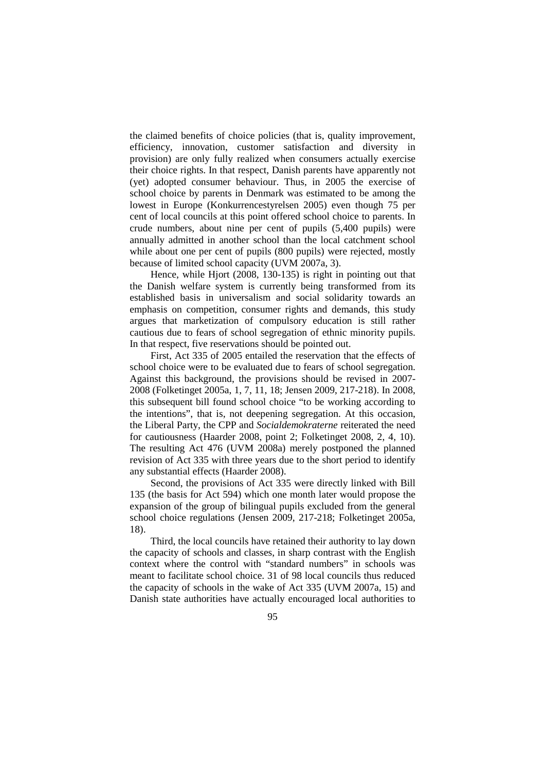the claimed benefits of choice policies (that is, quality improvement, efficiency, innovation, customer satisfaction and diversity in provision) are only fully realized when consumers actually exercise their choice rights. In that respect, Danish parents have apparently not (yet) adopted consumer behaviour. Thus, in 2005 the exercise of school choice by parents in Denmark was estimated to be among the lowest in Europe (Konkurrencestyrelsen 2005) even though 75 per cent of local councils at this point offered school choice to parents. In crude numbers, about nine per cent of pupils (5,400 pupils) were annually admitted in another school than the local catchment school while about one per cent of pupils (800 pupils) were rejected, mostly because of limited school capacity (UVM 2007a, 3).

Hence, while Hjort (2008, 130-135) is right in pointing out that the Danish welfare system is currently being transformed from its established basis in universalism and social solidarity towards an emphasis on competition, consumer rights and demands, this study argues that marketization of compulsory education is still rather cautious due to fears of school segregation of ethnic minority pupils. In that respect, five reservations should be pointed out.

First, Act 335 of 2005 entailed the reservation that the effects of school choice were to be evaluated due to fears of school segregation. Against this background, the provisions should be revised in 2007-2008 (Folketinget 2005a, 1, 7, 11, 18; Jensen 2009, 217-218). In 2008, this subsequent bill found school choice "to be working according to the intentions", that is, not deepening segregation. At this occasion, the Liberal Party, the CPP and *Socialdemokraterne* reiterated the need for cautiousness (Haarder 2008, point 2; Folketinget 2008, 2, 4, 10). The resulting Act 476 (UVM 2008a) merely postponed the planned revision of Act 335 with three years due to the short period to identify any substantial effects (Haarder 2008).

Second, the provisions of Act 335 were directly linked with Bill 135 (the basis for Act 594) which one month later would propose the expansion of the group of bilingual pupils excluded from the general school choice regulations (Jensen 2009, 217-218; Folketinget 2005a, 18).

Third, the local councils have retained their authority to lay down the capacity of schools and classes, in sharp contrast with the English context where the control with "standard numbers" in schools was meant to facilitate school choice. 31 of 98 local councils thus reduced the capacity of schools in the wake of Act 335 (UVM 2007a, 15) and Danish state authorities have actually encouraged local authorities to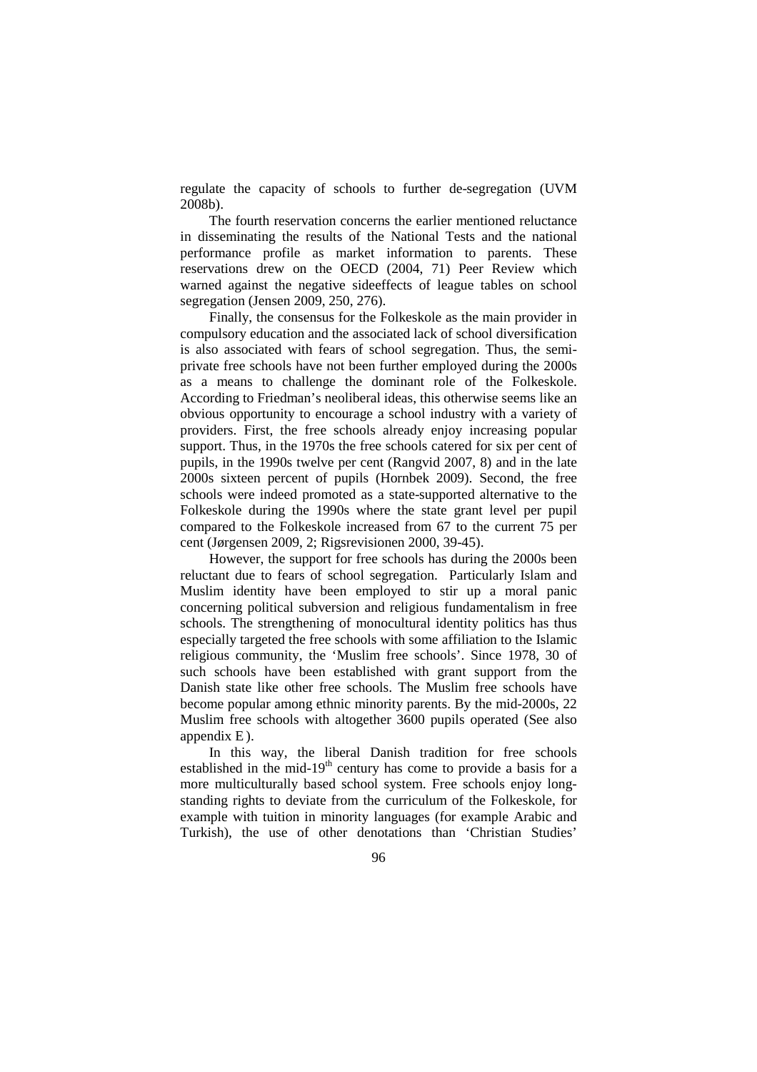regulate the capacity of schools to further de-segregation (UVM 2008b).

The fourth reservation concerns the earlier mentioned reluctance in disseminating the results of the National Tests and the national performance profile as market information to parents. These reservations drew on the OECD (2004, 71) Peer Review which warned against the negative sideeffects of league tables on school segregation (Jensen 2009, 250, 276).

Finally, the consensus for the Folkeskole as the main provider in compulsory education and the associated lack of school diversification is also associated with fears of school segregation. Thus, the semi-private free schools have not been further employed during the 2000s as a means to challenge the dominant role of the Folkeskole. According to Friedman's neoliberal ideas, this otherwise seems like an obvious opportunity to encourage a school industry with a variety of providers. First, the free schools already enjoy increasing popular support. Thus, in the 1970s the free schools catered for six per cent of pupils, in the 1990s twelve per cent (Rangvid 2007, 8) and in the late 2000s sixteen percent of pupils (Hornbek 2009). Second, the free schools were indeed promoted as a state-supported alternative to the Folkeskole during the 1990s where the state grant level per pupil compared to the Folkeskole increased from 67 to the current 75 per cent (Jørgensen 2009, 2; Rigsrevisionen 2000, 39-45).

However, the support for free schools has during the 2000s been reluctant due to fears of school segregation. Particularly Islam and Muslim identity have been employed to stir up a moral panic concerning political subversion and religious fundamentalism in free schools. The strengthening of monocultural identity politics has thus especially targeted the free schools with some affiliation to the Islamic religious community, the 'Muslim free schools'. Since 1978, 30 of such schools have been established with grant support from the Danish state like other free schools. The Muslim free schools have become popular among ethnic minority parents. By the mid-2000s, 22 Muslim free schools with altogether 3600 pupils operated (See also appendix E ).

In this way, the liberal Danish tradition for free schools established in the mid-19th century has come to provide a basis for a more multiculturally based school system. Free schools enjoy long-standing rights to deviate from the curriculum of the Folkeskole, for example with tuition in minority languages (for example Arabic and Turkish), the use of other denotations than 'Christian Studies'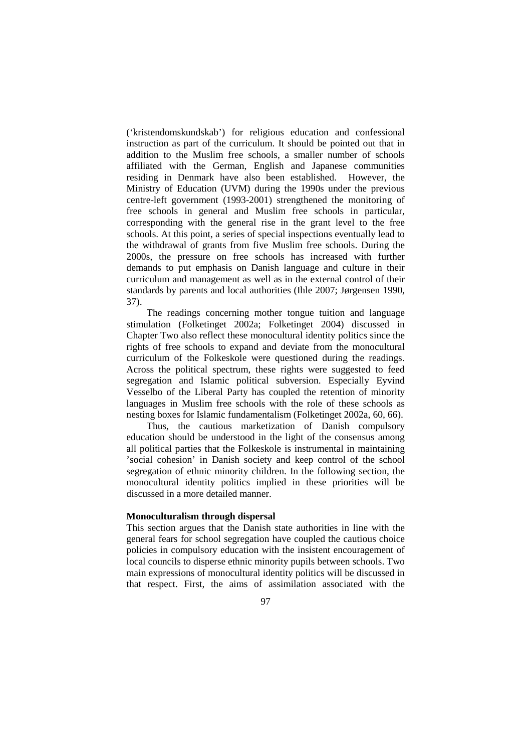('kristendomskundskab') for religious education and confessional instruction as part of the curriculum. It should be pointed out that in addition to the Muslim free schools, a smaller number of schools affiliated with the German, English and Japanese communities residing in Denmark have also been established. However, the Ministry of Education (UVM) during the 1990s under the previous centre-left government (1993-2001) strengthened the monitoring of free schools in general and Muslim free schools in particular, corresponding with the general rise in the grant level to the free schools. At this point, a series of special inspections eventually lead to the withdrawal of grants from five Muslim free schools. During the 2000s, the pressure on free schools has increased with further demands to put emphasis on Danish language and culture in their curriculum and management as well as in the external control of their standards by parents and local authorities (Ihle 2007; Jørgensen 1990, 37).

The readings concerning mother tongue tuition and language stimulation (Folketinget 2002a; Folketinget 2004) discussed in Chapter Two also reflect these monocultural identity politics since the rights of free schools to expand and deviate from the monocultural curriculum of the Folkeskole were questioned during the readings. Across the political spectrum, these rights were suggested to feed segregation and Islamic political subversion. Especially Eyvind Vesselbo of the Liberal Party has coupled the retention of minority languages in Muslim free schools with the role of these schools as nesting boxes for Islamic fundamentalism (Folketinget 2002a, 60, 66).

Thus, the cautious marketization of Danish compulsory education should be understood in the light of the consensus among all political parties that the Folkeskole is instrumental in maintaining 'social cohesion' in Danish society and keep control of the school segregation of ethnic minority children. In the following section, the monocultural identity politics implied in these priorities will be discussed in a more detailed manner.

**Monoculturalism through dispersal**

This section argues that the Danish state authorities in line with the general fears for school segregation have coupled the cautious choice policies in compulsory education with the insistent encouragement of local councils to disperse ethnic minority pupils between schools. Two main expressions of monocultural identity politics will be discussed in that respect. First, the aims of assimilation associated with the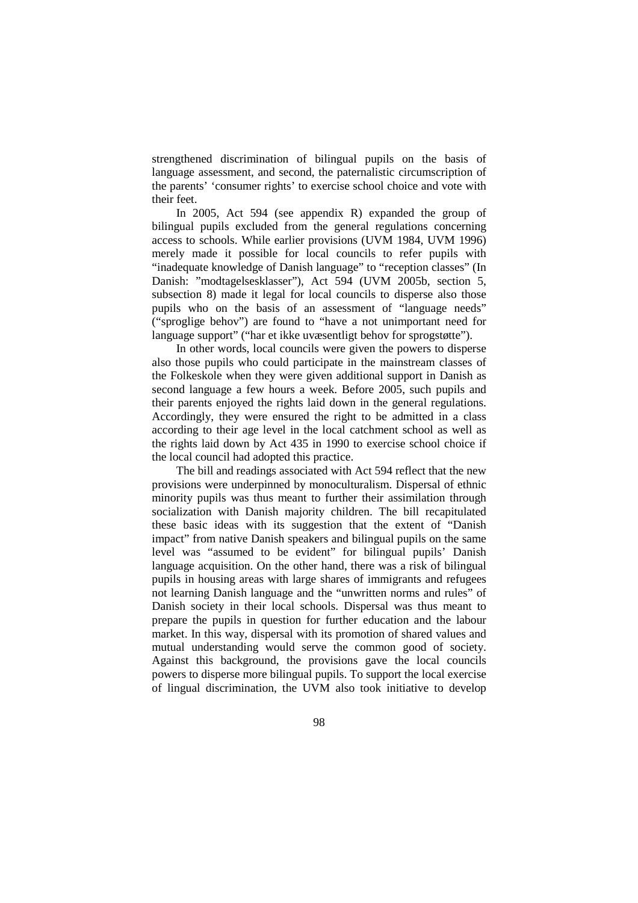strengthened discrimination of bilingual pupils on the basis of language assessment, and second, the paternalistic circumscription of the parents' 'consumer rights' to exercise school choice and vote with their feet.

In 2005, Act 594 (see appendix R) expanded the group of bilingual pupils excluded from the general regulations concerning access to schools. While earlier provisions (UVM 1984, UVM 1996) merely made it possible for local councils to refer pupils with "inadequate knowledge of Danish language" to "reception classes" (In Danish: "modtagelsesklasser"), Act 594 (UVM 2005b, section 5, subsection 8) made it legal for local councils to disperse also those pupils who on the basis of an assessment of "language needs" ("sproglige behov") are found to "have a not unimportant need for language support" ("har et ikke uvæsentligt behov for sprogstøtte").

In other words, local councils were given the powers to disperse also those pupils who could participate in the mainstream classes of the Folkeskole when they were given additional support in Danish as second language a few hours a week. Before 2005, such pupils and their parents enjoyed the rights laid down in the general regulations. Accordingly, they were ensured the right to be admitted in a class according to their age level in the local catchment school as well as the rights laid down by Act 435 in 1990 to exercise school choice if the local council had adopted this practice.

The bill and readings associated with Act 594 reflect that the new provisions were underpinned by monoculturalism. Dispersal of ethnic minority pupils was thus meant to further their assimilation through socialization with Danish majority children. The bill recapitulated these basic ideas with its suggestion that the extent of "Danish impact" from native Danish speakers and bilingual pupils on the same level was "assumed to be evident" for bilingual pupils' Danish language acquisition. On the other hand, there was a risk of bilingual pupils in housing areas with large shares of immigrants and refugees not learning Danish language and the "unwritten norms and rules" of Danish society in their local schools. Dispersal was thus meant to prepare the pupils in question for further education and the labour market. In this way, dispersal with its promotion of shared values and mutual understanding would serve the common good of society. Against this background, the provisions gave the local councils powers to disperse more bilingual pupils. To support the local exercise of lingual discrimination, the UVM also took initiative to develop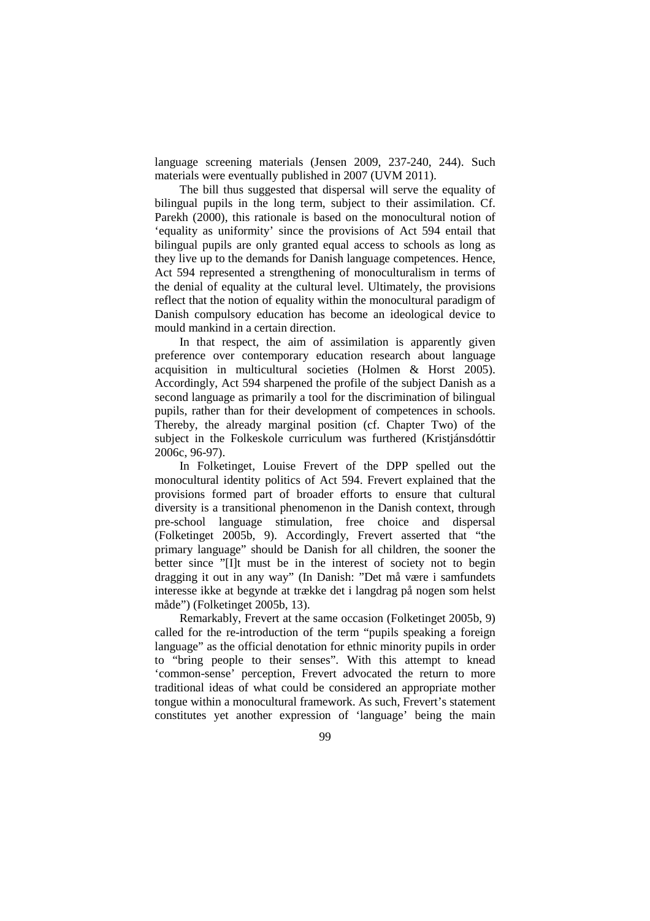language screening materials (Jensen 2009, 237-240, 244). Such materials were eventually published in 2007 (UVM 2011).

The bill thus suggested that dispersal will serve the equality of bilingual pupils in the long term, subject to their assimilation. Cf. Parekh (2000), this rationale is based on the monocultural notion of 'equality as uniformity' since the provisions of Act 594 entail that bilingual pupils are only granted equal access to schools as long as they live up to the demands for Danish language competences. Hence, Act 594 represented a strengthening of monoculturalism in terms of the denial of equality at the cultural level. Ultimately, the provisions reflect that the notion of equality within the monocultural paradigm of Danish compulsory education has become an ideological device to mould mankind in a certain direction.

In that respect, the aim of assimilation is apparently given preference over contemporary education research about language acquisition in multicultural societies (Holmen & Horst 2005). Accordingly, Act 594 sharpened the profile of the subject Danish as a second language as primarily a tool for the discrimination of bilingual pupils, rather than for their development of competences in schools. Thereby, the already marginal position (cf. Chapter Two) of the subject in the Folkeskole curriculum was furthered (Kristjánsdóttir 2006c, 96-97).

In Folketinget, Louise Frevert of the DPP spelled out the monocultural identity politics of Act 594. Frevert explained that the provisions formed part of broader efforts to ensure that cultural diversity is a transitional phenomenon in the Danish context, through pre-school language stimulation, free choice and dispersal (Folketinget 2005b, 9). Accordingly, Frevert asserted that "the primary language" should be Danish for all children, the sooner the better since "[I]t must be in the interest of society not to begin dragging it out in any way" (In Danish: "Det må være i samfundets interesse ikke at begynde at trække det i langdrag på nogen som helst måde") (Folketinget 2005b, 13).

Remarkably, Frevert at the same occasion (Folketinget 2005b, 9) called for the re-introduction of the term "pupils speaking a foreign language" as the official denotation for ethnic minority pupils in order to "bring people to their senses". With this attempt to knead 'common-sense' perception, Frevert advocated the return to more traditional ideas of what could be considered an appropriate mother tongue within a monocultural framework. As such, Frevert's statement constitutes yet another expression of 'language' being the main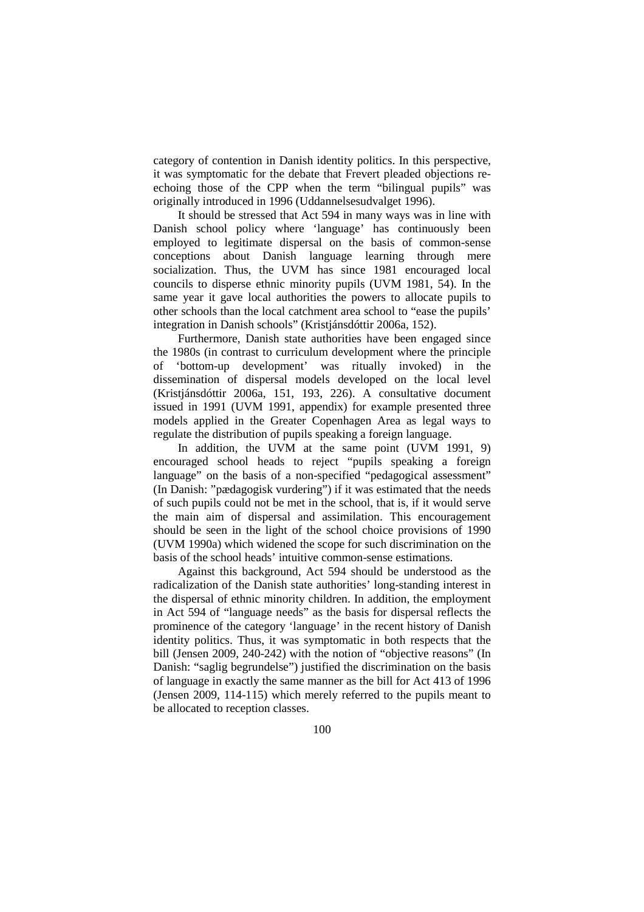category of contention in Danish identity politics. In this perspective, it was symptomatic for the debate that Frevert pleaded objections re-echoing those of the CPP when the term "bilingual pupils" was originally introduced in 1996 (Uddannelsesudvalget 1996).

It should be stressed that Act 594 in many ways was in line with Danish school policy where 'language' has continuously been employed to legitimate dispersal on the basis of common-sense conceptions about Danish language learning through mere socialization. Thus, the UVM has since 1981 encouraged local councils to disperse ethnic minority pupils (UVM 1981, 54). In the same year it gave local authorities the powers to allocate pupils to other schools than the local catchment area school to "ease the pupils' integration in Danish schools" (Kristjánsdóttir 2006a, 152).

Furthermore, Danish state authorities have been engaged since the 1980s (in contrast to curriculum development where the principle of 'bottom-up development' was ritually invoked) in the dissemination of dispersal models developed on the local level (Kristjánsdóttir 2006a, 151, 193, 226). A consultative document issued in 1991 (UVM 1991, appendix) for example presented three models applied in the Greater Copenhagen Area as legal ways to regulate the distribution of pupils speaking a foreign language.

In addition, the UVM at the same point (UVM 1991, 9) encouraged school heads to reject "pupils speaking a foreign language" on the basis of a non-specified "pedagogical assessment" (In Danish: "pædagogisk vurdering") if it was estimated that the needs of such pupils could not be met in the school, that is, if it would serve the main aim of dispersal and assimilation. This encouragement should be seen in the light of the school choice provisions of 1990 (UVM 1990a) which widened the scope for such discrimination on the basis of the school heads' intuitive common-sense estimations.

Against this background, Act 594 should be understood as the radicalization of the Danish state authorities' long-standing interest in the dispersal of ethnic minority children. In addition, the employment in Act 594 of "language needs" as the basis for dispersal reflects the prominence of the category 'language' in the recent history of Danish identity politics. Thus, it was symptomatic in both respects that the bill (Jensen 2009, 240-242) with the notion of "objective reasons" (In Danish: "saglig begrundelse") justified the discrimination on the basis of language in exactly the same manner as the bill for Act 413 of 1996 (Jensen 2009, 114-115) which merely referred to the pupils meant to be allocated to reception classes.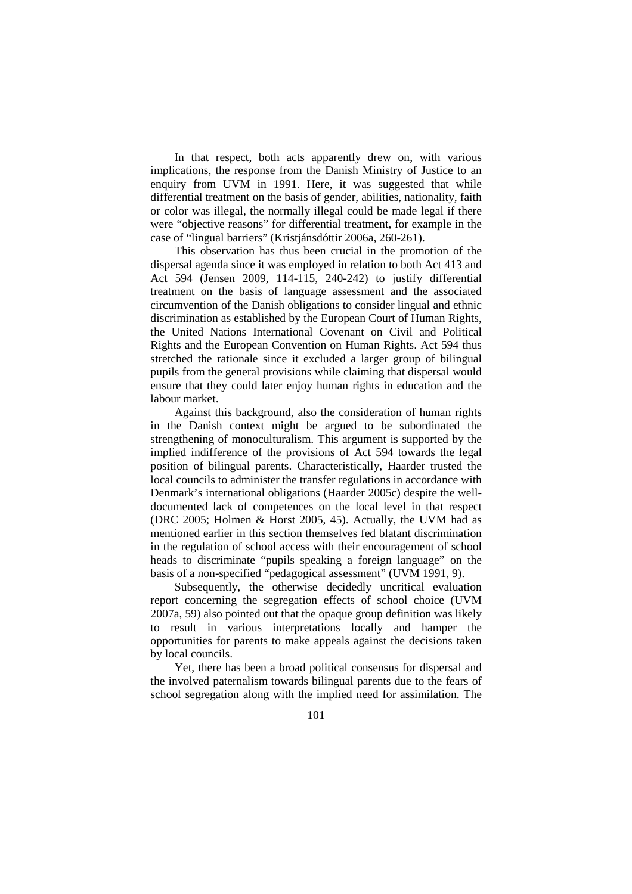In that respect, both acts apparently drew on, with various implications, the response from the Danish Ministry of Justice to an enquiry from UVM in 1991. Here, it was suggested that while differential treatment on the basis of gender, abilities, nationality, faith or color was illegal, the normally illegal could be made legal if there were "objective reasons" for differential treatment, for example in the case of "lingual barriers" (Kristjánsdóttir 2006a, 260-261).

This observation has thus been crucial in the promotion of the dispersal agenda since it was employed in relation to both Act 413 and Act 594 (Jensen 2009, 114-115, 240-242) to justify differential treatment on the basis of language assessment and the associated circumvention of the Danish obligations to consider lingual and ethnic discrimination as established by the European Court of Human Rights, the United Nations International Covenant on Civil and Political Rights and the European Convention on Human Rights. Act 594 thus stretched the rationale since it excluded a larger group of bilingual pupils from the general provisions while claiming that dispersal would ensure that they could later enjoy human rights in education and the labour market.

Against this background, also the consideration of human rights in the Danish context might be argued to be subordinated the strengthening of monoculturalism. This argument is supported by the implied indifference of the provisions of Act 594 towards the legal position of bilingual parents. Characteristically, Haarder trusted the local councils to administer the transfer regulations in accordance with Denmark's international obligations (Haarder 2005c) despite the well-documented lack of competences on the local level in that respect (DRC 2005; Holmen & Horst 2005, 45). Actually, the UVM had as mentioned earlier in this section themselves fed blatant discrimination in the regulation of school access with their encouragement of school heads to discriminate "pupils speaking a foreign language" on the basis of a non-specified "pedagogical assessment" (UVM 1991, 9).

Subsequently, the otherwise decidedly uncritical evaluation report concerning the segregation effects of school choice (UVM 2007a, 59) also pointed out that the opaque group definition was likely to result in various interpretations locally and hamper the opportunities for parents to make appeals against the decisions taken by local councils.

Yet, there has been a broad political consensus for dispersal and the involved paternalism towards bilingual parents due to the fears of school segregation along with the implied need for assimilation. The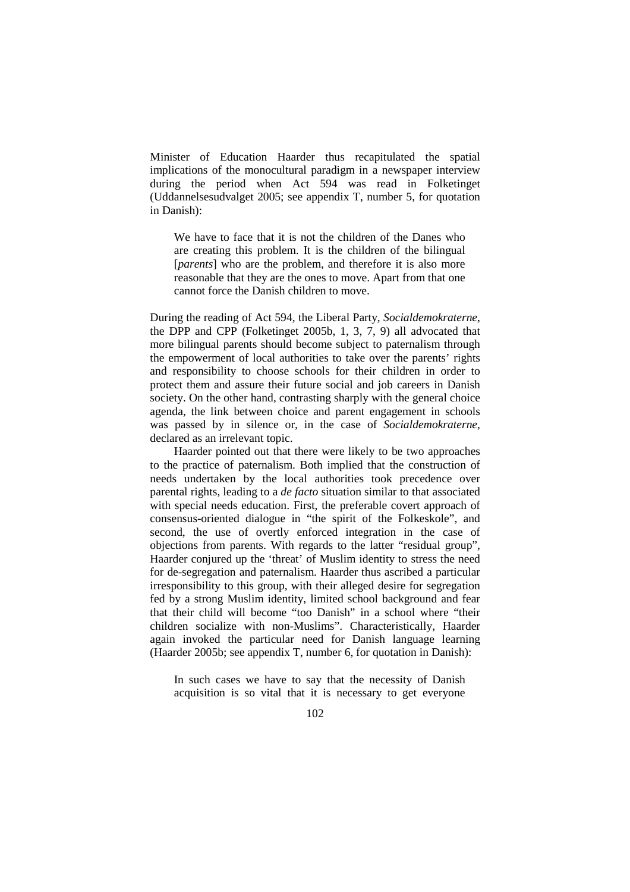Minister of Education Haarder thus recapitulated the spatial implications of the monocultural paradigm in a newspaper interview during the period when Act 594 was read in Folketinget (Uddannelsesudvalget 2005; see appendix T, number 5, for quotation in Danish):

> We have to face that it is not the children of the Danes who are creating this problem. It is the children of the bilingual [*parents*] who are the problem, and therefore it is also more reasonable that they are the ones to move. Apart from that one cannot force the Danish children to move.

During the reading of Act 594, the Liberal Party, *Socialdemokraterne*, the DPP and CPP (Folketinget 2005b, 1, 3, 7, 9) all advocated that more bilingual parents should become subject to paternalism through the empowerment of local authorities to take over the parents' rights and responsibility to choose schools for their children in order to protect them and assure their future social and job careers in Danish society. On the other hand, contrasting sharply with the general choice agenda, the link between choice and parent engagement in schools was passed by in silence or, in the case of *Socialdemokraterne*, declared as an irrelevant topic.

Haarder pointed out that there were likely to be two approaches to the practice of paternalism. Both implied that the construction of needs undertaken by the local authorities took precedence over parental rights, leading to a *de facto* situation similar to that associated with special needs education. First, the preferable covert approach of consensus-oriented dialogue in "the spirit of the Folkeskole", and second, the use of overtly enforced integration in the case of objections from parents. With regards to the latter "residual group", Haarder conjured up the 'threat' of Muslim identity to stress the need for de-segregation and paternalism. Haarder thus ascribed a particular irresponsibility to this group, with their alleged desire for segregation fed by a strong Muslim identity, limited school background and fear that their child will become "too Danish" in a school where "their children socialize with non-Muslims". Characteristically, Haarder again invoked the particular need for Danish language learning (Haarder 2005b; see appendix T, number 6, for quotation in Danish):

> In such cases we have to say that the necessity of Danish acquisition is so vital that it is necessary to get everyone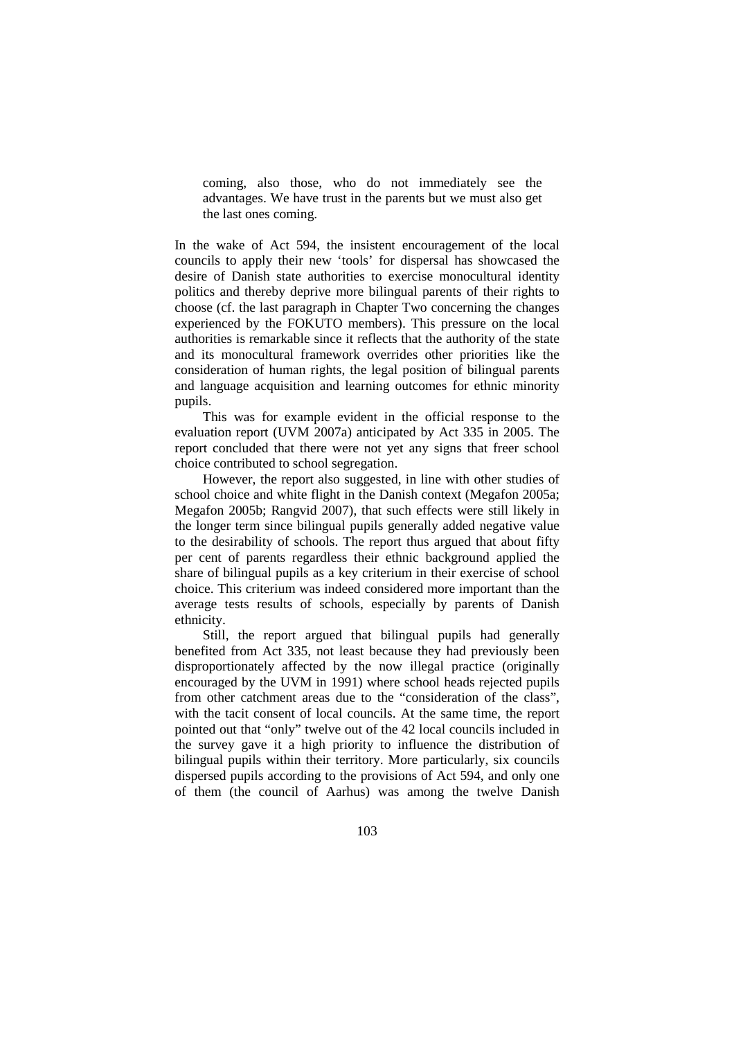> coming, also those, who do not immediately see the advantages. We have trust in the parents but we must also get the last ones coming.

In the wake of Act 594, the insistent encouragement of the local councils to apply their new 'tools' for dispersal has showcased the desire of Danish state authorities to exercise monocultural identity politics and thereby deprive more bilingual parents of their rights to choose (cf. the last paragraph in Chapter Two concerning the changes experienced by the FOKUTO members). This pressure on the local authorities is remarkable since it reflects that the authority of the state and its monocultural framework overrides other priorities like the consideration of human rights, the legal position of bilingual parents and language acquisition and learning outcomes for ethnic minority pupils.

This was for example evident in the official response to the evaluation report (UVM 2007a) anticipated by Act 335 in 2005. The report concluded that there were not yet any signs that freer school choice contributed to school segregation.

However, the report also suggested, in line with other studies of school choice and white flight in the Danish context (Megafon 2005a; Megafon 2005b; Rangvid 2007), that such effects were still likely in the longer term since bilingual pupils generally added negative value to the desirability of schools. The report thus argued that about fifty per cent of parents regardless their ethnic background applied the share of bilingual pupils as a key criterium in their exercise of school choice. This criterium was indeed considered more important than the average tests results of schools, especially by parents of Danish ethnicity.

Still, the report argued that bilingual pupils had generally benefited from Act 335, not least because they had previously been disproportionately affected by the now illegal practice (originally encouraged by the UVM in 1991) where school heads rejected pupils from other catchment areas due to the "consideration of the class", with the tacit consent of local councils. At the same time, the report pointed out that "only" twelve out of the 42 local councils included in the survey gave it a high priority to influence the distribution of bilingual pupils within their territory. More particularly, six councils dispersed pupils according to the provisions of Act 594, and only one of them (the council of Aarhus) was among the twelve Danish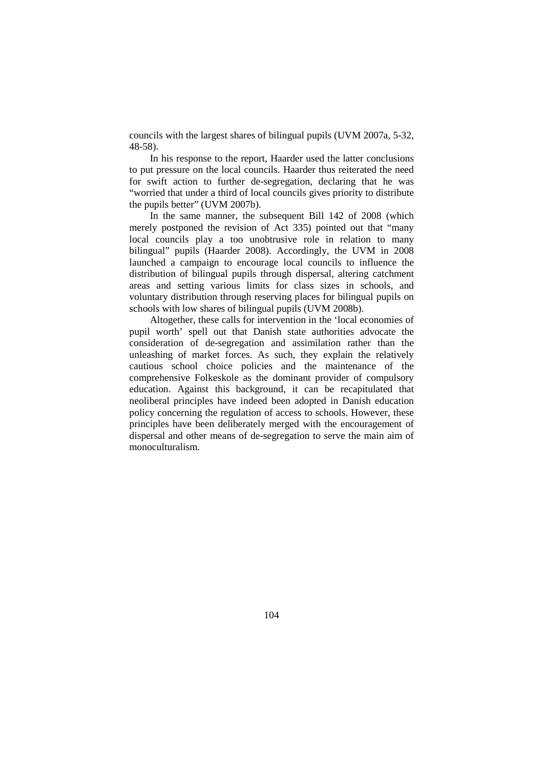councils with the largest shares of bilingual pupils (UVM 2007a, 5-32, 48-58).

In his response to the report, Haarder used the latter conclusions to put pressure on the local councils. Haarder thus reiterated the need for swift action to further de-segregation, declaring that he was "worried that under a third of local councils gives priority to distribute the pupils better" (UVM 2007b).

In the same manner, the subsequent Bill 142 of 2008 (which merely postponed the revision of Act 335) pointed out that "many local councils play a too unobtrusive role in relation to many bilingual" pupils (Haarder 2008). Accordingly, the UVM in 2008 launched a campaign to encourage local councils to influence the distribution of bilingual pupils through dispersal, altering catchment areas and setting various limits for class sizes in schools, and voluntary distribution through reserving places for bilingual pupils on schools with low shares of bilingual pupils (UVM 2008b).

Altogether, these calls for intervention in the 'local economies of pupil worth' spell out that Danish state authorities advocate the consideration of de-segregation and assimilation rather than the unleashing of market forces. As such, they explain the relatively cautious school choice policies and the maintenance of the comprehensive Folkeskole as the dominant provider of compulsory education. Against this background, it can be recapitulated that neoliberal principles have indeed been adopted in Danish education policy concerning the regulation of access to schools. However, these principles have been deliberately merged with the encouragement of dispersal and other means of de-segregation to serve the main aim of monoculturalism.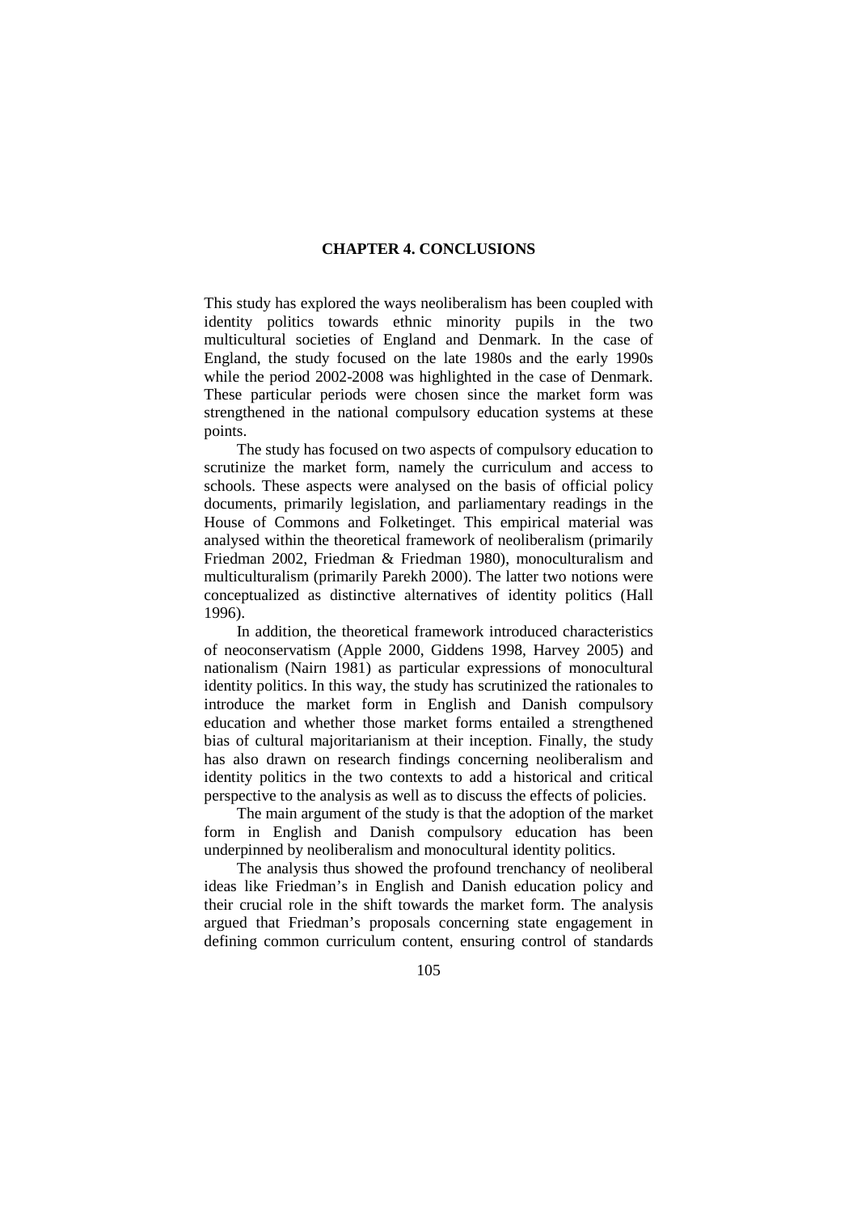# CHAPTER 4. CONCLUSIONS

This study has explored the ways neoliberalism has been coupled with identity politics towards ethnic minority pupils in the two multicultural societies of England and Denmark. In the case of England, the study focused on the late 1980s and the early 1990s while the period 2002-2008 was highlighted in the case of Denmark. These particular periods were chosen since the market form was strengthened in the national compulsory education systems at these points.

The study has focused on two aspects of compulsory education to scrutinize the market form, namely the curriculum and access to schools. These aspects were analysed on the basis of official policy documents, primarily legislation, and parliamentary readings in the House of Commons and Folketinget. This empirical material was analysed within the theoretical framework of neoliberalism (primarily Friedman 2002, Friedman & Friedman 1980), monoculturalism and multiculturalism (primarily Parekh 2000). The latter two notions were conceptualized as distinctive alternatives of identity politics (Hall 1996).

In addition, the theoretical framework introduced characteristics of neoconservatism (Apple 2000, Giddens 1998, Harvey 2005) and nationalism (Nairn 1981) as particular expressions of monocultural identity politics. In this way, the study has scrutinized the rationales to introduce the market form in English and Danish compulsory education and whether those market forms entailed a strengthened bias of cultural majoritarianism at their inception. Finally, the study has also drawn on research findings concerning neoliberalism and identity politics in the two contexts to add a historical and critical perspective to the analysis as well as to discuss the effects of policies.

The main argument of the study is that the adoption of the market form in English and Danish compulsory education has been underpinned by neoliberalism and monocultural identity politics.

The analysis thus showed the profound trenchancy of neoliberal ideas like Friedman's in English and Danish education policy and their crucial role in the shift towards the market form. The analysis argued that Friedman's proposals concerning state engagement in defining common curriculum content, ensuring control of standards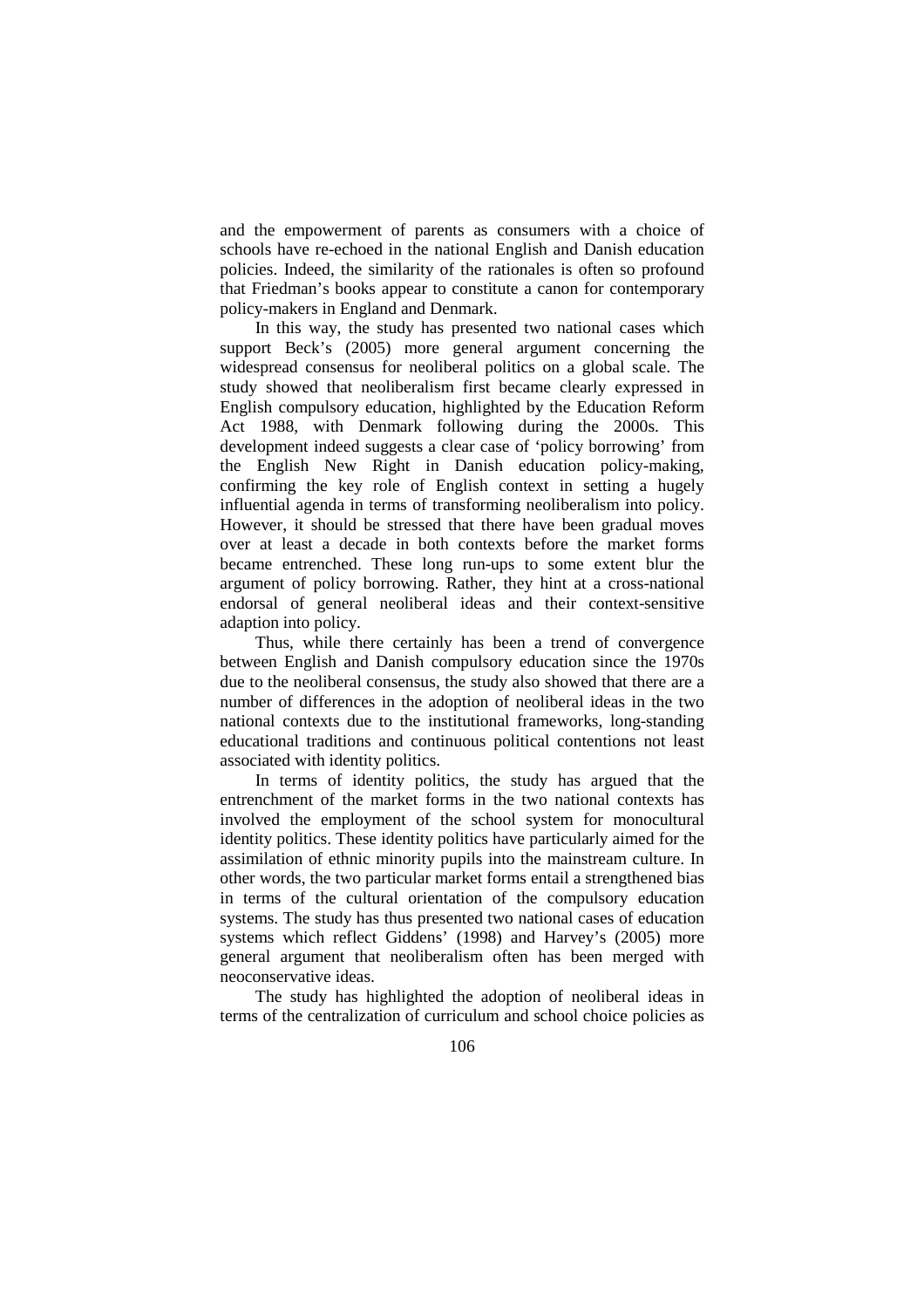and the empowerment of parents as consumers with a choice of schools have re-echoed in the national English and Danish education policies. Indeed, the similarity of the rationales is often so profound that Friedman's books appear to constitute a canon for contemporary policy-makers in England and Denmark.

In this way, the study has presented two national cases which support Beck's (2005) more general argument concerning the widespread consensus for neoliberal politics on a global scale. The study showed that neoliberalism first became clearly expressed in English compulsory education, highlighted by the Education Reform Act 1988, with Denmark following during the 2000s. This development indeed suggests a clear case of 'policy borrowing' from the English New Right in Danish education policy-making, confirming the key role of English context in setting a hugely influential agenda in terms of transforming neoliberalism into policy. However, it should be stressed that there have been gradual moves over at least a decade in both contexts before the market forms became entrenched. These long run-ups to some extent blur the argument of policy borrowing. Rather, they hint at a cross-national endorsal of general neoliberal ideas and their context-sensitive adaption into policy.

Thus, while there certainly has been a trend of convergence between English and Danish compulsory education since the 1970s due to the neoliberal consensus, the study also showed that there are a number of differences in the adoption of neoliberal ideas in the two national contexts due to the institutional frameworks, long-standing educational traditions and continuous political contentions not least associated with identity politics.

In terms of identity politics, the study has argued that the entrenchment of the market forms in the two national contexts has involved the employment of the school system for monocultural identity politics. These identity politics have particularly aimed for the assimilation of ethnic minority pupils into the mainstream culture. In other words, the two particular market forms entail a strengthened bias in terms of the cultural orientation of the compulsory education systems. The study has thus presented two national cases of education systems which reflect Giddens' (1998) and Harvey's (2005) more general argument that neoliberalism often has been merged with neoconservative ideas.

The study has highlighted the adoption of neoliberal ideas in terms of the centralization of curriculum and school choice policies as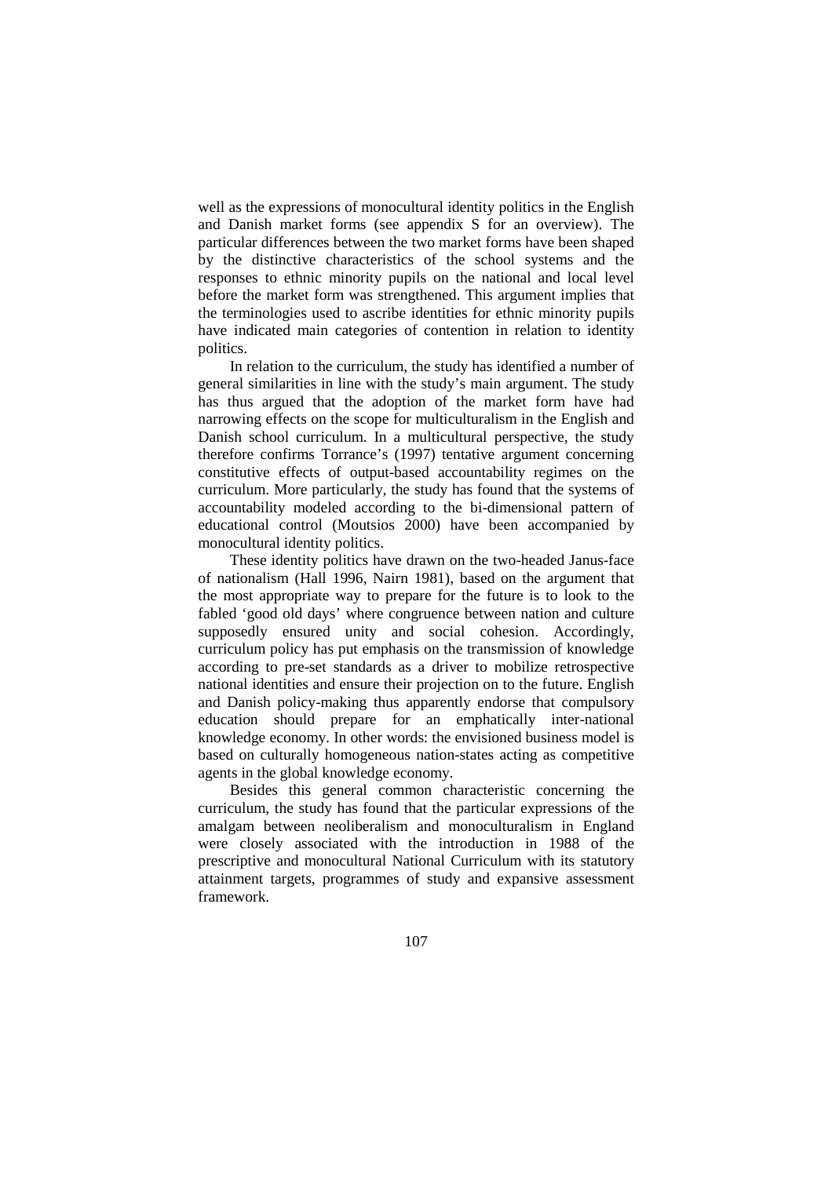well as the expressions of monocultural identity politics in the English and Danish market forms (see appendix S for an overview). The particular differences between the two market forms have been shaped by the distinctive characteristics of the school systems and the responses to ethnic minority pupils on the national and local level before the market form was strengthened. This argument implies that the terminologies used to ascribe identities for ethnic minority pupils have indicated main categories of contention in relation to identity politics.

In relation to the curriculum, the study has identified a number of general similarities in line with the study's main argument. The study has thus argued that the adoption of the market form have had narrowing effects on the scope for multiculturalism in the English and Danish school curriculum. In a multicultural perspective, the study therefore confirms Torrance's (1997) tentative argument concerning constitutive effects of output-based accountability regimes on the curriculum. More particularly, the study has found that the systems of accountability modeled according to the bi-dimensional pattern of educational control (Moutsios 2000) have been accompanied by monocultural identity politics.

These identity politics have drawn on the two-headed Janus-face of nationalism (Hall 1996, Nairn 1981), based on the argument that the most appropriate way to prepare for the future is to look to the fabled 'good old days' where congruence between nation and culture supposedly ensured unity and social cohesion. Accordingly, curriculum policy has put emphasis on the transmission of knowledge according to pre-set standards as a driver to mobilize retrospective national identities and ensure their projection on to the future. English and Danish policy-making thus apparently endorse that compulsory education should prepare for an emphatically inter-national knowledge economy. In other words: the envisioned business model is based on culturally homogeneous nation-states acting as competitive agents in the global knowledge economy.

Besides this general common characteristic concerning the curriculum, the study has found that the particular expressions of the amalgam between neoliberalism and monoculturalism in England were closely associated with the introduction in 1988 of the prescriptive and monocultural National Curriculum with its statutory attainment targets, programmes of study and expansive assessment framework.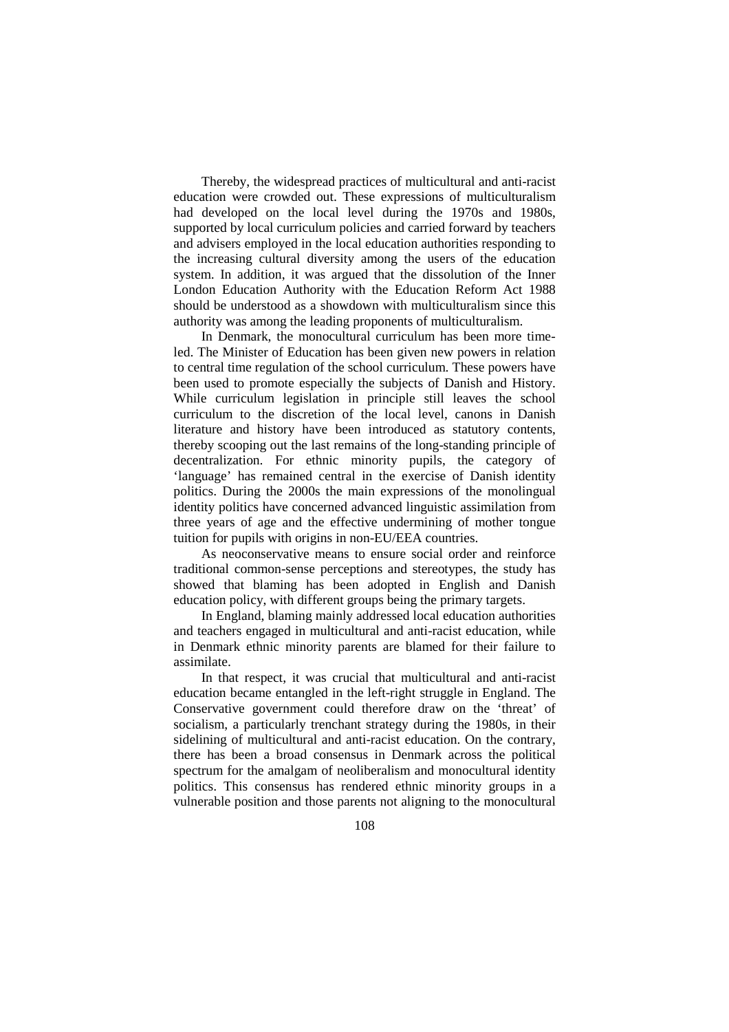Thereby, the widespread practices of multicultural and anti-racist education were crowded out. These expressions of multiculturalism had developed on the local level during the 1970s and 1980s, supported by local curriculum policies and carried forward by teachers and advisers employed in the local education authorities responding to the increasing cultural diversity among the users of the education system. In addition, it was argued that the dissolution of the Inner London Education Authority with the Education Reform Act 1988 should be understood as a showdown with multiculturalism since this authority was among the leading proponents of multiculturalism.

In Denmark, the monocultural curriculum has been more time-led. The Minister of Education has been given new powers in relation to central time regulation of the school curriculum. These powers have been used to promote especially the subjects of Danish and History. While curriculum legislation in principle still leaves the school curriculum to the discretion of the local level, canons in Danish literature and history have been introduced as statutory contents, thereby scooping out the last remains of the long-standing principle of decentralization. For ethnic minority pupils, the category of 'language' has remained central in the exercise of Danish identity politics. During the 2000s the main expressions of the monolingual identity politics have concerned advanced linguistic assimilation from three years of age and the effective undermining of mother tongue tuition for pupils with origins in non-EU/EEA countries.

As neoconservative means to ensure social order and reinforce traditional common-sense perceptions and stereotypes, the study has showed that blaming has been adopted in English and Danish education policy, with different groups being the primary targets.

In England, blaming mainly addressed local education authorities and teachers engaged in multicultural and anti-racist education, while in Denmark ethnic minority parents are blamed for their failure to assimilate.

In that respect, it was crucial that multicultural and anti-racist education became entangled in the left-right struggle in England. The Conservative government could therefore draw on the 'threat' of socialism, a particularly trenchant strategy during the 1980s, in their sidelining of multicultural and anti-racist education. On the contrary, there has been a broad consensus in Denmark across the political spectrum for the amalgam of neoliberalism and monocultural identity politics. This consensus has rendered ethnic minority groups in a vulnerable position and those parents not aligning to the monocultural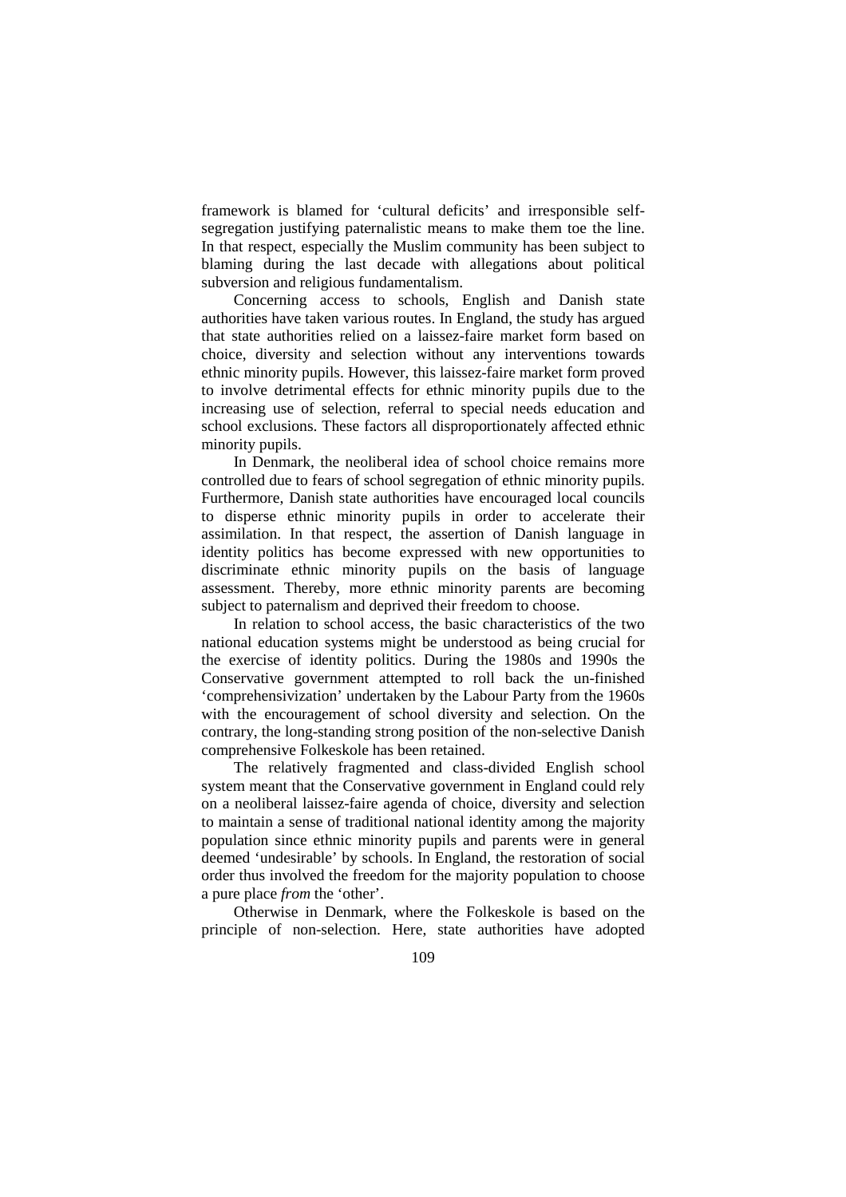framework is blamed for 'cultural deficits' and irresponsible self-segregation justifying paternalistic means to make them toe the line. In that respect, especially the Muslim community has been subject to blaming during the last decade with allegations about political subversion and religious fundamentalism.

Concerning access to schools, English and Danish state authorities have taken various routes. In England, the study has argued that state authorities relied on a laissez-faire market form based on choice, diversity and selection without any interventions towards ethnic minority pupils. However, this laissez-faire market form proved to involve detrimental effects for ethnic minority pupils due to the increasing use of selection, referral to special needs education and school exclusions. These factors all disproportionately affected ethnic minority pupils.

In Denmark, the neoliberal idea of school choice remains more controlled due to fears of school segregation of ethnic minority pupils. Furthermore, Danish state authorities have encouraged local councils to disperse ethnic minority pupils in order to accelerate their assimilation. In that respect, the assertion of Danish language in identity politics has become expressed with new opportunities to discriminate ethnic minority pupils on the basis of language assessment. Thereby, more ethnic minority parents are becoming subject to paternalism and deprived their freedom to choose.

In relation to school access, the basic characteristics of the two national education systems might be understood as being crucial for the exercise of identity politics. During the 1980s and 1990s the Conservative government attempted to roll back the un-finished 'comprehensivization' undertaken by the Labour Party from the 1960s with the encouragement of school diversity and selection. On the contrary, the long-standing strong position of the non-selective Danish comprehensive Folkeskole has been retained.

The relatively fragmented and class-divided English school system meant that the Conservative government in England could rely on a neoliberal laissez-faire agenda of choice, diversity and selection to maintain a sense of traditional national identity among the majority population since ethnic minority pupils and parents were in general deemed 'undesirable' by schools. In England, the restoration of social order thus involved the freedom for the majority population to choose a pure place *from* the 'other'.

Otherwise in Denmark, where the Folkeskole is based on the principle of non-selection. Here, state authorities have adopted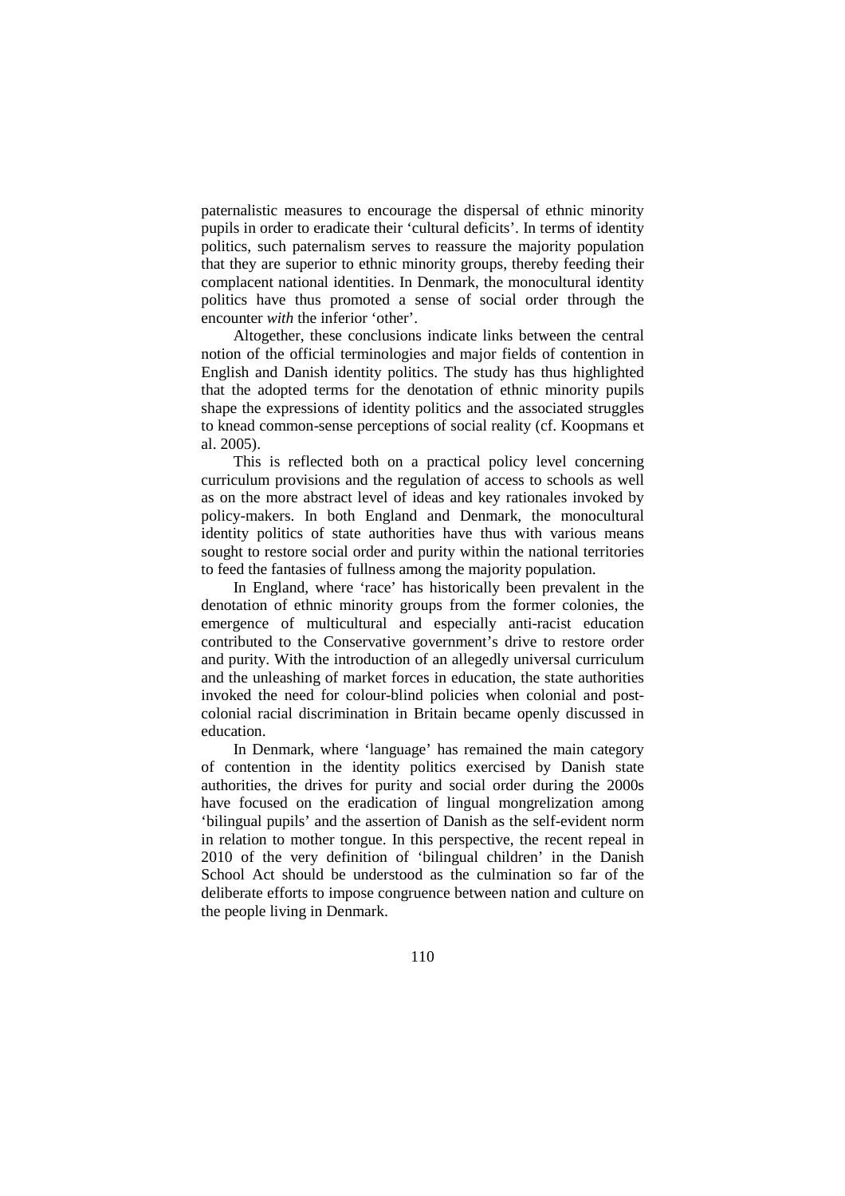paternalistic measures to encourage the dispersal of ethnic minority pupils in order to eradicate their 'cultural deficits'. In terms of identity politics, such paternalism serves to reassure the majority population that they are superior to ethnic minority groups, thereby feeding their complacent national identities. In Denmark, the monocultural identity politics have thus promoted a sense of social order through the encounter *with* the inferior 'other'.

Altogether, these conclusions indicate links between the central notion of the official terminologies and major fields of contention in English and Danish identity politics. The study has thus highlighted that the adopted terms for the denotation of ethnic minority pupils shape the expressions of identity politics and the associated struggles to knead common-sense perceptions of social reality (cf. Koopmans et al. 2005).

This is reflected both on a practical policy level concerning curriculum provisions and the regulation of access to schools as well as on the more abstract level of ideas and key rationales invoked by policy-makers. In both England and Denmark, the monocultural identity politics of state authorities have thus with various means sought to restore social order and purity within the national territories to feed the fantasies of fullness among the majority population.

In England, where 'race' has historically been prevalent in the denotation of ethnic minority groups from the former colonies, the emergence of multicultural and especially anti-racist education contributed to the Conservative government's drive to restore order and purity. With the introduction of an allegedly universal curriculum and the unleashing of market forces in education, the state authorities invoked the need for colour-blind policies when colonial and post-colonial racial discrimination in Britain became openly discussed in education.

In Denmark, where 'language' has remained the main category of contention in the identity politics exercised by Danish state authorities, the drives for purity and social order during the 2000s have focused on the eradication of lingual mongrelization among 'bilingual pupils' and the assertion of Danish as the self-evident norm in relation to mother tongue. In this perspective, the recent repeal in 2010 of the very definition of 'bilingual children' in the Danish School Act should be understood as the culmination so far of the deliberate efforts to impose congruence between nation and culture on the people living in Denmark.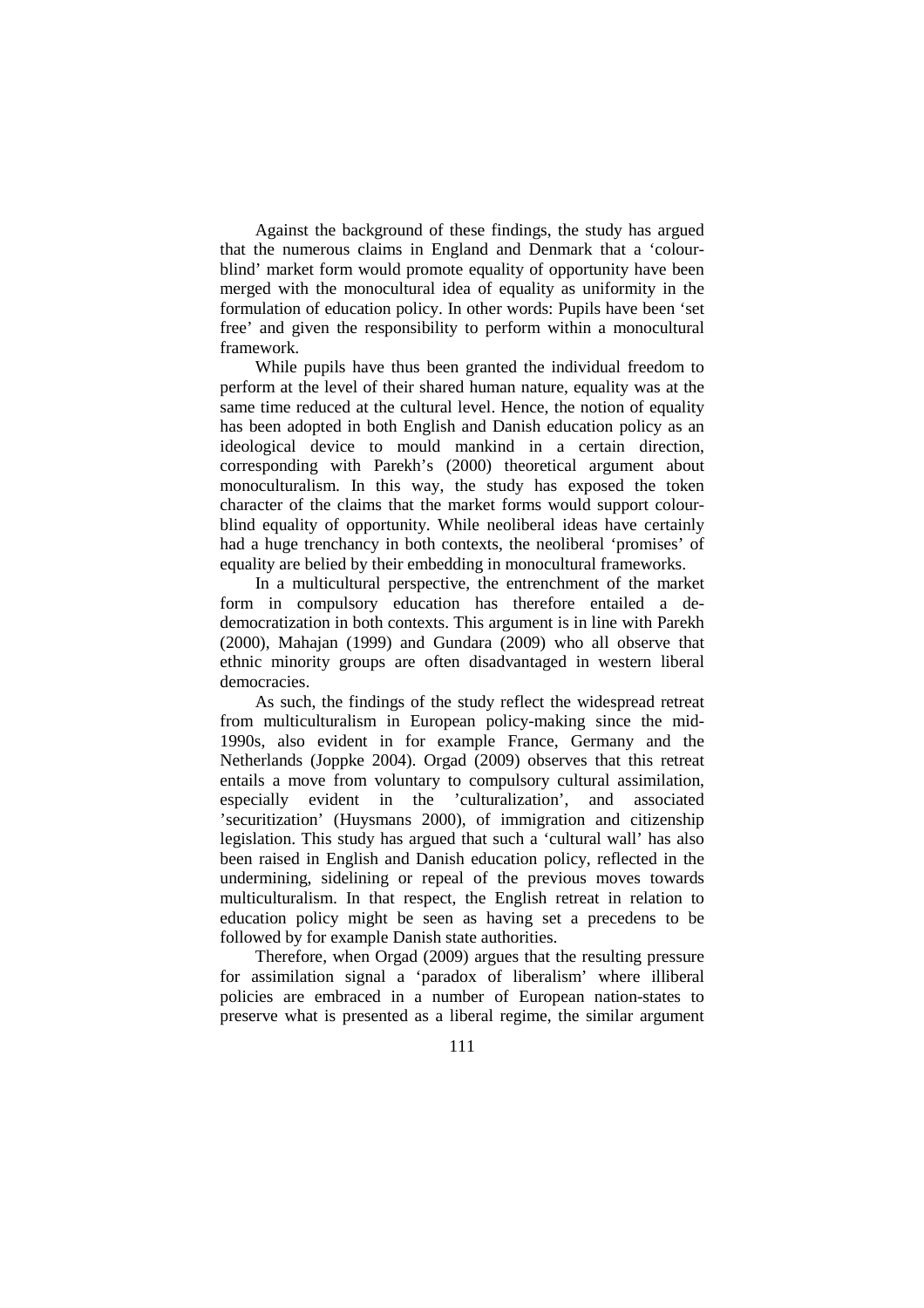Against the background of these findings, the study has argued that the numerous claims in England and Denmark that a 'colour-blind' market form would promote equality of opportunity have been merged with the monocultural idea of equality as uniformity in the formulation of education policy. In other words: Pupils have been 'set free' and given the responsibility to perform within a monocultural framework.

While pupils have thus been granted the individual freedom to perform at the level of their shared human nature, equality was at the same time reduced at the cultural level. Hence, the notion of equality has been adopted in both English and Danish education policy as an ideological device to mould mankind in a certain direction, corresponding with Parekh's (2000) theoretical argument about monoculturalism. In this way, the study has exposed the token character of the claims that the market forms would support colour-blind equality of opportunity. While neoliberal ideas have certainly had a huge trenchancy in both contexts, the neoliberal 'promises' of equality are belied by their embedding in monocultural frameworks.

In a multicultural perspective, the entrenchment of the market form in compulsory education has therefore entailed a de-democratization in both contexts. This argument is in line with Parekh (2000), Mahajan (1999) and Gundara (2009) who all observe that ethnic minority groups are often disadvantaged in western liberal democracies.

As such, the findings of the study reflect the widespread retreat from multiculturalism in European policy-making since the mid-1990s, also evident in for example France, Germany and the Netherlands (Joppke 2004). Orgad (2009) observes that this retreat entails a move from voluntary to compulsory cultural assimilation, especially evident in the 'culturalization', and associated 'securitization' (Huysmans 2000), of immigration and citizenship legislation. This study has argued that such a 'cultural wall' has also been raised in English and Danish education policy, reflected in the undermining, sidelining or repeal of the previous moves towards multiculturalism. In that respect, the English retreat in relation to education policy might be seen as having set a precedens to be followed by for example Danish state authorities.

Therefore, when Orgad (2009) argues that the resulting pressure for assimilation signal a 'paradox of liberalism' where illiberal policies are embraced in a number of European nation-states to preserve what is presented as a liberal regime, the similar argument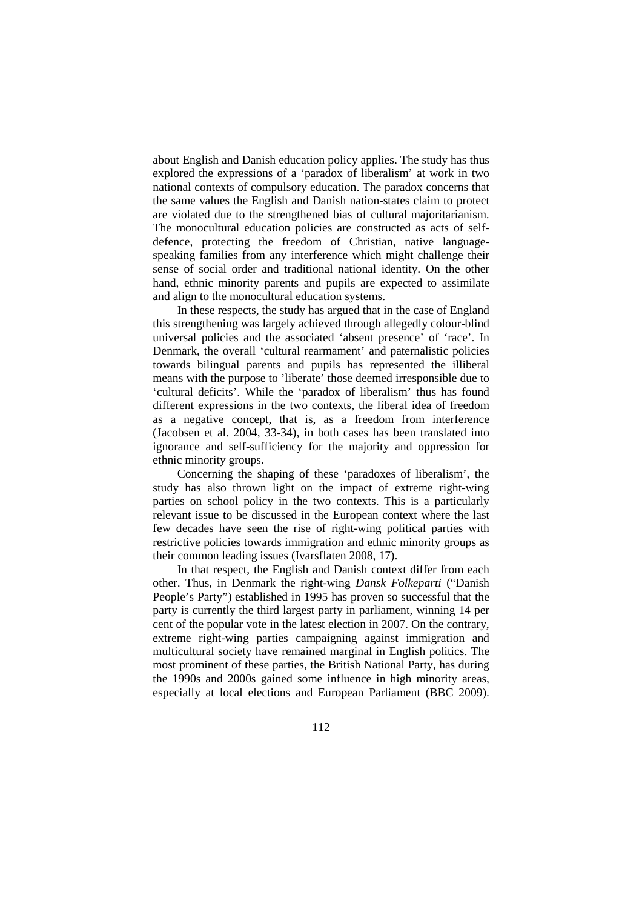about English and Danish education policy applies. The study has thus explored the expressions of a 'paradox of liberalism' at work in two national contexts of compulsory education. The paradox concerns that the same values the English and Danish nation-states claim to protect are violated due to the strengthened bias of cultural majoritarianism. The monocultural education policies are constructed as acts of self-defence, protecting the freedom of Christian, native language-speaking families from any interference which might challenge their sense of social order and traditional national identity. On the other hand, ethnic minority parents and pupils are expected to assimilate and align to the monocultural education systems.

In these respects, the study has argued that in the case of England this strengthening was largely achieved through allegedly colour-blind universal policies and the associated 'absent presence' of 'race'. In Denmark, the overall 'cultural rearmament' and paternalistic policies towards bilingual parents and pupils has represented the illiberal means with the purpose to 'liberate' those deemed irresponsible due to 'cultural deficits'. While the 'paradox of liberalism' thus has found different expressions in the two contexts, the liberal idea of freedom as a negative concept, that is, as a freedom from interference (Jacobsen et al. 2004, 33-34), in both cases has been translated into ignorance and self-sufficiency for the majority and oppression for ethnic minority groups.

Concerning the shaping of these 'paradoxes of liberalism', the study has also thrown light on the impact of extreme right-wing parties on school policy in the two contexts. This is a particularly relevant issue to be discussed in the European context where the last few decades have seen the rise of right-wing political parties with restrictive policies towards immigration and ethnic minority groups as their common leading issues (Ivarsflaten 2008, 17).

In that respect, the English and Danish context differ from each other. Thus, in Denmark the right-wing *Dansk Folkeparti* ("Danish People's Party") established in 1995 has proven so successful that the party is currently the third largest party in parliament, winning 14 per cent of the popular vote in the latest election in 2007. On the contrary, extreme right-wing parties campaigning against immigration and multicultural society have remained marginal in English politics. The most prominent of these parties, the British National Party, has during the 1990s and 2000s gained some influence in high minority areas, especially at local elections and European Parliament (BBC 2009).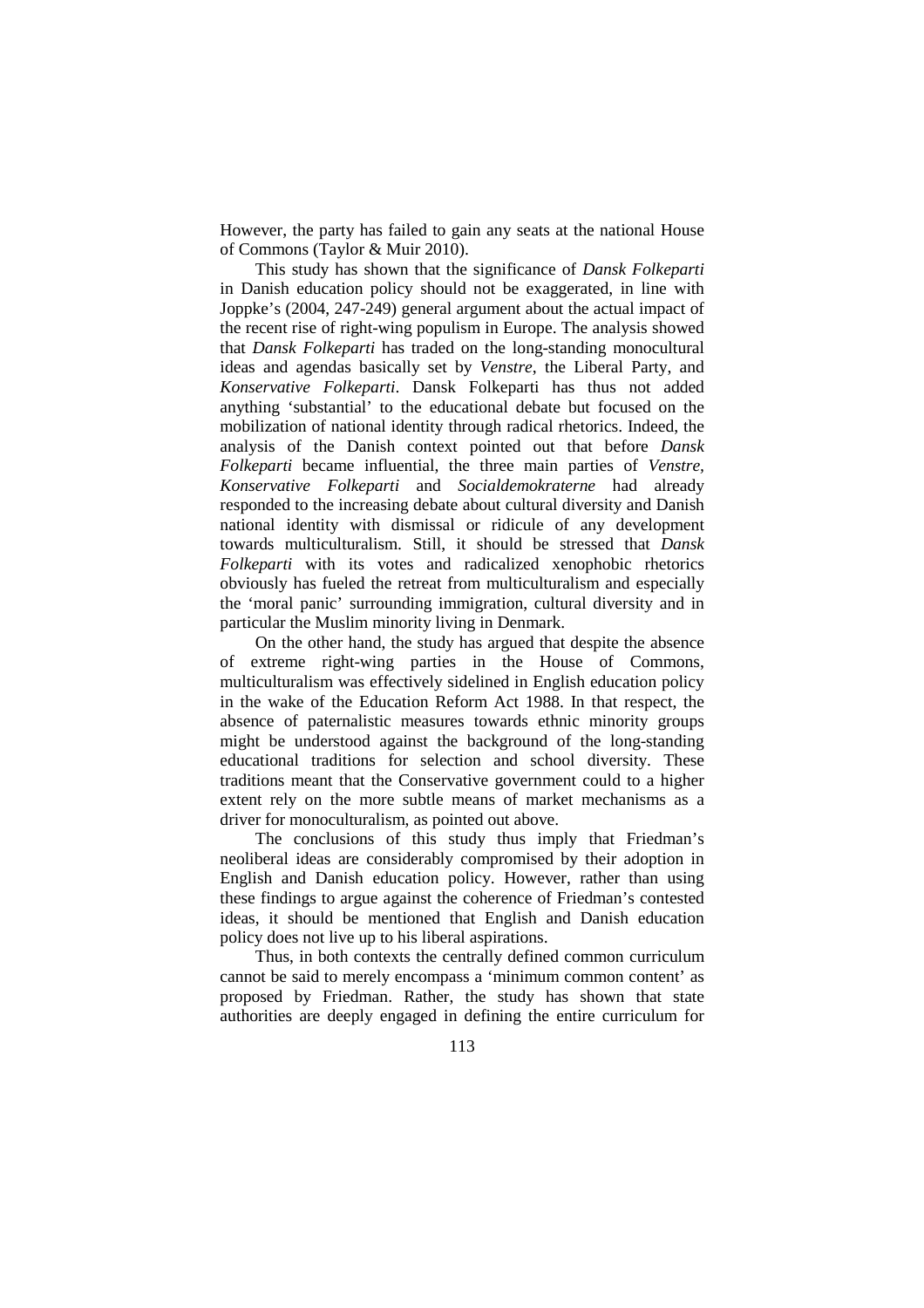However, the party has failed to gain any seats at the national House of Commons (Taylor & Muir 2010).

This study has shown that the significance of *Dansk Folkeparti* in Danish education policy should not be exaggerated, in line with Joppke's (2004, 247-249) general argument about the actual impact of the recent rise of right-wing populism in Europe. The analysis showed that *Dansk Folkeparti* has traded on the long-standing monocultural ideas and agendas basically set by *Venstre*, the Liberal Party, and *Konservative Folkeparti*. Dansk Folkeparti has thus not added anything 'substantial' to the educational debate but focused on the mobilization of national identity through radical rhetorics. Indeed, the analysis of the Danish context pointed out that before *Dansk Folkeparti* became influential, the three main parties of *Venstre, Konservative Folkeparti* and *Socialdemokraterne* had already responded to the increasing debate about cultural diversity and Danish national identity with dismissal or ridicule of any development towards multiculturalism. Still, it should be stressed that *Dansk Folkeparti* with its votes and radicalized xenophobic rhetorics obviously has fueled the retreat from multiculturalism and especially the 'moral panic' surrounding immigration, cultural diversity and in particular the Muslim minority living in Denmark.

On the other hand, the study has argued that despite the absence of extreme right-wing parties in the House of Commons, multiculturalism was effectively sidelined in English education policy in the wake of the Education Reform Act 1988. In that respect, the absence of paternalistic measures towards ethnic minority groups might be understood against the background of the long-standing educational traditions for selection and school diversity. These traditions meant that the Conservative government could to a higher extent rely on the more subtle means of market mechanisms as a driver for monoculturalism, as pointed out above.

The conclusions of this study thus imply that Friedman's neoliberal ideas are considerably compromised by their adoption in English and Danish education policy. However, rather than using these findings to argue against the coherence of Friedman's contested ideas, it should be mentioned that English and Danish education policy does not live up to his liberal aspirations.

Thus, in both contexts the centrally defined common curriculum cannot be said to merely encompass a 'minimum common content' as proposed by Friedman. Rather, the study has shown that state authorities are deeply engaged in defining the entire curriculum for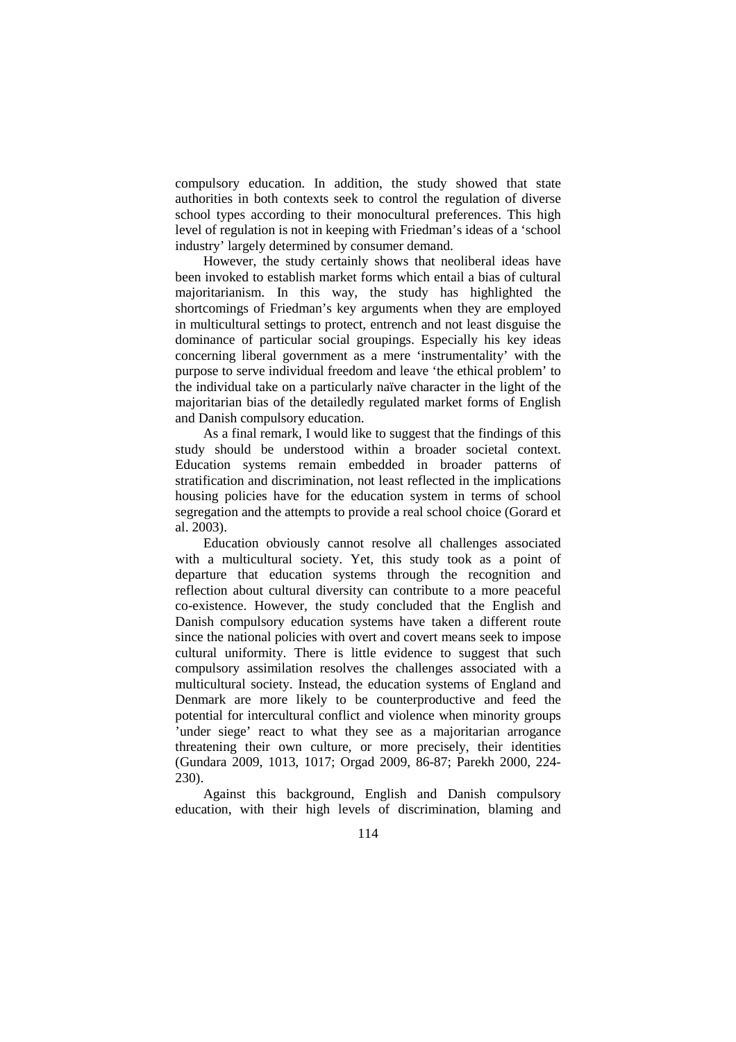compulsory education. In addition, the study showed that state authorities in both contexts seek to control the regulation of diverse school types according to their monocultural preferences. This high level of regulation is not in keeping with Friedman's ideas of a 'school industry' largely determined by consumer demand.

However, the study certainly shows that neoliberal ideas have been invoked to establish market forms which entail a bias of cultural majoritarianism. In this way, the study has highlighted the shortcomings of Friedman's key arguments when they are employed in multicultural settings to protect, entrench and not least disguise the dominance of particular social groupings. Especially his key ideas concerning liberal government as a mere 'instrumentality' with the purpose to serve individual freedom and leave 'the ethical problem' to the individual take on a particularly naïve character in the light of the majoritarian bias of the detailedly regulated market forms of English and Danish compulsory education.

As a final remark, I would like to suggest that the findings of this study should be understood within a broader societal context. Education systems remain embedded in broader patterns of stratification and discrimination, not least reflected in the implications housing policies have for the education system in terms of school segregation and the attempts to provide a real school choice (Gorard et al. 2003).

Education obviously cannot resolve all challenges associated with a multicultural society. Yet, this study took as a point of departure that education systems through the recognition and reflection about cultural diversity can contribute to a more peaceful co-existence. However, the study concluded that the English and Danish compulsory education systems have taken a different route since the national policies with overt and covert means seek to impose cultural uniformity. There is little evidence to suggest that such compulsory assimilation resolves the challenges associated with a multicultural society. Instead, the education systems of England and Denmark are more likely to be counterproductive and feed the potential for intercultural conflict and violence when minority groups 'under siege' react to what they see as a majoritarian arrogance threatening their own culture, or more precisely, their identities (Gundara 2009, 1013, 1017; Orgad 2009, 86-87; Parekh 2000, 224-230).

Against this background, English and Danish compulsory education, with their high levels of discrimination, blaming and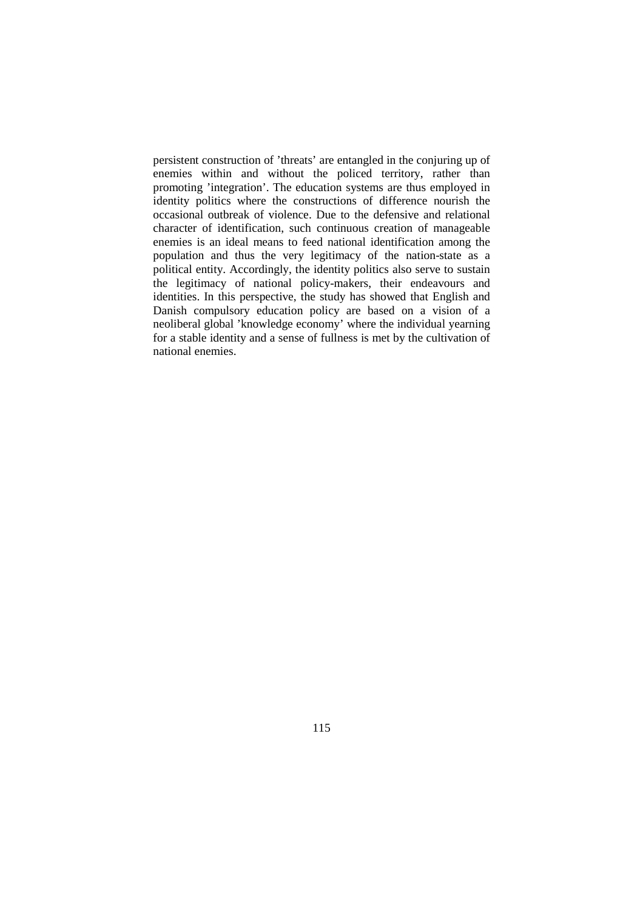persistent construction of 'threats' are entangled in the conjuring up of enemies within and without the policed territory, rather than promoting 'integration'. The education systems are thus employed in identity politics where the constructions of difference nourish the occasional outbreak of violence. Due to the defensive and relational character of identification, such continuous creation of manageable enemies is an ideal means to feed national identification among the population and thus the very legitimacy of the nation-state as a political entity. Accordingly, the identity politics also serve to sustain the legitimacy of national policy-makers, their endeavours and identities. In this perspective, the study has showed that English and Danish compulsory education policy are based on a vision of a neoliberal global 'knowledge economy' where the individual yearning for a stable identity and a sense of fullness is met by the cultivation of national enemies.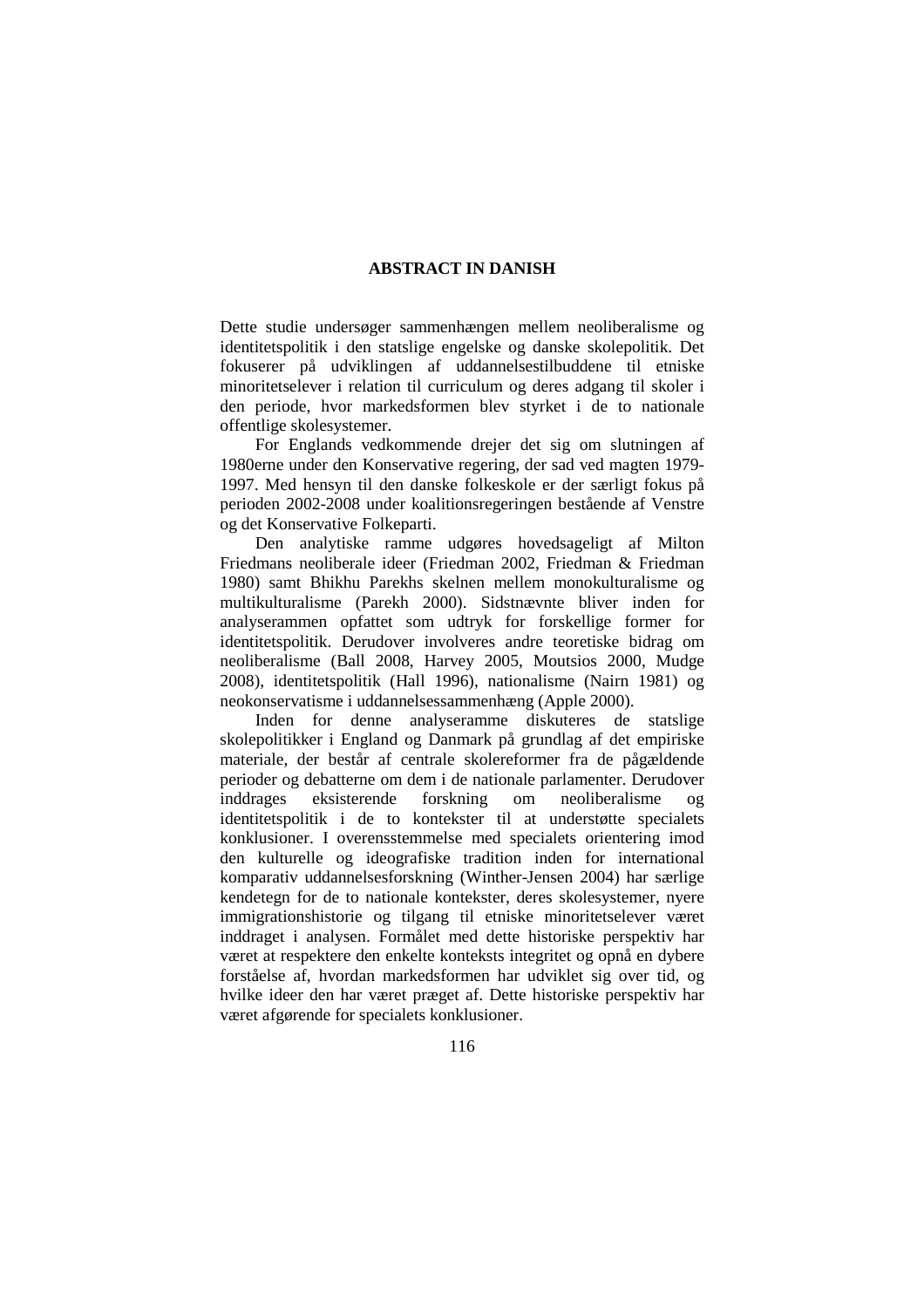# ABSTRACT IN DANISH

Dette studie undersøger sammenhængen mellem neoliberalisme og identitetspolitik i den statslige engelske og danske skolepolitik. Det fokuserer på udviklingen af uddannelsestilbuddene til etniske minoritetselever i relation til curriculum og deres adgang til skoler i den periode, hvor markedsformen blev styrket i de to nationale offentlige skolesystemer.

For Englands vedkommende drejer det sig om slutningen af 1980erne under den Konservative regering, der sad ved magten 1979-1997. Med hensyn til den danske folkeskole er der særligt fokus på perioden 2002-2008 under koalitionsregeringen bestående af Venstre og det Konservative Folkeparti.

Den analytiske ramme udgøres hovedsageligt af Milton Friedmans neoliberale ideer (Friedman 2002, Friedman & Friedman 1980) samt Bhikhu Parekhs skelnen mellem monokulturalisme og multikulturalisme (Parekh 2000). Sidstnævnte bliver inden for analyserammen opfattet som udtryk for forskellige former for identitetspolitik. Derudover involveres andre teoretiske bidrag om neoliberalisme (Ball 2008, Harvey 2005, Moutsios 2000, Mudge 2008), identitetspolitik (Hall 1996), nationalisme (Nairn 1981) og neokonservatisme i uddannelsessammenhæng (Apple 2000).

Inden for denne analyseramme diskuteres de statslige skolepolitikker i England og Danmark på grundlag af det empiriske materiale, der består af centrale skolereformer fra de pågældende perioder og debatterne om dem i de nationale parlamenter. Derudover inddrages eksisterende forskning om neoliberalisme og identitetspolitik i de to kontekster til at understøtte specialets konklusioner. I overensstemmelse med specialets orientering imod den kulturelle og ideografiske tradition inden for international komparativ uddannelsesforskning (Winther-Jensen 2004) har særlige kendetegn for de to nationale kontekster, deres skolesystemer, nyere immigrationshistorie og tilgang til etniske minoritetselever været inddraget i analysen. Formålet med dette historiske perspektiv har været at respektere den enkelte konteksts integritet og opnå en dybere forståelse af, hvordan markedsformen har udviklet sig over tid, og hvilke ideer den har været præget af. Dette historiske perspektiv har været afgørende for specialets konklusioner.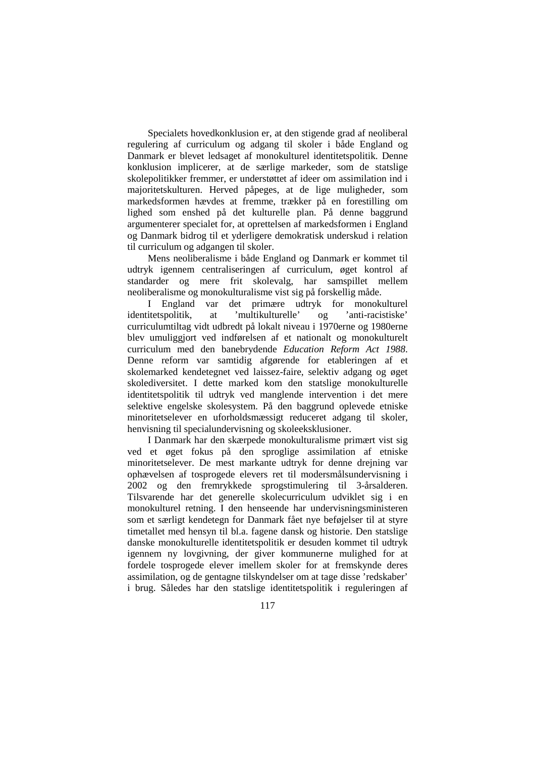Specialets hovedkonklusion er, at den stigende grad af neoliberal regulering af curriculum og adgang til skoler i både England og Danmark er blevet ledsaget af monokulturel identitetspolitik. Denne konklusion implicerer, at de særlige markeder, som de statslige skolepolitikker fremmer, er understøttet af ideer om assimilation ind i majoritetskulturen. Herved påpeges, at de lige muligheder, som markedsformen hævdes at fremme, trækker på en forestilling om lighed som enshed på det kulturelle plan. På denne baggrund argumenterer specialet for, at oprettelsen af markedsformen i England og Danmark bidrog til et yderligere demokratisk underskud i relation til curriculum og adgangen til skoler.

Mens neoliberalisme i både England og Danmark er kommet til udtryk igennem centraliseringen af curriculum, øget kontrol af standarder og mere frit skolevalg, har samspillet mellem neoliberalisme og monokulturalisme vist sig på forskellig måde.

I England var det primære udtryk for monokulturel identitetspolitik, at 'multikulturelle' og 'anti-racistiske' curriculumtiltag vidt udbredt på lokalt niveau i 1970erne og 1980erne blev umuliggjort ved indførelsen af et nationalt og monokulturelt curriculum med den banebrydende *Education Reform Act 1988*. Denne reform var samtidig afgørende for etableringen af et skolemarked kendetegnet ved laissez-faire, selektiv adgang og øget skolediversitet. I dette marked kom den statslige monokulturelle identitetspolitik til udtryk ved manglende intervention i det mere selektive engelske skolesystem. På den baggrund oplevede etniske minoritetselever en uforholdsmæssigt reduceret adgang til skoler, henvisning til specialundervisning og skoleeksklusioner.

I Danmark har den skærpede monokulturalisme primært vist sig ved et øget fokus på den sproglige assimilation af etniske minoritetselever. De mest markante udtryk for denne drejning var ophævelsen af tosprogede elevers ret til modersmålsundervisning i 2002 og den fremrykkede sprogstimulering til 3-årsalderen. Tilsvarende har det generelle skolecurriculum udviklet sig i en monokulturel retning. I den henseende har undervisningsministeren som et særligt kendetegn for Danmark fået nye beføjelser til at styre timetallet med hensyn til bl.a. fagene dansk og historie. Den statslige danske monokulturelle identitetspolitik er desuden kommet til udtryk igennem ny lovgivning, der giver kommunerne mulighed for at fordele tosprogede elever imellem skoler for at fremskynde deres assimilation, og de gentagne tilskyndelser om at tage disse 'redskaber' i brug. Således har den statslige identitetspolitik i reguleringen af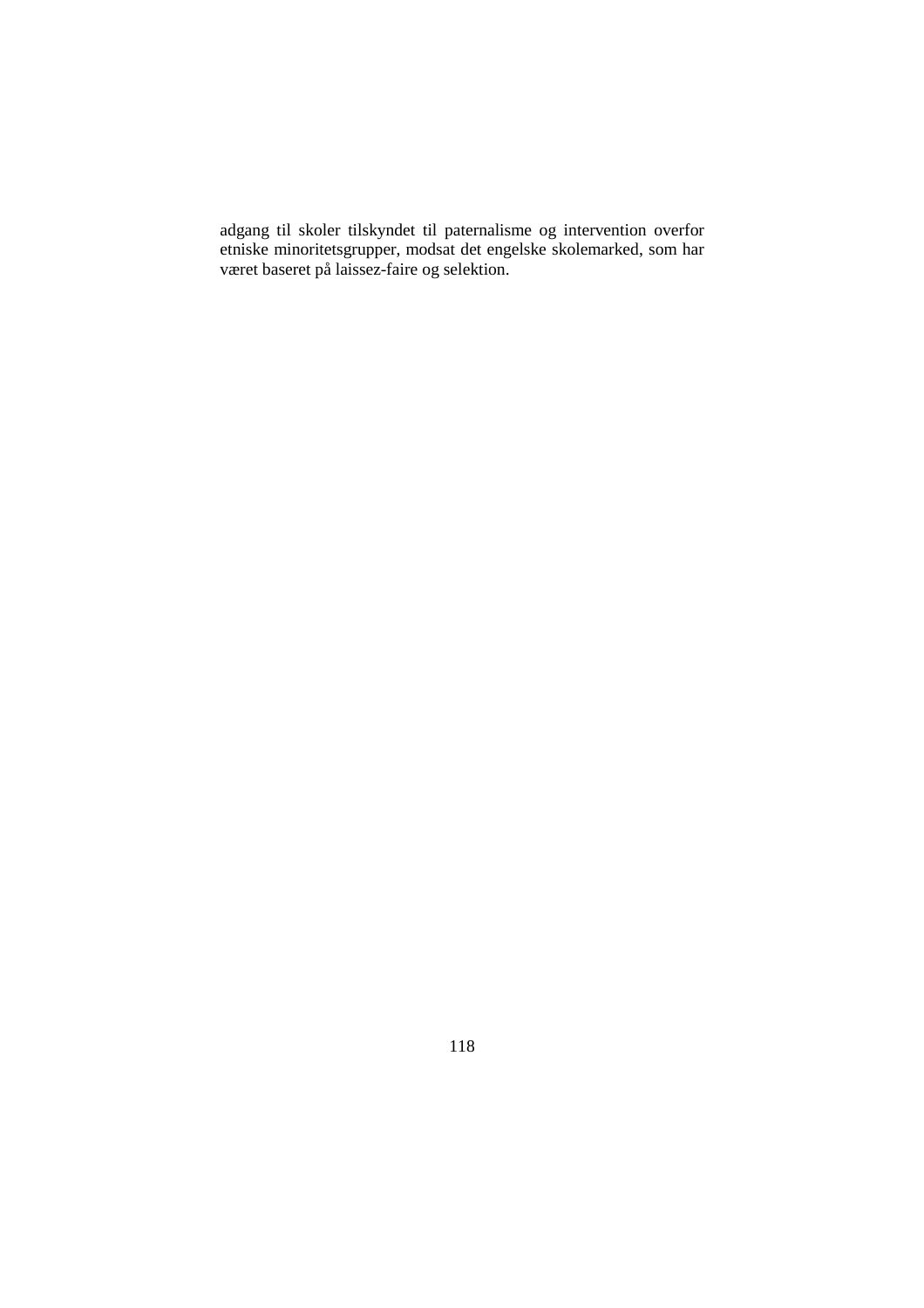adgang til skoler tilskyndet til paternalisme og intervention overfor etniske minoritetsgrupper, modsat det engelske skolemarked, som har været baseret på laissez-faire og selektion.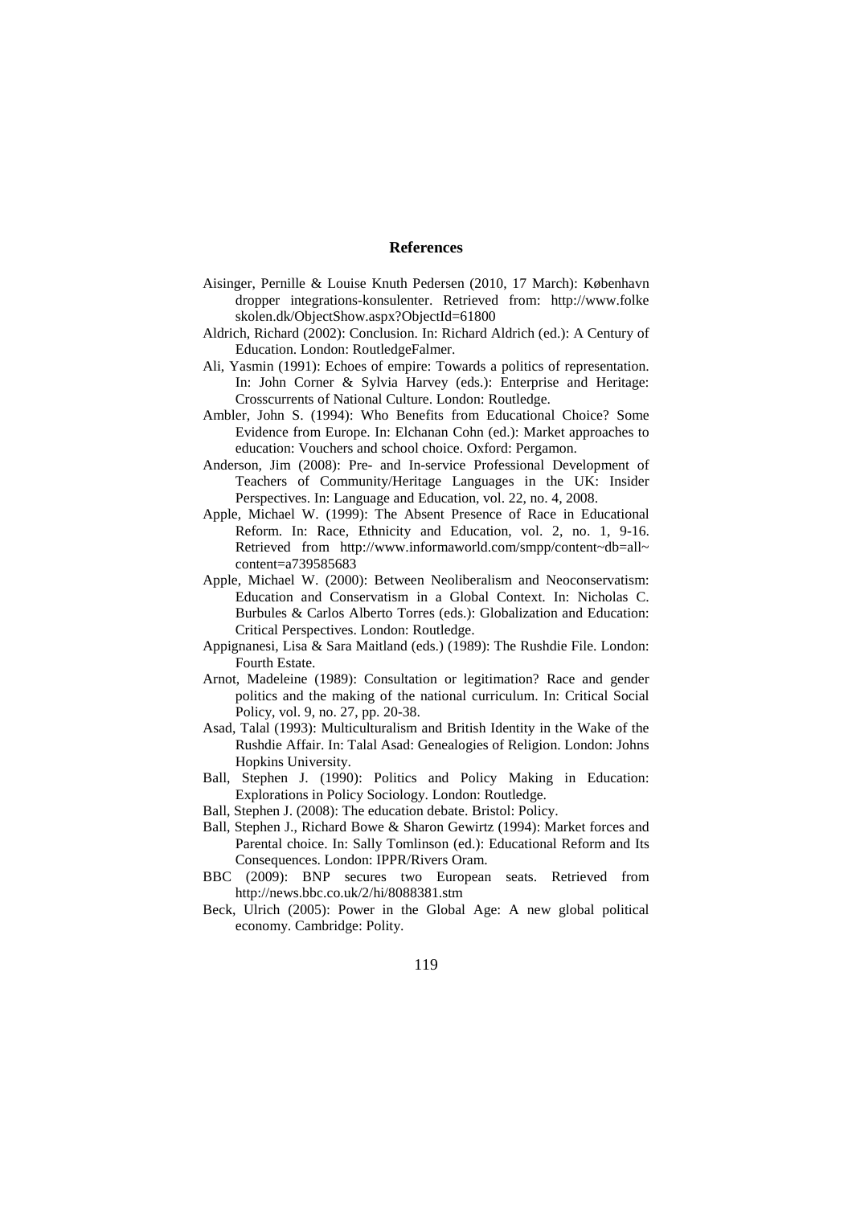## References

Aisinger, Pernille & Louise Knuth Pedersen (2010, 17 March): København dropper integrations-konsulenter. Retrieved from: http://www.folkeskolen.dk/ObjectShow.aspx?ObjectId=61800

Aldrich, Richard (2002): Conclusion. In: Richard Aldrich (ed.): A Century of Education. London: RoutledgeFalmer.

Ali, Yasmin (1991): Echoes of empire: Towards a politics of representation. In: John Corner & Sylvia Harvey (eds.): Enterprise and Heritage: Crosscurrents of National Culture. London: Routledge.

Ambler, John S. (1994): Who Benefits from Educational Choice? Some Evidence from Europe. In: Elchanan Cohn (ed.): Market approaches to education: Vouchers and school choice. Oxford: Pergamon.

Anderson, Jim (2008): Pre- and In-service Professional Development of Teachers of Community/Heritage Languages in the UK: Insider Perspectives. In: Language and Education, vol. 22, no. 4, 2008.

Apple, Michael W. (1999): The Absent Presence of Race in Educational Reform. In: Race, Ethnicity and Education, vol. 2, no. 1, 9-16. Retrieved from http://www.informaworld.com/smpp/content~db=all~content=a739585683

Apple, Michael W. (2000): Between Neoliberalism and Neoconservatism: Education and Conservatism in a Global Context. In: Nicholas C. Burbules & Carlos Alberto Torres (eds.): Globalization and Education: Critical Perspectives. London: Routledge.

Appignanesi, Lisa & Sara Maitland (eds.) (1989): The Rushdie File. London: Fourth Estate.

Arnot, Madeleine (1989): Consultation or legitimation? Race and gender politics and the making of the national curriculum. In: Critical Social Policy, vol. 9, no. 27, pp. 20-38.

Asad, Talal (1993): Multiculturalism and British Identity in the Wake of the Rushdie Affair. In: Talal Asad: Genealogies of Religion. London: Johns Hopkins University.

Ball, Stephen J. (1990): Politics and Policy Making in Education: Explorations in Policy Sociology. London: Routledge.

Ball, Stephen J. (2008): The education debate. Bristol: Policy.

Ball, Stephen J., Richard Bowe & Sharon Gewirtz (1994): Market forces and Parental choice. In: Sally Tomlinson (ed.): Educational Reform and Its Consequences. London: IPPR/Rivers Oram.

BBC (2009): BNP secures two European seats. Retrieved from http://news.bbc.co.uk/2/hi/8088381.stm

Beck, Ulrich (2005): Power in the Global Age: A new global political economy. Cambridge: Polity.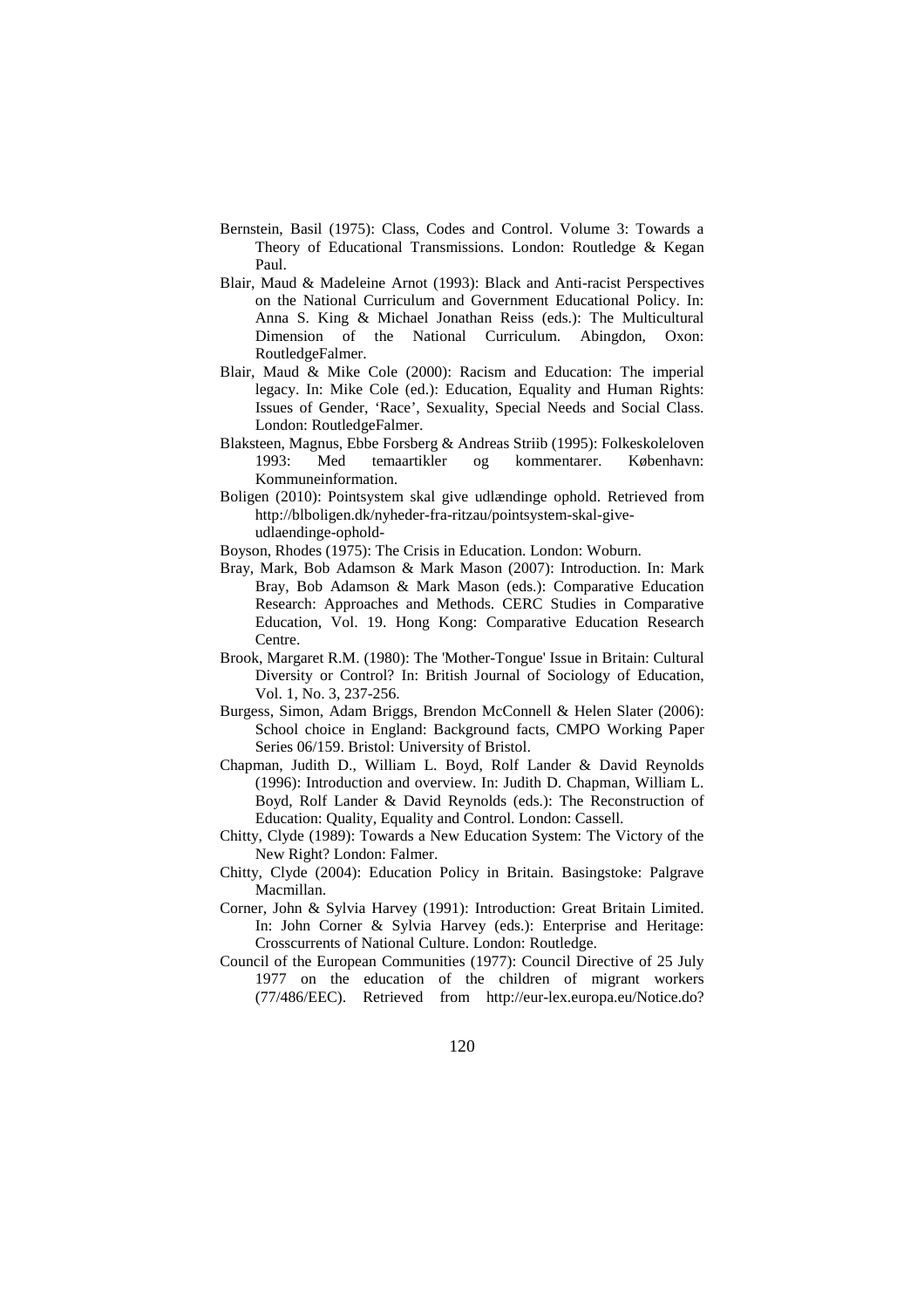Bernstein, Basil (1975): Class, Codes and Control. Volume 3: Towards a Theory of Educational Transmissions. London: Routledge & Kegan Paul.

Blair, Maud & Madeleine Arnot (1993): Black and Anti-racist Perspectives on the National Curriculum and Government Educational Policy. In: Anna S. King & Michael Jonathan Reiss (eds.): The Multicultural Dimension of the National Curriculum. Abingdon, Oxon: RoutledgeFalmer.

Blair, Maud & Mike Cole (2000): Racism and Education: The imperial legacy. In: Mike Cole (ed.): Education, Equality and Human Rights: Issues of Gender, 'Race', Sexuality, Special Needs and Social Class. London: RoutledgeFalmer.

Blaksteen, Magnus, Ebbe Forsberg & Andreas Striib (1995): Folkeskoleloven 1993: Med temaartikler og kommentarer. København: Kommuneinformation.

Boligen (2010): Pointsystem skal give udlændinge ophold. Retrieved from http://blboligen.dk/nyheder-fra-ritzau/pointsystem-skal-give-udlaendinge-ophold-

Boyson, Rhodes (1975): The Crisis in Education. London: Woburn.

Bray, Mark, Bob Adamson & Mark Mason (2007): Introduction. In: Mark Bray, Bob Adamson & Mark Mason (eds.): Comparative Education Research: Approaches and Methods. CERC Studies in Comparative Education, Vol. 19. Hong Kong: Comparative Education Research Centre.

Brook, Margaret R.M. (1980): The 'Mother-Tongue' Issue in Britain: Cultural Diversity or Control? In: British Journal of Sociology of Education, Vol. 1, No. 3, 237-256.

Burgess, Simon, Adam Briggs, Brendon McConnell & Helen Slater (2006): School choice in England: Background facts, CMPO Working Paper Series 06/159. Bristol: University of Bristol.

Chapman, Judith D., William L. Boyd, Rolf Lander & David Reynolds (1996): Introduction and overview. In: Judith D. Chapman, William L. Boyd, Rolf Lander & David Reynolds (eds.): The Reconstruction of Education: Quality, Equality and Control. London: Cassell.

Chitty, Clyde (1989): Towards a New Education System: The Victory of the New Right? London: Falmer.

Chitty, Clyde (2004): Education Policy in Britain. Basingstoke: Palgrave Macmillan.

Corner, John & Sylvia Harvey (1991): Introduction: Great Britain Limited. In: John Corner & Sylvia Harvey (eds.): Enterprise and Heritage: Crosscurrents of National Culture. London: Routledge.

Council of the European Communities (1977): Council Directive of 25 July 1977 on the education of the children of migrant workers (77/486/EEC). Retrieved from http://eur-lex.europa.eu/Notice.do?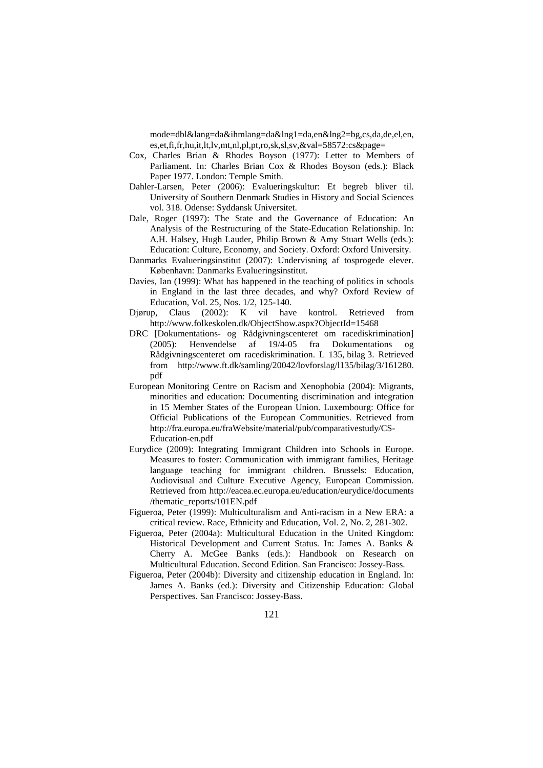mode=dbl&lang=da&ihmlang=da&lng1=da,en&lng2=bg,cs,da,de,el,en, es,et,fi,fr,hu,it,lt,lv,mt,nl,pl,pt,ro,sk,sl,sv,&val=58572:cs&page=

Cox, Charles Brian & Rhodes Boyson (1977): Letter to Members of Parliament. In: Charles Brian Cox & Rhodes Boyson (eds.): Black Paper 1977. London: Temple Smith.

Dahler-Larsen, Peter (2006): Evalueringskultur: Et begreb bliver til. University of Southern Denmark Studies in History and Social Sciences vol. 318. Odense: Syddansk Universitet.

Dale, Roger (1997): The State and the Governance of Education: An Analysis of the Restructuring of the State-Education Relationship. In: A.H. Halsey, Hugh Lauder, Philip Brown & Amy Stuart Wells (eds.): Education: Culture, Economy, and Society. Oxford: Oxford University.

Danmarks Evalueringsinstitut (2007): Undervisning af tosprogede elever. København: Danmarks Evalueringsinstitut.

Davies, Ian (1999): What has happened in the teaching of politics in schools in England in the last three decades, and why? Oxford Review of Education, Vol. 25, Nos. 1/2, 125-140.

Djørup, Claus (2002): K vil have kontrol. Retrieved from http://www.folkeskolen.dk/ObjectShow.aspx?ObjectId=15468

DRC [Dokumentations- og Rådgivningscenteret om racediskrimination] (2005): Henvendelse af 19/4-05 fra Dokumentations og Rådgivningscenteret om racediskrimination. L 135, bilag 3. Retrieved from http://www.ft.dk/samling/20042/lovforslag/l135/bilag/3/161280.pdf

European Monitoring Centre on Racism and Xenophobia (2004): Migrants, minorities and education: Documenting discrimination and integration in 15 Member States of the European Union. Luxembourg: Office for Official Publications of the European Communities. Retrieved from http://fra.europa.eu/fraWebsite/material/pub/comparativestudy/CS-Education-en.pdf

Eurydice (2009): Integrating Immigrant Children into Schools in Europe. Measures to foster: Communication with immigrant families, Heritage language teaching for immigrant children. Brussels: Education, Audiovisual and Culture Executive Agency, European Commission. Retrieved from http://eacea.ec.europa.eu/education/eurydice/documents/thematic_reports/101EN.pdf

Figueroa, Peter (1999): Multiculturalism and Anti-racism in a New ERA: a critical review. Race, Ethnicity and Education, Vol. 2, No. 2, 281-302.

Figueroa, Peter (2004a): Multicultural Education in the United Kingdom: Historical Development and Current Status. In: James A. Banks & Cherry A. McGee Banks (eds.): Handbook on Research on Multicultural Education. Second Edition. San Francisco: Jossey-Bass.

Figueroa, Peter (2004b): Diversity and citizenship education in England. In: James A. Banks (ed.): Diversity and Citizenship Education: Global Perspectives. San Francisco: Jossey-Bass.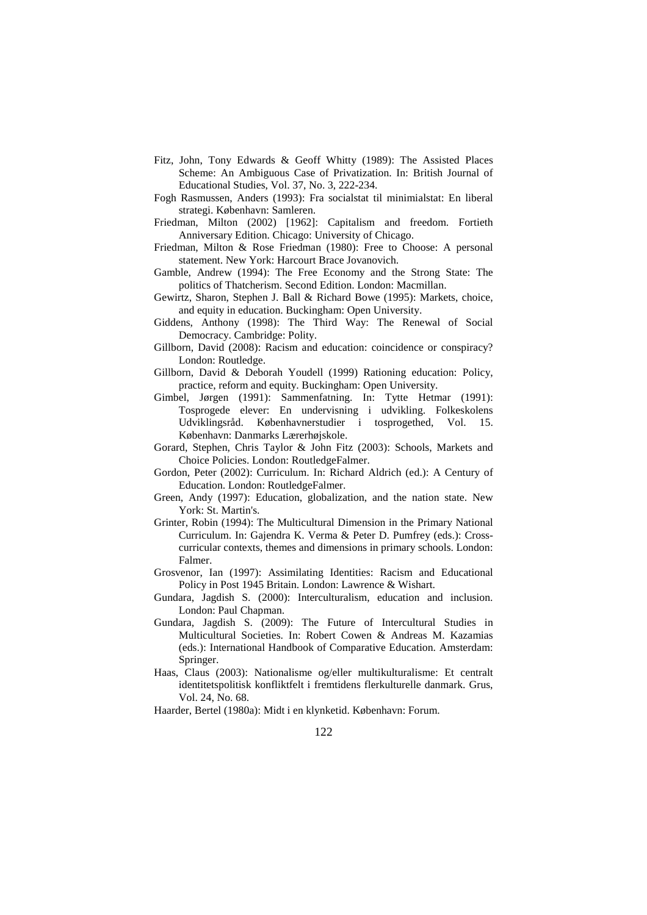Fitz, John, Tony Edwards & Geoff Whitty (1989): The Assisted Places Scheme: An Ambiguous Case of Privatization. In: British Journal of Educational Studies, Vol. 37, No. 3, 222-234.

Fogh Rasmussen, Anders (1993): Fra socialstat til minimialstat: En liberal strategi. København: Samleren.

Friedman, Milton (2002) [1962]: Capitalism and freedom. Fortieth Anniversary Edition. Chicago: University of Chicago.

Friedman, Milton & Rose Friedman (1980): Free to Choose: A personal statement. New York: Harcourt Brace Jovanovich.

Gamble, Andrew (1994): The Free Economy and the Strong State: The politics of Thatcherism. Second Edition. London: Macmillan.

Gewirtz, Sharon, Stephen J. Ball & Richard Bowe (1995): Markets, choice, and equity in education. Buckingham: Open University.

Giddens, Anthony (1998): The Third Way: The Renewal of Social Democracy. Cambridge: Polity.

Gillborn, David (2008): Racism and education: coincidence or conspiracy? London: Routledge.

Gillborn, David & Deborah Youdell (1999) Rationing education: Policy, practice, reform and equity. Buckingham: Open University.

Gimbel, Jørgen (1991): Sammenfatning. In: Tytte Hetmar (1991): Tosprogede elever: En undervisning i udvikling. Folkeskolens Udviklingsråd. Københavnerstudier i tosprogethed, Vol. 15. København: Danmarks Lærerhøjskole.

Gorard, Stephen, Chris Taylor & John Fitz (2003): Schools, Markets and Choice Policies. London: RoutledgeFalmer.

Gordon, Peter (2002): Curriculum. In: Richard Aldrich (ed.): A Century of Education. London: RoutledgeFalmer.

Green, Andy (1997): Education, globalization, and the nation state. New York: St. Martin's.

Grinter, Robin (1994): The Multicultural Dimension in the Primary National Curriculum. In: Gajendra K. Verma & Peter D. Pumfrey (eds.): Cross-curricular contexts, themes and dimensions in primary schools. London: Falmer.

Grosvenor, Ian (1997): Assimilating Identities: Racism and Educational Policy in Post 1945 Britain. London: Lawrence & Wishart.

Gundara, Jagdish S. (2000): Interculturalism, education and inclusion. London: Paul Chapman.

Gundara, Jagdish S. (2009): The Future of Intercultural Studies in Multicultural Societies. In: Robert Cowen & Andreas M. Kazamias (eds.): International Handbook of Comparative Education. Amsterdam: Springer.

Haas, Claus (2003): Nationalisme og/eller multikulturalisme: Et centralt identitetspolitisk konfliktfelt i fremtidens flerkulturelle danmark. Grus, Vol. 24, No. 68.

Haarder, Bertel (1980a): Midt i en klynketid. København: Forum.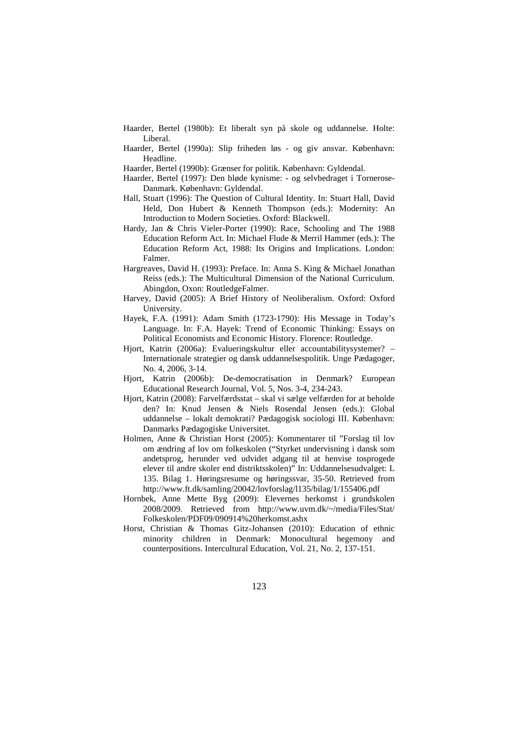Haarder, Bertel (1980b): Et liberalt syn på skole og uddannelse. Holte: Liberal.

Haarder, Bertel (1990a): Slip friheden løs - og giv ansvar. København: Headline.

Haarder, Bertel (1990b): Grænser for politik. København: Gyldendal.

Haarder, Bertel (1997): Den bløde kynisme: - og selvbedraget i Tornerose-Danmark. København: Gyldendal.

Hall, Stuart (1996): The Question of Cultural Identity. In: Stuart Hall, David Held, Don Hubert & Kenneth Thompson (eds.): Modernity: An Introduction to Modern Societies. Oxford: Blackwell.

Hardy, Jan & Chris Vieler-Porter (1990): Race, Schooling and The 1988 Education Reform Act. In: Michael Flude & Merril Hammer (eds.): The Education Reform Act, 1988: Its Origins and Implications. London: Falmer.

Hargreaves, David H. (1993): Preface. In: Anna S. King & Michael Jonathan Reiss (eds.): The Multicultural Dimension of the National Curriculum. Abingdon, Oxon: RoutledgeFalmer.

Harvey, David (2005): A Brief History of Neoliberalism. Oxford: Oxford University.

Hayek, F.A. (1991): Adam Smith (1723-1790): His Message in Today's Language. In: F.A. Hayek: Trend of Economic Thinking: Essays on Political Economists and Economic History. Florence: Routledge.

Hjort, Katrin (2006a): Evalueringskultur eller accountabilitysystemer? – Internationale strategier og dansk uddannelsespolitik. Unge Pædagoger, No. 4, 2006, 3-14.

Hjort, Katrin (2006b): De-democratisation in Denmark? European Educational Research Journal, Vol. 5, Nos. 3-4, 234-243.

Hjort, Katrin (2008): Farvelfærdsstat – skal vi sælge velfærden for at beholde den? In: Knud Jensen & Niels Rosendal Jensen (eds.): Global uddannelse – lokalt demokrati? Pædagogisk sociologi III. København: Danmarks Pædagogiske Universitet.

Holmen, Anne & Christian Horst (2005): Kommentarer til "Forslag til lov om ændring af lov om folkeskolen ("Styrket undervisning i dansk som andetsprog, herunder ved udvidet adgang til at henvise tosprogede elever til andre skoler end distriktsskolen)" In: Uddannelsesudvalget: L 135. Bilag 1. Høringsresume og høringssvar, 35-50. Retrieved from http://www.ft.dk/samling/20042/lovforslag/l135/bilag/1/155406.pdf

Hornbek, Anne Mette Byg (2009): Elevernes herkomst i grundskolen 2008/2009. Retrieved from http://www.uvm.dk/~/media/Files/Stat/Folkeskolen/PDF09/090914%20herkomst.ashx

Horst, Christian & Thomas Gitz-Johansen (2010): Education of ethnic minority children in Denmark: Monocultural hegemony and counterpositions. Intercultural Education, Vol. 21, No. 2, 137-151.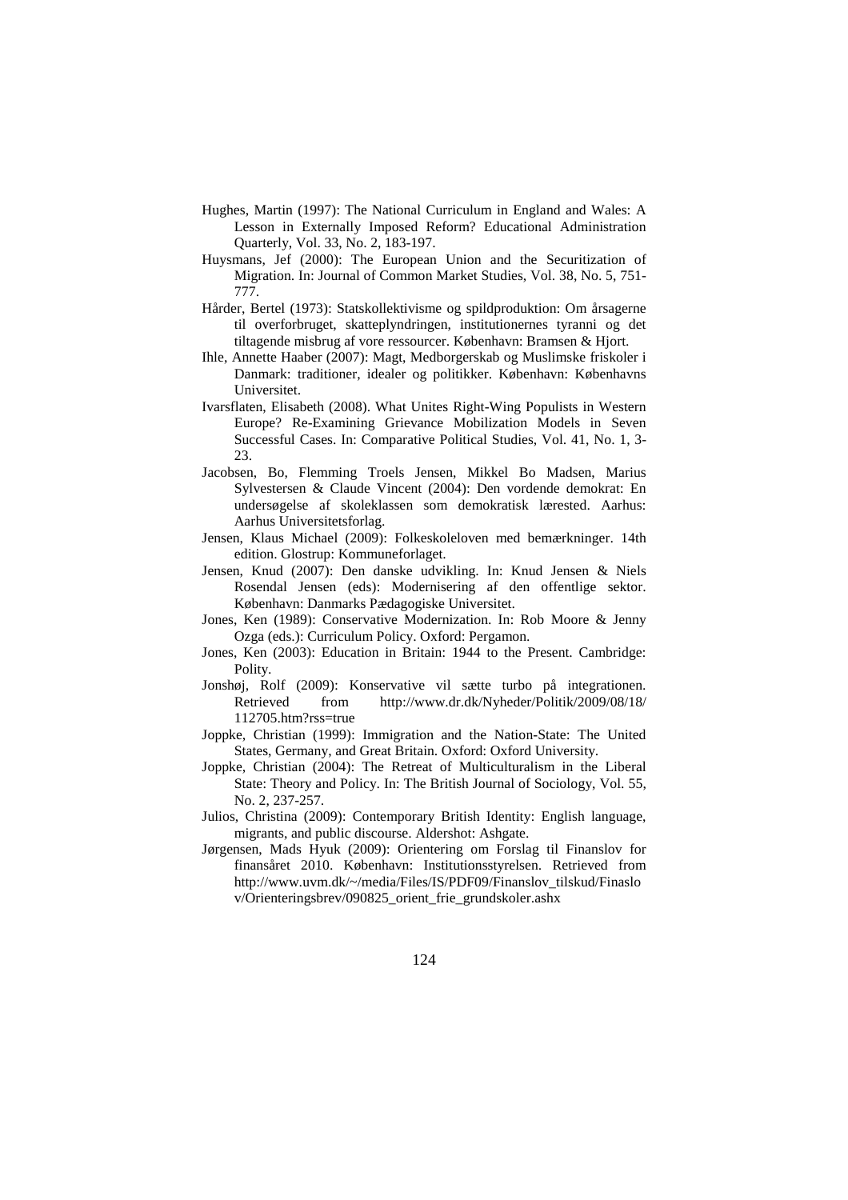Hughes, Martin (1997): The National Curriculum in England and Wales: A Lesson in Externally Imposed Reform? Educational Administration Quarterly, Vol. 33, No. 2, 183-197.

Huysmans, Jef (2000): The European Union and the Securitization of Migration. In: Journal of Common Market Studies, Vol. 38, No. 5, 751-777.

Hårder, Bertel (1973): Statskollektivisme og spildproduktion: Om årsagerne til overforbruget, skatteplyndringen, institutionernes tyranni og det tiltagende misbrug af vore ressourcer. København: Bramsen & Hjort.

Ihle, Annette Haaber (2007): Magt, Medborgerskab og Muslimske friskoler i Danmark: traditioner, idealer og politikker. København: Københavns Universitet.

Ivarsflaten, Elisabeth (2008). What Unites Right-Wing Populists in Western Europe? Re-Examining Grievance Mobilization Models in Seven Successful Cases. In: Comparative Political Studies, Vol. 41, No. 1, 3-23.

Jacobsen, Bo, Flemming Troels Jensen, Mikkel Bo Madsen, Marius Sylvestersen & Claude Vincent (2004): Den vordende demokrat: En undersøgelse af skoleklassen som demokratisk lærested. Aarhus: Aarhus Universitetsforlag.

Jensen, Klaus Michael (2009): Folkeskoleloven med bemærkninger. 14th edition. Glostrup: Kommuneforlaget.

Jensen, Knud (2007): Den danske udvikling. In: Knud Jensen & Niels Rosendal Jensen (eds): Modernisering af den offentlige sektor. København: Danmarks Pædagogiske Universitet.

Jones, Ken (1989): Conservative Modernization. In: Rob Moore & Jenny Ozga (eds.): Curriculum Policy. Oxford: Pergamon.

Jones, Ken (2003): Education in Britain: 1944 to the Present. Cambridge: Polity.

Jonshøj, Rolf (2009): Konservative vil sætte turbo på integrationen. Retrieved from http://www.dr.dk/Nyheder/Politik/2009/08/18/112705.htm?rss=true

Joppke, Christian (1999): Immigration and the Nation-State: The United States, Germany, and Great Britain. Oxford: Oxford University.

Joppke, Christian (2004): The Retreat of Multiculturalism in the Liberal State: Theory and Policy. In: The British Journal of Sociology, Vol. 55, No. 2, 237-257.

Julios, Christina (2009): Contemporary British Identity: English language, migrants, and public discourse. Aldershot: Ashgate.

Jørgensen, Mads Hyuk (2009): Orientering om Forslag til Finanslov for finansåret 2010. København: Institutionsstyrelsen. Retrieved from http://www.uvm.dk/~/media/Files/IS/PDF09/Finanslov_tilskud/Finaslov/Orienteringsbrev/090825_orient_frie_grundskoler.ashx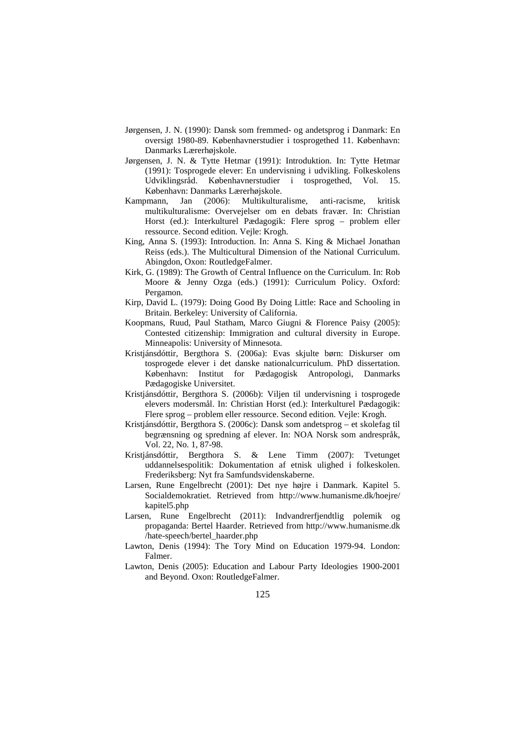Jørgensen, J. N. (1990): Dansk som fremmed- og andetsprog i Danmark: En oversigt 1980-89. Københavnerstudier i tosprogethed 11. København: Danmarks Lærerhøjskole.

Jørgensen, J. N. & Tytte Hetmar (1991): Introduktion. In: Tytte Hetmar (1991): Tosprogede elever: En undervisning i udvikling. Folkeskolens Udviklingsråd. Københavnerstudier i tosprogethed, Vol. 15. København: Danmarks Lærerhøjskole.

Kampmann, Jan (2006): Multikulturalisme, anti-racisme, kritisk multikulturalisme: Overvejelser om en debats fravær. In: Christian Horst (ed.): Interkulturel Pædagogik: Flere sprog – problem eller ressource. Second edition. Vejle: Krogh.

King, Anna S. (1993): Introduction. In: Anna S. King & Michael Jonathan Reiss (eds.). The Multicultural Dimension of the National Curriculum. Abingdon, Oxon: RoutledgeFalmer.

Kirk, G. (1989): The Growth of Central Influence on the Curriculum. In: Rob Moore & Jenny Ozga (eds.) (1991): Curriculum Policy. Oxford: Pergamon.

Kirp, David L. (1979): Doing Good By Doing Little: Race and Schooling in Britain. Berkeley: University of California.

Koopmans, Ruud, Paul Statham, Marco Giugni & Florence Paisy (2005): Contested citizenship: Immigration and cultural diversity in Europe. Minneapolis: University of Minnesota.

Kristjánsdóttir, Bergthora S. (2006a): Evas skjulte børn: Diskurser om tosprogede elever i det danske nationalcurriculum. PhD dissertation. København: Institut for Pædagogisk Antropologi, Danmarks Pædagogiske Universitet.

Kristjánsdóttir, Bergthora S. (2006b): Viljen til undervisning i tosprogede elevers modersmål. In: Christian Horst (ed.): Interkulturel Pædagogik: Flere sprog – problem eller ressource. Second edition. Vejle: Krogh.

Kristjánsdóttir, Bergthora S. (2006c): Dansk som andetsprog – et skolefag til begrænsning og spredning af elever. In: NOA Norsk som andrespråk, Vol. 22, No. 1, 87-98.

Kristjánsdóttir, Bergthora S. & Lene Timm (2007): Tvetunget uddannelsespolitik: Dokumentation af etnisk ulighed i folkeskolen. Frederiksberg: Nyt fra Samfundsvidenskaberne.

Larsen, Rune Engelbrecht (2001): Det nye højre i Danmark. Kapitel 5. Socialdemokratiet. Retrieved from http://www.humanisme.dk/hoejre/kapitel5.php

Larsen, Rune Engelbrecht (2011): Indvandrerfjendtlig polemik og propaganda: Bertel Haarder. Retrieved from http://www.humanisme.dk/hate-speech/bertel_haarder.php

Lawton, Denis (1994): The Tory Mind on Education 1979-94. London: Falmer.

Lawton, Denis (2005): Education and Labour Party Ideologies 1900-2001 and Beyond. Oxon: RoutledgeFalmer.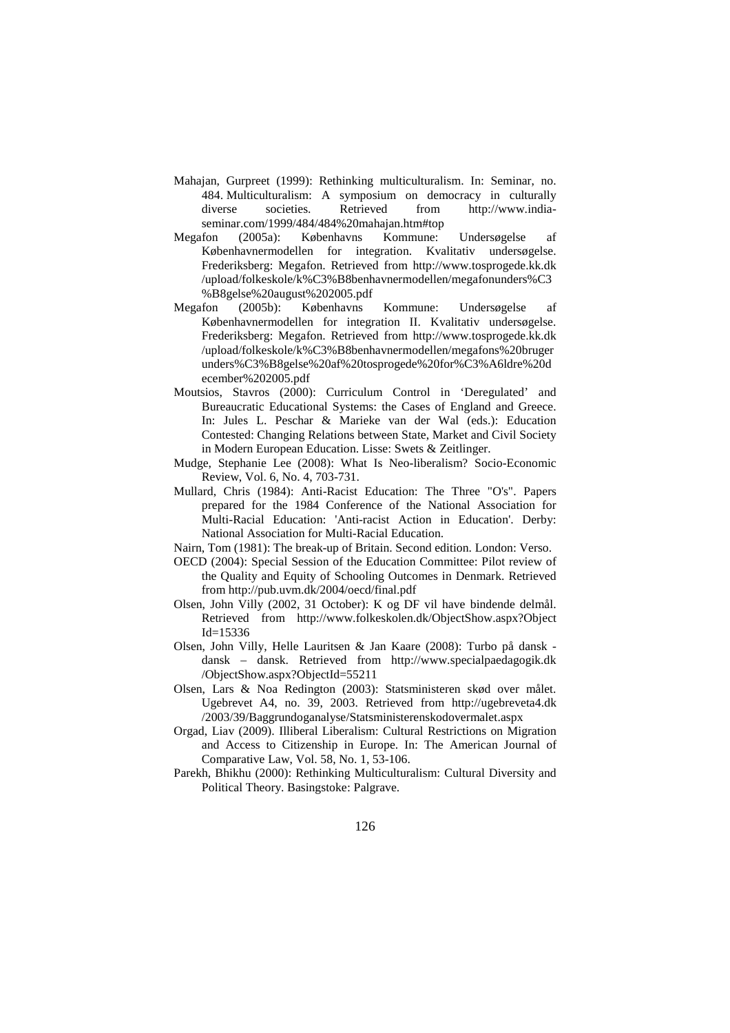Mahajan, Gurpreet (1999): Rethinking multiculturalism. In: Seminar, no. 484. Multiculturalism: A symposium on democracy in culturally diverse societies. Retrieved from http://www.india-seminar.com/1999/484/484%20mahajan.htm#top

Megafon (2005a): Københavns Kommune: Undersøgelse af Københavnermodellen for integration. Kvalitativ undersøgelse. Frederiksberg: Megafon. Retrieved from http://www.tosprogede.kk.dk/upload/folkeskole/k%C3%B8benhavnermodellen/megafonunders%C3%B8gelse%20august%202005.pdf

Megafon (2005b): Københavns Kommune: Undersøgelse af Københavnermodellen for integration II. Kvalitativ undersøgelse. Frederiksberg: Megafon. Retrieved from http://www.tosprogede.kk.dk/upload/folkeskole/k%C3%B8benhavnermodellen/megafons%20brugerunders%C3%B8gelse%20af%20tosprogede%20for%C3%A6ldre%20december%202005.pdf

Moutsios, Stavros (2000): Curriculum Control in 'Deregulated' and Bureaucratic Educational Systems: the Cases of England and Greece. In: Jules L. Peschar & Marieke van der Wal (eds.): Education Contested: Changing Relations between State, Market and Civil Society in Modern European Education. Lisse: Swets & Zeitlinger.

Mudge, Stephanie Lee (2008): What Is Neo-liberalism? Socio-Economic Review, Vol. 6, No. 4, 703-731.

Mullard, Chris (1984): Anti-Racist Education: The Three "O's". Papers prepared for the 1984 Conference of the National Association for Multi-Racial Education: 'Anti-racist Action in Education'. Derby: National Association for Multi-Racial Education.

Nairn, Tom (1981): The break-up of Britain. Second edition. London: Verso.

OECD (2004): Special Session of the Education Committee: Pilot review of the Quality and Equity of Schooling Outcomes in Denmark. Retrieved from http://pub.uvm.dk/2004/oecd/final.pdf

Olsen, John Villy (2002, 31 October): K og DF vil have bindende delmål. Retrieved from http://www.folkeskolen.dk/ObjectShow.aspx?ObjectId=15336

Olsen, John Villy, Helle Lauritsen & Jan Kaare (2008): Turbo på dansk - dansk – dansk. Retrieved from http://www.specialpaedagogik.dk/ObjectShow.aspx?ObjectId=55211

Olsen, Lars & Noa Redington (2003): Statsministeren skød over målet. Ugebrevet A4, no. 39, 2003. Retrieved from http://ugebreveta4.dk/2003/39/Baggrundoganalyse/Statsministerenskodovermalet.aspx

Orgad, Liav (2009). Illiberal Liberalism: Cultural Restrictions on Migration and Access to Citizenship in Europe. In: The American Journal of Comparative Law, Vol. 58, No. 1, 53-106.

Parekh, Bhikhu (2000): Rethinking Multiculturalism: Cultural Diversity and Political Theory. Basingstoke: Palgrave.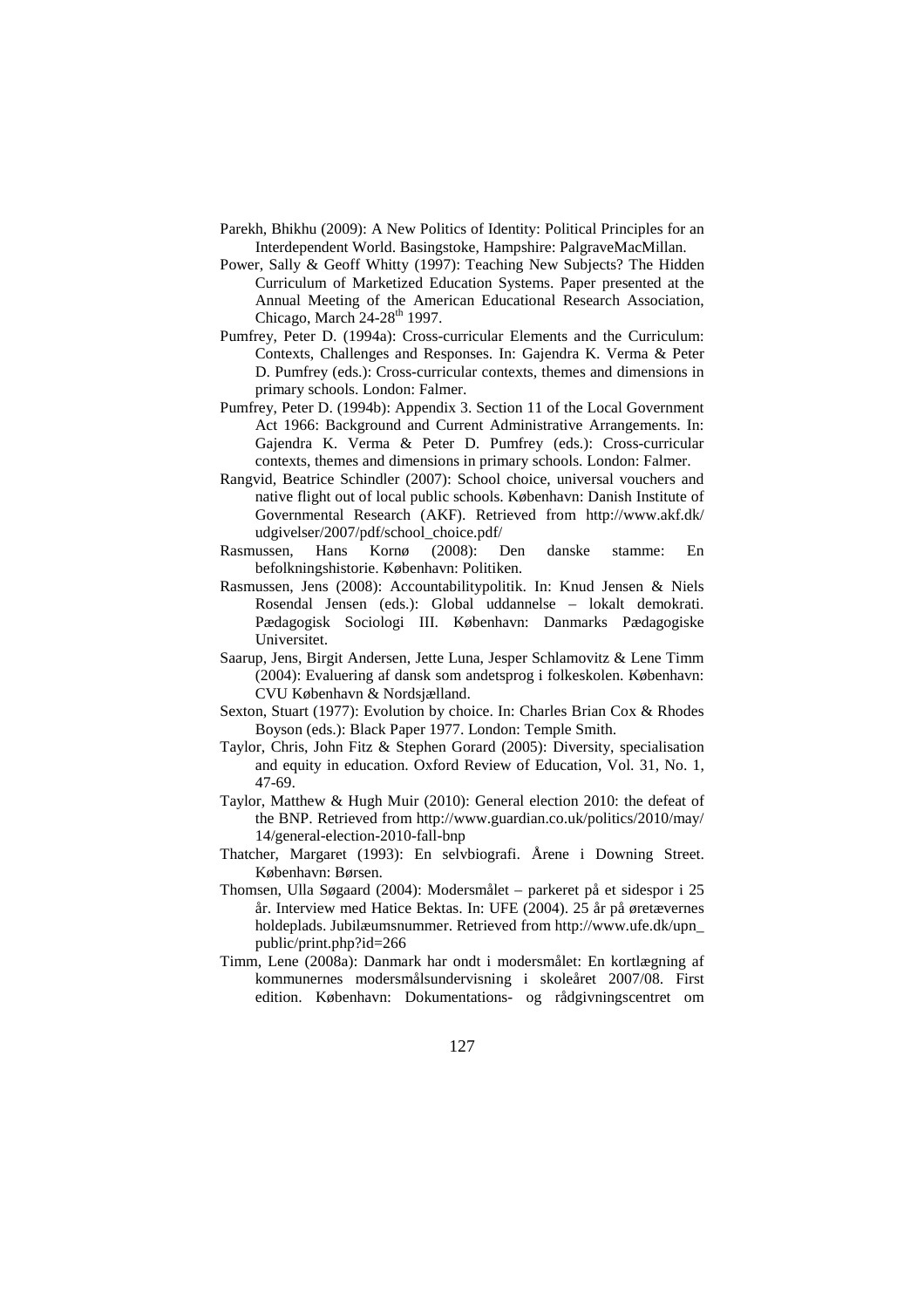Parekh, Bhikhu (2009): A New Politics of Identity: Political Principles for an Interdependent World. Basingstoke, Hampshire: PalgraveMacMillan.

Power, Sally & Geoff Whitty (1997): Teaching New Subjects? The Hidden Curriculum of Marketized Education Systems. Paper presented at the Annual Meeting of the American Educational Research Association, Chicago, March 24-28th 1997.

Pumfrey, Peter D. (1994a): Cross-curricular Elements and the Curriculum: Contexts, Challenges and Responses. In: Gajendra K. Verma & Peter D. Pumfrey (eds.): Cross-curricular contexts, themes and dimensions in primary schools. London: Falmer.

Pumfrey, Peter D. (1994b): Appendix 3. Section 11 of the Local Government Act 1966: Background and Current Administrative Arrangements. In: Gajendra K. Verma & Peter D. Pumfrey (eds.): Cross-curricular contexts, themes and dimensions in primary schools. London: Falmer.

Rangvid, Beatrice Schindler (2007): School choice, universal vouchers and native flight out of local public schools. København: Danish Institute of Governmental Research (AKF). Retrieved from http://www.akf.dk/udgivelser/2007/pdf/school_choice.pdf/

Rasmussen, Hans Kornø (2008): Den danske stamme: En befolkningshistorie. København: Politiken.

Rasmussen, Jens (2008): Accountabilitypolitik. In: Knud Jensen & Niels Rosendal Jensen (eds.): Global uddannelse – lokalt demokrati. Pædagogisk Sociologi III. København: Danmarks Pædagogiske Universitet.

Saarup, Jens, Birgit Andersen, Jette Luna, Jesper Schlamovitz & Lene Timm (2004): Evaluering af dansk som andetsprog i folkeskolen. København: CVU København & Nordsjælland.

Sexton, Stuart (1977): Evolution by choice. In: Charles Brian Cox & Rhodes Boyson (eds.): Black Paper 1977. London: Temple Smith.

Taylor, Chris, John Fitz & Stephen Gorard (2005): Diversity, specialisation and equity in education. Oxford Review of Education, Vol. 31, No. 1, 47-69.

Taylor, Matthew & Hugh Muir (2010): General election 2010: the defeat of the BNP. Retrieved from http://www.guardian.co.uk/politics/2010/may/14/general-election-2010-fall-bnp

Thatcher, Margaret (1993): En selvbiografi. Årene i Downing Street. København: Børsen.

Thomsen, Ulla Søgaard (2004): Modersmålet – parkeret på et sidespor i 25 år. Interview med Hatice Bektas. In: UFE (2004). 25 år på øretævernes holdeplads. Jubilæumsnummer. Retrieved from http://www.ufe.dk/upn_public/print.php?id=266

Timm, Lene (2008a): Danmark har ondt i modersmålet: En kortlægning af kommunernes modersmålsundervisning i skoleåret 2007/08. First edition. København: Dokumentations- og rådgivningscentret om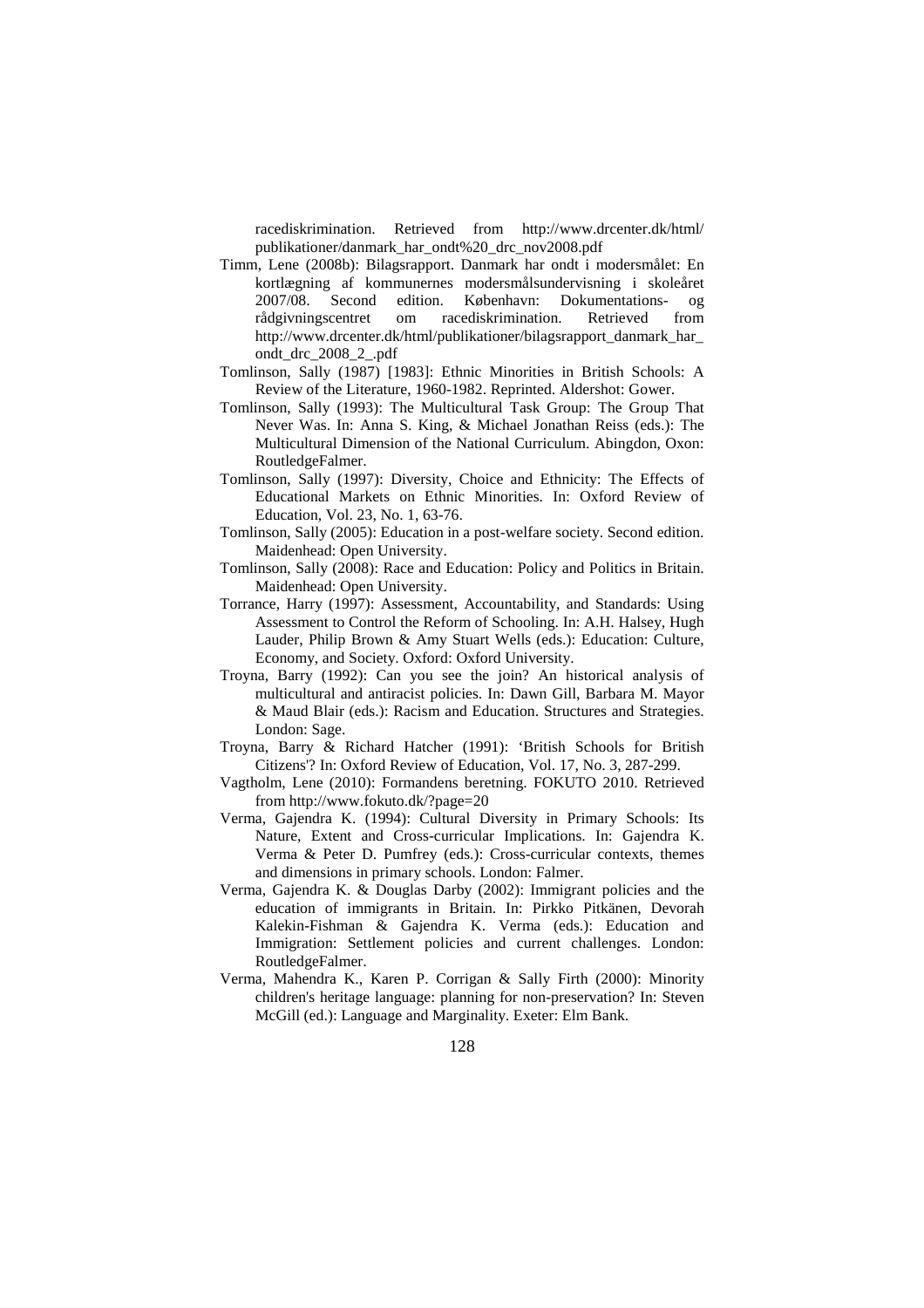racediskrimination. Retrieved from http://www.drcenter.dk/html/publikationer/danmark_har_ondt%20_drc_nov2008.pdf

Timm, Lene (2008b): Bilagsrapport. Danmark har ondt i modersmålet: En kortlægning af kommunernes modersmålsundervisning i skoleåret 2007/08. Second edition. København: Dokumentations- og rådgivningscentret om racediskrimination. Retrieved from http://www.drcenter.dk/html/publikationer/bilagsrapport_danmark_har_ondt_drc_2008_2_.pdf

Tomlinson, Sally (1987) [1983]: Ethnic Minorities in British Schools: A Review of the Literature, 1960-1982. Reprinted. Aldershot: Gower.

Tomlinson, Sally (1993): The Multicultural Task Group: The Group That Never Was. In: Anna S. King, & Michael Jonathan Reiss (eds.): The Multicultural Dimension of the National Curriculum. Abingdon, Oxon: RoutledgeFalmer.

Tomlinson, Sally (1997): Diversity, Choice and Ethnicity: The Effects of Educational Markets on Ethnic Minorities. In: Oxford Review of Education, Vol. 23, No. 1, 63-76.

Tomlinson, Sally (2005): Education in a post-welfare society. Second edition. Maidenhead: Open University.

Tomlinson, Sally (2008): Race and Education: Policy and Politics in Britain. Maidenhead: Open University.

Torrance, Harry (1997): Assessment, Accountability, and Standards: Using Assessment to Control the Reform of Schooling. In: A.H. Halsey, Hugh Lauder, Philip Brown & Amy Stuart Wells (eds.): Education: Culture, Economy, and Society. Oxford: Oxford University.

Troyna, Barry (1992): Can you see the join? An historical analysis of multicultural and antiracist policies. In: Dawn Gill, Barbara M. Mayor & Maud Blair (eds.): Racism and Education. Structures and Strategies. London: Sage.

Troyna, Barry & Richard Hatcher (1991): 'British Schools for British Citizens'? In: Oxford Review of Education, Vol. 17, No. 3, 287-299.

Vagtholm, Lene (2010): Formandens beretning. FOKUTO 2010. Retrieved from http://www.fokuto.dk/?page=20

Verma, Gajendra K. (1994): Cultural Diversity in Primary Schools: Its Nature, Extent and Cross-curricular Implications. In: Gajendra K. Verma & Peter D. Pumfrey (eds.): Cross-curricular contexts, themes and dimensions in primary schools. London: Falmer.

Verma, Gajendra K. & Douglas Darby (2002): Immigrant policies and the education of immigrants in Britain. In: Pirkko Pitkänen, Devorah Kalekin-Fishman & Gajendra K. Verma (eds.): Education and Immigration: Settlement policies and current challenges. London: RoutledgeFalmer.

Verma, Mahendra K., Karen P. Corrigan & Sally Firth (2000): Minority children's heritage language: planning for non-preservation? In: Steven McGill (ed.): Language and Marginality. Exeter: Elm Bank.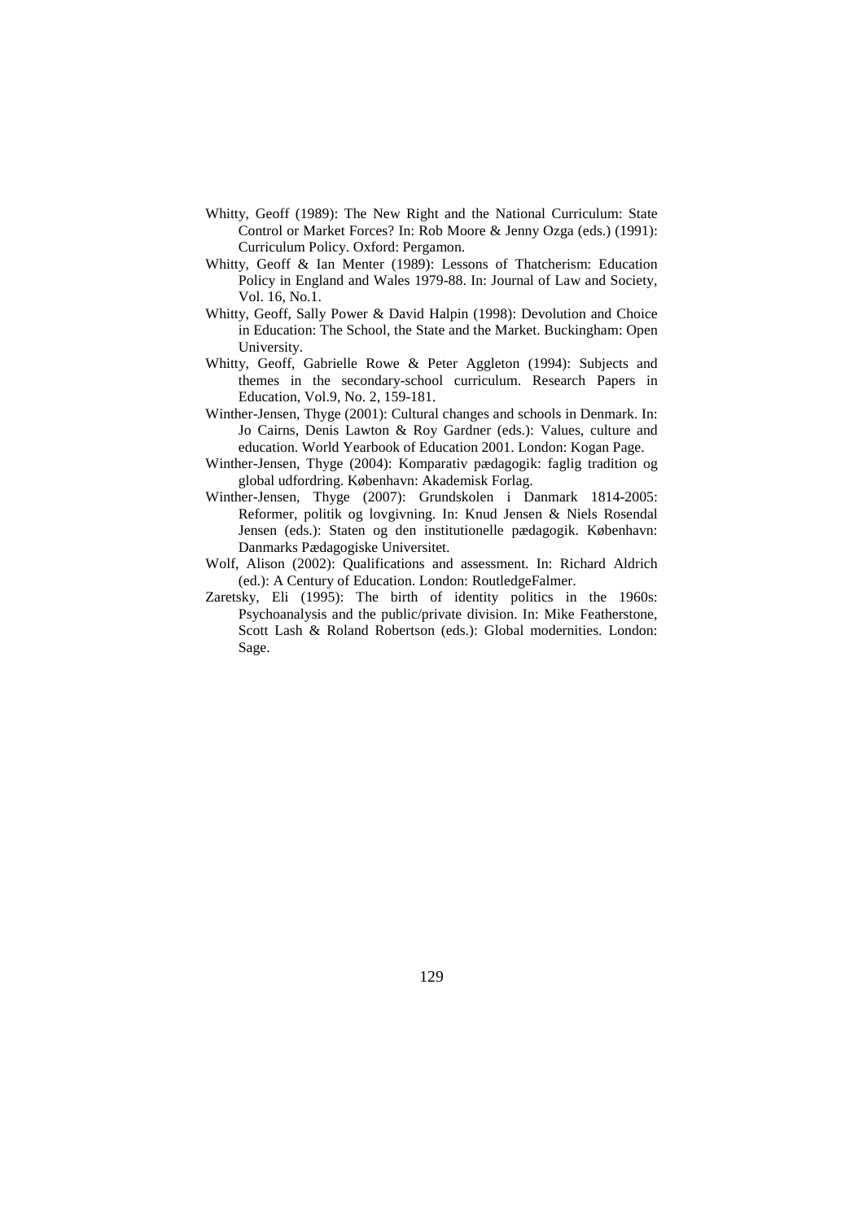Whitty, Geoff (1989): The New Right and the National Curriculum: State Control or Market Forces? In: Rob Moore & Jenny Ozga (eds.) (1991): Curriculum Policy. Oxford: Pergamon.

Whitty, Geoff & Ian Menter (1989): Lessons of Thatcherism: Education Policy in England and Wales 1979-88. In: Journal of Law and Society, Vol. 16, No.1.

Whitty, Geoff, Sally Power & David Halpin (1998): Devolution and Choice in Education: The School, the State and the Market. Buckingham: Open University.

Whitty, Geoff, Gabrielle Rowe & Peter Aggleton (1994): Subjects and themes in the secondary-school curriculum. Research Papers in Education, Vol.9, No. 2, 159-181.

Winther-Jensen, Thyge (2001): Cultural changes and schools in Denmark. In: Jo Cairns, Denis Lawton & Roy Gardner (eds.): Values, culture and education. World Yearbook of Education 2001. London: Kogan Page.

Winther-Jensen, Thyge (2004): Komparativ pædagogik: faglig tradition og global udfordring. København: Akademisk Forlag.

Winther-Jensen, Thyge (2007): Grundskolen i Danmark 1814-2005: Reformer, politik og lovgivning. In: Knud Jensen & Niels Rosendal Jensen (eds.): Staten og den institutionelle pædagogik. København: Danmarks Pædagogiske Universitet.

Wolf, Alison (2002): Qualifications and assessment. In: Richard Aldrich (ed.): A Century of Education. London: RoutledgeFalmer.

Zaretsky, Eli (1995): The birth of identity politics in the 1960s: Psychoanalysis and the public/private division. In: Mike Featherstone, Scott Lash & Roland Robertson (eds.): Global modernities. London: Sage.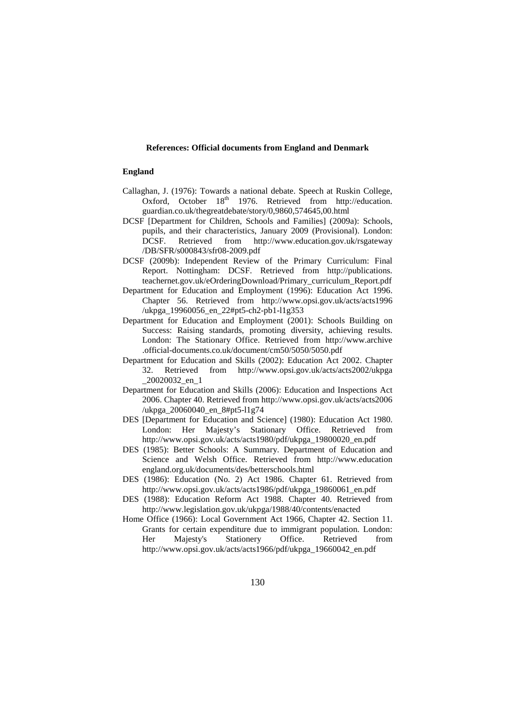**References: Official documents from England and Denmark**

**England**

Callaghan, J. (1976): Towards a national debate. Speech at Ruskin College, Oxford, October 18th 1976. Retrieved from http://education.guardian.co.uk/thegreatdebate/story/0,9860,574645,00.html

DCSF [Department for Children, Schools and Families] (2009a): Schools, pupils, and their characteristics, January 2009 (Provisional). London: DCSF. Retrieved from http://www.education.gov.uk/rsgateway/DB/SFR/s000843/sfr08-2009.pdf

DCSF (2009b): Independent Review of the Primary Curriculum: Final Report. Nottingham: DCSF. Retrieved from http://publications.teachernet.gov.uk/eOrderingDownload/Primary_curriculum_Report.pdf

Department for Education and Employment (1996): Education Act 1996. Chapter 56. Retrieved from http://www.opsi.gov.uk/acts/acts1996/ukpga_19960056_en_22#pt5-ch2-pb1-l1g353

Department for Education and Employment (2001): Schools Building on Success: Raising standards, promoting diversity, achieving results. London: The Stationary Office. Retrieved from http://www.archive.official-documents.co.uk/document/cm50/5050/5050.pdf

Department for Education and Skills (2002): Education Act 2002. Chapter 32. Retrieved from http://www.opsi.gov.uk/acts/acts2002/ukpga_20020032_en_1

Department for Education and Skills (2006): Education and Inspections Act 2006. Chapter 40. Retrieved from http://www.opsi.gov.uk/acts/acts2006/ukpga_20060040_en_8#pt5-l1g74

DES [Department for Education and Science] (1980): Education Act 1980. London: Her Majesty's Stationary Office. Retrieved from http://www.opsi.gov.uk/acts/acts1980/pdf/ukpga_19800020_en.pdf

DES (1985): Better Schools: A Summary. Department of Education and Science and Welsh Office. Retrieved from http://www.educationengland.org.uk/documents/des/betterschools.html

DES (1986): Education (No. 2) Act 1986. Chapter 61. Retrieved from http://www.opsi.gov.uk/acts/acts1986/pdf/ukpga_19860061_en.pdf

DES (1988): Education Reform Act 1988. Chapter 40. Retrieved from http://www.legislation.gov.uk/ukpga/1988/40/contents/enacted

Home Office (1966): Local Government Act 1966, Chapter 42. Section 11. Grants for certain expenditure due to immigrant population. London: Her Majesty's Stationery Office. Retrieved from http://www.opsi.gov.uk/acts/acts1966/pdf/ukpga_19660042_en.pdf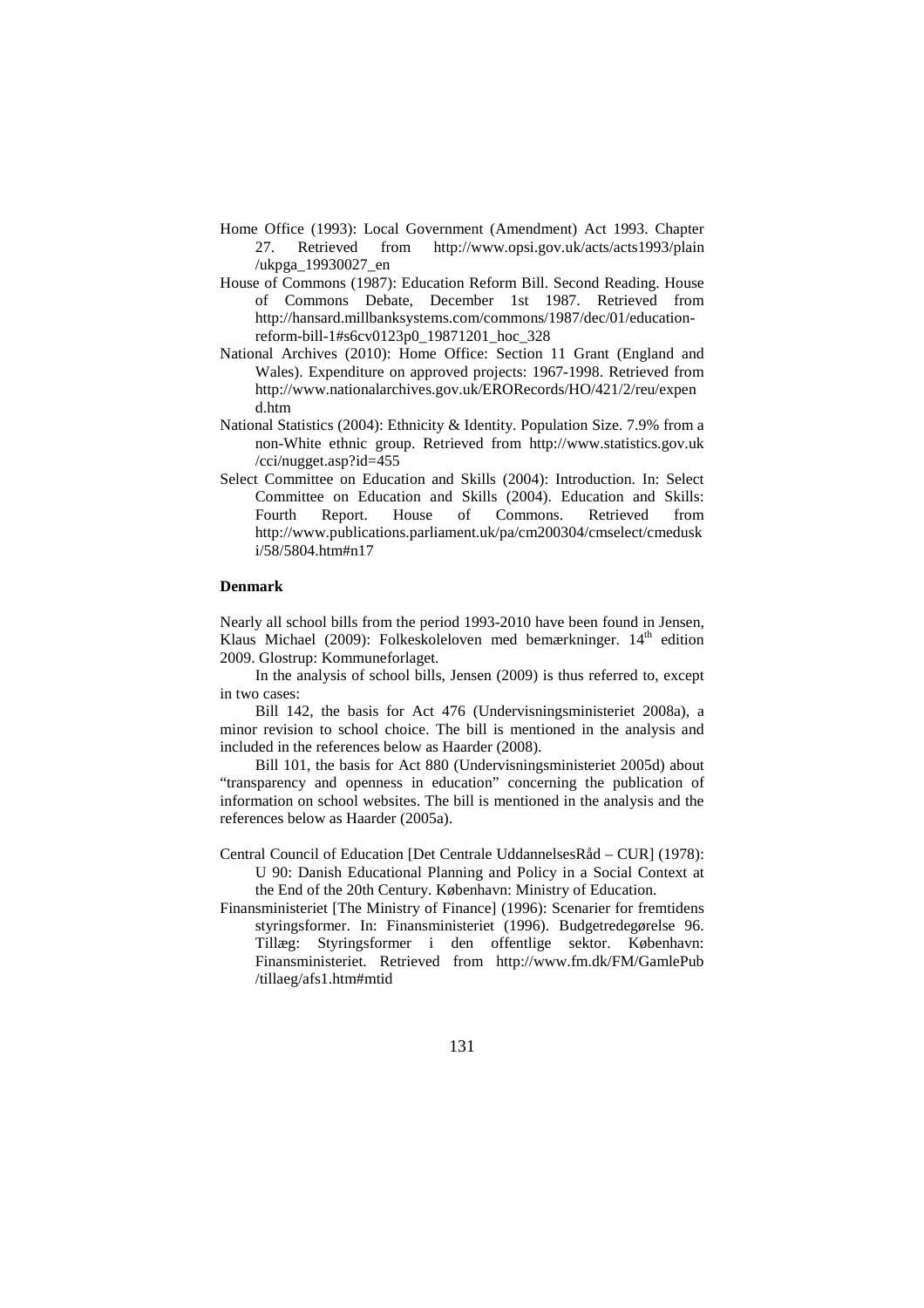Home Office (1993): Local Government (Amendment) Act 1993. Chapter 27. Retrieved from http://www.opsi.gov.uk/acts/acts1993/plain/ukpga_19930027_en

House of Commons (1987): Education Reform Bill. Second Reading. House of Commons Debate, December 1st 1987. Retrieved from http://hansard.millbanksystems.com/commons/1987/dec/01/education-reform-bill-1#s6cv0123p0_19871201_hoc_328

National Archives (2010): Home Office: Section 11 Grant (England and Wales). Expenditure on approved projects: 1967-1998. Retrieved from http://www.nationalarchives.gov.uk/ERORecords/HO/421/2/reu/expend.htm

National Statistics (2004): Ethnicity & Identity. Population Size. 7.9% from a non-White ethnic group. Retrieved from http://www.statistics.gov.uk/cci/nugget.asp?id=455

Select Committee on Education and Skills (2004): Introduction. In: Select Committee on Education and Skills (2004). Education and Skills: Fourth Report. House of Commons. Retrieved from http://www.publications.parliament.uk/pa/cm200304/cmselect/cmeduski/58/5804.htm#n17

**Denmark**

Nearly all school bills from the period 1993-2010 have been found in Jensen, Klaus Michael (2009): Folkeskoleloven med bemærkninger. 14th edition 2009. Glostrup: Kommuneforlaget.

In the analysis of school bills, Jensen (2009) is thus referred to, except in two cases:

Bill 142, the basis for Act 476 (Undervisningsministeriet 2008a), a minor revision to school choice. The bill is mentioned in the analysis and included in the references below as Haarder (2008).

Bill 101, the basis for Act 880 (Undervisningsministeriet 2005d) about "transparency and openness in education" concerning the publication of information on school websites. The bill is mentioned in the analysis and the references below as Haarder (2005a).

Central Council of Education [Det Centrale UddannelsesRåd – CUR] (1978): U 90: Danish Educational Planning and Policy in a Social Context at the End of the 20th Century. København: Ministry of Education.

Finansministeriet [The Ministry of Finance] (1996): Scenarier for fremtidens styringsformer. In: Finansministeriet (1996). Budgetredegørelse 96. Tillæg: Styringsformer i den offentlige sektor. København: Finansministeriet. Retrieved from http://www.fm.dk/FM/GamlePub/tillaeg/afs1.htm#mtid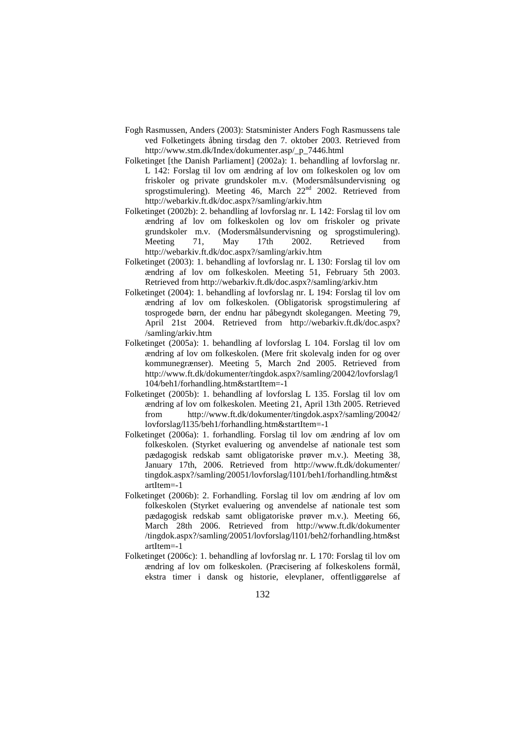Fogh Rasmussen, Anders (2003): Statsminister Anders Fogh Rasmussens tale ved Folketingets åbning tirsdag den 7. oktober 2003. Retrieved from http://www.stm.dk/Index/dokumenter.asp/_p_7446.html

Folketinget [the Danish Parliament] (2002a): 1. behandling af lovforslag nr. L 142: Forslag til lov om ændring af lov om folkeskolen og lov om friskoler og private grundskoler m.v. (Modersmålsundervisning og sprogstimulering). Meeting 46, March 22nd 2002. Retrieved from http://webarkiv.ft.dk/doc.aspx?/samling/arkiv.htm

Folketinget (2002b): 2. behandling af lovforslag nr. L 142: Forslag til lov om ændring af lov om folkeskolen og lov om friskoler og private grundskoler m.v. (Modersmålsundervisning og sprogstimulering). Meeting 71, May 17th 2002. Retrieved from http://webarkiv.ft.dk/doc.aspx?/samling/arkiv.htm

Folketinget (2003): 1. behandling af lovforslag nr. L 130: Forslag til lov om ændring af lov om folkeskolen. Meeting 51, February 5th 2003. Retrieved from http://webarkiv.ft.dk/doc.aspx?/samling/arkiv.htm

Folketinget (2004): 1. behandling af lovforslag nr. L 194: Forslag til lov om ændring af lov om folkeskolen. (Obligatorisk sprogstimulering af tosprogede børn, der endnu har påbegyndt skolegangen. Meeting 79, April 21st 2004. Retrieved from http://webarkiv.ft.dk/doc.aspx?/samling/arkiv.htm

Folketinget (2005a): 1. behandling af lovforslag L 104. Forslag til lov om ændring af lov om folkeskolen. (Mere frit skolevalg inden for og over kommunegrænser). Meeting 5, March 2nd 2005. Retrieved from http://www.ft.dk/dokumenter/tingdok.aspx?/samling/20042/lovforslag/l104/beh1/forhandling.htm&startItem=-1

Folketinget (2005b): 1. behandling af lovforslag L 135. Forslag til lov om ændring af lov om folkeskolen. Meeting 21, April 13th 2005. Retrieved from http://www.ft.dk/dokumenter/tingdok.aspx?/samling/20042/lovforslag/l135/beh1/forhandling.htm&startItem=-1

Folketinget (2006a): 1. forhandling. Forslag til lov om ændring af lov om folkeskolen. (Styrket evaluering og anvendelse af nationale test som pædagogisk redskab samt obligatoriske prøver m.v.). Meeting 38, January 17th, 2006. Retrieved from http://www.ft.dk/dokumenter/tingdok.aspx?/samling/20051/lovforslag/l101/beh1/forhandling.htm&startItem=-1

Folketinget (2006b): 2. Forhandling. Forslag til lov om ændring af lov om folkeskolen (Styrket evaluering og anvendelse af nationale test som pædagogisk redskab samt obligatoriske prøver m.v.). Meeting 66, March 28th 2006. Retrieved from http://www.ft.dk/dokumenter/tingdok.aspx?/samling/20051/lovforslag/l101/beh2/forhandling.htm&startItem=-1

Folketinget (2006c): 1. behandling af lovforslag nr. L 170: Forslag til lov om ændring af lov om folkeskolen. (Præcisering af folkeskolens formål, ekstra timer i dansk og historie, elevplaner, offentliggørelse af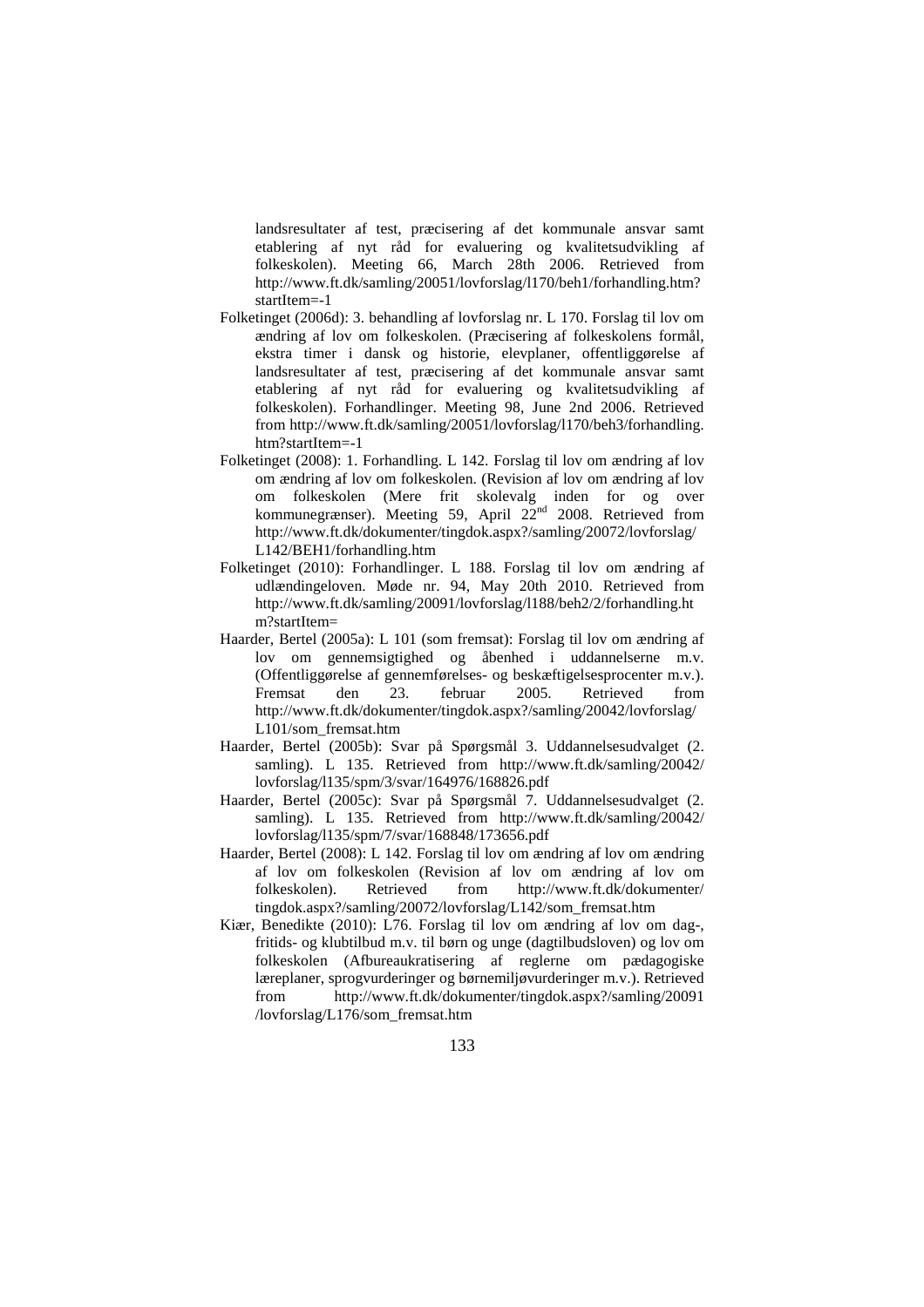landsresultater af test, præcisering af det kommunale ansvar samt etablering af nyt råd for evaluering og kvalitetsudvikling af folkeskolen). Meeting 66, March 28th 2006. Retrieved from http://www.ft.dk/samling/20051/lovforslag/l170/beh1/forhandling.htm?startItem=-1

Folketinget (2006d): 3. behandling af lovforslag nr. L 170. Forslag til lov om ændring af lov om folkeskolen. (Præcisering af folkeskolens formål, ekstra timer i dansk og historie, elevplaner, offentliggørelse af landsresultater af test, præcisering af det kommunale ansvar samt etablering af nyt råd for evaluering og kvalitetsudvikling af folkeskolen). Forhandlinger. Meeting 98, June 2nd 2006. Retrieved from http://www.ft.dk/samling/20051/lovforslag/l170/beh3/forhandling.htm?startItem=-1

Folketinget (2008): 1. Forhandling. L 142. Forslag til lov om ændring af lov om ændring af lov om folkeskolen. (Revision af lov om ændring af lov om folkeskolen (Mere frit skolevalg inden for og over kommunegrænser). Meeting 59, April 22nd 2008. Retrieved from http://www.ft.dk/dokumenter/tingdok.aspx?/samling/20072/lovforslag/L142/BEH1/forhandling.htm

Folketinget (2010): Forhandlinger. L 188. Forslag til lov om ændring af udlændingeloven. Møde nr. 94, May 20th 2010. Retrieved from http://www.ft.dk/samling/20091/lovforslag/l188/beh2/2/forhandling.htm?startItem=

Haarder, Bertel (2005a): L 101 (som fremsat): Forslag til lov om ændring af lov om gennemsigtighed og åbenhed i uddannelserne m.v. (Offentliggørelse af gennemførelses- og beskæftigelsesprocenter m.v.). Fremsat den 23. februar 2005. Retrieved from http://www.ft.dk/dokumenter/tingdok.aspx?/samling/20042/lovforslag/L101/som_fremsat.htm

Haarder, Bertel (2005b): Svar på Spørgsmål 3. Uddannelsesudvalget (2. samling). L 135. Retrieved from http://www.ft.dk/samling/20042/lovforslag/l135/spm/3/svar/164976/168826.pdf

Haarder, Bertel (2005c): Svar på Spørgsmål 7. Uddannelsesudvalget (2. samling). L 135. Retrieved from http://www.ft.dk/samling/20042/lovforslag/l135/spm/7/svar/168848/173656.pdf

Haarder, Bertel (2008): L 142. Forslag til lov om ændring af lov om ændring af lov om folkeskolen (Revision af lov om ændring af lov om folkeskolen). Retrieved from http://www.ft.dk/dokumenter/tingdok.aspx?/samling/20072/lovforslag/L142/som_fremsat.htm

Kiær, Benedikte (2010): L76. Forslag til lov om ændring af lov om dag-, fritids- og klubtilbud m.v. til børn og unge (dagtilbudsloven) og lov om folkeskolen (Afbureaukratisering af reglerne om pædagogiske læreplaner, sprogvurderinger og børnemiljøvurderinger m.v.). Retrieved from http://www.ft.dk/dokumenter/tingdok.aspx?/samling/20091/lovforslag/L176/som_fremsat.htm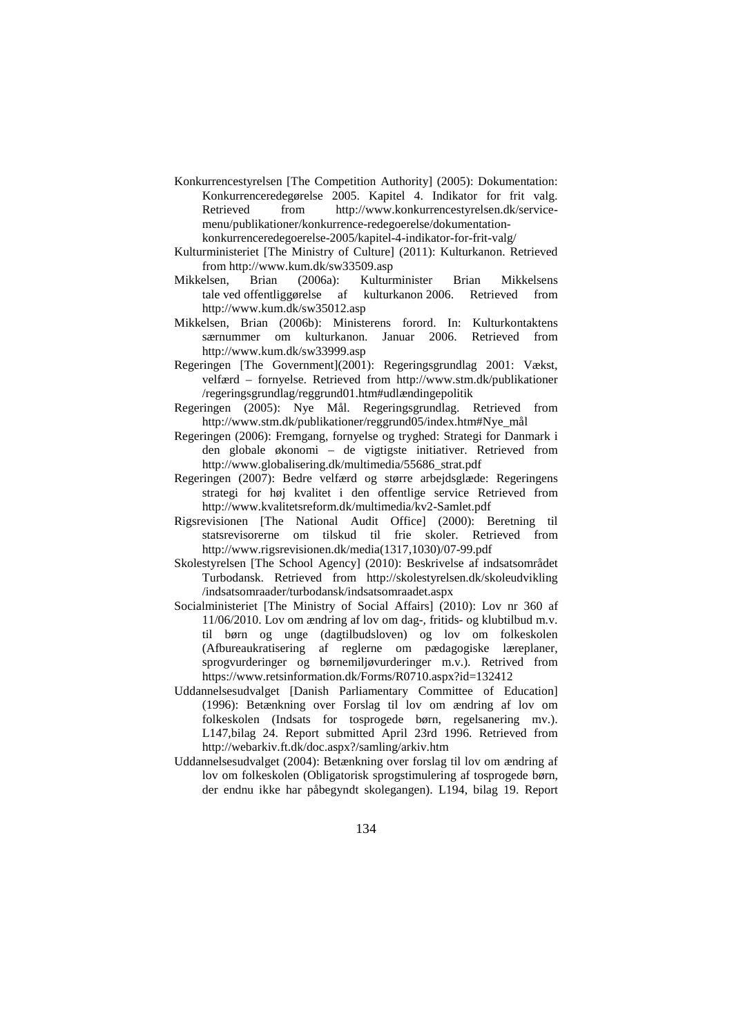Konkurrencestyrelsen [The Competition Authority] (2005): Dokumentation: Konkurrenceredegørelse 2005. Kapitel 4. Indikator for frit valg. Retrieved from http://www.konkurrencestyrelsen.dk/service-menu/publikationer/konkurrence-redegoerelse/dokumentation-konkurrenceredegoerelse-2005/kapitel-4-indikator-for-frit-valg/

Kulturministeriet [The Ministry of Culture] (2011): Kulturkanon. Retrieved from http://www.kum.dk/sw33509.asp

Mikkelsen, Brian (2006a): Kulturminister Brian Mikkelsens tale ved offentliggørelse af kulturkanon 2006. Retrieved from http://www.kum.dk/sw35012.asp

Mikkelsen, Brian (2006b): Ministerens forord. In: Kulturkontaktens særnummer om kulturkanon. Januar 2006. Retrieved from http://www.kum.dk/sw33999.asp

Regeringen [The Government](2001): Regeringsgrundlag 2001: Vækst, velfærd – fornyelse. Retrieved from http://www.stm.dk/publikationer /regeringsgrundlag/reggrund01.htm#udlændingepolitik

Regeringen (2005): Nye Mål. Regeringsgrundlag. Retrieved from http://www.stm.dk/publikationer/reggrund05/index.htm#Nye_mål

Regeringen (2006): Fremgang, fornyelse og tryghed: Strategi for Danmark i den globale økonomi – de vigtigste initiativer. Retrieved from http://www.globalisering.dk/multimedia/55686_strat.pdf

Regeringen (2007): Bedre velfærd og større arbejdsglæde: Regeringens strategi for høj kvalitet i den offentlige service Retrieved from http://www.kvalitetsreform.dk/multimedia/kv2-Samlet.pdf

Rigsrevisionen [The National Audit Office] (2000): Beretning til statsrevisorerne om tilskud til frie skoler. Retrieved from http://www.rigsrevisionen.dk/media(1317,1030)/07-99.pdf

Skolestyrelsen [The School Agency] (2010): Beskrivelse af indsatsområdet Turbodansk. Retrieved from http://skolestyrelsen.dk/skoleudvikling /indsatsomraader/turbodansk/indsatsomraadet.aspx

Socialministeriet [The Ministry of Social Affairs] (2010): Lov nr 360 af 11/06/2010. Lov om ændring af lov om dag-, fritids- og klubtilbud m.v. til børn og unge (dagtilbudsloven) og lov om folkeskolen (Afbureaukratisering af reglerne om pædagogiske læreplaner, sprogvurderinger og børnemiljøvurderinger m.v.). Retrived from https://www.retsinformation.dk/Forms/R0710.aspx?id=132412

Uddannelsesudvalget [Danish Parliamentary Committee of Education] (1996): Betænkning over Forslag til lov om ændring af lov om folkeskolen (Indsats for tosprogede børn, regelsanering mv.). L147,bilag 24. Report submitted April 23rd 1996. Retrieved from http://webarkiv.ft.dk/doc.aspx?/samling/arkiv.htm

Uddannelsesudvalget (2004): Betænkning over forslag til lov om ændring af lov om folkeskolen (Obligatorisk sprogstimulering af tosprogede børn, der endnu ikke har påbegyndt skolegangen). L194, bilag 19. Report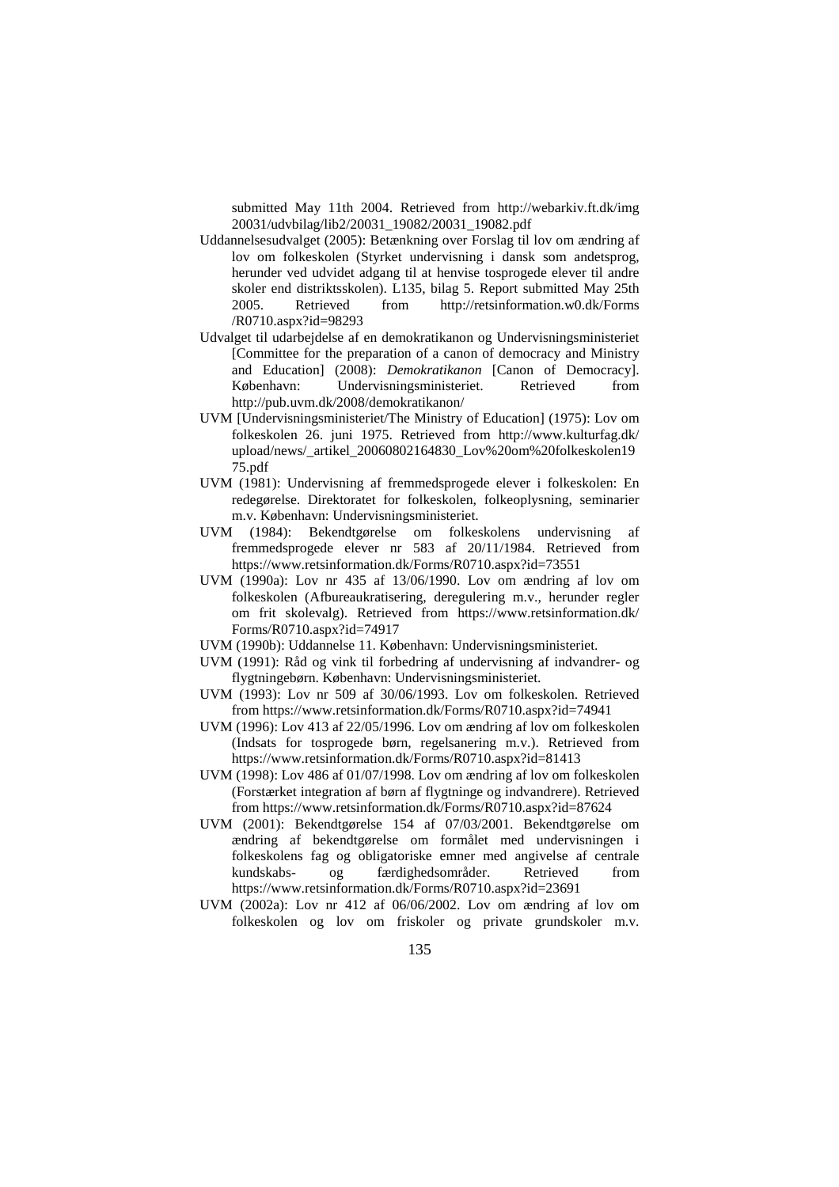submitted May 11th 2004. Retrieved from http://webarkiv.ft.dk/img20031/udvbilag/lib2/20031_19082/20031_19082.pdf

Uddannelsesudvalget (2005): Betænkning over Forslag til lov om ændring af lov om folkeskolen (Styrket undervisning i dansk som andetsprog, herunder ved udvidet adgang til at henvise tosprogede elever til andre skoler end distriktsskolen). L135, bilag 5. Report submitted May 25th 2005. Retrieved from http://retsinformation.w0.dk/Forms/R0710.aspx?id=98293

Udvalget til udarbejdelse af en demokratikanon og Undervisningsministeriet [Committee for the preparation of a canon of democracy and Ministry and Education] (2008): *Demokratikanon* [Canon of Democracy]. København: Undervisningsministeriet. Retrieved from http://pub.uvm.dk/2008/demokratikanon/

UVM [Undervisningsministeriet/The Ministry of Education] (1975): Lov om folkeskolen 26. juni 1975. Retrieved from http://www.kulturfag.dk/upload/news/_artikel_20060802164830_Lov%20om%20folkeskolen1975.pdf

UVM (1981): Undervisning af fremmedsprogede elever i folkeskolen: En redegørelse. Direktoratet for folkeskolen, folkeoplysning, seminarier m.v. København: Undervisningsministeriet.

UVM (1984): Bekendtgørelse om folkeskolens undervisning af fremmedsprogede elever nr 583 af 20/11/1984. Retrieved from https://www.retsinformation.dk/Forms/R0710.aspx?id=73551

UVM (1990a): Lov nr 435 af 13/06/1990. Lov om ændring af lov om folkeskolen (Afbureaukratisering, deregulering m.v., herunder regler om frit skolevalg). Retrieved from https://www.retsinformation.dk/Forms/R0710.aspx?id=74917

UVM (1990b): Uddannelse 11. København: Undervisningsministeriet.

UVM (1991): Råd og vink til forbedring af undervisning af indvandrer- og flygtningebørn. København: Undervisningsministeriet.

UVM (1993): Lov nr 509 af 30/06/1993. Lov om folkeskolen. Retrieved from https://www.retsinformation.dk/Forms/R0710.aspx?id=74941

UVM (1996): Lov 413 af 22/05/1996. Lov om ændring af lov om folkeskolen (Indsats for tosprogede børn, regelsanering m.v.). Retrieved from https://www.retsinformation.dk/Forms/R0710.aspx?id=81413

UVM (1998): Lov 486 af 01/07/1998. Lov om ændring af lov om folkeskolen (Forstærket integration af børn af flygtninge og indvandrere). Retrieved from https://www.retsinformation.dk/Forms/R0710.aspx?id=87624

UVM (2001): Bekendtgørelse 154 af 07/03/2001. Bekendtgørelse om ændring af bekendtgørelse om formålet med undervisningen i folkeskolens fag og obligatoriske emner med angivelse af centrale kundskabs- og færdighedsområder. Retrieved from https://www.retsinformation.dk/Forms/R0710.aspx?id=23691

UVM (2002a): Lov nr 412 af 06/06/2002. Lov om ændring af lov om folkeskolen og lov om friskoler og private grundskoler m.v.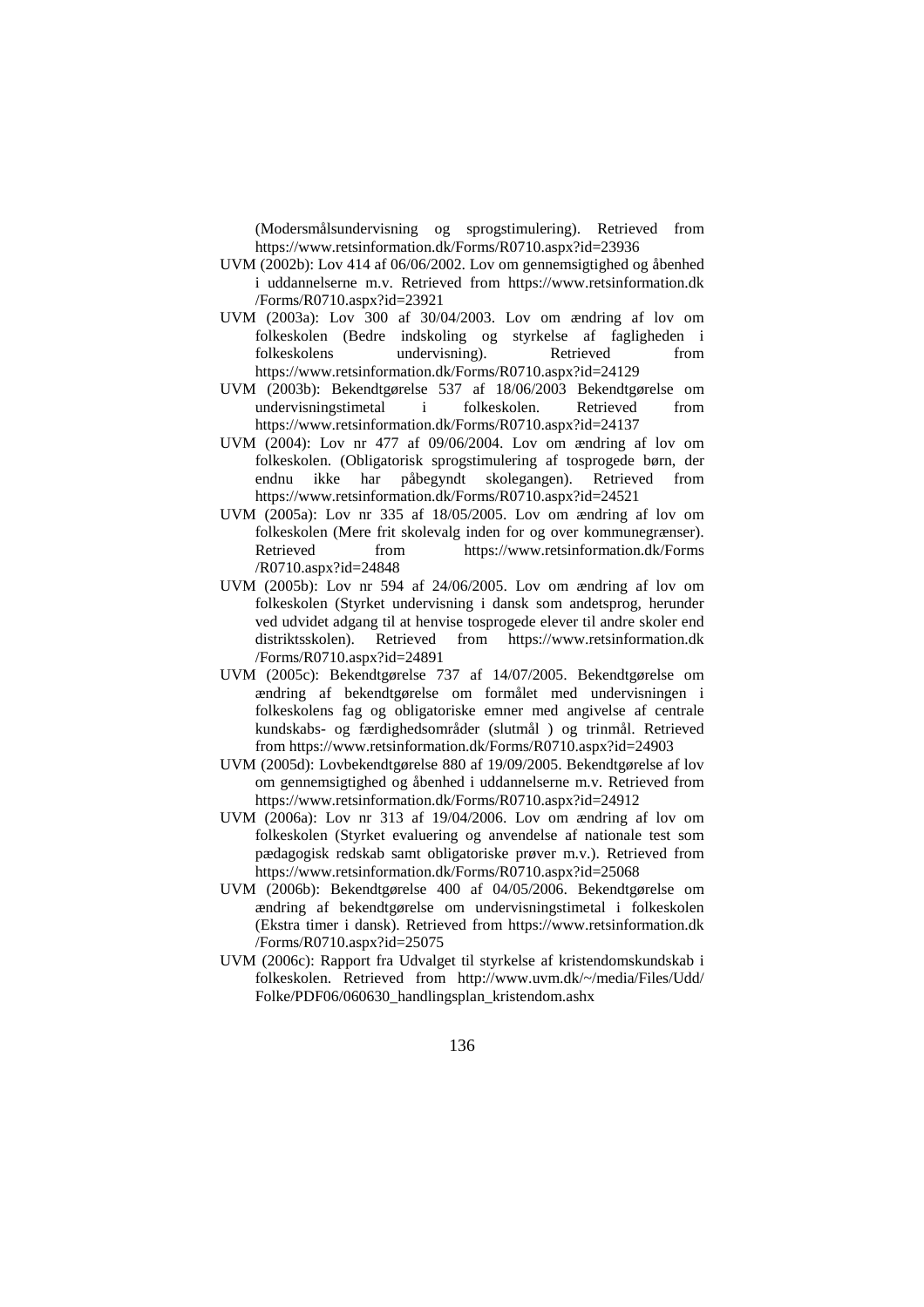(Modersmålsundervisning og sprogstimulering). Retrieved from https://www.retsinformation.dk/Forms/R0710.aspx?id=23936

UVM (2002b): Lov 414 af 06/06/2002. Lov om gennemsigtighed og åbenhed i uddannelserne m.v. Retrieved from https://www.retsinformation.dk /Forms/R0710.aspx?id=23921

UVM (2003a): Lov 300 af 30/04/2003. Lov om ændring af lov om folkeskolen (Bedre indskoling og styrkelse af fagligheden i folkeskolens undervisning). Retrieved from https://www.retsinformation.dk/Forms/R0710.aspx?id=24129

UVM (2003b): Bekendtgørelse 537 af 18/06/2003 Bekendtgørelse om undervisningstimetal i folkeskolen. Retrieved from https://www.retsinformation.dk/Forms/R0710.aspx?id=24137

UVM (2004): Lov nr 477 af 09/06/2004. Lov om ændring af lov om folkeskolen. (Obligatorisk sprogstimulering af tosprogede børn, der endnu ikke har påbegyndt skolegangen). Retrieved from https://www.retsinformation.dk/Forms/R0710.aspx?id=24521

UVM (2005a): Lov nr 335 af 18/05/2005. Lov om ændring af lov om folkeskolen (Mere frit skolevalg inden for og over kommunegrænser). Retrieved from https://www.retsinformation.dk/Forms /R0710.aspx?id=24848

UVM (2005b): Lov nr 594 af 24/06/2005. Lov om ændring af lov om folkeskolen (Styrket undervisning i dansk som andetsprog, herunder ved udvidet adgang til at henvise tosprogede elever til andre skoler end distriktsskolen). Retrieved from https://www.retsinformation.dk /Forms/R0710.aspx?id=24891

UVM (2005c): Bekendtgørelse 737 af 14/07/2005. Bekendtgørelse om ændring af bekendtgørelse om formålet med undervisningen i folkeskolens fag og obligatoriske emner med angivelse af centrale kundskabs- og færdighedsområder (slutmål ) og trinmål. Retrieved from https://www.retsinformation.dk/Forms/R0710.aspx?id=24903

UVM (2005d): Lovbekendtgørelse 880 af 19/09/2005. Bekendtgørelse af lov om gennemsigtighed og åbenhed i uddannelserne m.v. Retrieved from https://www.retsinformation.dk/Forms/R0710.aspx?id=24912

UVM (2006a): Lov nr 313 af 19/04/2006. Lov om ændring af lov om folkeskolen (Styrket evaluering og anvendelse af nationale test som pædagogisk redskab samt obligatoriske prøver m.v.). Retrieved from https://www.retsinformation.dk/Forms/R0710.aspx?id=25068

UVM (2006b): Bekendtgørelse 400 af 04/05/2006. Bekendtgørelse om ændring af bekendtgørelse om undervisningstimetal i folkeskolen (Ekstra timer i dansk). Retrieved from https://www.retsinformation.dk /Forms/R0710.aspx?id=25075

UVM (2006c): Rapport fra Udvalget til styrkelse af kristendomskundskab i folkeskolen. Retrieved from http://www.uvm.dk/~/media/Files/Udd/ Folke/PDF06/060630_handlingsplan_kristendom.ashx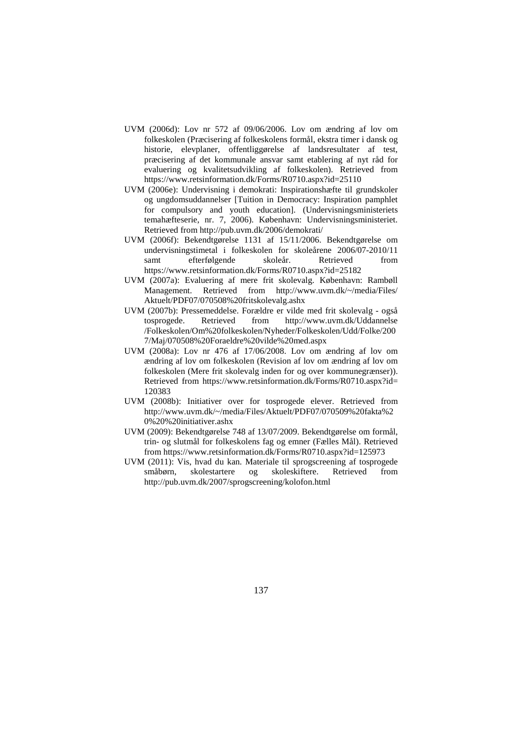UVM (2006d): Lov nr 572 af 09/06/2006. Lov om ændring af lov om folkeskolen (Præcisering af folkeskolens formål, ekstra timer i dansk og historie, elevplaner, offentliggørelse af landsresultater af test, præcisering af det kommunale ansvar samt etablering af nyt råd for evaluering og kvalitetsudvikling af folkeskolen). Retrieved from https://www.retsinformation.dk/Forms/R0710.aspx?id=25110

UVM (2006e): Undervisning i demokrati: Inspirationshæfte til grundskoler og ungdomsuddannelser [Tuition in Democracy: Inspiration pamphlet for compulsory and youth education]. (Undervisningsministeriets temahæfteserie, nr. 7, 2006). København: Undervisningsministeriet. Retrieved from http://pub.uvm.dk/2006/demokrati/

UVM (2006f): Bekendtgørelse 1131 af 15/11/2006. Bekendtgørelse om undervisningstimetal i folkeskolen for skoleårene 2006/07-2010/11 samt efterfølgende skoleår. Retrieved from https://www.retsinformation.dk/Forms/R0710.aspx?id=25182

UVM (2007a): Evaluering af mere frit skolevalg. København: Rambøll Management. Retrieved from http://www.uvm.dk/~/media/Files/Aktuelt/PDF07/070508%20fritskolevalg.ashx

UVM (2007b): Pressemeddelse. Forældre er vilde med frit skolevalg - også tosprogede. Retrieved from http://www.uvm.dk/Uddannelse/Folkeskolen/Om%20folkeskolen/Nyheder/Folkeskolen/Udd/Folke/2007/Maj/070508%20Foraeldre%20vilde%20med.aspx

UVM (2008a): Lov nr 476 af 17/06/2008. Lov om ændring af lov om ændring af lov om folkeskolen (Revision af lov om ændring af lov om folkeskolen (Mere frit skolevalg inden for og over kommunegrænser)). Retrieved from https://www.retsinformation.dk/Forms/R0710.aspx?id=120383

UVM (2008b): Initiativer over for tosprogede elever. Retrieved from http://www.uvm.dk/~/media/Files/Aktuelt/PDF07/070509%20fakta%20%20%20initiativer.ashx

UVM (2009): Bekendtgørelse 748 af 13/07/2009. Bekendtgørelse om formål, trin- og slutmål for folkeskolens fag og emner (Fælles Mål). Retrieved from https://www.retsinformation.dk/Forms/R0710.aspx?id=125973

UVM (2011): Vis, hvad du kan. Materiale til sprogscreening af tosprogede småbørn, skolestartere og skoleskiftere. Retrieved from http://pub.uvm.dk/2007/sprogscreening/kolofon.html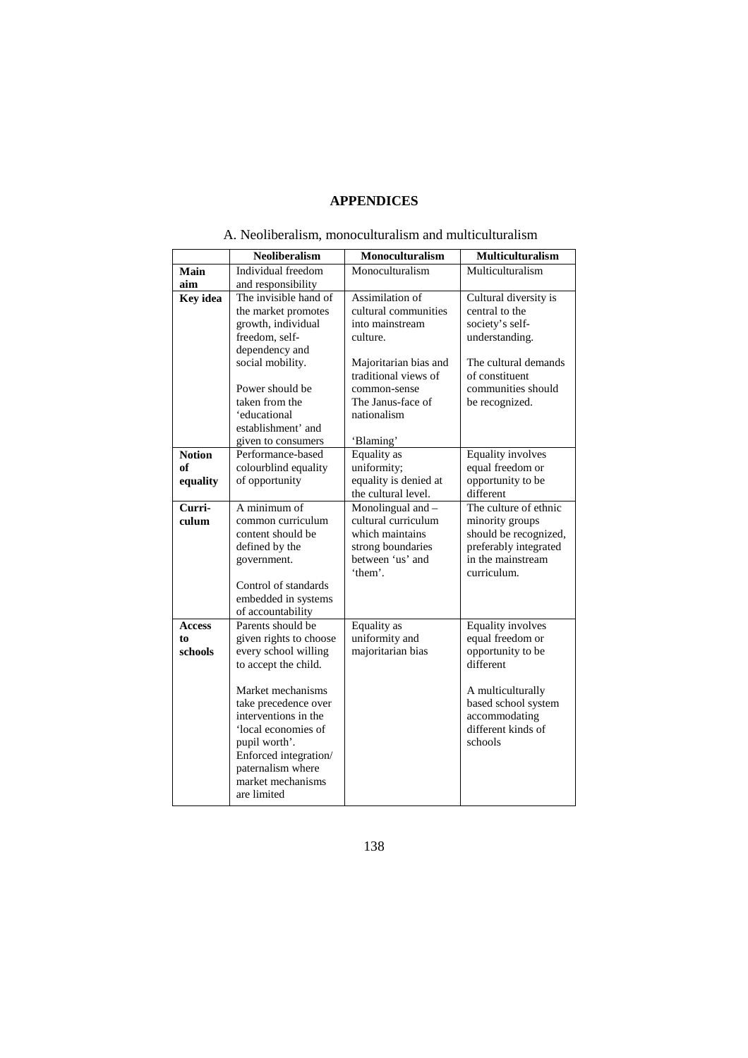# APPENDICES

## A. Neoliberalism, monoculturalism and multiculturalism

| | Neoliberalism | Monoculturalism | Multiculturalism |
|---|---|---|---|
| **Main aim** | Individual freedom and responsibility | Monoculturalism | Multiculturalism |
| **Key idea** | The invisible hand of the market promotes growth, individual freedom, self-dependency and social mobility.<br><br>Power should be taken from the 'educational establishment' and given to consumers | Assimilation of cultural communities into mainstream culture.<br><br>Majoritarian bias and traditional views of common-sense The Janus-face of nationalism<br><br>'Blaming' | Cultural diversity is central to the society's self-understanding.<br><br>The cultural demands of constituent communities should be recognized. |
| **Notion of equality** | Performance-based colourblind equality of opportunity | Equality as uniformity; equality is denied at the cultural level. | Equality involves equal freedom or opportunity to be different |
| **Curri-culum** | A minimum of common curriculum content should be defined by the government.<br><br>Control of standards embedded in systems of accountability | Monolingual and – cultural curriculum which maintains strong boundaries between 'us' and 'them'. | The culture of ethnic minority groups should be recognized, preferably integrated in the mainstream curriculum. |
| **Access to schools** | Parents should be given rights to choose every school willing to accept the child.<br><br>Market mechanisms take precedence over interventions in the 'local economies of pupil worth'. Enforced integration/ paternalism where market mechanisms are limited | Equality as uniformity and majoritarian bias | Equality involves equal freedom or opportunity to be different<br><br>A multiculturally based school system accommodating different kinds of schools |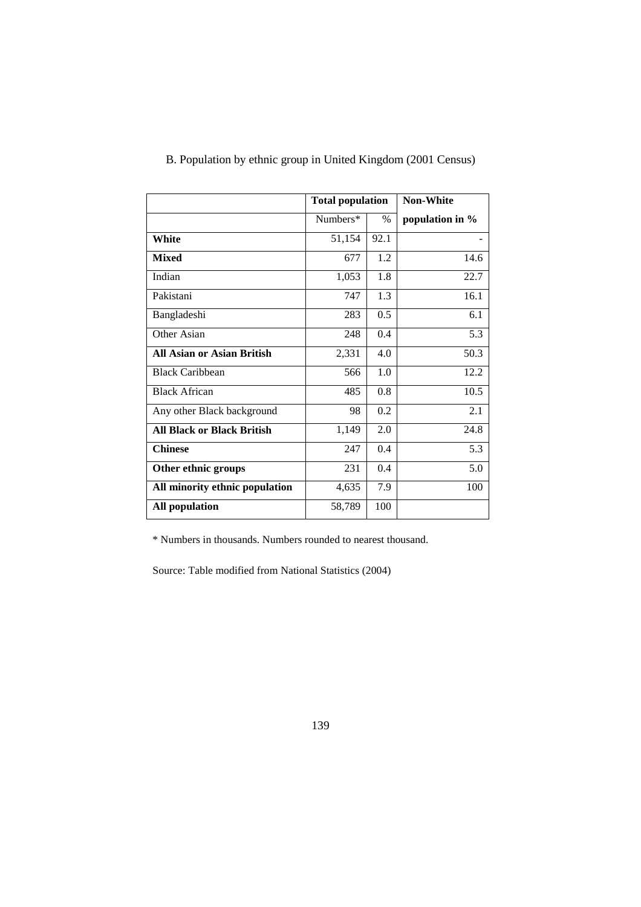B. Population by ethnic group in United Kingdom (2001 Census)

| | Total population | | Non-White |
|---|---|---|---|
| | Numbers* | % | population in % |
| **White** | 51,154 | 92.1 | - |
| **Mixed** | 677 | 1.2 | 14.6 |
| Indian | 1,053 | 1.8 | 22.7 |
| Pakistani | 747 | 1.3 | 16.1 |
| Bangladeshi | 283 | 0.5 | 6.1 |
| Other Asian | 248 | 0.4 | 5.3 |
| **All Asian or Asian British** | 2,331 | 4.0 | 50.3 |
| Black Caribbean | 566 | 1.0 | 12.2 |
| Black African | 485 | 0.8 | 10.5 |
| Any other Black background | 98 | 0.2 | 2.1 |
| **All Black or Black British** | 1,149 | 2.0 | 24.8 |
| **Chinese** | 247 | 0.4 | 5.3 |
| **Other ethnic groups** | 231 | 0.4 | 5.0 |
| **All minority ethnic population** | 4,635 | 7.9 | 100 |
| **All population** | 58,789 | 100 | |

* Numbers in thousands. Numbers rounded to nearest thousand.

Source: Table modified from National Statistics (2004)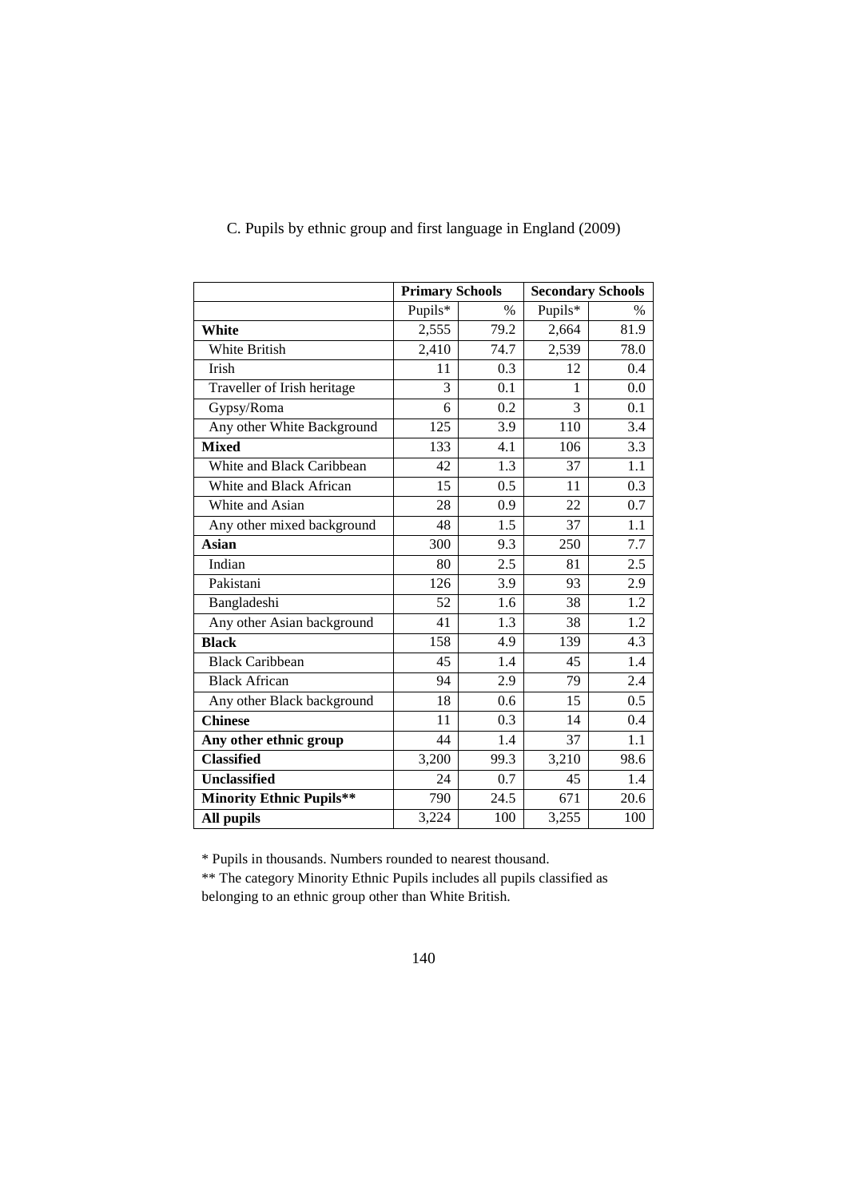C. Pupils by ethnic group and first language in England (2009)

| | Primary Schools | | Secondary Schools | |
|---|---|---|---|---|
| | Pupils* | % | Pupils* | % |
| **White** | 2,555 | 79.2 | 2,664 | 81.9 |
| White British | 2,410 | 74.7 | 2,539 | 78.0 |
| Irish | 11 | 0.3 | 12 | 0.4 |
| Traveller of Irish heritage | 3 | 0.1 | 1 | 0.0 |
| Gypsy/Roma | 6 | 0.2 | 3 | 0.1 |
| Any other White Background | 125 | 3.9 | 110 | 3.4 |
| **Mixed** | 133 | 4.1 | 106 | 3.3 |
| White and Black Caribbean | 42 | 1.3 | 37 | 1.1 |
| White and Black African | 15 | 0.5 | 11 | 0.3 |
| White and Asian | 28 | 0.9 | 22 | 0.7 |
| Any other mixed background | 48 | 1.5 | 37 | 1.1 |
| **Asian** | 300 | 9.3 | 250 | 7.7 |
| Indian | 80 | 2.5 | 81 | 2.5 |
| Pakistani | 126 | 3.9 | 93 | 2.9 |
| Bangladeshi | 52 | 1.6 | 38 | 1.2 |
| Any other Asian background | 41 | 1.3 | 38 | 1.2 |
| **Black** | 158 | 4.9 | 139 | 4.3 |
| Black Caribbean | 45 | 1.4 | 45 | 1.4 |
| Black African | 94 | 2.9 | 79 | 2.4 |
| Any other Black background | 18 | 0.6 | 15 | 0.5 |
| **Chinese** | 11 | 0.3 | 14 | 0.4 |
| **Any other ethnic group** | 44 | 1.4 | 37 | 1.1 |
| **Classified** | 3,200 | 99.3 | 3,210 | 98.6 |
| **Unclassified** | 24 | 0.7 | 45 | 1.4 |
| **Minority Ethnic Pupils**** | 790 | 24.5 | 671 | 20.6 |
| **All pupils** | 3,224 | 100 | 3,255 | 100 |

* Pupils in thousands. Numbers rounded to nearest thousand.

** The category Minority Ethnic Pupils includes all pupils classified as belonging to an ethnic group other than White British.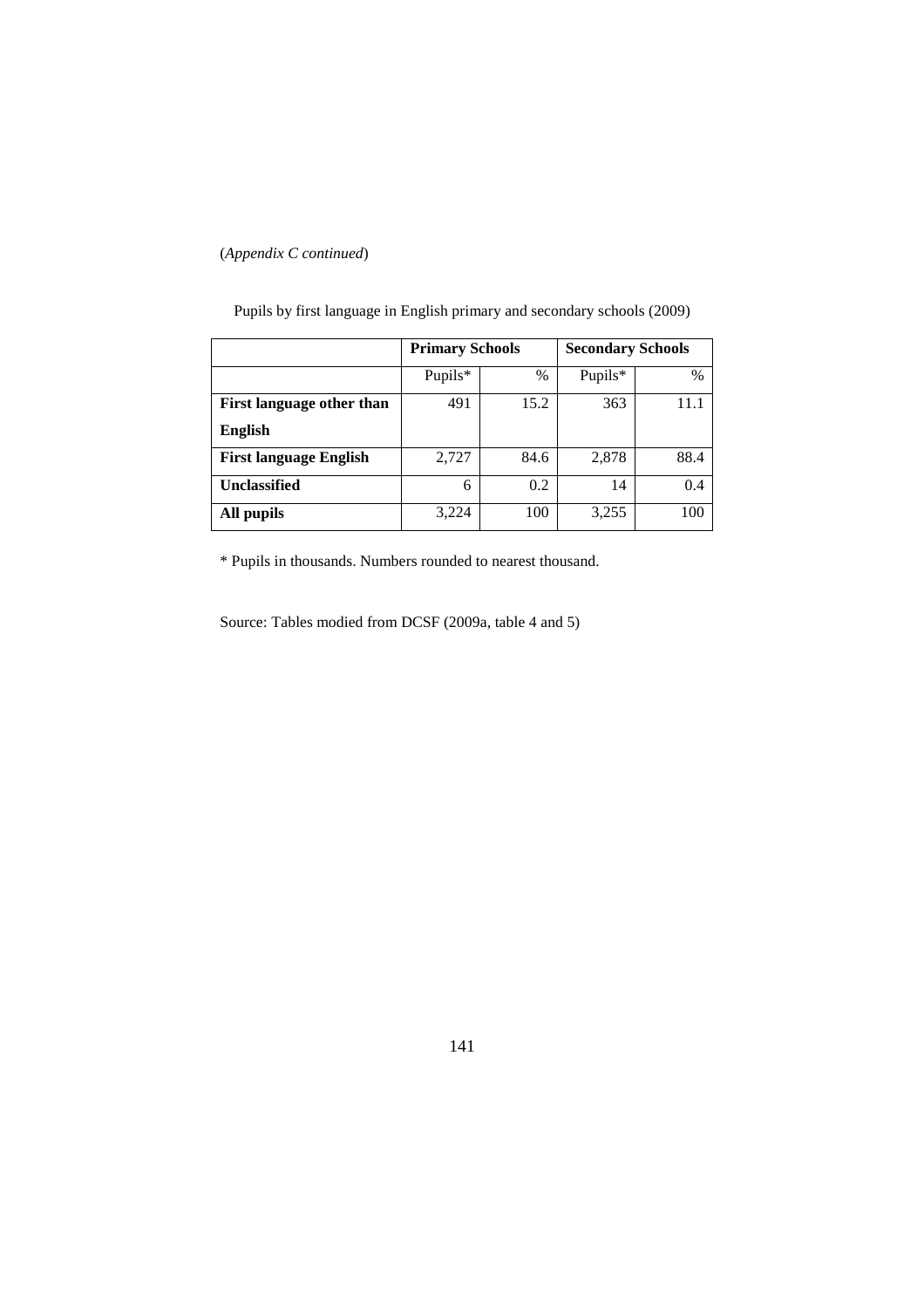(*Appendix C continued*)

Pupils by first language in English primary and secondary schools (2009)

| | Primary Schools | | Secondary Schools | |
|---|---|---|---|---|
| | Pupils* | % | Pupils* | % |
| **First language other than English** | 491 | 15.2 | 363 | 11.1 |
| **First language English** | 2,727 | 84.6 | 2,878 | 88.4 |
| **Unclassified** | 6 | 0.2 | 14 | 0.4 |
| **All pupils** | 3,224 | 100 | 3,255 | 100 |

* Pupils in thousands. Numbers rounded to nearest thousand.

Source: Tables modied from DCSF (2009a, table 4 and 5)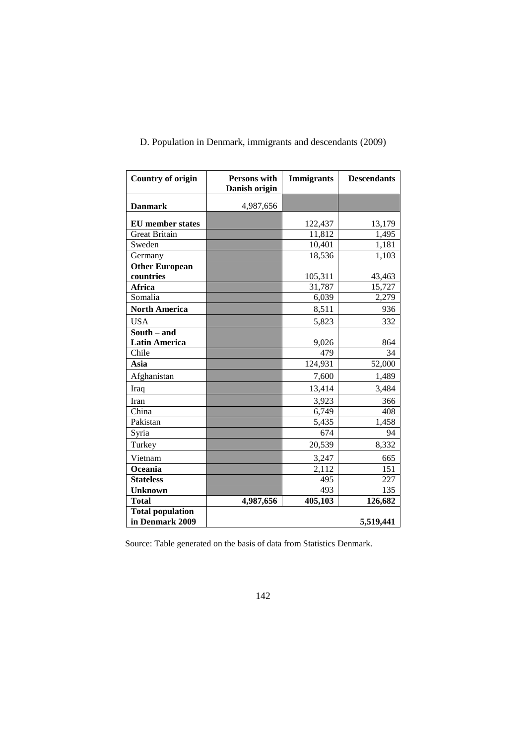D. Population in Denmark, immigrants and descendants (2009)

| **Country of origin** | **Persons with Danish origin** | **Immigrants** | **Descendants** |
|---|---|---|---|
| **Danmark** | 4,987,656 | | |
| **EU member states** | | 122,437 | 13,179 |
| Great Britain | | 11,812 | 1,495 |
| Sweden | | 10,401 | 1,181 |
| Germany | | 18,536 | 1,103 |
| **Other European countries** | | 105,311 | 43,463 |
| **Africa** | | 31,787 | 15,727 |
| Somalia | | 6,039 | 2,279 |
| **North America** | | 8,511 | 936 |
| USA | | 5,823 | 332 |
| **South – and Latin America** | | 9,026 | 864 |
| Chile | | 479 | 34 |
| **Asia** | | 124,931 | 52,000 |
| Afghanistan | | 7,600 | 1,489 |
| Iraq | | 13,414 | 3,484 |
| Iran | | 3,923 | 366 |
| China | | 6,749 | 408 |
| Pakistan | | 5,435 | 1,458 |
| Syria | | 674 | 94 |
| Turkey | | 20,539 | 8,332 |
| Vietnam | | 3,247 | 665 |
| **Oceania** | | 2,112 | 151 |
| **Stateless** | | 495 | 227 |
| **Unknown** | | 493 | 135 |
| **Total** | **4,987,656** | **405,103** | **126,682** |
| **Total population in Denmark 2009** | | | **5,519,441** |

Source: Table generated on the basis of data from Statistics Denmark.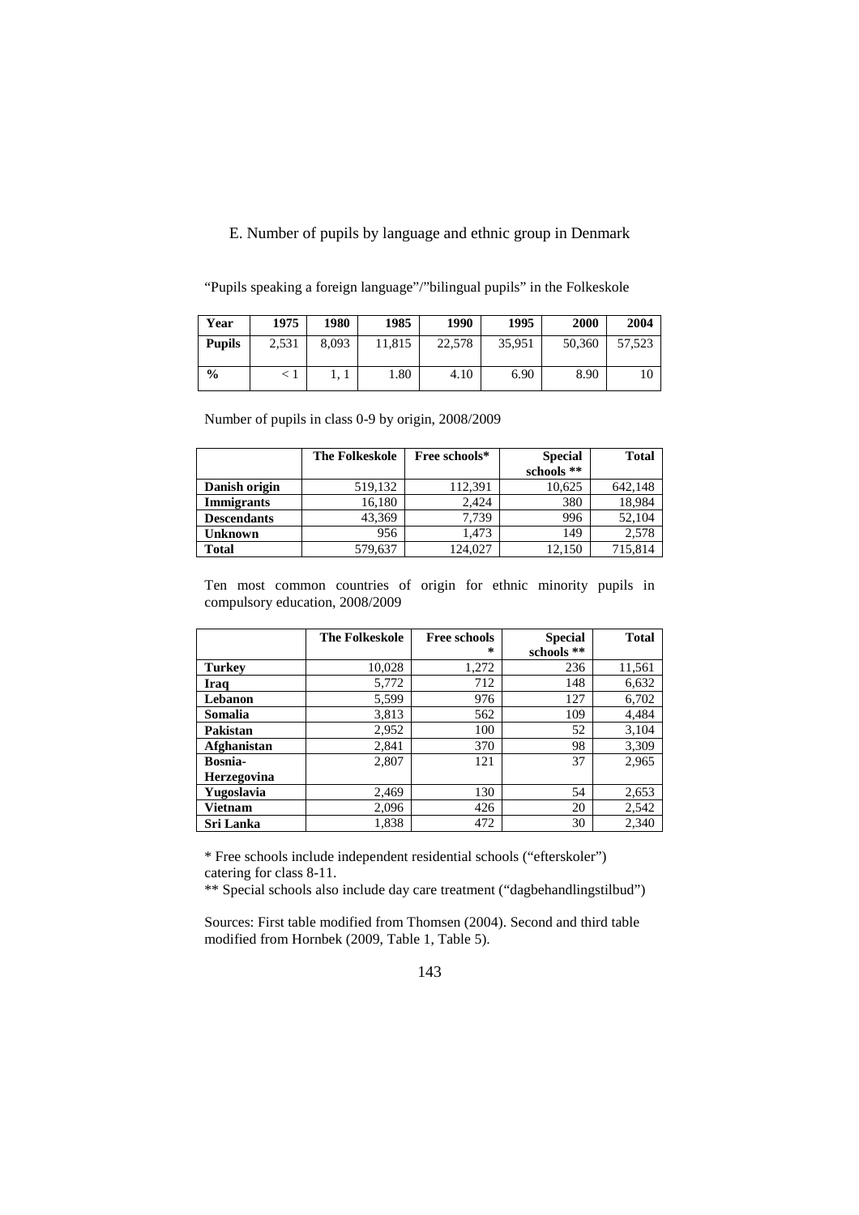E. Number of pupils by language and ethnic group in Denmark

"Pupils speaking a foreign language"/"bilingual pupils" in the Folkeskole

| Year | 1975 | 1980 | 1985 | 1990 | 1995 | 2000 | 2004 |
|---|---|---|---|---|---|---|---|
| **Pupils** | 2,531 | 8,093 | 11,815 | 22,578 | 35,951 | 50,360 | 57,523 |
| **%** | < 1 | 1, 1 | 1.80 | 4.10 | 6.90 | 8.90 | 10 |

Number of pupils in class 0-9 by origin, 2008/2009

| | The Folkeskole | Free schools* | Special schools ** | Total |
|---|---|---|---|---|
| **Danish origin** | 519,132 | 112,391 | 10,625 | 642,148 |
| **Immigrants** | 16,180 | 2,424 | 380 | 18,984 |
| **Descendants** | 43,369 | 7,739 | 996 | 52,104 |
| **Unknown** | 956 | 1,473 | 149 | 2,578 |
| **Total** | 579,637 | 124,027 | 12,150 | 715,814 |

Ten most common countries of origin for ethnic minority pupils in compulsory education, 2008/2009

| | The Folkeskole | Free schools * | Special schools ** | Total |
|---|---|---|---|---|
| **Turkey** | 10,028 | 1,272 | 236 | 11,561 |
| **Iraq** | 5,772 | 712 | 148 | 6,632 |
| **Lebanon** | 5,599 | 976 | 127 | 6,702 |
| **Somalia** | 3,813 | 562 | 109 | 4,484 |
| **Pakistan** | 2,952 | 100 | 52 | 3,104 |
| **Afghanistan** | 2,841 | 370 | 98 | 3,309 |
| **Bosnia-Herzegovina** | 2,807 | 121 | 37 | 2,965 |
| **Yugoslavia** | 2,469 | 130 | 54 | 2,653 |
| **Vietnam** | 2,096 | 426 | 20 | 2,542 |
| **Sri Lanka** | 1,838 | 472 | 30 | 2,340 |

* Free schools include independent residential schools ("efterskoler") catering for class 8-11.

** Special schools also include day care treatment ("dagbehandlingstilbud")

Sources: First table modified from Thomsen (2004). Second and third table modified from Hornbek (2009, Table 1, Table 5).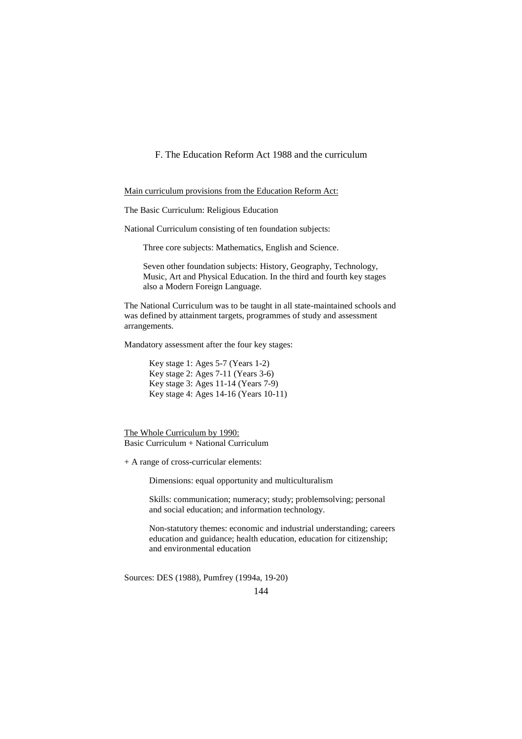## F. The Education Reform Act 1988 and the curriculum

Main curriculum provisions from the Education Reform Act:

The Basic Curriculum: Religious Education

National Curriculum consisting of ten foundation subjects:

> Three core subjects: Mathematics, English and Science.
>
> Seven other foundation subjects: History, Geography, Technology, Music, Art and Physical Education. In the third and fourth key stages also a Modern Foreign Language.

The National Curriculum was to be taught in all state-maintained schools and was defined by attainment targets, programmes of study and assessment arrangements.

Mandatory assessment after the four key stages:

> Key stage 1: Ages 5-7 (Years 1-2)
> Key stage 2: Ages 7-11 (Years 3-6)
> Key stage 3: Ages 11-14 (Years 7-9)
> Key stage 4: Ages 14-16 (Years 10-11)

The Whole Curriculum by 1990:
Basic Curriculum + National Curriculum

+ A range of cross-curricular elements:

> Dimensions: equal opportunity and multiculturalism
>
> Skills: communication; numeracy; study; problemsolving; personal and social education; and information technology.
>
> Non-statutory themes: economic and industrial understanding; careers education and guidance; health education, education for citizenship; and environmental education

Sources: DES (1988), Pumfrey (1994a, 19-20)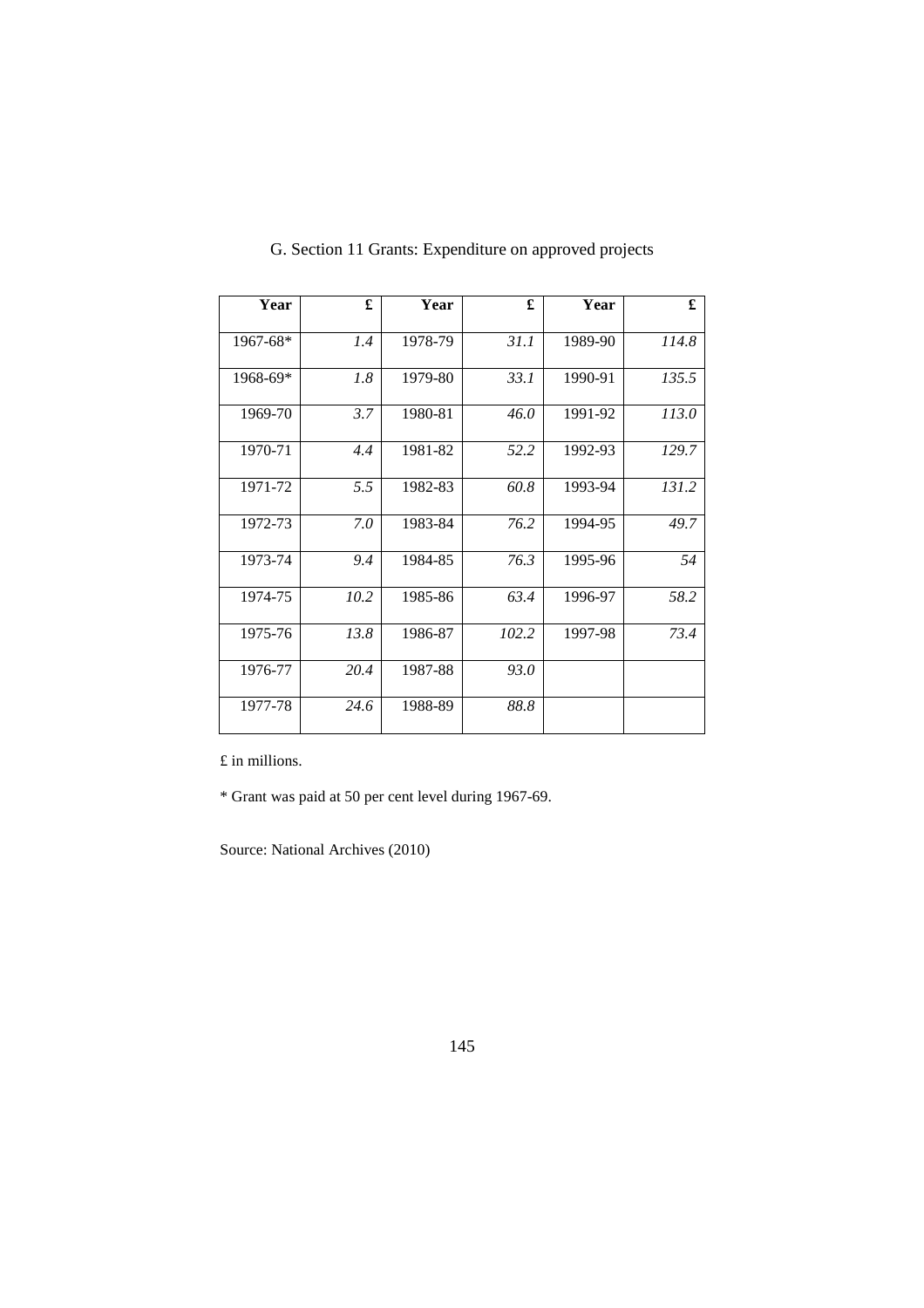G. Section 11 Grants: Expenditure on approved projects

| Year | £ | Year | £ | Year | £ |
|---|---|---|---|---|---|
| 1967-68* | *1.4* | 1978-79 | *31.1* | 1989-90 | *114.8* |
| 1968-69* | *1.8* | 1979-80 | *33.1* | 1990-91 | *135.5* |
| 1969-70 | *3.7* | 1980-81 | *46.0* | 1991-92 | *113.0* |
| 1970-71 | *4.4* | 1981-82 | *52.2* | 1992-93 | *129.7* |
| 1971-72 | *5.5* | 1982-83 | *60.8* | 1993-94 | *131.2* |
| 1972-73 | *7.0* | 1983-84 | *76.2* | 1994-95 | *49.7* |
| 1973-74 | *9.4* | 1984-85 | *76.3* | 1995-96 | *54* |
| 1974-75 | *10.2* | 1985-86 | *63.4* | 1996-97 | *58.2* |
| 1975-76 | *13.8* | 1986-87 | *102.2* | 1997-98 | *73.4* |
| 1976-77 | *20.4* | 1987-88 | *93.0* | | |
| 1977-78 | *24.6* | 1988-89 | *88.8* | | |

£ in millions.

* Grant was paid at 50 per cent level during 1967-69.

Source: National Archives (2010)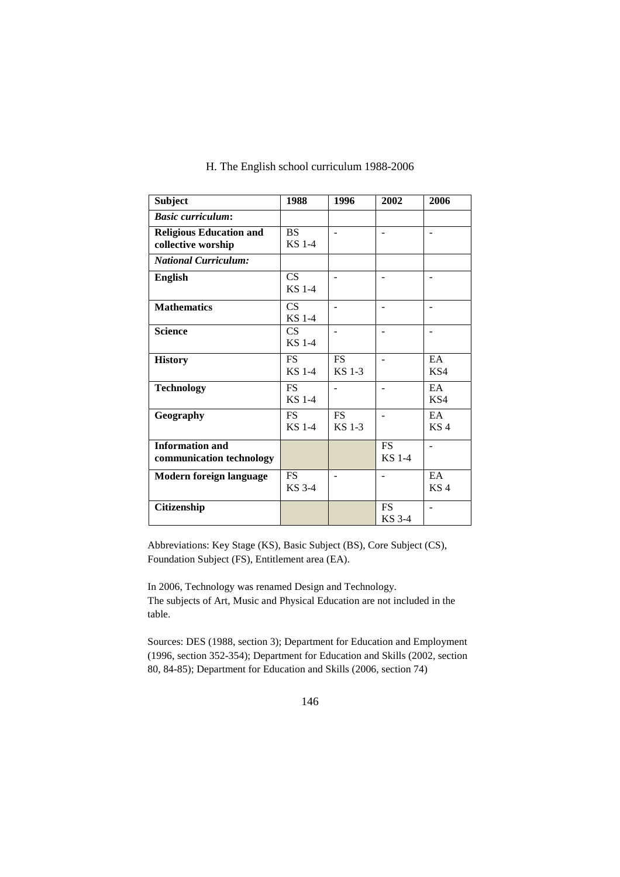H. The English school curriculum 1988-2006

| Subject | 1988 | 1996 | 2002 | 2006 |
|---|---|---|---|---|
| ***Basic curriculum*:** | | | | |
| **Religious Education and collective worship** | BS KS 1-4 | - | - | - |
| ***National Curriculum:*** | | | | |
| **English** | CS KS 1-4 | - | - | - |
| **Mathematics** | CS KS 1-4 | - | - | - |
| **Science** | CS KS 1-4 | - | - | - |
| **History** | FS KS 1-4 | FS KS 1-3 | - | EA KS4 |
| **Technology** | FS KS 1-4 | - | - | EA KS4 |
| **Geography** | FS KS 1-4 | FS KS 1-3 | - | EA KS 4 |
| **Information and communication technology** | | | FS KS 1-4 | - |
| **Modern foreign language** | FS KS 3-4 | - | - | EA KS 4 |
| **Citizenship** | | | FS KS 3-4 | - |

Abbreviations: Key Stage (KS), Basic Subject (BS), Core Subject (CS), Foundation Subject (FS), Entitlement area (EA).

In 2006, Technology was renamed Design and Technology.
The subjects of Art, Music and Physical Education are not included in the table.

Sources: DES (1988, section 3); Department for Education and Employment (1996, section 352-354); Department for Education and Skills (2002, section 80, 84-85); Department for Education and Skills (2006, section 74)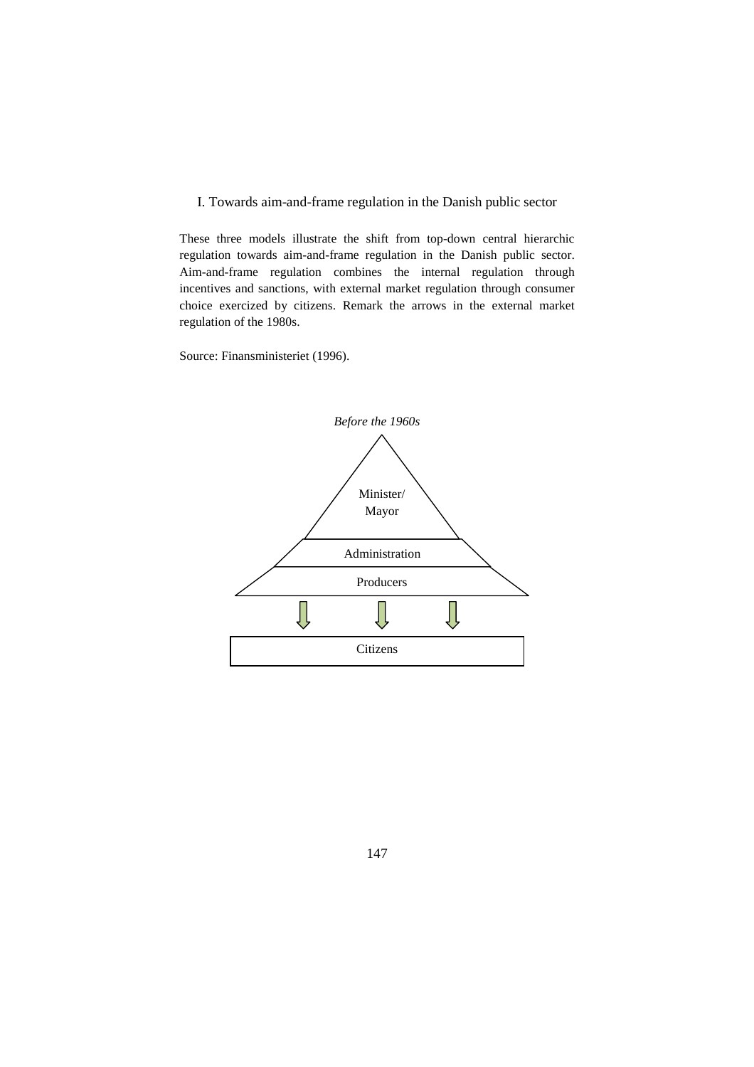I. Towards aim-and-frame regulation in the Danish public sector

These three models illustrate the shift from top-down central hierarchic regulation towards aim-and-frame regulation in the Danish public sector. Aim-and-frame regulation combines the internal regulation through incentives and sanctions, with external market regulation through consumer choice exercized by citizens. Remark the arrows in the external market regulation of the 1980s.

Source: Finansministeriet (1996).

*Before the 1960s*

Minister/
Mayor

Administration

Producers

Citizens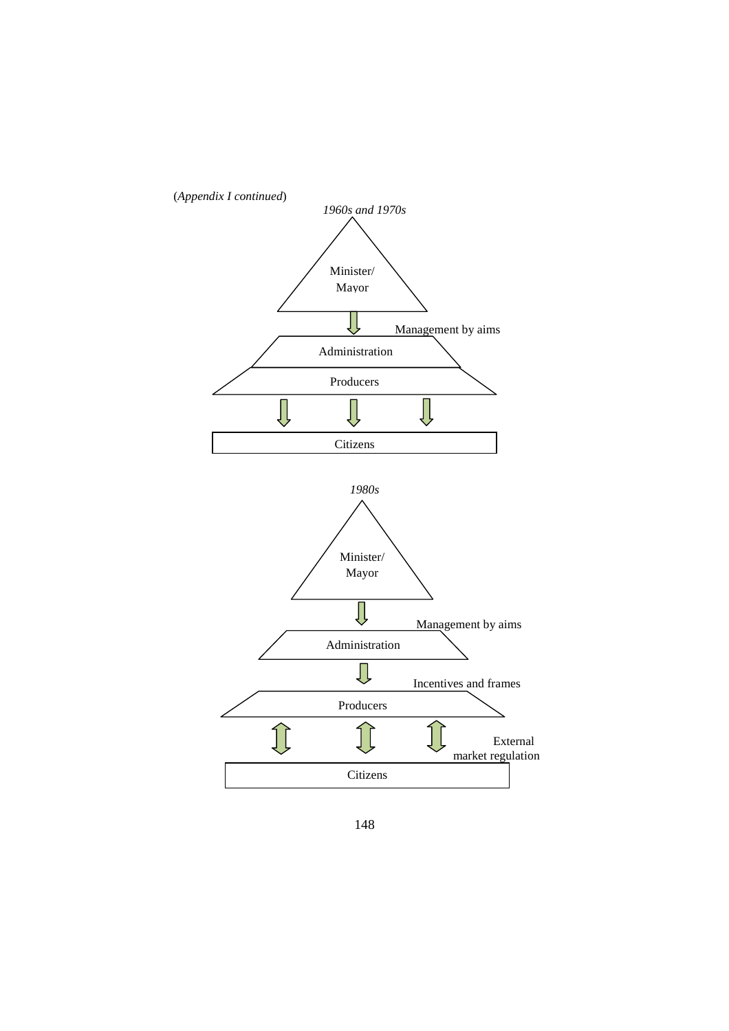(*Appendix I continued*)

*1960s and 1970s*

Minister/
Mayor

Management by aims

Administration

Producers

Citizens

*1980s*

Minister/
Mayor

Management by aims

Administration

Incentives and frames

Producers

External
market regulation

Citizens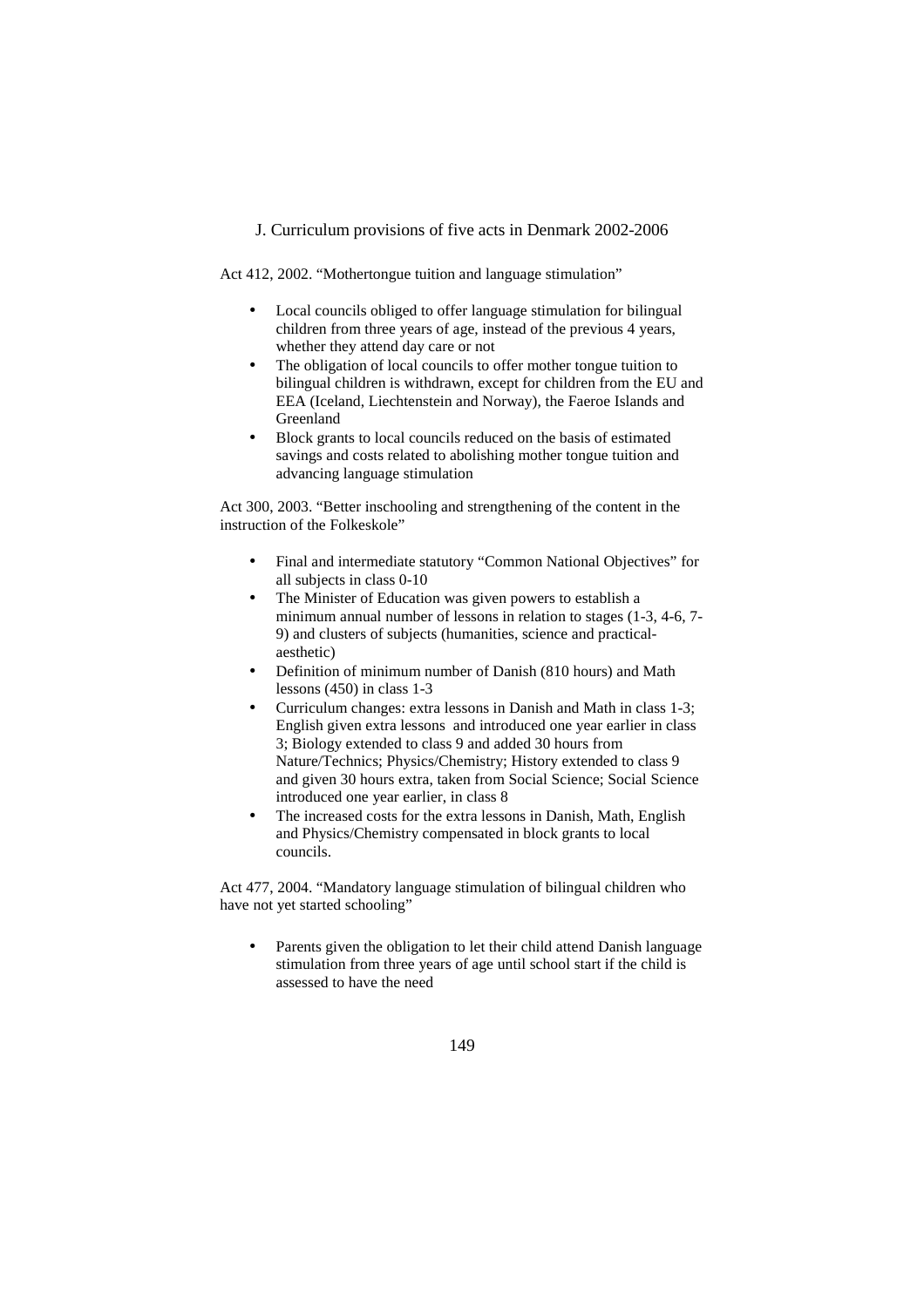## J. Curriculum provisions of five acts in Denmark 2002-2006

Act 412, 2002. "Mothertongue tuition and language stimulation"

- Local councils obliged to offer language stimulation for bilingual children from three years of age, instead of the previous 4 years, whether they attend day care or not
- The obligation of local councils to offer mother tongue tuition to bilingual children is withdrawn, except for children from the EU and EEA (Iceland, Liechtenstein and Norway), the Faeroe Islands and Greenland
- Block grants to local councils reduced on the basis of estimated savings and costs related to abolishing mother tongue tuition and advancing language stimulation

Act 300, 2003. "Better inschooling and strengthening of the content in the instruction of the Folkeskole"

- Final and intermediate statutory "Common National Objectives" for all subjects in class 0-10
- The Minister of Education was given powers to establish a minimum annual number of lessons in relation to stages (1-3, 4-6, 7-9) and clusters of subjects (humanities, science and practical-aesthetic)
- Definition of minimum number of Danish (810 hours) and Math lessons (450) in class 1-3
- Curriculum changes: extra lessons in Danish and Math in class 1-3; English given extra lessons and introduced one year earlier in class 3; Biology extended to class 9 and added 30 hours from Nature/Technics; Physics/Chemistry; History extended to class 9 and given 30 hours extra, taken from Social Science; Social Science introduced one year earlier, in class 8
- The increased costs for the extra lessons in Danish, Math, English and Physics/Chemistry compensated in block grants to local councils.

Act 477, 2004. "Mandatory language stimulation of bilingual children who have not yet started schooling"

- Parents given the obligation to let their child attend Danish language stimulation from three years of age until school start if the child is assessed to have the need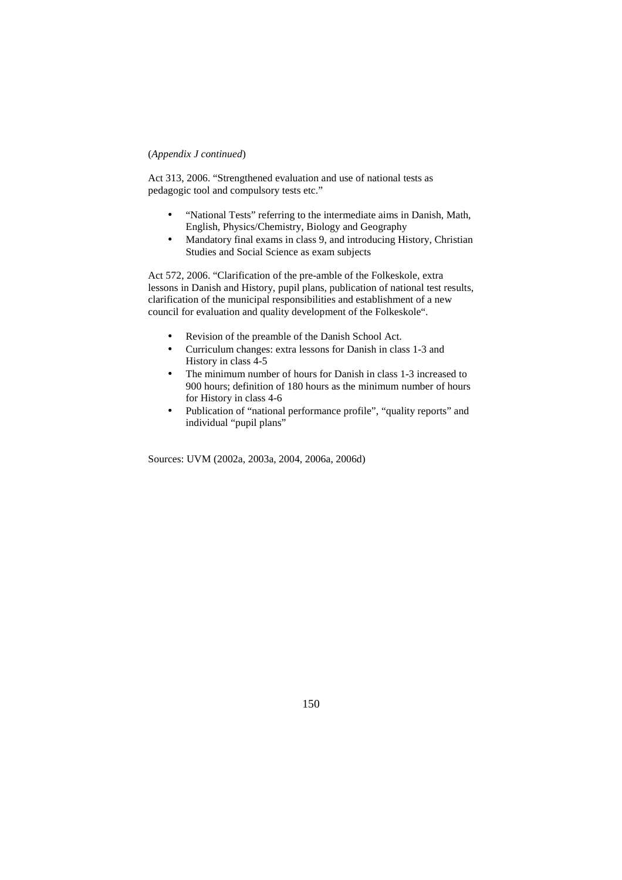(*Appendix J continued*)

Act 313, 2006. "Strengthened evaluation and use of national tests as pedagogic tool and compulsory tests etc."

- "National Tests" referring to the intermediate aims in Danish, Math, English, Physics/Chemistry, Biology and Geography
- Mandatory final exams in class 9, and introducing History, Christian Studies and Social Science as exam subjects

Act 572, 2006. "Clarification of the pre-amble of the Folkeskole, extra lessons in Danish and History, pupil plans, publication of national test results, clarification of the municipal responsibilities and establishment of a new council for evaluation and quality development of the Folkeskole".

- Revision of the preamble of the Danish School Act.
- Curriculum changes: extra lessons for Danish in class 1-3 and History in class 4-5
- The minimum number of hours for Danish in class 1-3 increased to 900 hours; definition of 180 hours as the minimum number of hours for History in class 4-6
- Publication of "national performance profile", "quality reports" and individual "pupil plans"

Sources: UVM (2002a, 2003a, 2004, 2006a, 2006d)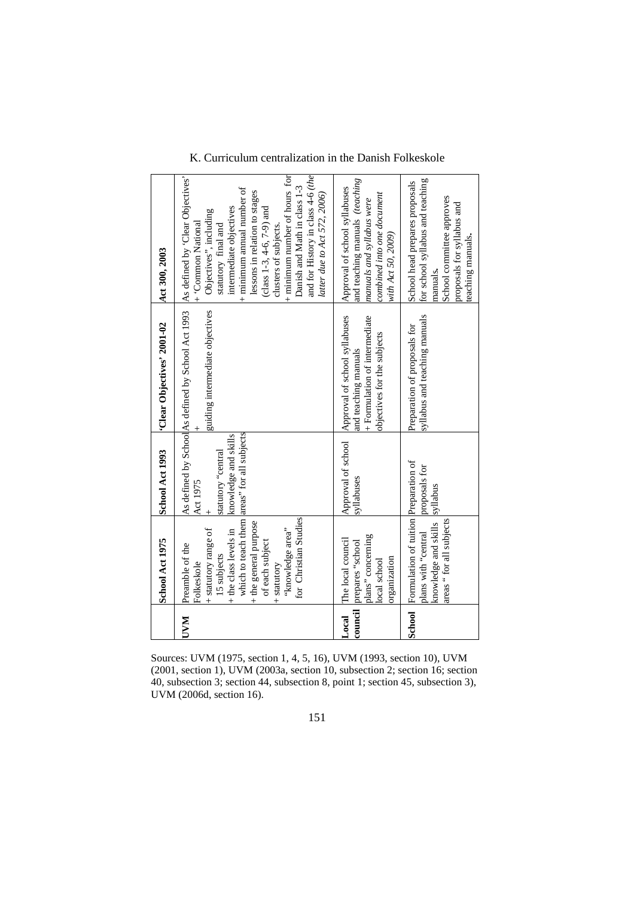## K. Curriculum centralization in the Danish Folkeskole

| | School Act 1975 | School Act 1993 | 'Clear Objectives' 2001-02 | Act 300, 2003 |
|---|---|---|---|---|
| **UVM** | Preamble of the Folkeskole + statutory range of 15 subjects + the class levels in which to teach them + the general purpose of each subject + statutory "knowledge area" for Christian Studies | As defined by School Act 1975 + statutory "central knowledge and skills areas" for all subjects | As defined by School Act 1993 + guiding intermediate objectives | As defined by 'Clear Objectives' + 'Common National Objectives", including statutory final and intermediate objectives + minimum annual number of lessons in relation to stages (class 1-3, 4-6, 7-9) and clusters of subjects. + minimum number of hours for Danish and Math in class 1-3 and for History in class 4-6 *(the latter due to Act 572, 2006)* |
| **Local council** | The local council prepares "school plans" concerning local school organization | Approval of school syllabuses | Approval of school syllabuses and teaching manuals + Formulation of intermediate objectives for the subjects | Approval of school syllabuses and teaching manuals *(teaching manuals and syllabus were combined into one document with Act 50, 2009)* |
| **School** | Formulation of tuition plans with "central knowledge and skills areas " for all subjects | Preparation of proposals for syllabus | Preparation of proposals for syllabus and teaching manuals | School head prepares proposals for school syllabus and teaching manuals. School committee approves proposals for syllabus and teaching manuals. |

Sources: UVM (1975, section 1, 4, 5, 16), UVM (1993, section 10), UVM (2001, section 1), UVM (2003a, section 10, subsection 2; section 16; section 40, subsection 3; section 44, subsection 8, point 1; section 45, subsection 3), UVM (2006d, section 16).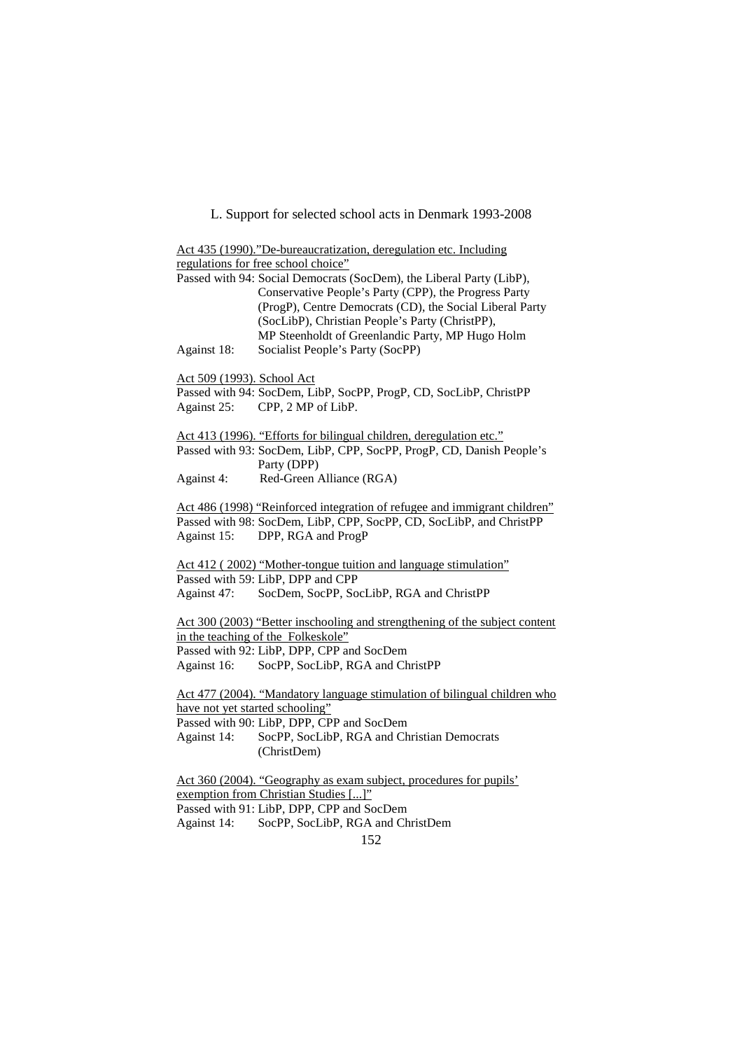## L. Support for selected school acts in Denmark 1993-2008

<u>Act 435 (1990)."De-bureaucratization, deregulation etc. Including regulations for free school choice"</u>

Passed with 94: Social Democrats (SocDem), the Liberal Party (LibP), Conservative People's Party (CPP), the Progress Party (ProgP), Centre Democrats (CD), the Social Liberal Party (SocLibP), Christian People's Party (ChristPP), MP Steenholdt of Greenlandic Party, MP Hugo Holm

Against 18: Socialist People's Party (SocPP)

<u>Act 509 (1993). School Act</u>

Passed with 94: SocDem, LibP, SocPP, ProgP, CD, SocLibP, ChristPP

Against 25: CPP, 2 MP of LibP.

<u>Act 413 (1996). "Efforts for bilingual children, deregulation etc."</u>

Passed with 93: SocDem, LibP, CPP, SocPP, ProgP, CD, Danish People's Party (DPP)

Against 4: Red-Green Alliance (RGA)

<u>Act 486 (1998) "Reinforced integration of refugee and immigrant children"</u>

Passed with 98: SocDem, LibP, CPP, SocPP, CD, SocLibP, and ChristPP

Against 15: DPP, RGA and ProgP

<u>Act 412 ( 2002) "Mother-tongue tuition and language stimulation"</u>

Passed with 59: LibP, DPP and CPP

Against 47: SocDem, SocPP, SocLibP, RGA and ChristPP

<u>Act 300 (2003) "Better inschooling and strengthening of the subject content in the teaching of the Folkeskole"</u>

Passed with 92: LibP, DPP, CPP and SocDem

Against 16: SocPP, SocLibP, RGA and ChristPP

<u>Act 477 (2004). "Mandatory language stimulation of bilingual children who have not yet started schooling"</u>

Passed with 90: LibP, DPP, CPP and SocDem

Against 14: SocPP, SocLibP, RGA and Christian Democrats (ChristDem)

<u>Act 360 (2004). "Geography as exam subject, procedures for pupils' exemption from Christian Studies [...]"</u>

Passed with 91: LibP, DPP, CPP and SocDem

Against 14: SocPP, SocLibP, RGA and ChristDem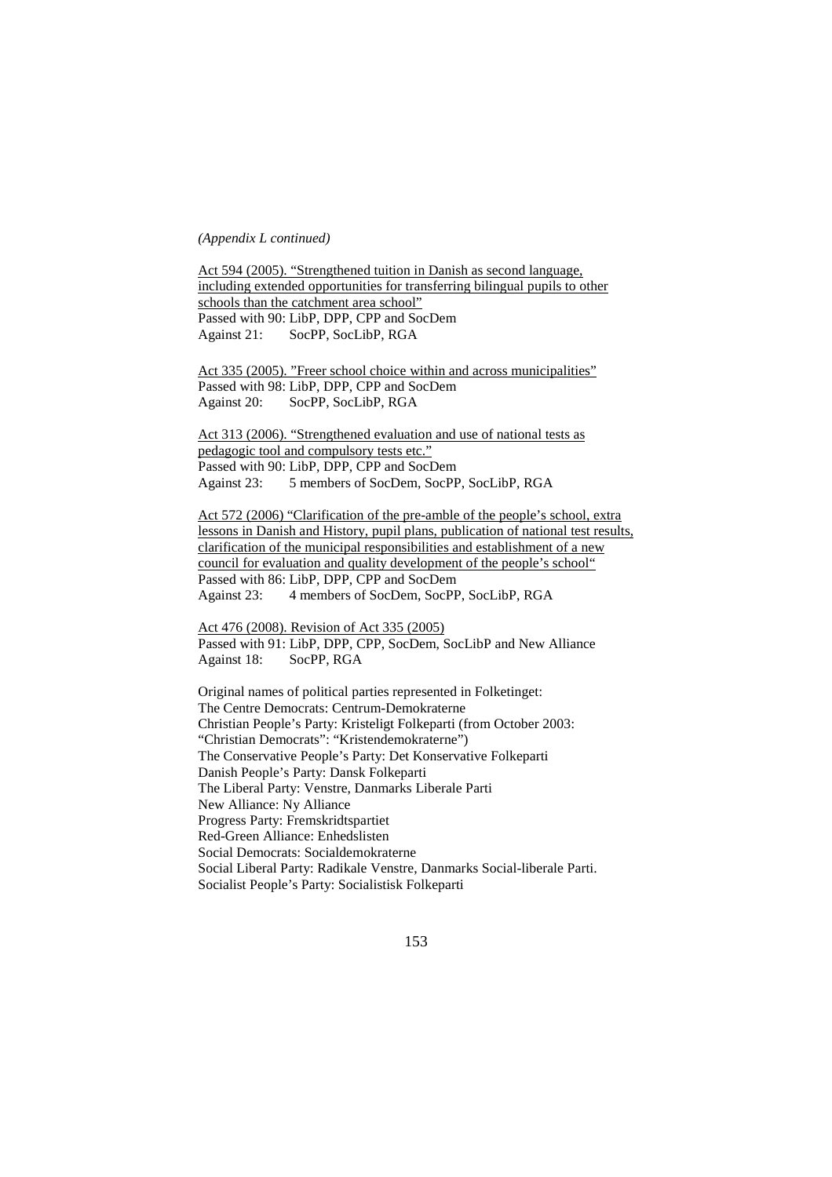*(Appendix L continued)*

Act 594 (2005). "Strengthened tuition in Danish as second language, including extended opportunities for transferring bilingual pupils to other schools than the catchment area school"
Passed with 90: LibP, DPP, CPP and SocDem
Against 21: SocPP, SocLibP, RGA

Act 335 (2005). "Freer school choice within and across municipalities"
Passed with 98: LibP, DPP, CPP and SocDem
Against 20: SocPP, SocLibP, RGA

Act 313 (2006). "Strengthened evaluation and use of national tests as pedagogic tool and compulsory tests etc."
Passed with 90: LibP, DPP, CPP and SocDem
Against 23: 5 members of SocDem, SocPP, SocLibP, RGA

Act 572 (2006) "Clarification of the pre-amble of the people's school, extra lessons in Danish and History, pupil plans, publication of national test results, clarification of the municipal responsibilities and establishment of a new council for evaluation and quality development of the people's school"
Passed with 86: LibP, DPP, CPP and SocDem
Against 23: 4 members of SocDem, SocPP, SocLibP, RGA

Act 476 (2008). Revision of Act 335 (2005)
Passed with 91: LibP, DPP, CPP, SocDem, SocLibP and New Alliance
Against 18: SocPP, RGA

Original names of political parties represented in Folketinget:
The Centre Democrats: Centrum-Demokraterne
Christian People's Party: Kristeligt Folkeparti (from October 2003: "Christian Democrats": "Kristendemokraterne")
The Conservative People's Party: Det Konservative Folkeparti
Danish People's Party: Dansk Folkeparti
The Liberal Party: Venstre, Danmarks Liberale Parti
New Alliance: Ny Alliance
Progress Party: Fremskridtspartiet
Red-Green Alliance: Enhedslisten
Social Democrats: Socialdemokraterne
Social Liberal Party: Radikale Venstre, Danmarks Social-liberale Parti.
Socialist People's Party: Socialistisk Folkeparti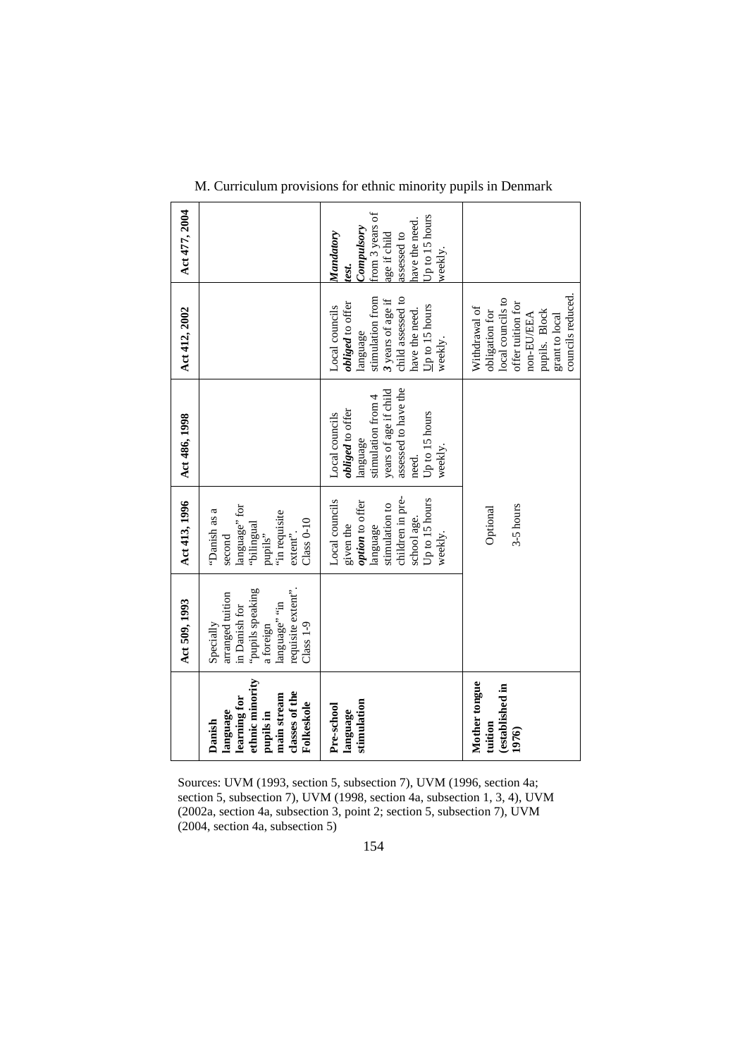M. Curriculum provisions for ethnic minority pupils in Denmark

| | **Act 509, 1993** | **Act 413, 1996** | **Act 486, 1998** | **Act 412, 2002** | **Act 477, 2004** |
|---|---|---|---|---|---|
| **Danish language learning for ethnic minority pupils in main stream classes of the Folkeskole** | Specially arranged tuition in Danish for "pupils speaking a foreign language" "in requisite extent". Class 1-9 | "Danish as a second language" for "bilingual pupils" "in requisite extent". Class 0-10 | | | |
| **Pre-school language stimulation** | | Local councils given the ***option*** to offer language stimulation to children in pre-school age. Up to 15 hours weekly. | Local councils ***obliged*** to offer language stimulation from 4 years of age if child assessed to have the need. Up to 15 hours weekly. | Local councils ***obliged*** to offer language stimulation from ***3*** years of age if child assessed to have the need. Up to 15 hours weekly. | ***Mandatory test. Compulsory*** from 3 years of age if child assessed to have the need. Up to 15 hours weekly. |
| **Mother tongue tuition (established in 1976)** | Optional 3-5 hours | | | Withdrawal of obligation for local councils to offer tuition for non-EU/EEA pupils. Block grant to local councils reduced. | |

Sources: UVM (1993, section 5, subsection 7), UVM (1996, section 4a; section 5, subsection 7), UVM (1998, section 4a, subsection 1, 3, 4), UVM (2002a, section 4a, subsection 3, point 2; section 5, subsection 7), UVM (2004, section 4a, subsection 5)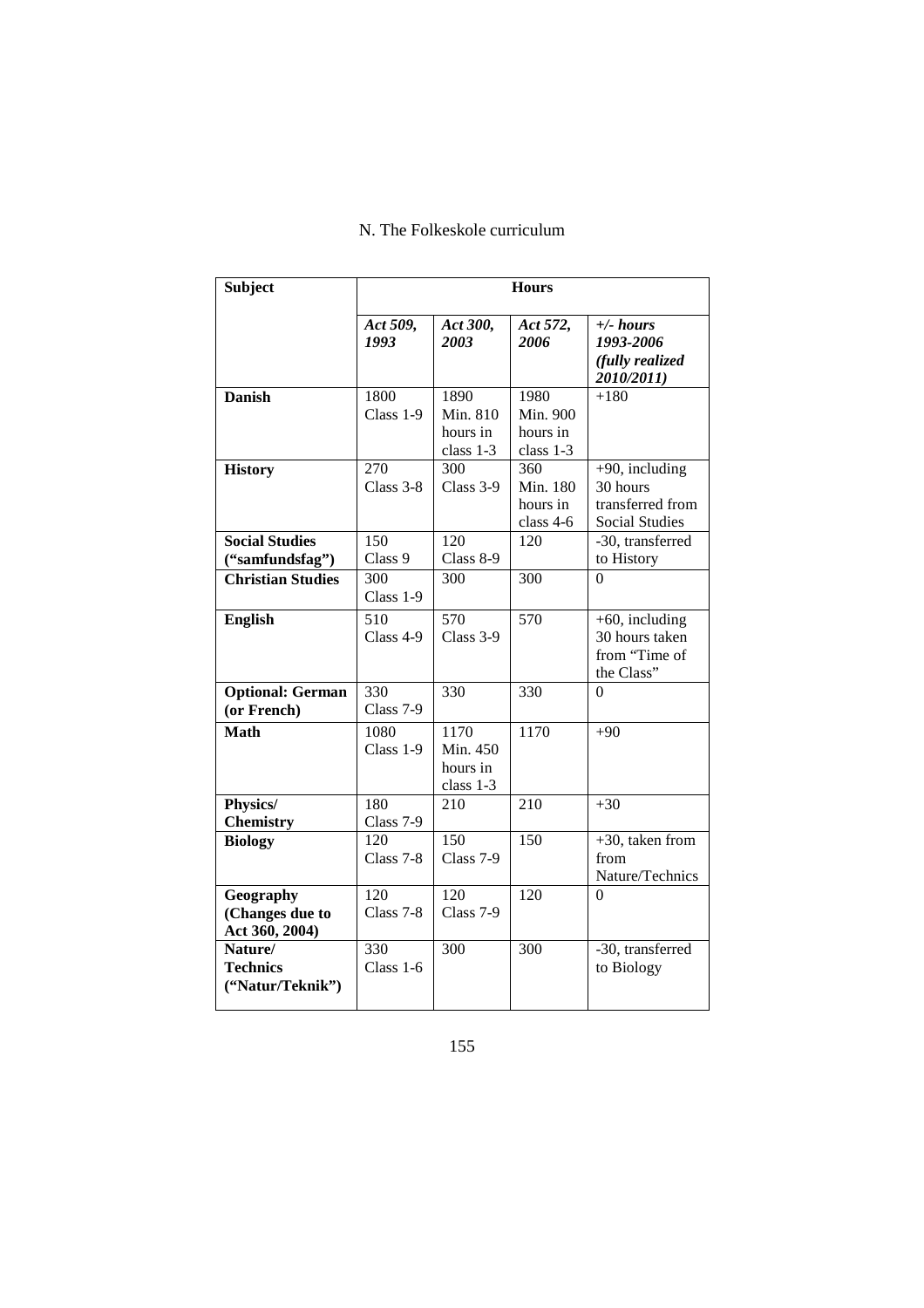## N. The Folkeskole curriculum

| Subject | Hours | | | |
|---|---|---|---|---|
| | *Act 509, 1993* | *Act 300, 2003* | *Act 572, 2006* | *+/- hours 1993-2006 (fully realized 2010/2011)* |
| **Danish** | 1800 Class 1-9 | 1890 Min. 810 hours in class 1-3 | 1980 Min. 900 hours in class 1-3 | +180 |
| **History** | 270 Class 3-8 | 300 Class 3-9 | 360 Min. 180 hours in class 4-6 | +90, including 30 hours transferred from Social Studies |
| **Social Studies ("samfundsfag")** | 150 Class 9 | 120 Class 8-9 | 120 | -30, transferred to History |
| **Christian Studies** | 300 Class 1-9 | 300 | 300 | 0 |
| **English** | 510 Class 4-9 | 570 Class 3-9 | 570 | +60, including 30 hours taken from "Time of the Class" |
| **Optional: German (or French)** | 330 Class 7-9 | 330 | 330 | 0 |
| **Math** | 1080 Class 1-9 | 1170 Min. 450 hours in class 1-3 | 1170 | +90 |
| **Physics/ Chemistry** | 180 Class 7-9 | 210 | 210 | +30 |
| **Biology** | 120 Class 7-8 | 150 Class 7-9 | 150 | +30, taken from Nature/Technics |
| **Geography (Changes due to Act 360, 2004)** | 120 Class 7-8 | 120 Class 7-9 | 120 | 0 |
| **Nature/ Technics ("Natur/Teknik")** | 330 Class 1-6 | 300 | 300 | -30, transferred to Biology |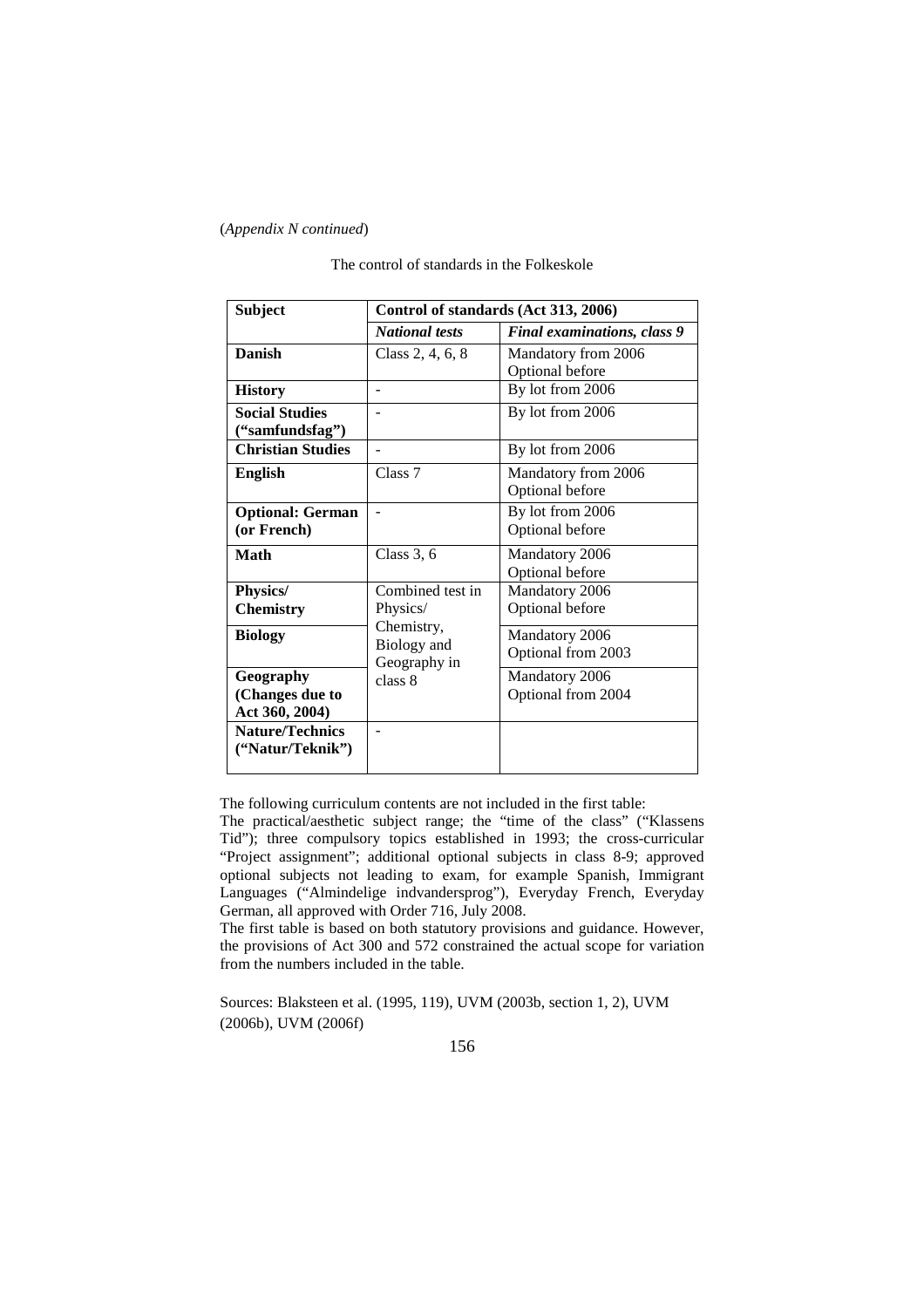(*Appendix N continued*)

The control of standards in the Folkeskole

| Subject | Control of standards (Act 313, 2006) | |
|---|---|---|
| | *National tests* | *Final examinations, class 9* |
| **Danish** | Class 2, 4, 6, 8 | Mandatory from 2006<br>Optional before |
| **History** | - | By lot from 2006 |
| **Social Studies ("samfundsfag")** | - | By lot from 2006 |
| **Christian Studies** | - | By lot from 2006 |
| **English** | Class 7 | Mandatory from 2006<br>Optional before |
| **Optional: German (or French)** | - | By lot from 2006<br>Optional before |
| **Math** | Class 3, 6 | Mandatory 2006<br>Optional before |
| **Physics/ Chemistry** | Combined test in Physics/ Chemistry, Biology and Geography in class 8 | Mandatory 2006<br>Optional before |
| **Biology** | | Mandatory 2006<br>Optional from 2003 |
| **Geography (Changes due to Act 360, 2004)** | | Mandatory 2006<br>Optional from 2004 |
| **Nature/Technics ("Natur/Teknik")** | - | |

The following curriculum contents are not included in the first table:
The practical/aesthetic subject range; the "time of the class" ("Klassens Tid"); three compulsory topics established in 1993; the cross-curricular "Project assignment"; additional optional subjects in class 8-9; approved optional subjects not leading to exam, for example Spanish, Immigrant Languages ("Almindelige indvandersprog"), Everyday French, Everyday German, all approved with Order 716, July 2008.
The first table is based on both statutory provisions and guidance. However, the provisions of Act 300 and 572 constrained the actual scope for variation from the numbers included in the table.

Sources: Blaksteen et al. (1995, 119), UVM (2003b, section 1, 2), UVM (2006b), UVM (2006f)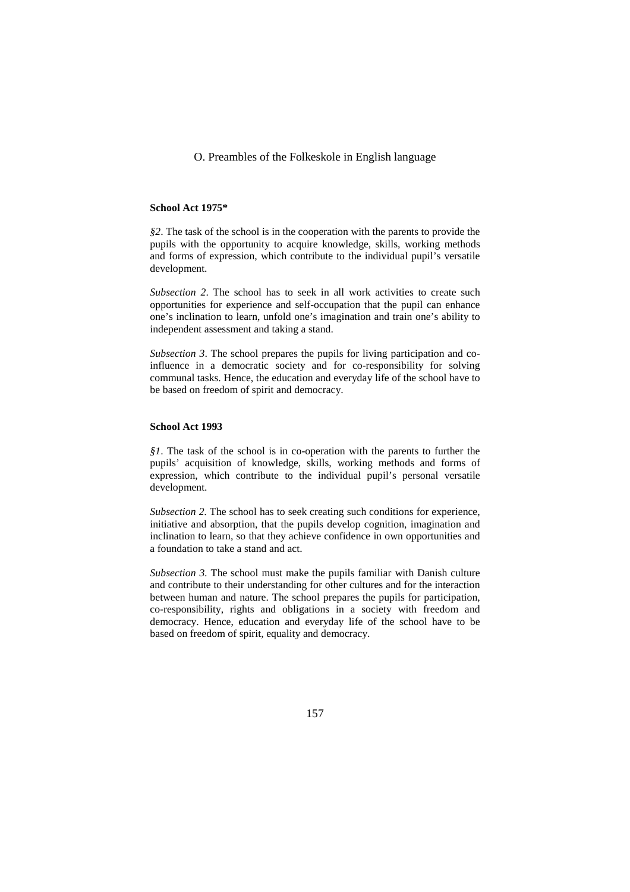# O. Preambles of the Folkeskole in English language

**School Act 1975***

*§2*. The task of the school is in the cooperation with the parents to provide the pupils with the opportunity to acquire knowledge, skills, working methods and forms of expression, which contribute to the individual pupil's versatile development.

*Subsection 2*. The school has to seek in all work activities to create such opportunities for experience and self-occupation that the pupil can enhance one's inclination to learn, unfold one's imagination and train one's ability to independent assessment and taking a stand.

*Subsection 3*. The school prepares the pupils for living participation and co-influence in a democratic society and for co-responsibility for solving communal tasks. Hence, the education and everyday life of the school have to be based on freedom of spirit and democracy.

**School Act 1993**

*§1*. The task of the school is in co-operation with the parents to further the pupils' acquisition of knowledge, skills, working methods and forms of expression, which contribute to the individual pupil's personal versatile development.

*Subsection 2.* The school has to seek creating such conditions for experience, initiative and absorption, that the pupils develop cognition, imagination and inclination to learn, so that they achieve confidence in own opportunities and a foundation to take a stand and act.

*Subsection 3.* The school must make the pupils familiar with Danish culture and contribute to their understanding for other cultures and for the interaction between human and nature. The school prepares the pupils for participation, co-responsibility, rights and obligations in a society with freedom and democracy. Hence, education and everyday life of the school have to be based on freedom of spirit, equality and democracy.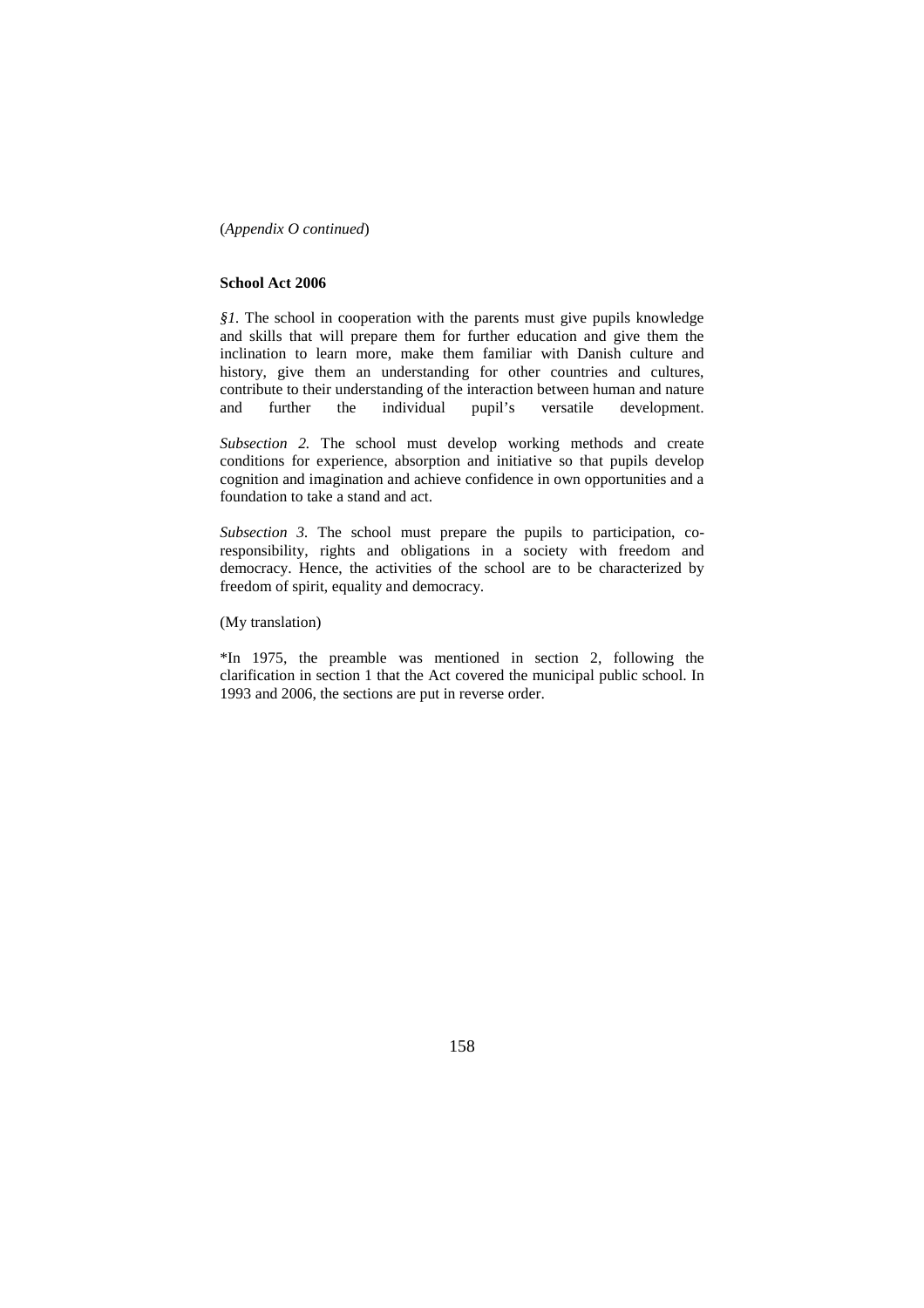(*Appendix O continued*)

**School Act 2006**

*§1.* The school in cooperation with the parents must give pupils knowledge and skills that will prepare them for further education and give them the inclination to learn more, make them familiar with Danish culture and history, give them an understanding for other countries and cultures, contribute to their understanding of the interaction between human and nature and further the individual pupil's versatile development.

*Subsection 2.* The school must develop working methods and create conditions for experience, absorption and initiative so that pupils develop cognition and imagination and achieve confidence in own opportunities and a foundation to take a stand and act.

*Subsection 3.* The school must prepare the pupils to participation, co-responsibility, rights and obligations in a society with freedom and democracy. Hence, the activities of the school are to be characterized by freedom of spirit, equality and democracy.

(My translation)

*In 1975, the preamble was mentioned in section 2, following the clarification in section 1 that the Act covered the municipal public school. In 1993 and 2006, the sections are put in reverse order.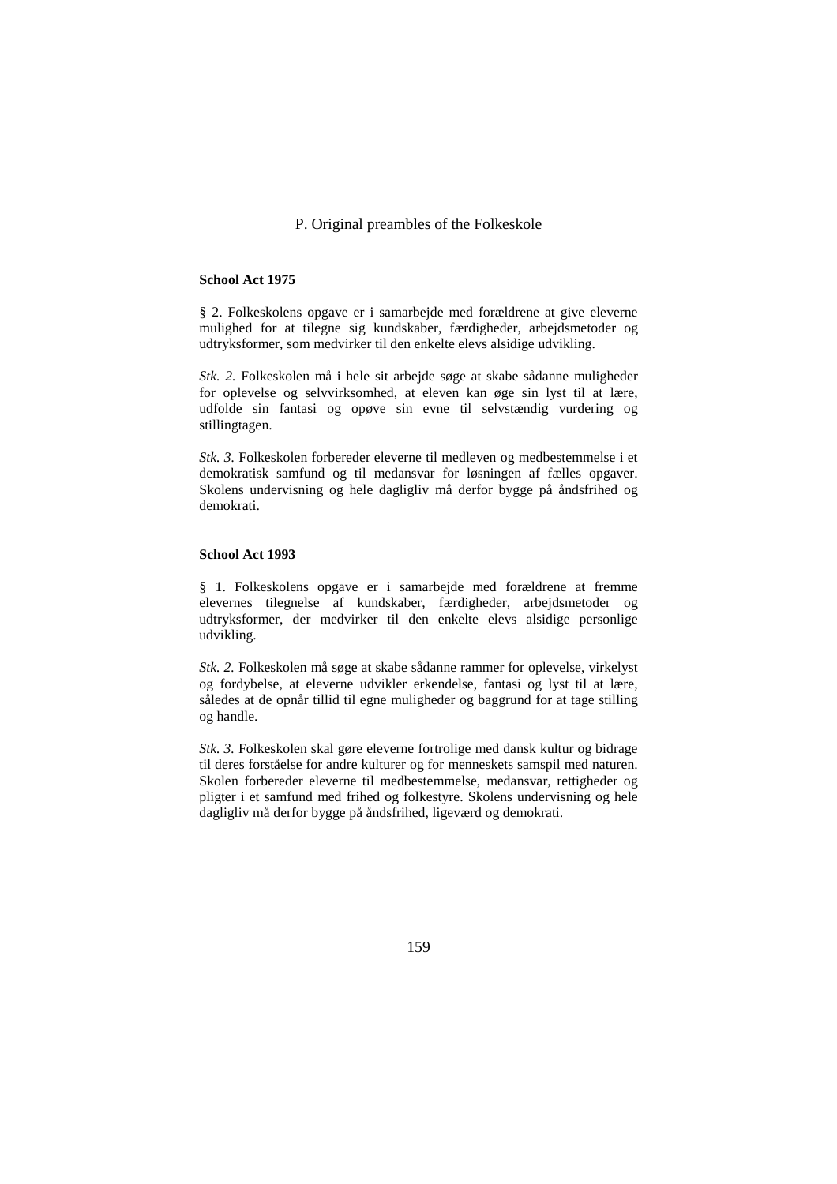# P. Original preambles of the Folkeskole

**School Act 1975**

§ 2. Folkeskolens opgave er i samarbejde med forældrene at give eleverne mulighed for at tilegne sig kundskaber, færdigheder, arbejdsmetoder og udtryksformer, som medvirker til den enkelte elevs alsidige udvikling.

*Stk. 2.* Folkeskolen må i hele sit arbejde søge at skabe sådanne muligheder for oplevelse og selvvirksomhed, at eleven kan øge sin lyst til at lære, udfolde sin fantasi og opøve sin evne til selvstændig vurdering og stillingtagen.

*Stk. 3.* Folkeskolen forbereder eleverne til medleven og medbestemmelse i et demokratisk samfund og til medansvar for løsningen af fælles opgaver. Skolens undervisning og hele dagligliv må derfor bygge på åndsfrihed og demokrati.

**School Act 1993**

§ 1. Folkeskolens opgave er i samarbejde med forældrene at fremme elevernes tilegnelse af kundskaber, færdigheder, arbejdsmetoder og udtryksformer, der medvirker til den enkelte elevs alsidige personlige udvikling.

*Stk. 2.* Folkeskolen må søge at skabe sådanne rammer for oplevelse, virkelyst og fordybelse, at eleverne udvikler erkendelse, fantasi og lyst til at lære, således at de opnår tillid til egne muligheder og baggrund for at tage stilling og handle.

*Stk. 3.* Folkeskolen skal gøre eleverne fortrolige med dansk kultur og bidrage til deres forståelse for andre kulturer og for menneskets samspil med naturen. Skolen forbereder eleverne til medbestemmelse, medansvar, rettigheder og pligter i et samfund med frihed og folkestyre. Skolens undervisning og hele dagligliv må derfor bygge på åndsfrihed, ligeværd og demokrati.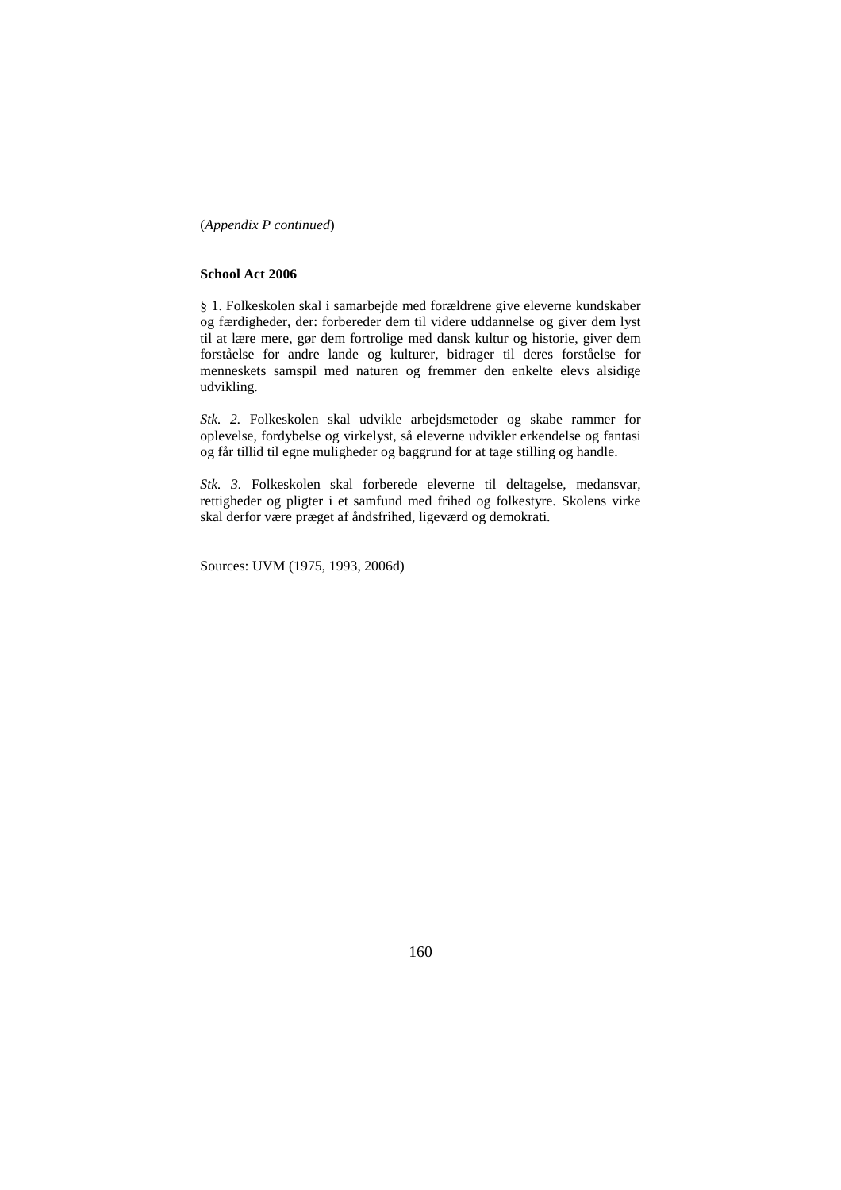(*Appendix P continued*)

**School Act 2006**

§ 1. Folkeskolen skal i samarbejde med forældrene give eleverne kundskaber og færdigheder, der: forbereder dem til videre uddannelse og giver dem lyst til at lære mere, gør dem fortrolige med dansk kultur og historie, giver dem forståelse for andre lande og kulturer, bidrager til deres forståelse for menneskets samspil med naturen og fremmer den enkelte elevs alsidige udvikling.

*Stk. 2.* Folkeskolen skal udvikle arbejdsmetoder og skabe rammer for oplevelse, fordybelse og virkelyst, så eleverne udvikler erkendelse og fantasi og får tillid til egne muligheder og baggrund for at tage stilling og handle.

*Stk. 3.* Folkeskolen skal forberede eleverne til deltagelse, medansvar, rettigheder og pligter i et samfund med frihed og folkestyre. Skolens virke skal derfor være præget af åndsfrihed, ligeværd og demokrati.

Sources: UVM (1975, 1993, 2006d)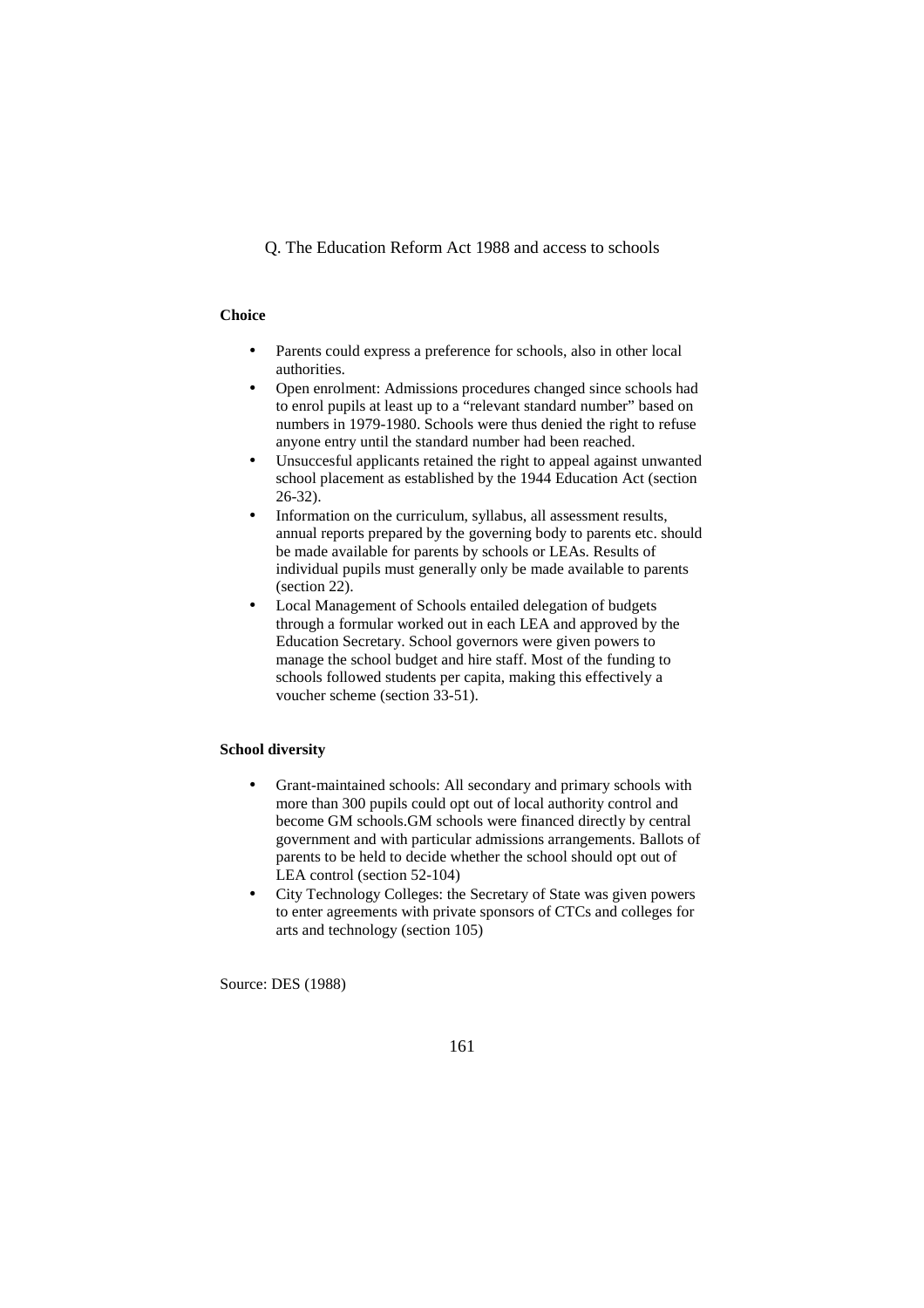Q. The Education Reform Act 1988 and access to schools

**Choice**

- Parents could express a preference for schools, also in other local authorities.
- Open enrolment: Admissions procedures changed since schools had to enrol pupils at least up to a "relevant standard number" based on numbers in 1979-1980. Schools were thus denied the right to refuse anyone entry until the standard number had been reached.
- Unsuccesful applicants retained the right to appeal against unwanted school placement as established by the 1944 Education Act (section 26-32).
- Information on the curriculum, syllabus, all assessment results, annual reports prepared by the governing body to parents etc. should be made available for parents by schools or LEAs. Results of individual pupils must generally only be made available to parents (section 22).
- Local Management of Schools entailed delegation of budgets through a formular worked out in each LEA and approved by the Education Secretary. School governors were given powers to manage the school budget and hire staff. Most of the funding to schools followed students per capita, making this effectively a voucher scheme (section 33-51).

**School diversity**

- Grant-maintained schools: All secondary and primary schools with more than 300 pupils could opt out of local authority control and become GM schools.GM schools were financed directly by central government and with particular admissions arrangements. Ballots of parents to be held to decide whether the school should opt out of LEA control (section 52-104)
- City Technology Colleges: the Secretary of State was given powers to enter agreements with private sponsors of CTCs and colleges for arts and technology (section 105)

Source: DES (1988)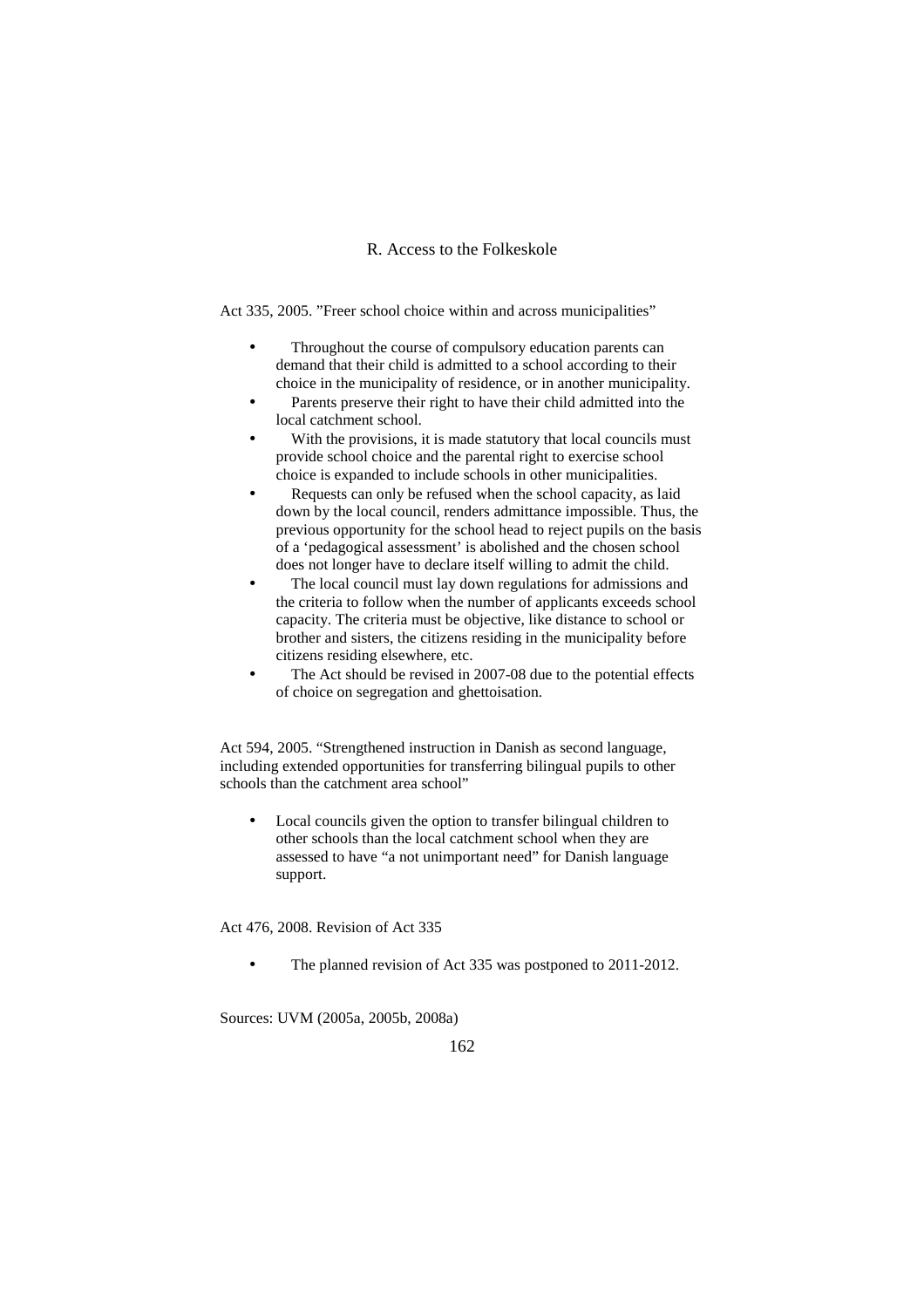## R. Access to the Folkeskole

Act 335, 2005. "Freer school choice within and across municipalities"

- Throughout the course of compulsory education parents can demand that their child is admitted to a school according to their choice in the municipality of residence, or in another municipality.
- Parents preserve their right to have their child admitted into the local catchment school.
- With the provisions, it is made statutory that local councils must provide school choice and the parental right to exercise school choice is expanded to include schools in other municipalities.
- Requests can only be refused when the school capacity, as laid down by the local council, renders admittance impossible. Thus, the previous opportunity for the school head to reject pupils on the basis of a 'pedagogical assessment' is abolished and the chosen school does not longer have to declare itself willing to admit the child.
- The local council must lay down regulations for admissions and the criteria to follow when the number of applicants exceeds school capacity. The criteria must be objective, like distance to school or brother and sisters, the citizens residing in the municipality before citizens residing elsewhere, etc.
- The Act should be revised in 2007-08 due to the potential effects of choice on segregation and ghettoisation.

Act 594, 2005. "Strengthened instruction in Danish as second language, including extended opportunities for transferring bilingual pupils to other schools than the catchment area school"

- Local councils given the option to transfer bilingual children to other schools than the local catchment school when they are assessed to have "a not unimportant need" for Danish language support.

Act 476, 2008. Revision of Act 335

- The planned revision of Act 335 was postponed to 2011-2012.

Sources: UVM (2005a, 2005b, 2008a)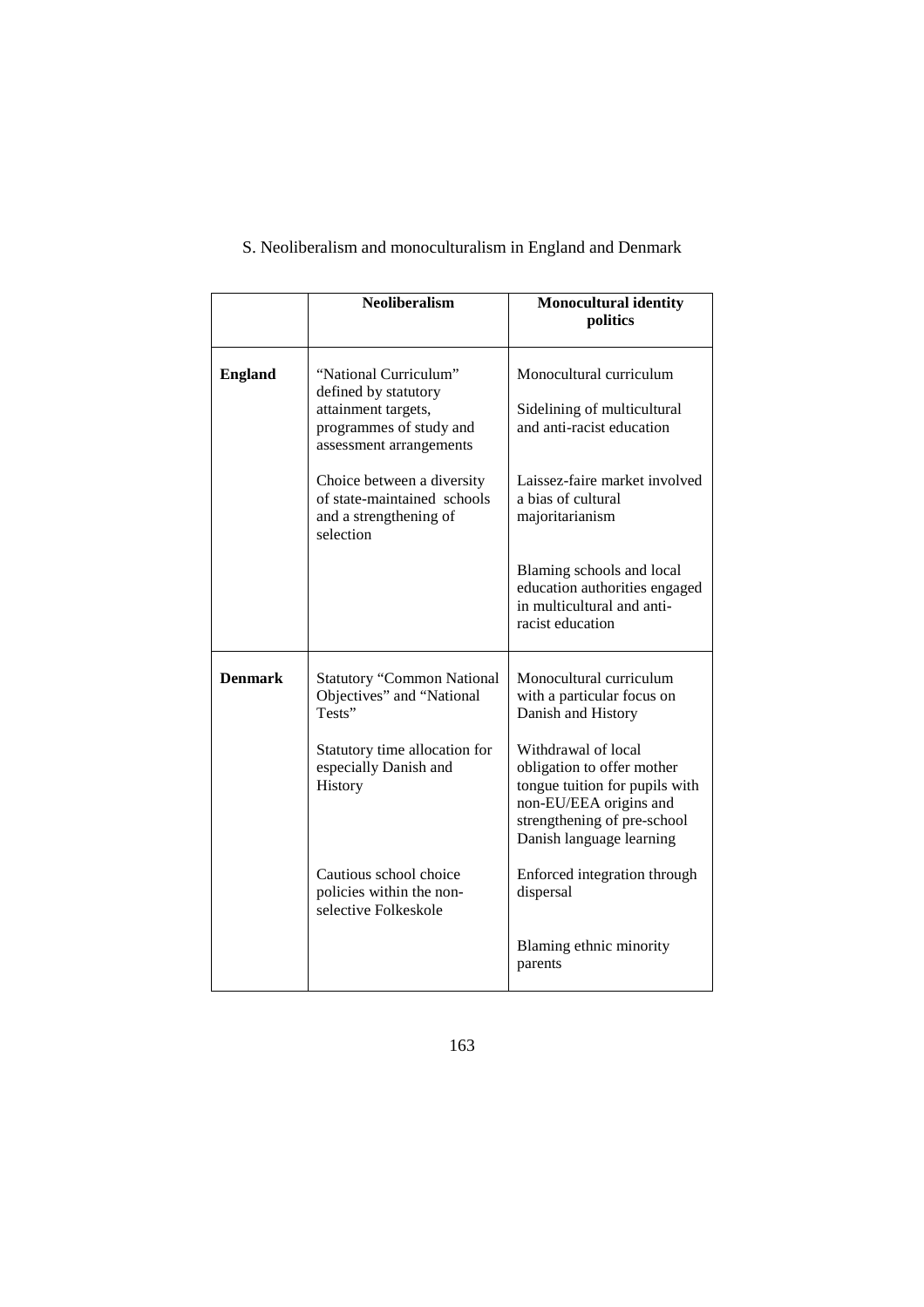S. Neoliberalism and monoculturalism in England and Denmark

| | Neoliberalism | Monocultural identity politics |
|---|---|---|
| **England** | "National Curriculum" defined by statutory attainment targets, programmes of study and assessment arrangements | Monocultural curriculum<br><br>Sidelining of multicultural and anti-racist education |
| | Choice between a diversity of state-maintained schools and a strengthening of selection | Laissez-faire market involved a bias of cultural majoritarianism |
| | | Blaming schools and local education authorities engaged in multicultural and anti-racist education |
| **Denmark** | Statutory "Common National Objectives" and "National Tests" | Monocultural curriculum with a particular focus on Danish and History |
| | Statutory time allocation for especially Danish and History | Withdrawal of local obligation to offer mother tongue tuition for pupils with non-EU/EEA origins and strengthening of pre-school Danish language learning |
| | Cautious school choice policies within the non-selective Folkeskole | Enforced integration through dispersal |
| | | Blaming ethnic minority parents |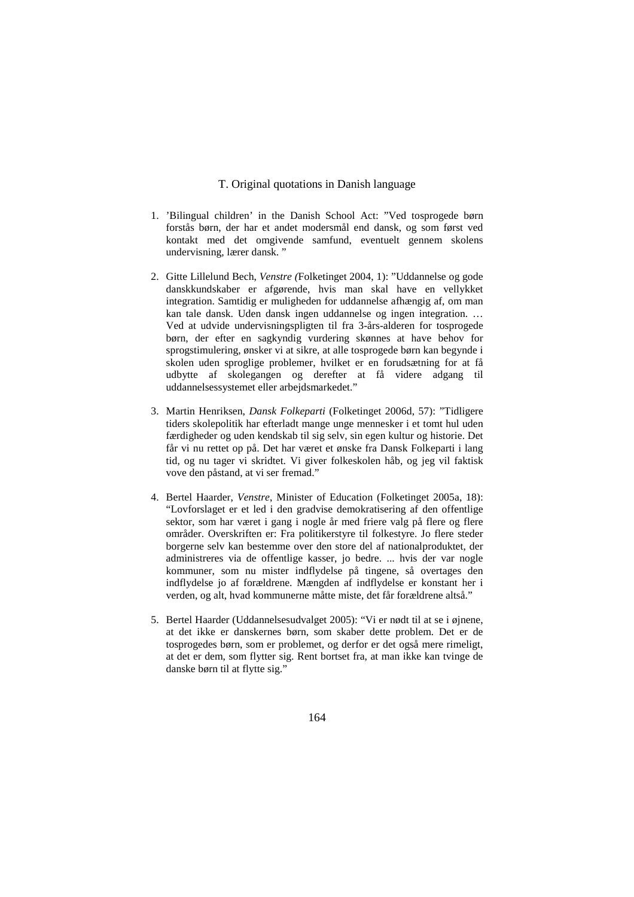## T. Original quotations in Danish language

1. 'Bilingual children' in the Danish School Act: "Ved tosprogede børn forstås børn, der har et andet modersmål end dansk, og som først ved kontakt med det omgivende samfund, eventuelt gennem skolens undervisning, lærer dansk. "

2. Gitte Lillelund Bech, *Venstre (*Folketinget 2004, 1): "Uddannelse og gode danskkundskaber er afgørende, hvis man skal have en vellykket integration. Samtidig er muligheden for uddannelse afhængig af, om man kan tale dansk. Uden dansk ingen uddannelse og ingen integration. … Ved at udvide undervisningspligten til fra 3-års-alderen for tosprogede børn, der efter en sagkyndig vurdering skønnes at have behov for sprogstimulering, ønsker vi at sikre, at alle tosprogede børn kan begynde i skolen uden sproglige problemer, hvilket er en forudsætning for at få udbytte af skolegangen og derefter at få videre adgang til uddannelsessystemet eller arbejdsmarkedet."

3. Martin Henriksen, *Dansk Folkeparti* (Folketinget 2006d, 57): "Tidligere tiders skolepolitik har efterladt mange unge mennesker i et tomt hul uden færdigheder og uden kendskab til sig selv, sin egen kultur og historie. Det får vi nu rettet op på. Det har været et ønske fra Dansk Folkeparti i lang tid, og nu tager vi skridtet. Vi giver folkeskolen håb, og jeg vil faktisk vove den påstand, at vi ser fremad."

4. Bertel Haarder, *Venstre*, Minister of Education (Folketinget 2005a, 18): "Lovforslaget er et led i den gradvise demokratisering af den offentlige sektor, som har været i gang i nogle år med friere valg på flere og flere områder. Overskriften er: Fra politikerstyre til folkestyre. Jo flere steder borgerne selv kan bestemme over den store del af nationalproduktet, der administreres via de offentlige kasser, jo bedre. ... hvis der var nogle kommuner, som nu mister indflydelse på tingene, så overtages den indflydelse jo af forældrene. Mængden af indflydelse er konstant her i verden, og alt, hvad kommunerne måtte miste, det får forældrene altså."

5. Bertel Haarder (Uddannelsesudvalget 2005): "Vi er nødt til at se i øjnene, at det ikke er danskernes børn, som skaber dette problem. Det er de tosprogedes børn, som er problemet, og derfor er det også mere rimeligt, at det er dem, som flytter sig. Rent bortset fra, at man ikke kan tvinge de danske børn til at flytte sig."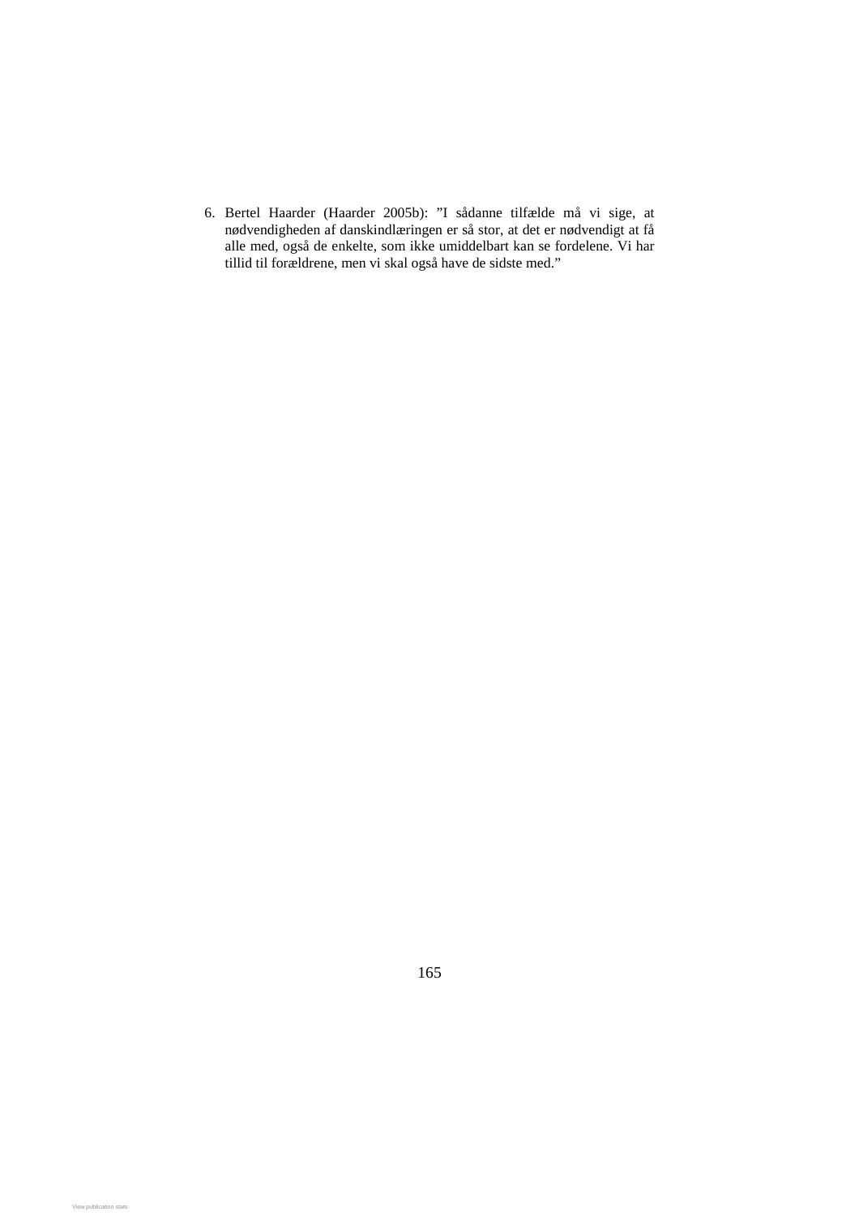6. Bertel Haarder (Haarder 2005b): ”I sådanne tilfælde må vi sige, at nødvendigheden af danskindlæringen er så stor, at det er nødvendigt at få alle med, også de enkelte, som ikke umiddelbart kan se fordelene. Vi har tillid til forældrene, men vi skal også have de sidste med.”